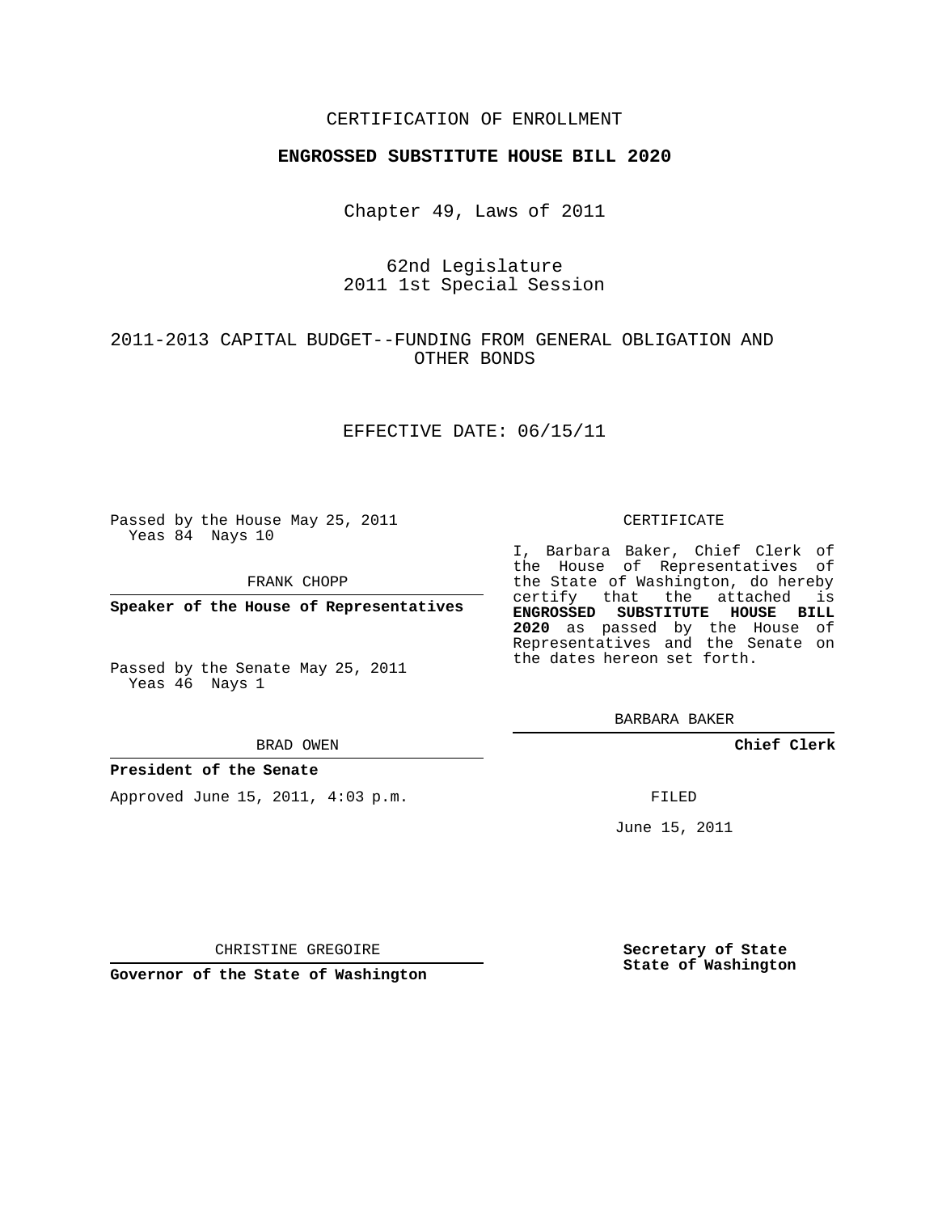CERTIFICATION OF ENROLLMENT

**ENGROSSED SUBSTITUTE HOUSE BILL 2020**

Chapter 49, Laws of 2011

62nd Legislature
2011 1st Special Session

2011-2013 CAPITAL BUDGET--FUNDING FROM GENERAL OBLIGATION AND OTHER BONDS

EFFECTIVE DATE: 06/15/11

Passed by the House May 25, 2011
Yeas 84 Nays 10

FRANK CHOPP

**Speaker of the House of Representatives**

Passed by the Senate May 25, 2011
Yeas 46 Nays 1

BRAD OWEN

**President of the Senate**

Approved June 15, 2011, 4:03 p.m.

CHRISTINE GREGOIRE

**Governor of the State of Washington**

CERTIFICATE

I, Barbara Baker, Chief Clerk of the House of Representatives of the State of Washington, do hereby certify that the attached is **ENGROSSED SUBSTITUTE HOUSE BILL 2020** as passed by the House of Representatives and the Senate on the dates hereon set forth.

BARBARA BAKER

**Chief Clerk**

FILED

June 15, 2011

**Secretary of State**
**State of Washington**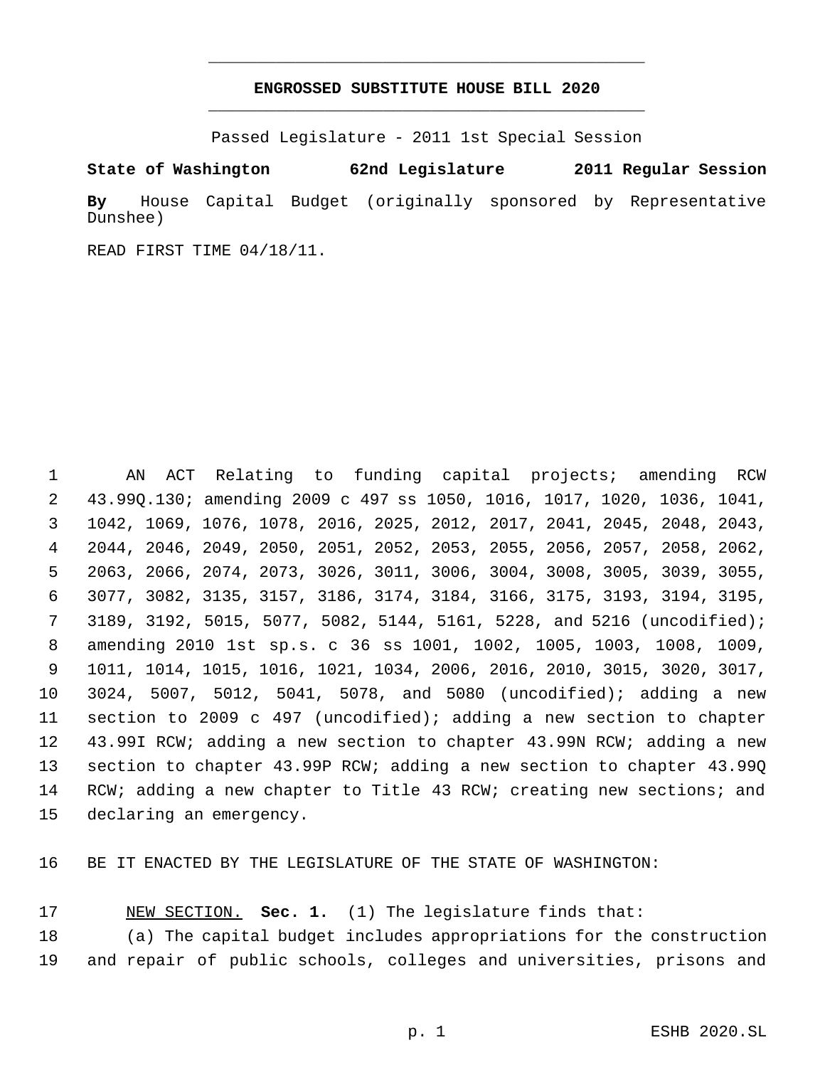# ENGROSSED SUBSTITUTE HOUSE BILL 2020

Passed Legislature - 2011 1st Special Session

**State of Washington 62nd Legislature 2011 Regular Session**

**By** House Capital Budget (originally sponsored by Representative Dunshee)

READ FIRST TIME 04/18/11.

AN ACT Relating to funding capital projects; amending RCW 43.99Q.130; amending 2009 c 497 ss 1050, 1016, 1017, 1020, 1036, 1041, 1042, 1069, 1076, 1078, 2016, 2025, 2012, 2017, 2041, 2045, 2048, 2043, 2044, 2046, 2049, 2050, 2051, 2052, 2053, 2055, 2056, 2057, 2058, 2062, 2063, 2066, 2074, 2073, 3026, 3011, 3006, 3004, 3008, 3005, 3039, 3055, 3077, 3082, 3135, 3157, 3186, 3174, 3184, 3166, 3175, 3193, 3194, 3195, 3189, 3192, 5015, 5077, 5082, 5144, 5161, 5228, and 5216 (uncodified); amending 2010 1st sp.s. c 36 ss 1001, 1002, 1005, 1003, 1008, 1009, 1011, 1014, 1015, 1016, 1021, 1034, 2006, 2016, 2010, 3015, 3020, 3017, 3024, 5007, 5012, 5041, 5078, and 5080 (uncodified); adding a new section to 2009 c 497 (uncodified); adding a new section to chapter 43.99I RCW; adding a new section to chapter 43.99N RCW; adding a new section to chapter 43.99P RCW; adding a new section to chapter 43.99Q RCW; adding a new chapter to Title 43 RCW; creating new sections; and declaring an emergency.

BE IT ENACTED BY THE LEGISLATURE OF THE STATE OF WASHINGTON:

NEW SECTION. **Sec. 1.** (1) The legislature finds that:

(a) The capital budget includes appropriations for the construction and repair of public schools, colleges and universities, prisons and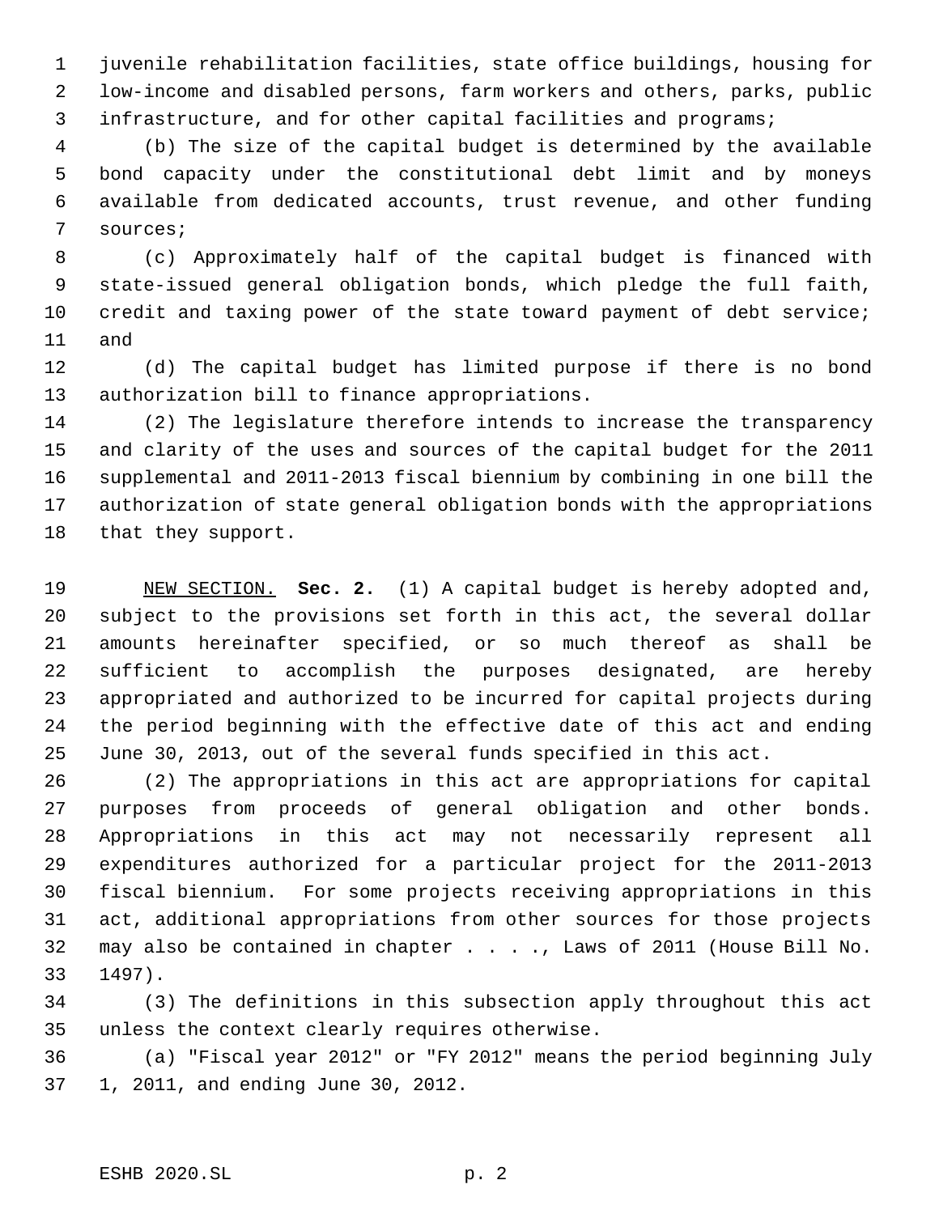juvenile rehabilitation facilities, state office buildings, housing for low-income and disabled persons, farm workers and others, parks, public infrastructure, and for other capital facilities and programs;

(b) The size of the capital budget is determined by the available bond capacity under the constitutional debt limit and by moneys available from dedicated accounts, trust revenue, and other funding sources;

(c) Approximately half of the capital budget is financed with state-issued general obligation bonds, which pledge the full faith, credit and taxing power of the state toward payment of debt service; and

(d) The capital budget has limited purpose if there is no bond authorization bill to finance appropriations.

(2) The legislature therefore intends to increase the transparency and clarity of the uses and sources of the capital budget for the 2011 supplemental and 2011-2013 fiscal biennium by combining in one bill the authorization of state general obligation bonds with the appropriations that they support.

NEW SECTION. **Sec. 2.** (1) A capital budget is hereby adopted and, subject to the provisions set forth in this act, the several dollar amounts hereinafter specified, or so much thereof as shall be sufficient to accomplish the purposes designated, are hereby appropriated and authorized to be incurred for capital projects during the period beginning with the effective date of this act and ending June 30, 2013, out of the several funds specified in this act.

(2) The appropriations in this act are appropriations for capital purposes from proceeds of general obligation and other bonds. Appropriations in this act may not necessarily represent all expenditures authorized for a particular project for the 2011-2013 fiscal biennium. For some projects receiving appropriations in this act, additional appropriations from other sources for those projects may also be contained in chapter . . . ., Laws of 2011 (House Bill No. 1497).

(3) The definitions in this subsection apply throughout this act unless the context clearly requires otherwise.

(a) "Fiscal year 2012" or "FY 2012" means the period beginning July 1, 2011, and ending June 30, 2012.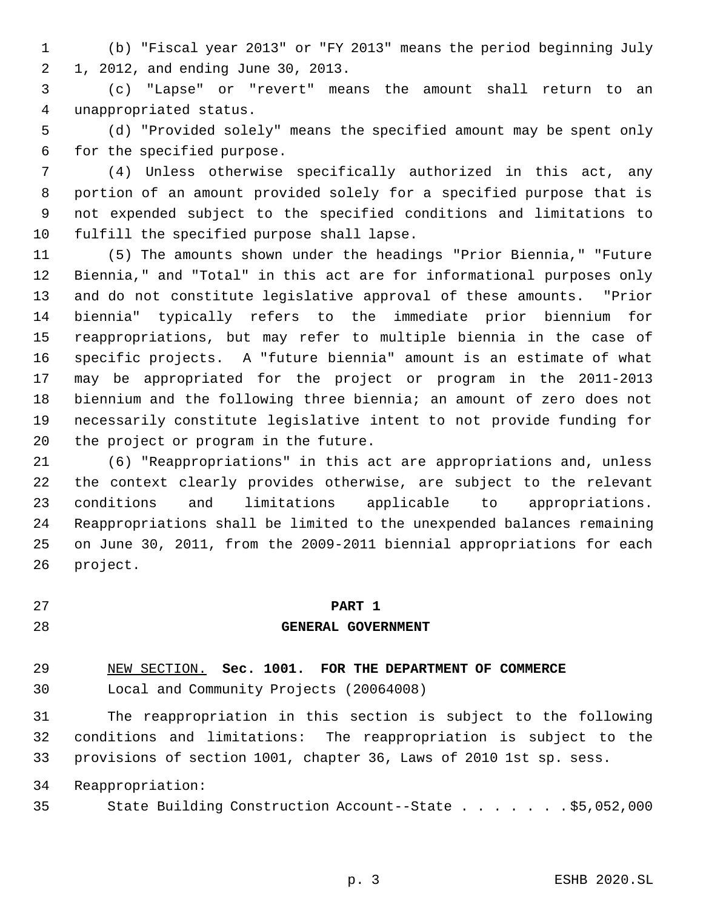(b) "Fiscal year 2013" or "FY 2013" means the period beginning July 1, 2012, and ending June 30, 2013.

(c) "Lapse" or "revert" means the amount shall return to an unappropriated status.

(d) "Provided solely" means the specified amount may be spent only for the specified purpose.

(4) Unless otherwise specifically authorized in this act, any portion of an amount provided solely for a specified purpose that is not expended subject to the specified conditions and limitations to fulfill the specified purpose shall lapse.

(5) The amounts shown under the headings "Prior Biennia," "Future Biennia," and "Total" in this act are for informational purposes only and do not constitute legislative approval of these amounts. "Prior biennia" typically refers to the immediate prior biennium for reappropriations, but may refer to multiple biennia in the case of specific projects. A "future biennia" amount is an estimate of what may be appropriated for the project or program in the 2011-2013 biennium and the following three biennia; an amount of zero does not necessarily constitute legislative intent to not provide funding for the project or program in the future.

(6) "Reappropriations" in this act are appropriations and, unless the context clearly provides otherwise, are subject to the relevant conditions and limitations applicable to appropriations. Reappropriations shall be limited to the unexpended balances remaining on June 30, 2011, from the 2009-2011 biennial appropriations for each project.

## PART 1
## GENERAL GOVERNMENT

NEW SECTION. **Sec. 1001. FOR THE DEPARTMENT OF COMMERCE**

Local and Community Projects (20064008)

The reappropriation in this section is subject to the following conditions and limitations: The reappropriation is subject to the provisions of section 1001, chapter 36, Laws of 2010 1st sp. sess.

Reappropriation:

State Building Construction Account--State . . . . . . . $5,052,000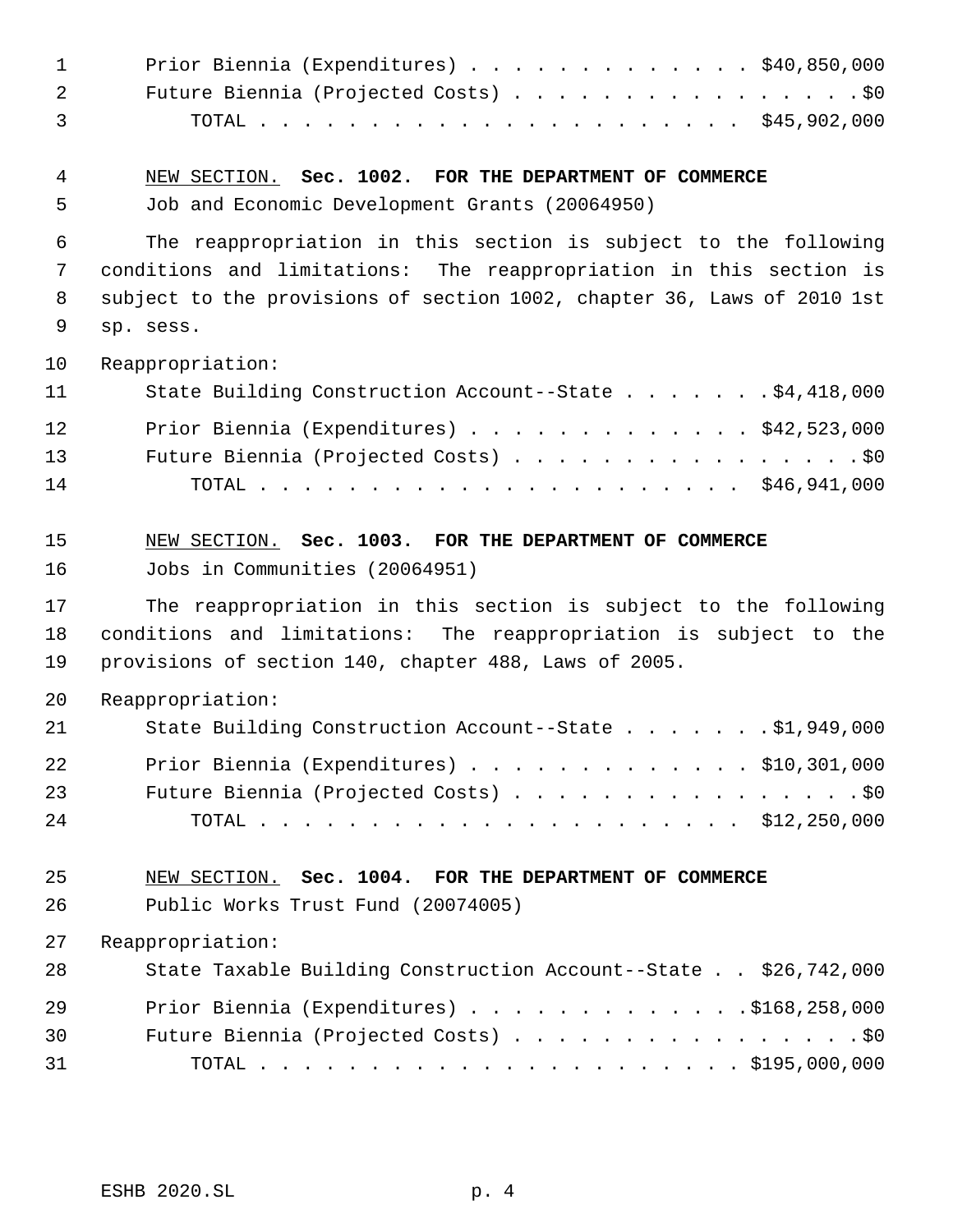Prior Biennia (Expenditures) . . . . . . . . . . . . . . $40,850,000
Future Biennia (Projected Costs) . . . . . . . . . . . . . . . . . $0
TOTAL . . . . . . . . . . . . . . . . . . . . . . . . $45,902,000

NEW SECTION. **Sec. 1002. FOR THE DEPARTMENT OF COMMERCE**

Job and Economic Development Grants (20064950)

The reappropriation in this section is subject to the following conditions and limitations: The reappropriation in this section is subject to the provisions of section 1002, chapter 36, Laws of 2010 1st sp. sess.

Reappropriation:

State Building Construction Account--State . . . . . . . $4,418,000
Prior Biennia (Expenditures) . . . . . . . . . . . . . . $42,523,000
Future Biennia (Projected Costs) . . . . . . . . . . . . . . . . . $0
TOTAL . . . . . . . . . . . . . . . . . . . . . . . . $46,941,000

NEW SECTION. **Sec. 1003. FOR THE DEPARTMENT OF COMMERCE**

Jobs in Communities (20064951)

The reappropriation in this section is subject to the following conditions and limitations: The reappropriation is subject to the provisions of section 140, chapter 488, Laws of 2005.

Reappropriation:

State Building Construction Account--State . . . . . . . $1,949,000
Prior Biennia (Expenditures) . . . . . . . . . . . . . . $10,301,000
Future Biennia (Projected Costs) . . . . . . . . . . . . . . . . . $0
TOTAL . . . . . . . . . . . . . . . . . . . . . . . . $12,250,000

NEW SECTION. **Sec. 1004. FOR THE DEPARTMENT OF COMMERCE**

Public Works Trust Fund (20074005)

Reappropriation:

State Taxable Building Construction Account--State . . $26,742,000
Prior Biennia (Expenditures) . . . . . . . . . . . . . $168,258,000
Future Biennia (Projected Costs) . . . . . . . . . . . . . . . . . $0
TOTAL . . . . . . . . . . . . . . . . . . . . . . . . $195,000,000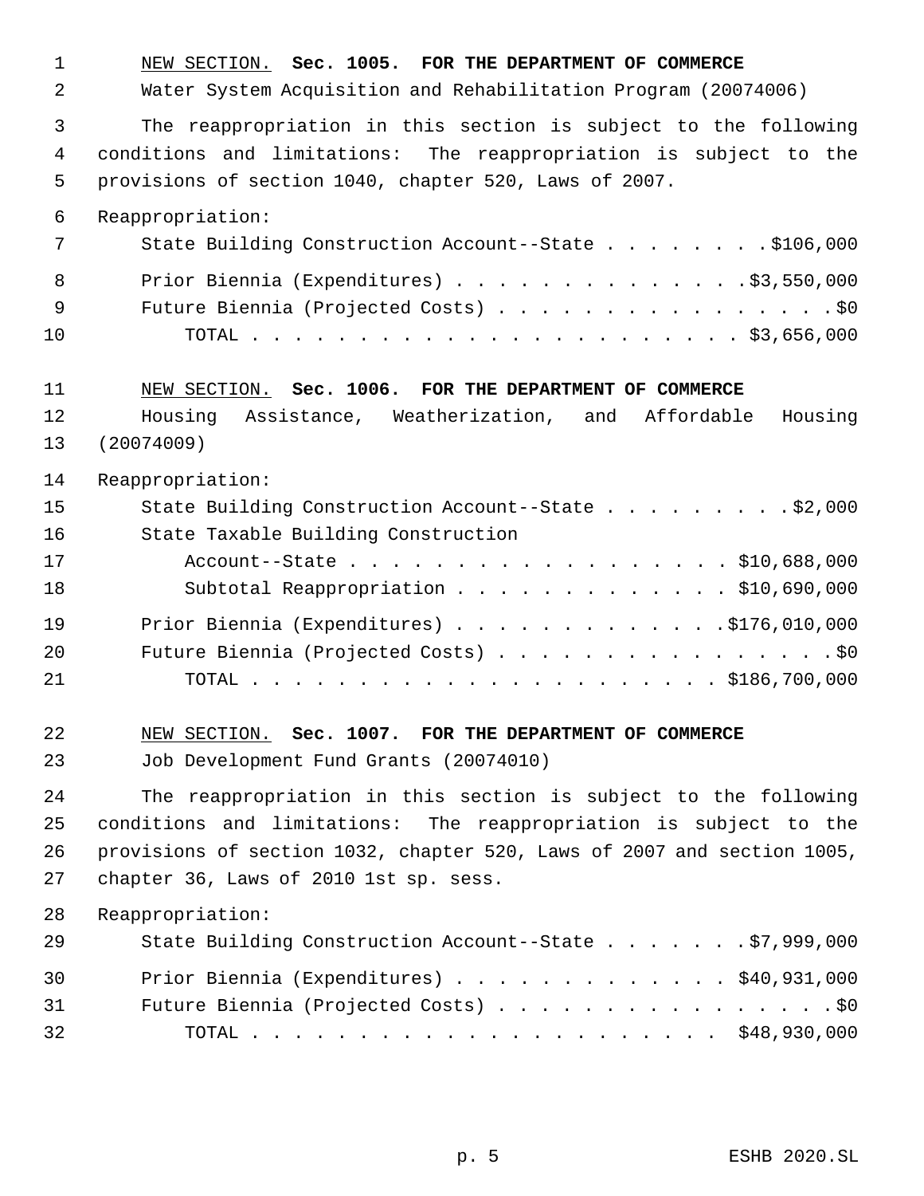NEW SECTION. **Sec. 1005. FOR THE DEPARTMENT OF COMMERCE**

Water System Acquisition and Rehabilitation Program (20074006)

The reappropriation in this section is subject to the following conditions and limitations: The reappropriation is subject to the provisions of section 1040, chapter 520, Laws of 2007.

Reappropriation:

| | |
|---|---|
| State Building Construction Account--State | $106,000 |
| Prior Biennia (Expenditures) | $3,550,000 |
| Future Biennia (Projected Costs) | $0 |
| TOTAL | $3,656,000 |

NEW SECTION. **Sec. 1006. FOR THE DEPARTMENT OF COMMERCE**

Housing Assistance, Weatherization, and Affordable Housing (20074009)

Reappropriation:

| | |
|---|---|
| State Building Construction Account--State | $2,000 |
| State Taxable Building Construction Account--State | $10,688,000 |
| Subtotal Reappropriation | $10,690,000 |
| Prior Biennia (Expenditures) | $176,010,000 |
| Future Biennia (Projected Costs) | $0 |
| TOTAL | $186,700,000 |

NEW SECTION. **Sec. 1007. FOR THE DEPARTMENT OF COMMERCE**

Job Development Fund Grants (20074010)

The reappropriation in this section is subject to the following conditions and limitations: The reappropriation is subject to the provisions of section 1032, chapter 520, Laws of 2007 and section 1005, chapter 36, Laws of 2010 1st sp. sess.

Reappropriation:

| | |
|---|---|
| State Building Construction Account--State | $7,999,000 |
| Prior Biennia (Expenditures) | $40,931,000 |
| Future Biennia (Projected Costs) | $0 |
| TOTAL | $48,930,000 |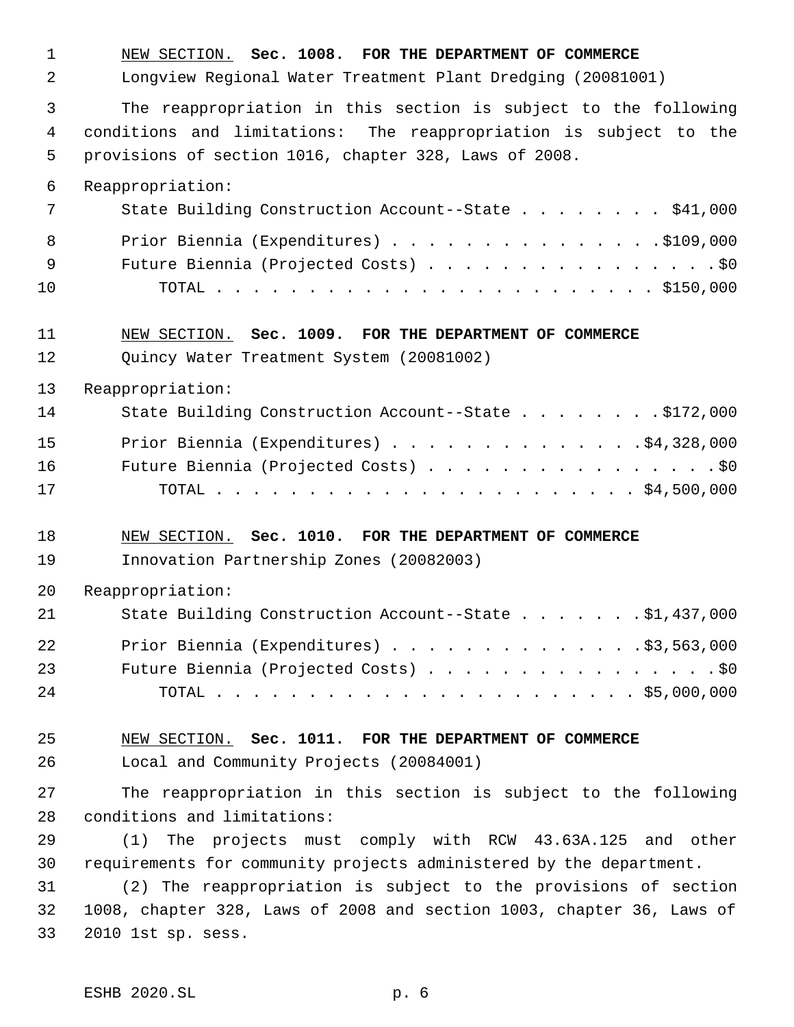NEW SECTION. **Sec. 1008. FOR THE DEPARTMENT OF COMMERCE**

Longview Regional Water Treatment Plant Dredging (20081001)

The reappropriation in this section is subject to the following conditions and limitations: The reappropriation is subject to the provisions of section 1016, chapter 328, Laws of 2008.

Reappropriation:

| | |
|---|---|
| State Building Construction Account--State | $41,000 |
| Prior Biennia (Expenditures) | $109,000 |
| Future Biennia (Projected Costs) | $0 |
| TOTAL | $150,000 |

NEW SECTION. **Sec. 1009. FOR THE DEPARTMENT OF COMMERCE**

Quincy Water Treatment System (20081002)

Reappropriation:

| | |
|---|---|
| State Building Construction Account--State | $172,000 |
| Prior Biennia (Expenditures) | $4,328,000 |
| Future Biennia (Projected Costs) | $0 |
| TOTAL | $4,500,000 |

NEW SECTION. **Sec. 1010. FOR THE DEPARTMENT OF COMMERCE**

Innovation Partnership Zones (20082003)

Reappropriation:

| | |
|---|---|
| State Building Construction Account--State | $1,437,000 |
| Prior Biennia (Expenditures) | $3,563,000 |
| Future Biennia (Projected Costs) | $0 |
| TOTAL | $5,000,000 |

NEW SECTION. **Sec. 1011. FOR THE DEPARTMENT OF COMMERCE**

Local and Community Projects (20084001)

The reappropriation in this section is subject to the following conditions and limitations:

(1) The projects must comply with RCW 43.63A.125 and other requirements for community projects administered by the department.

(2) The reappropriation is subject to the provisions of section 1008, chapter 328, Laws of 2008 and section 1003, chapter 36, Laws of 2010 1st sp. sess.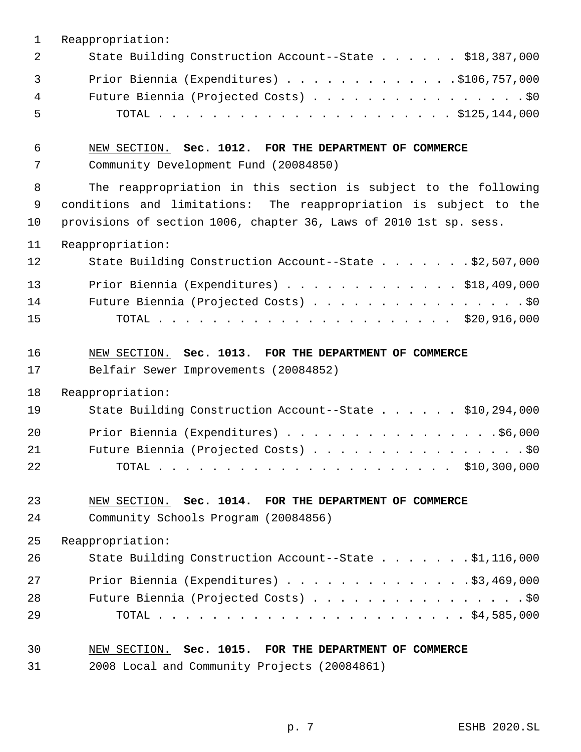Reappropriation:

State Building Construction Account--State . . . . . . $18,387,000

Prior Biennia (Expenditures) . . . . . . . . . . . . . $106,757,000

Future Biennia (Projected Costs) . . . . . . . . . . . . . . . . . $0

TOTAL . . . . . . . . . . . . . . . . . . . . . . $125,144,000

NEW SECTION. **Sec. 1012. FOR THE DEPARTMENT OF COMMERCE**

Community Development Fund (20084850)

The reappropriation in this section is subject to the following conditions and limitations: The reappropriation is subject to the provisions of section 1006, chapter 36, Laws of 2010 1st sp. sess.

Reappropriation:

State Building Construction Account--State . . . . . . . $2,507,000

Prior Biennia (Expenditures) . . . . . . . . . . . . . $18,409,000

Future Biennia (Projected Costs) . . . . . . . . . . . . . . . . . $0

TOTAL . . . . . . . . . . . . . . . . . . . . . . $20,916,000

NEW SECTION. **Sec. 1013. FOR THE DEPARTMENT OF COMMERCE**

Belfair Sewer Improvements (20084852)

Reappropriation:

State Building Construction Account--State . . . . . . $10,294,000

Prior Biennia (Expenditures) . . . . . . . . . . . . . . . . $6,000

Future Biennia (Projected Costs) . . . . . . . . . . . . . . . . . $0

TOTAL . . . . . . . . . . . . . . . . . . . . . . $10,300,000

NEW SECTION. **Sec. 1014. FOR THE DEPARTMENT OF COMMERCE**

Community Schools Program (20084856)

Reappropriation:

State Building Construction Account--State . . . . . . . $1,116,000

Prior Biennia (Expenditures) . . . . . . . . . . . . . $3,469,000

Future Biennia (Projected Costs) . . . . . . . . . . . . . . . . . $0

TOTAL . . . . . . . . . . . . . . . . . . . . . . $4,585,000

NEW SECTION. **Sec. 1015. FOR THE DEPARTMENT OF COMMERCE**

2008 Local and Community Projects (20084861)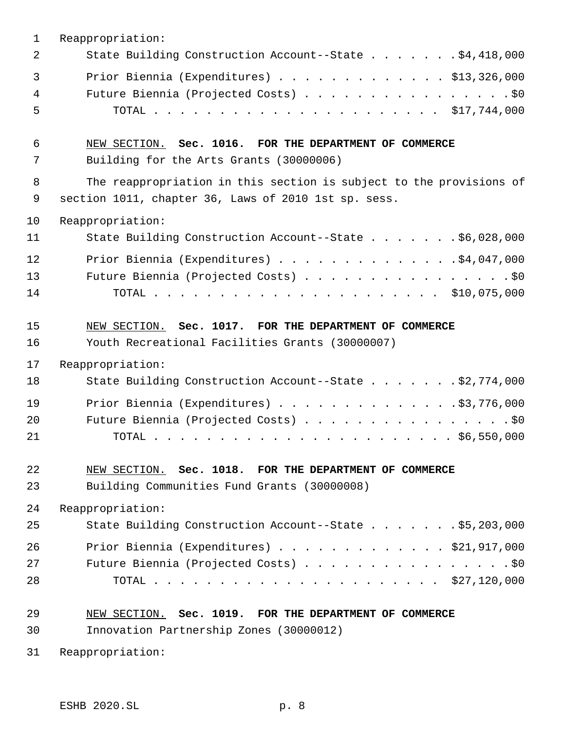Reappropriation:

State Building Construction Account--State . . . . . . . $4,418,000

Prior Biennia (Expenditures) . . . . . . . . . . . . . $13,326,000

Future Biennia (Projected Costs) . . . . . . . . . . . . . . . . $0

TOTAL . . . . . . . . . . . . . . . . . . . . . . $17,744,000

NEW SECTION. **Sec. 1016. FOR THE DEPARTMENT OF COMMERCE**

Building for the Arts Grants (30000006)

The reappropriation in this section is subject to the provisions of section 1011, chapter 36, Laws of 2010 1st sp. sess.

Reappropriation:

State Building Construction Account--State . . . . . . . $6,028,000

Prior Biennia (Expenditures) . . . . . . . . . . . . . . $4,047,000

Future Biennia (Projected Costs) . . . . . . . . . . . . . . . . $0

TOTAL . . . . . . . . . . . . . . . . . . . . . . $10,075,000

NEW SECTION. **Sec. 1017. FOR THE DEPARTMENT OF COMMERCE**

Youth Recreational Facilities Grants (30000007)

Reappropriation:

State Building Construction Account--State . . . . . . . $2,774,000

Prior Biennia (Expenditures) . . . . . . . . . . . . . . $3,776,000

Future Biennia (Projected Costs) . . . . . . . . . . . . . . . . $0

TOTAL . . . . . . . . . . . . . . . . . . . . . . . $6,550,000

NEW SECTION. **Sec. 1018. FOR THE DEPARTMENT OF COMMERCE**

Building Communities Fund Grants (30000008)

Reappropriation:

State Building Construction Account--State . . . . . . . $5,203,000

Prior Biennia (Expenditures) . . . . . . . . . . . . . $21,917,000

Future Biennia (Projected Costs) . . . . . . . . . . . . . . . . $0

TOTAL . . . . . . . . . . . . . . . . . . . . . . $27,120,000

NEW SECTION. **Sec. 1019. FOR THE DEPARTMENT OF COMMERCE**

Innovation Partnership Zones (30000012)

Reappropriation: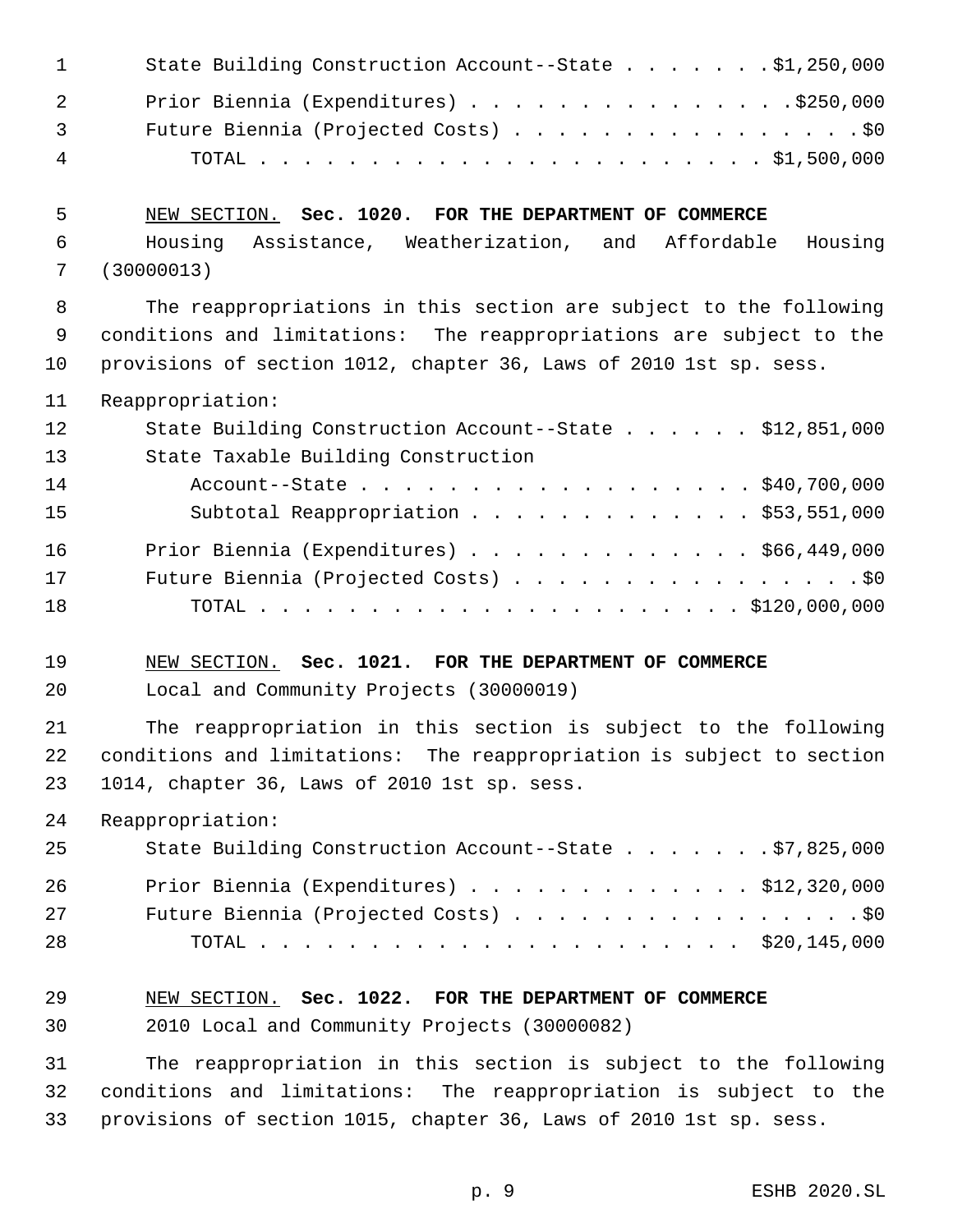State Building Construction Account--State . . . . . . . $1,250,000

Prior Biennia (Expenditures) . . . . . . . . . . . . . . . $250,000

Future Biennia (Projected Costs) . . . . . . . . . . . . . . . . $0

TOTAL . . . . . . . . . . . . . . . . . . . . . . . $1,500,000

NEW SECTION. **Sec. 1020. FOR THE DEPARTMENT OF COMMERCE**

Housing Assistance, Weatherization, and Affordable Housing (30000013)

The reappropriations in this section are subject to the following conditions and limitations: The reappropriations are subject to the provisions of section 1012, chapter 36, Laws of 2010 1st sp. sess.

Reappropriation:

State Building Construction Account--State . . . . . . $12,851,000

State Taxable Building Construction Account--State . . . . . . . . . . . . . . . . . . $40,700,000

Subtotal Reappropriation . . . . . . . . . . . . . $53,551,000

Prior Biennia (Expenditures) . . . . . . . . . . . . . $66,449,000

Future Biennia (Projected Costs) . . . . . . . . . . . . . . . . $0

TOTAL . . . . . . . . . . . . . . . . . . . . . . $120,000,000

NEW SECTION. **Sec. 1021. FOR THE DEPARTMENT OF COMMERCE**

Local and Community Projects (30000019)

The reappropriation in this section is subject to the following conditions and limitations: The reappropriation is subject to section 1014, chapter 36, Laws of 2010 1st sp. sess.

Reappropriation:

State Building Construction Account--State . . . . . . . $7,825,000

Prior Biennia (Expenditures) . . . . . . . . . . . . . $12,320,000

Future Biennia (Projected Costs) . . . . . . . . . . . . . . . . $0

TOTAL . . . . . . . . . . . . . . . . . . . . . . $20,145,000

NEW SECTION. **Sec. 1022. FOR THE DEPARTMENT OF COMMERCE**

2010 Local and Community Projects (30000082)

The reappropriation in this section is subject to the following conditions and limitations: The reappropriation is subject to the provisions of section 1015, chapter 36, Laws of 2010 1st sp. sess.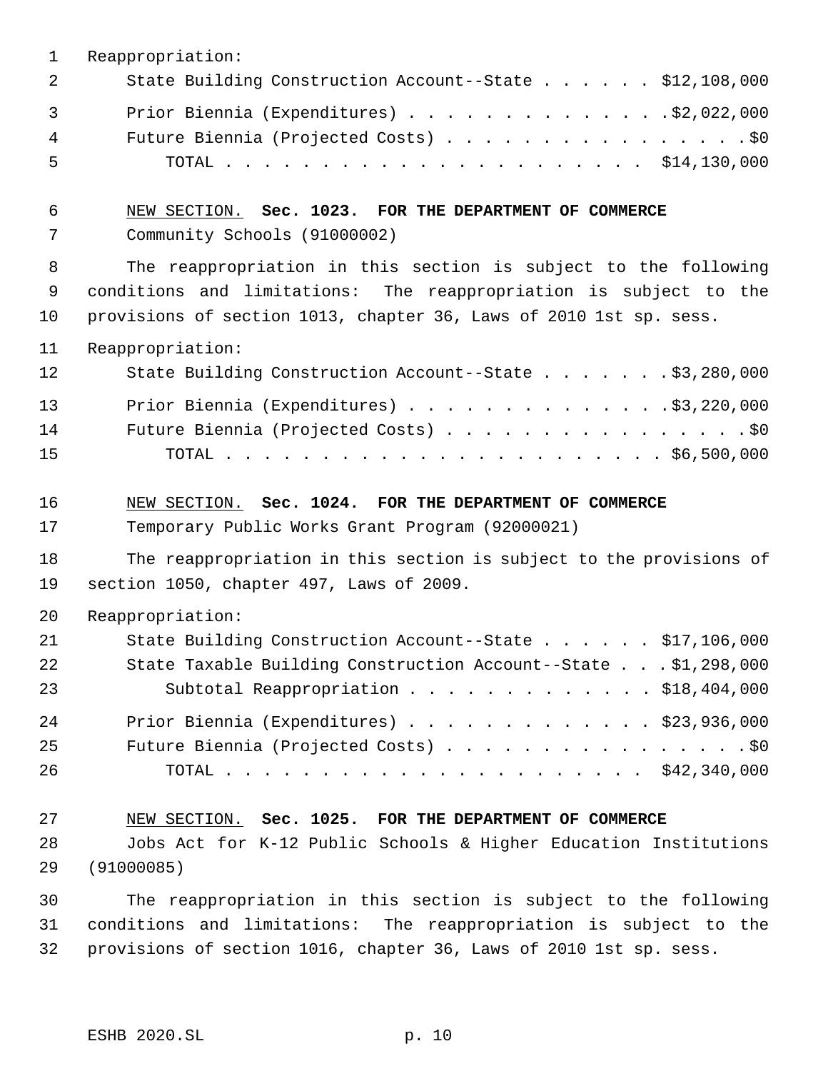Reappropriation:

| | |
|---|---|
| State Building Construction Account--State | $12,108,000 |
| Prior Biennia (Expenditures) | $2,022,000 |
| Future Biennia (Projected Costs) | $0 |
| TOTAL | $14,130,000 |

NEW SECTION. **Sec. 1023. FOR THE DEPARTMENT OF COMMERCE**

Community Schools (91000002)

The reappropriation in this section is subject to the following conditions and limitations: The reappropriation is subject to the provisions of section 1013, chapter 36, Laws of 2010 1st sp. sess.

Reappropriation:

| | |
|---|---|
| State Building Construction Account--State | $3,280,000 |
| Prior Biennia (Expenditures) | $3,220,000 |
| Future Biennia (Projected Costs) | $0 |
| TOTAL | $6,500,000 |

NEW SECTION. **Sec. 1024. FOR THE DEPARTMENT OF COMMERCE**

Temporary Public Works Grant Program (92000021)

The reappropriation in this section is subject to the provisions of section 1050, chapter 497, Laws of 2009.

Reappropriation:

| | |
|---|---|
| State Building Construction Account--State | $17,106,000 |
| State Taxable Building Construction Account--State | $1,298,000 |
| Subtotal Reappropriation | $18,404,000 |
| Prior Biennia (Expenditures) | $23,936,000 |
| Future Biennia (Projected Costs) | $0 |
| TOTAL | $42,340,000 |

NEW SECTION. **Sec. 1025. FOR THE DEPARTMENT OF COMMERCE**

Jobs Act for K-12 Public Schools & Higher Education Institutions (91000085)

The reappropriation in this section is subject to the following conditions and limitations: The reappropriation is subject to the provisions of section 1016, chapter 36, Laws of 2010 1st sp. sess.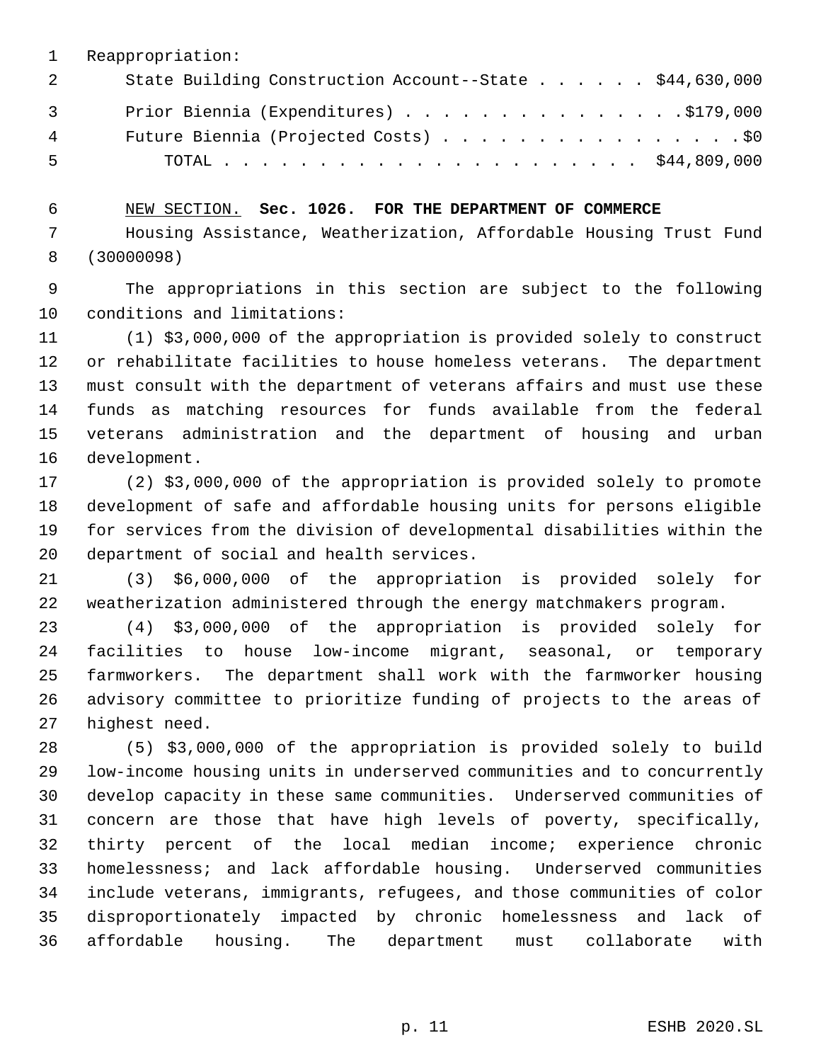Reappropriation:

State Building Construction Account--State . . . . . . $44,630,000

Prior Biennia (Expenditures) . . . . . . . . . . . . . . . .$179,000

Future Biennia (Projected Costs) . . . . . . . . . . . . . . . . .$0

TOTAL . . . . . . . . . . . . . . . . . . . . . . $44,809,000

NEW SECTION. **Sec. 1026. FOR THE DEPARTMENT OF COMMERCE**

Housing Assistance, Weatherization, Affordable Housing Trust Fund (30000098)

The appropriations in this section are subject to the following conditions and limitations:

(1) $3,000,000 of the appropriation is provided solely to construct or rehabilitate facilities to house homeless veterans. The department must consult with the department of veterans affairs and must use these funds as matching resources for funds available from the federal veterans administration and the department of housing and urban development.

(2) $3,000,000 of the appropriation is provided solely to promote development of safe and affordable housing units for persons eligible for services from the division of developmental disabilities within the department of social and health services.

(3) $6,000,000 of the appropriation is provided solely for weatherization administered through the energy matchmakers program.

(4) $3,000,000 of the appropriation is provided solely for facilities to house low-income migrant, seasonal, or temporary farmworkers. The department shall work with the farmworker housing advisory committee to prioritize funding of projects to the areas of highest need.

(5) $3,000,000 of the appropriation is provided solely to build low-income housing units in underserved communities and to concurrently develop capacity in these same communities. Underserved communities of concern are those that have high levels of poverty, specifically, thirty percent of the local median income; experience chronic homelessness; and lack affordable housing. Underserved communities include veterans, immigrants, refugees, and those communities of color disproportionately impacted by chronic homelessness and lack of affordable housing. The department must collaborate with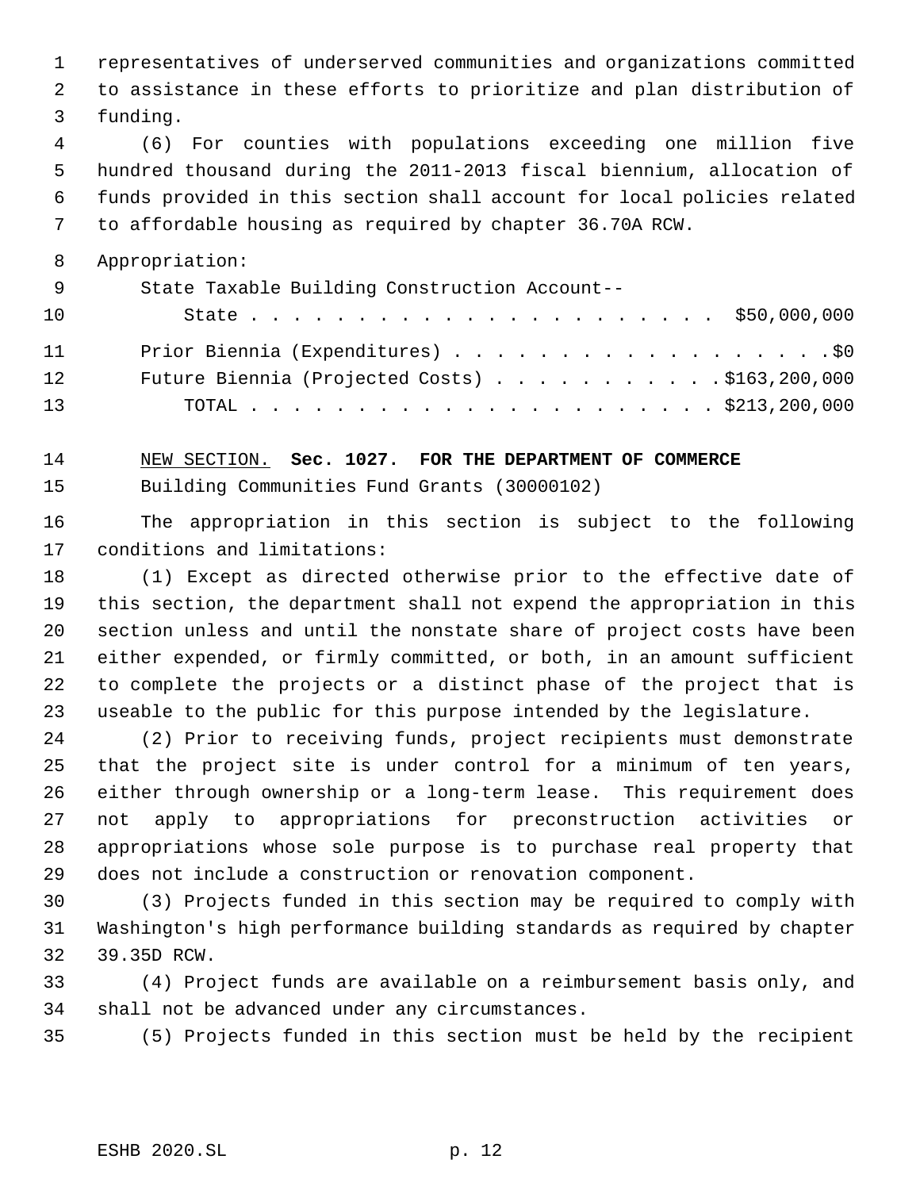representatives of underserved communities and organizations committed to assistance in these efforts to prioritize and plan distribution of funding.

(6) For counties with populations exceeding one million five hundred thousand during the 2011-2013 fiscal biennium, allocation of funds provided in this section shall account for local policies related to affordable housing as required by chapter 36.70A RCW.

Appropriation:

| | |
|---|---|
| State Taxable Building Construction Account-- State | $50,000,000 |
| Prior Biennia (Expenditures) | $0 |
| Future Biennia (Projected Costs) | $163,200,000 |
| TOTAL | $213,200,000 |

NEW SECTION. **Sec. 1027. FOR THE DEPARTMENT OF COMMERCE**

Building Communities Fund Grants (30000102)

The appropriation in this section is subject to the following conditions and limitations:

(1) Except as directed otherwise prior to the effective date of this section, the department shall not expend the appropriation in this section unless and until the nonstate share of project costs have been either expended, or firmly committed, or both, in an amount sufficient to complete the projects or a distinct phase of the project that is useable to the public for this purpose intended by the legislature.

(2) Prior to receiving funds, project recipients must demonstrate that the project site is under control for a minimum of ten years, either through ownership or a long-term lease. This requirement does not apply to appropriations for preconstruction activities or appropriations whose sole purpose is to purchase real property that does not include a construction or renovation component.

(3) Projects funded in this section may be required to comply with Washington's high performance building standards as required by chapter 39.35D RCW.

(4) Project funds are available on a reimbursement basis only, and shall not be advanced under any circumstances.

(5) Projects funded in this section must be held by the recipient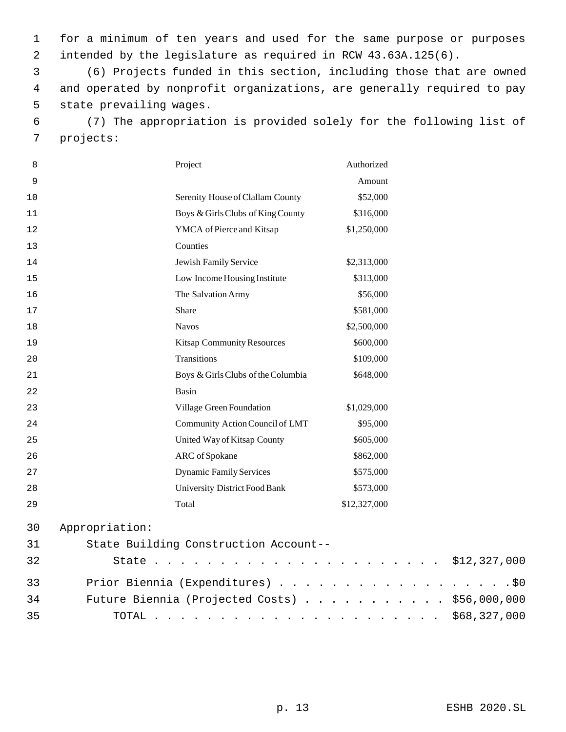for a minimum of ten years and used for the same purpose or purposes intended by the legislature as required in RCW 43.63A.125(6).

(6) Projects funded in this section, including those that are owned and operated by nonprofit organizations, are generally required to pay state prevailing wages.

(7) The appropriation is provided solely for the following list of projects:

| Project | Authorized Amount |
|---|---|
| Serenity House of Clallam County | $52,000 |
| Boys & Girls Clubs of King County | $316,000 |
| YMCA of Pierce and Kitsap Counties | $1,250,000 |
| Jewish Family Service | $2,313,000 |
| Low Income Housing Institute | $313,000 |
| The Salvation Army | $56,000 |
| Share | $581,000 |
| Navos | $2,500,000 |
| Kitsap Community Resources | $600,000 |
| Transitions | $109,000 |
| Boys & Girls Clubs of the Columbia Basin | $648,000 |
| Village Green Foundation | $1,029,000 |
| Community Action Council of LMT | $95,000 |
| United Way of Kitsap County | $605,000 |
| ARC of Spokane | $862,000 |
| Dynamic Family Services | $575,000 |
| University District Food Bank | $573,000 |
| Total | $12,327,000 |

Appropriation:

State Building Construction Account--

State . . . . . . . . . . . . . . . . . . . . . . $12,327,000

Prior Biennia (Expenditures) . . . . . . . . . . . . . . . . . . .$0

Future Biennia (Projected Costs) . . . . . . . . . . . . $56,000,000

TOTAL . . . . . . . . . . . . . . . . . . . . . . $68,327,000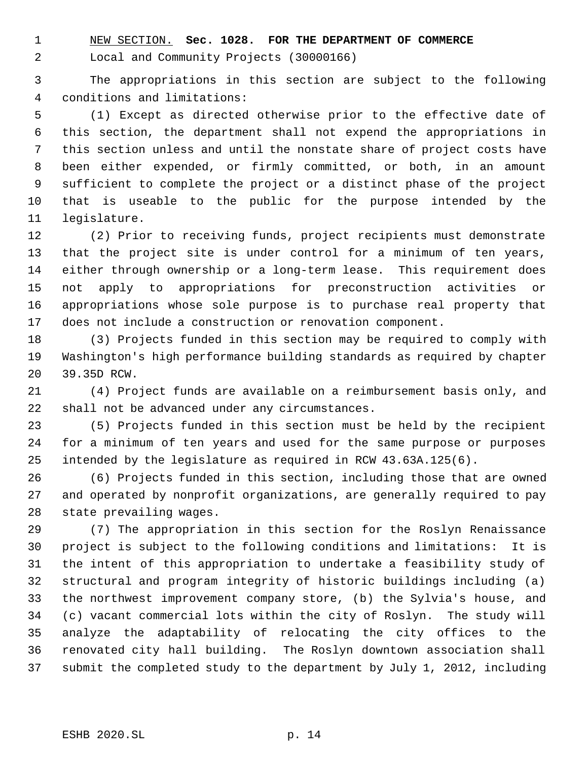NEW SECTION. **Sec. 1028. FOR THE DEPARTMENT OF COMMERCE**

Local and Community Projects (30000166)

The appropriations in this section are subject to the following conditions and limitations:

(1) Except as directed otherwise prior to the effective date of this section, the department shall not expend the appropriations in this section unless and until the nonstate share of project costs have been either expended, or firmly committed, or both, in an amount sufficient to complete the project or a distinct phase of the project that is useable to the public for the purpose intended by the legislature.

(2) Prior to receiving funds, project recipients must demonstrate that the project site is under control for a minimum of ten years, either through ownership or a long-term lease. This requirement does not apply to appropriations for preconstruction activities or appropriations whose sole purpose is to purchase real property that does not include a construction or renovation component.

(3) Projects funded in this section may be required to comply with Washington's high performance building standards as required by chapter 39.35D RCW.

(4) Project funds are available on a reimbursement basis only, and shall not be advanced under any circumstances.

(5) Projects funded in this section must be held by the recipient for a minimum of ten years and used for the same purpose or purposes intended by the legislature as required in RCW 43.63A.125(6).

(6) Projects funded in this section, including those that are owned and operated by nonprofit organizations, are generally required to pay state prevailing wages.

(7) The appropriation in this section for the Roslyn Renaissance project is subject to the following conditions and limitations: It is the intent of this appropriation to undertake a feasibility study of structural and program integrity of historic buildings including (a) the northwest improvement company store, (b) the Sylvia's house, and (c) vacant commercial lots within the city of Roslyn. The study will analyze the adaptability of relocating the city offices to the renovated city hall building. The Roslyn downtown association shall submit the completed study to the department by July 1, 2012, including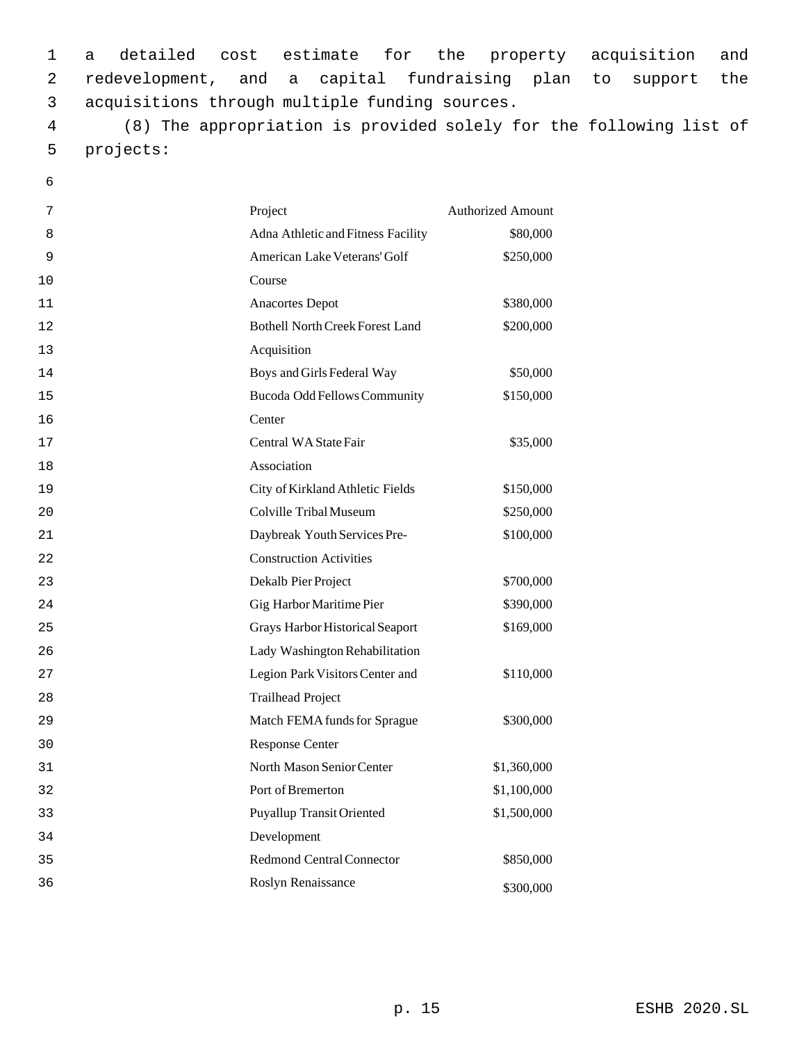a detailed cost estimate for the property acquisition and redevelopment, and a capital fundraising plan to support the acquisitions through multiple funding sources.

(8) The appropriation is provided solely for the following list of projects:

| Project | Authorized Amount |
|---|---|
| Adna Athletic and Fitness Facility | $80,000 |
| American Lake Veterans' Golf Course | $250,000 |
| Anacortes Depot | $380,000 |
| Bothell North Creek Forest Land Acquisition | $200,000 |
| Boys and Girls Federal Way | $50,000 |
| Bucoda Odd Fellows Community Center | $150,000 |
| Central WA State Fair Association | $35,000 |
| City of Kirkland Athletic Fields | $150,000 |
| Colville Tribal Museum | $250,000 |
| Daybreak Youth Services Pre-Construction Activities | $100,000 |
| Dekalb Pier Project | $700,000 |
| Gig Harbor Maritime Pier | $390,000 |
| Grays Harbor Historical Seaport Lady Washington Rehabilitation | $169,000 |
| Legion Park Visitors Center and Trailhead Project | $110,000 |
| Match FEMA funds for Sprague Response Center | $300,000 |
| North Mason Senior Center | $1,360,000 |
| Port of Bremerton | $1,100,000 |
| Puyallup Transit Oriented Development | $1,500,000 |
| Redmond Central Connector | $850,000 |
| Roslyn Renaissance | $300,000 |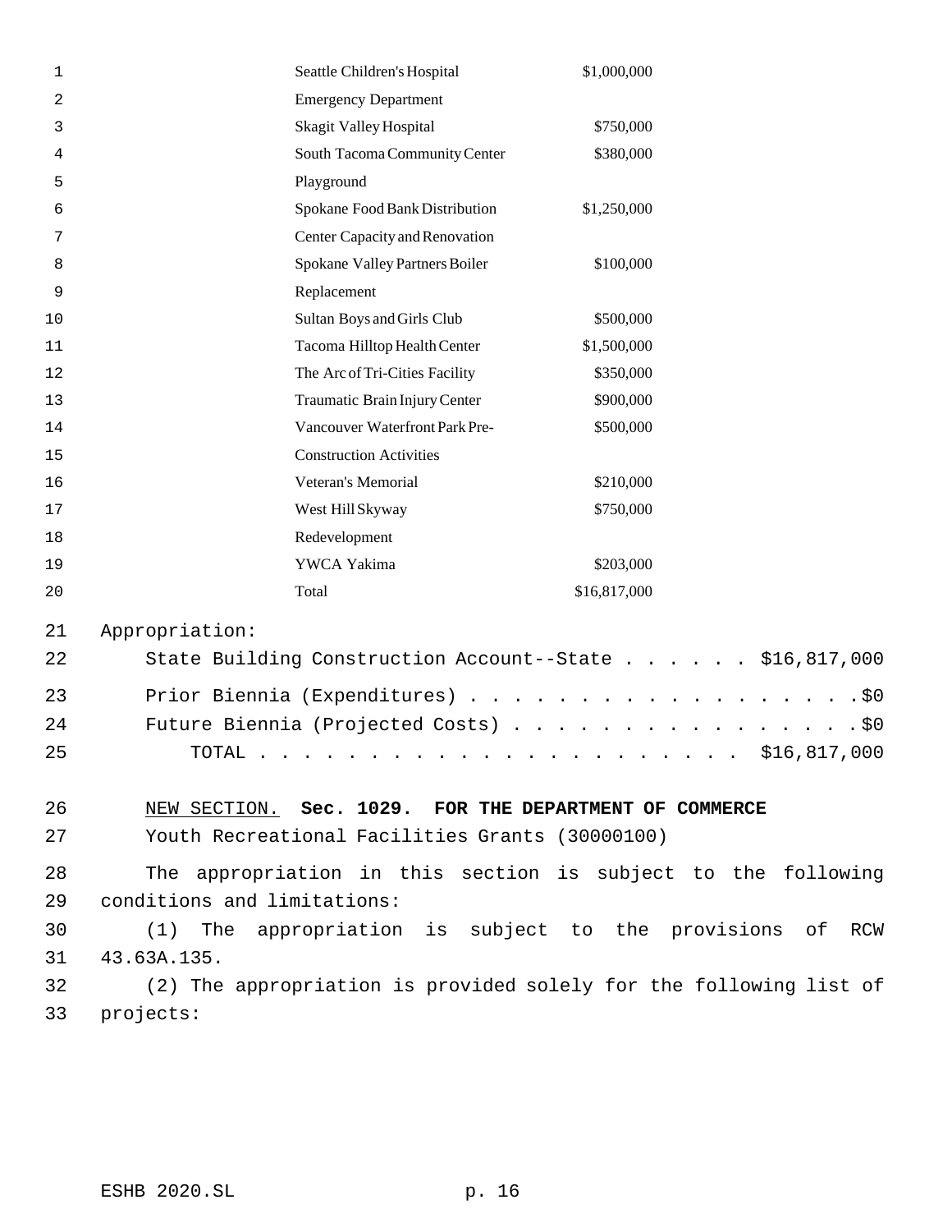| | |
|---|---|
| Seattle Children's Hospital Emergency Department | $1,000,000 |
| Skagit Valley Hospital | $750,000 |
| South Tacoma Community Center Playground | $380,000 |
| Spokane Food Bank Distribution Center Capacity and Renovation | $1,250,000 |
| Spokane Valley Partners Boiler Replacement | $100,000 |
| Sultan Boys and Girls Club | $500,000 |
| Tacoma Hilltop Health Center | $1,500,000 |
| The Arc of Tri-Cities Facility | $350,000 |
| Traumatic Brain Injury Center | $900,000 |
| Vancouver Waterfront Park Pre-Construction Activities | $500,000 |
| Veteran's Memorial | $210,000 |
| West Hill Skyway Redevelopment | $750,000 |
| YWCA Yakima | $203,000 |
| Total | $16,817,000 |

Appropriation:

State Building Construction Account--State . . . . . . $16,817,000

Prior Biennia (Expenditures) . . . . . . . . . . . . . . . . . . .$0

Future Biennia (Projected Costs) . . . . . . . . . . . . . . . . .$0

TOTAL . . . . . . . . . . . . . . . . . . . . . . . $16,817,000

NEW SECTION. **Sec. 1029. FOR THE DEPARTMENT OF COMMERCE**

Youth Recreational Facilities Grants (30000100)

The appropriation in this section is subject to the following conditions and limitations:

(1) The appropriation is subject to the provisions of RCW 43.63A.135.

(2) The appropriation is provided solely for the following list of projects: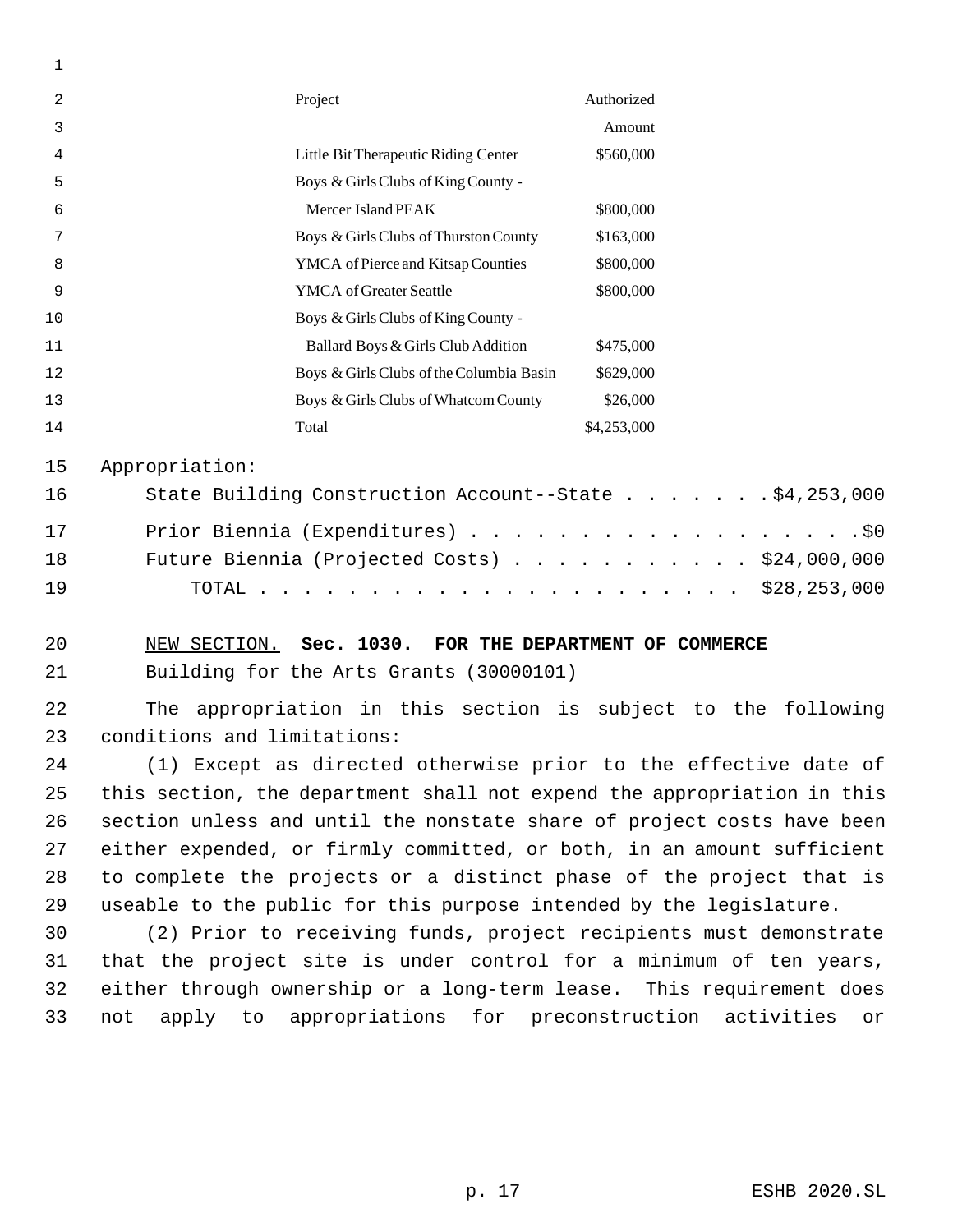| Project | Authorized Amount |
|---|---|
| Little Bit Therapeutic Riding Center | $560,000 |
| Boys & Girls Clubs of King County - Mercer Island PEAK | $800,000 |
| Boys & Girls Clubs of Thurston County | $163,000 |
| YMCA of Pierce and Kitsap Counties | $800,000 |
| YMCA of Greater Seattle | $800,000 |
| Boys & Girls Clubs of King County - Ballard Boys & Girls Club Addition | $475,000 |
| Boys & Girls Clubs of the Columbia Basin | $629,000 |
| Boys & Girls Clubs of Whatcom County | $26,000 |
| Total | $4,253,000 |

Appropriation:

State Building Construction Account--State . . . . . . . $4,253,000

Prior Biennia (Expenditures) . . . . . . . . . . . . . . . . . . $0

Future Biennia (Projected Costs) . . . . . . . . . . . . $24,000,000

TOTAL . . . . . . . . . . . . . . . . . . . . . . . $28,253,000

NEW SECTION. **Sec. 1030. FOR THE DEPARTMENT OF COMMERCE**

Building for the Arts Grants (30000101)

The appropriation in this section is subject to the following conditions and limitations:

(1) Except as directed otherwise prior to the effective date of this section, the department shall not expend the appropriation in this section unless and until the nonstate share of project costs have been either expended, or firmly committed, or both, in an amount sufficient to complete the projects or a distinct phase of the project that is useable to the public for this purpose intended by the legislature.

(2) Prior to receiving funds, project recipients must demonstrate that the project site is under control for a minimum of ten years, either through ownership or a long-term lease. This requirement does not apply to appropriations for preconstruction activities or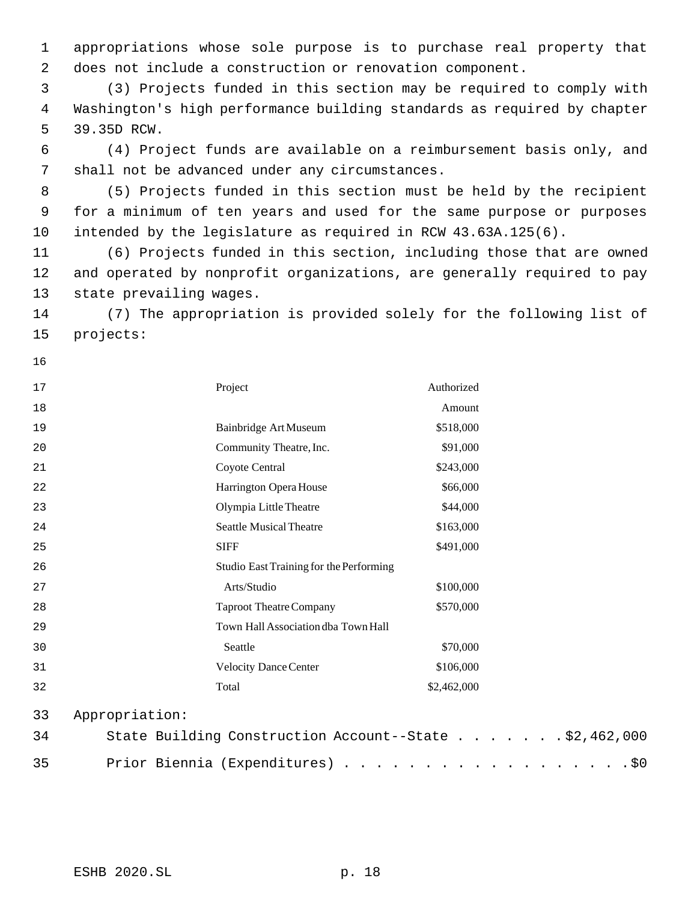appropriations whose sole purpose is to purchase real property that does not include a construction or renovation component.

(3) Projects funded in this section may be required to comply with Washington's high performance building standards as required by chapter 39.35D RCW.

(4) Project funds are available on a reimbursement basis only, and shall not be advanced under any circumstances.

(5) Projects funded in this section must be held by the recipient for a minimum of ten years and used for the same purpose or purposes intended by the legislature as required in RCW 43.63A.125(6).

(6) Projects funded in this section, including those that are owned and operated by nonprofit organizations, are generally required to pay state prevailing wages.

(7) The appropriation is provided solely for the following list of projects:

| Project | Authorized Amount |
|---|---|
| Bainbridge Art Museum | $518,000 |
| Community Theatre, Inc. | $91,000 |
| Coyote Central | $243,000 |
| Harrington Opera House | $66,000 |
| Olympia Little Theatre | $44,000 |
| Seattle Musical Theatre | $163,000 |
| SIFF | $491,000 |
| Studio East Training for the Performing Arts/Studio | $100,000 |
| Taproot Theatre Company | $570,000 |
| Town Hall Association dba Town Hall Seattle | $70,000 |
| Velocity Dance Center | $106,000 |
| Total | $2,462,000 |

Appropriation:

State Building Construction Account--State . . . . . . . $2,462,000

Prior Biennia (Expenditures) . . . . . . . . . . . . . . . . . . $0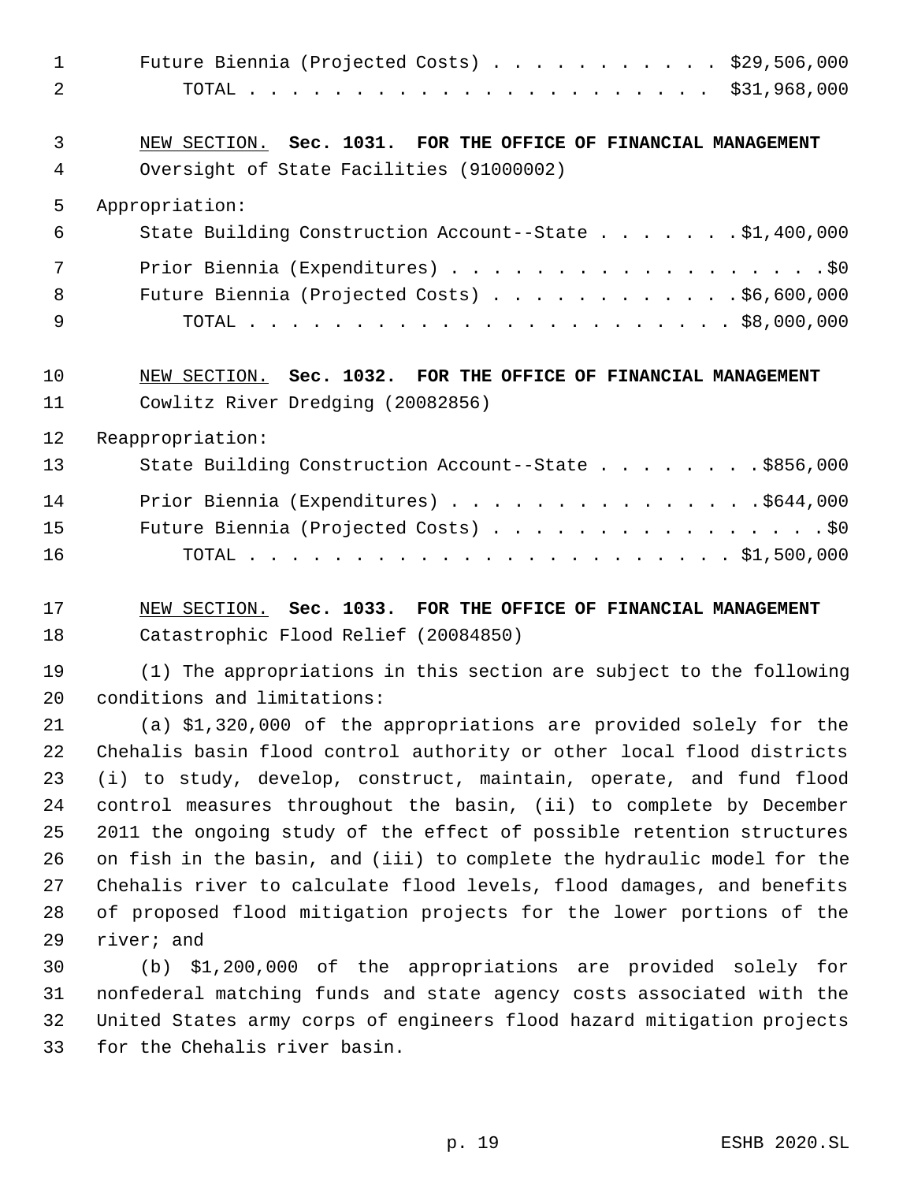Future Biennia (Projected Costs) . . . . . . . . . . . $29,506,000
TOTAL . . . . . . . . . . . . . . . . . . . . . . $31,968,000

NEW SECTION. **Sec. 1031. FOR THE OFFICE OF FINANCIAL MANAGEMENT**

Oversight of State Facilities (91000002)

Appropriation:

State Building Construction Account--State . . . . . . . $1,400,000

Prior Biennia (Expenditures) . . . . . . . . . . . . . . . . . . $0
Future Biennia (Projected Costs) . . . . . . . . . . . . $6,600,000
TOTAL . . . . . . . . . . . . . . . . . . . . . . . $8,000,000

NEW SECTION. **Sec. 1032. FOR THE OFFICE OF FINANCIAL MANAGEMENT**

Cowlitz River Dredging (20082856)

Reappropriation:

State Building Construction Account--State . . . . . . . . $856,000

Prior Biennia (Expenditures) . . . . . . . . . . . . . . . $644,000
Future Biennia (Projected Costs) . . . . . . . . . . . . . . . . $0
TOTAL . . . . . . . . . . . . . . . . . . . . . . . $1,500,000

NEW SECTION. **Sec. 1033. FOR THE OFFICE OF FINANCIAL MANAGEMENT**

Catastrophic Flood Relief (20084850)

(1) The appropriations in this section are subject to the following conditions and limitations:

(a) $1,320,000 of the appropriations are provided solely for the Chehalis basin flood control authority or other local flood districts (i) to study, develop, construct, maintain, operate, and fund flood control measures throughout the basin, (ii) to complete by December 2011 the ongoing study of the effect of possible retention structures on fish in the basin, and (iii) to complete the hydraulic model for the Chehalis river to calculate flood levels, flood damages, and benefits of proposed flood mitigation projects for the lower portions of the river; and

(b) $1,200,000 of the appropriations are provided solely for nonfederal matching funds and state agency costs associated with the United States army corps of engineers flood hazard mitigation projects for the Chehalis river basin.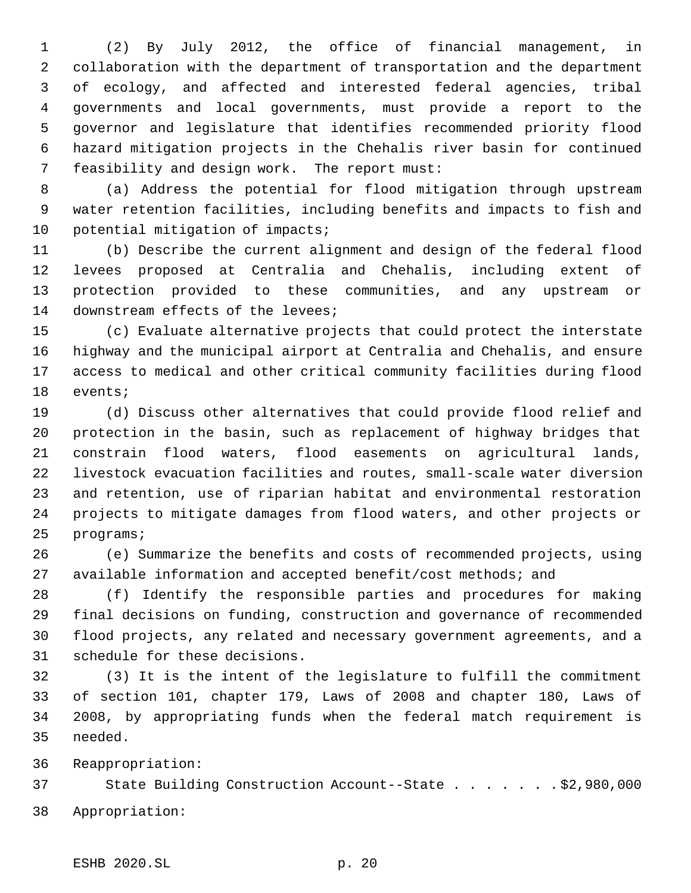(2) By July 2012, the office of financial management, in collaboration with the department of transportation and the department of ecology, and affected and interested federal agencies, tribal governments and local governments, must provide a report to the governor and legislature that identifies recommended priority flood hazard mitigation projects in the Chehalis river basin for continued feasibility and design work. The report must:

(a) Address the potential for flood mitigation through upstream water retention facilities, including benefits and impacts to fish and potential mitigation of impacts;

(b) Describe the current alignment and design of the federal flood levees proposed at Centralia and Chehalis, including extent of protection provided to these communities, and any upstream or downstream effects of the levees;

(c) Evaluate alternative projects that could protect the interstate highway and the municipal airport at Centralia and Chehalis, and ensure access to medical and other critical community facilities during flood events;

(d) Discuss other alternatives that could provide flood relief and protection in the basin, such as replacement of highway bridges that constrain flood waters, flood easements on agricultural lands, livestock evacuation facilities and routes, small-scale water diversion and retention, use of riparian habitat and environmental restoration projects to mitigate damages from flood waters, and other projects or programs;

(e) Summarize the benefits and costs of recommended projects, using available information and accepted benefit/cost methods; and

(f) Identify the responsible parties and procedures for making final decisions on funding, construction and governance of recommended flood projects, any related and necessary government agreements, and a schedule for these decisions.

(3) It is the intent of the legislature to fulfill the commitment of section 101, chapter 179, Laws of 2008 and chapter 180, Laws of 2008, by appropriating funds when the federal match requirement is needed.

Reappropriation:

State Building Construction Account--State . . . . . . . $2,980,000

Appropriation: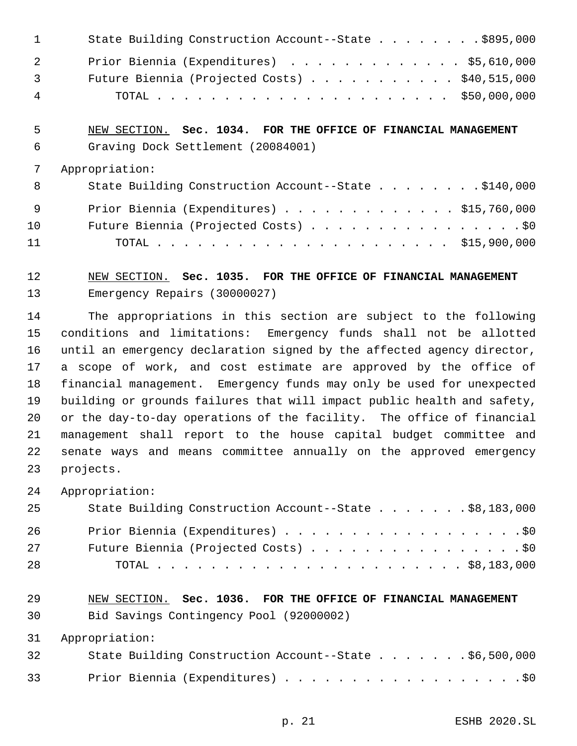State Building Construction Account--State . . . . . . . . $895,000

Prior Biennia (Expenditures) . . . . . . . . . . . . . $5,610,000

Future Biennia (Projected Costs) . . . . . . . . . . . $40,515,000

TOTAL . . . . . . . . . . . . . . . . . . . . . . . $50,000,000

NEW SECTION. **Sec. 1034. FOR THE OFFICE OF FINANCIAL MANAGEMENT**

Graving Dock Settlement (20084001)

Appropriation:

State Building Construction Account--State . . . . . . . . $140,000

Prior Biennia (Expenditures) . . . . . . . . . . . . . $15,760,000

Future Biennia (Projected Costs) . . . . . . . . . . . . . . . . $0

TOTAL . . . . . . . . . . . . . . . . . . . . . . . $15,900,000

NEW SECTION. **Sec. 1035. FOR THE OFFICE OF FINANCIAL MANAGEMENT**

Emergency Repairs (30000027)

The appropriations in this section are subject to the following conditions and limitations: Emergency funds shall not be allotted until an emergency declaration signed by the affected agency director, a scope of work, and cost estimate are approved by the office of financial management. Emergency funds may only be used for unexpected building or grounds failures that will impact public health and safety, or the day-to-day operations of the facility. The office of financial management shall report to the house capital budget committee and senate ways and means committee annually on the approved emergency projects.

Appropriation:

State Building Construction Account--State . . . . . . . $8,183,000

Prior Biennia (Expenditures) . . . . . . . . . . . . . . . . . . $0

Future Biennia (Projected Costs) . . . . . . . . . . . . . . . . $0

TOTAL . . . . . . . . . . . . . . . . . . . . . . . $8,183,000

NEW SECTION. **Sec. 1036. FOR THE OFFICE OF FINANCIAL MANAGEMENT**

Bid Savings Contingency Pool (92000002)

Appropriation:

State Building Construction Account--State . . . . . . . $6,500,000

Prior Biennia (Expenditures) . . . . . . . . . . . . . . . . . . $0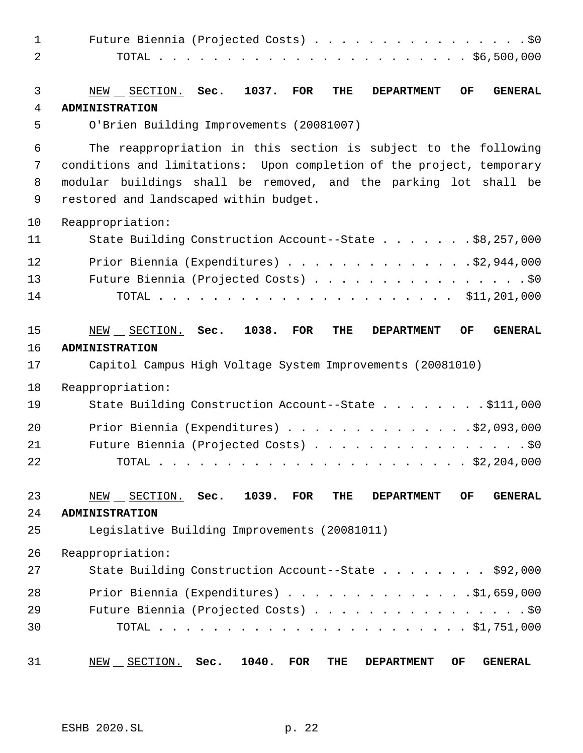Future Biennia (Projected Costs) . . . . . . . . . . . . . . . . . $0
TOTAL . . . . . . . . . . . . . . . . . . . . . . . . $6,500,000

NEW SECTION. **Sec. 1037. FOR THE DEPARTMENT OF GENERAL ADMINISTRATION**

O'Brien Building Improvements (20081007)

The reappropriation in this section is subject to the following conditions and limitations: Upon completion of the project, temporary modular buildings shall be removed, and the parking lot shall be restored and landscaped within budget.

Reappropriation:
State Building Construction Account--State . . . . . . . $8,257,000
Prior Biennia (Expenditures) . . . . . . . . . . . . . . $2,944,000
Future Biennia (Projected Costs) . . . . . . . . . . . . . . . . . $0
TOTAL . . . . . . . . . . . . . . . . . . . . . . . . $11,201,000

NEW SECTION. **Sec. 1038. FOR THE DEPARTMENT OF GENERAL ADMINISTRATION**

Capitol Campus High Voltage System Improvements (20081010)

Reappropriation:
State Building Construction Account--State . . . . . . . . $111,000
Prior Biennia (Expenditures) . . . . . . . . . . . . . . $2,093,000
Future Biennia (Projected Costs) . . . . . . . . . . . . . . . . . $0
TOTAL . . . . . . . . . . . . . . . . . . . . . . . . $2,204,000

NEW SECTION. **Sec. 1039. FOR THE DEPARTMENT OF GENERAL ADMINISTRATION**

Legislative Building Improvements (20081011)

Reappropriation:
State Building Construction Account--State . . . . . . . . $92,000
Prior Biennia (Expenditures) . . . . . . . . . . . . . . $1,659,000
Future Biennia (Projected Costs) . . . . . . . . . . . . . . . . . $0
TOTAL . . . . . . . . . . . . . . . . . . . . . . . . $1,751,000

NEW SECTION. **Sec. 1040. FOR THE DEPARTMENT OF GENERAL**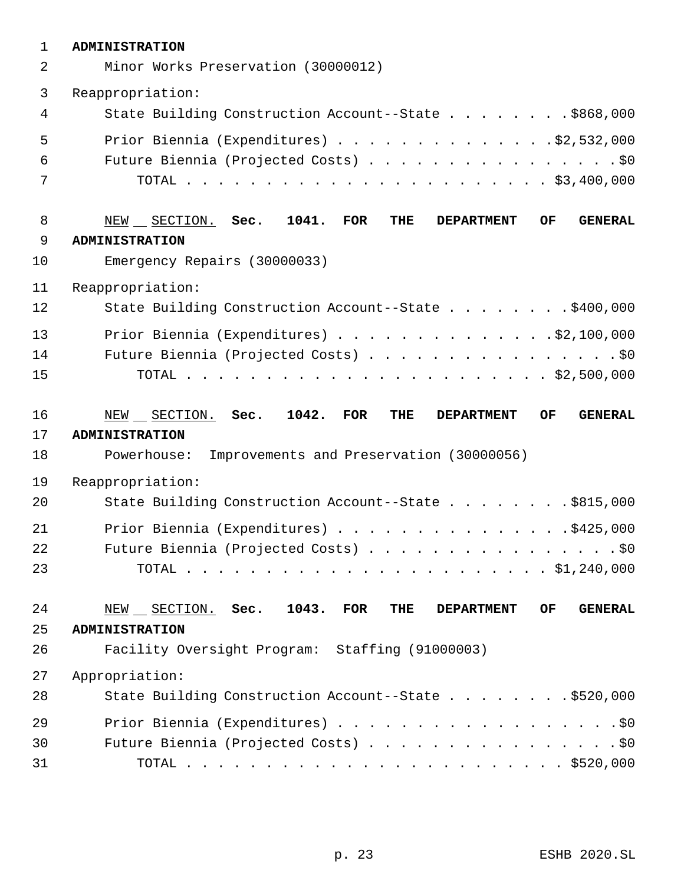**ADMINISTRATION**

Minor Works Preservation (30000012)

Reappropriation:

State Building Construction Account--State . . . . . . . . $868,000

Prior Biennia (Expenditures) . . . . . . . . . . . . . . $2,532,000

Future Biennia (Projected Costs) . . . . . . . . . . . . . . . . . $0

TOTAL . . . . . . . . . . . . . . . . . . . . . . . . $3,400,000

NEW SECTION. **Sec. 1041. FOR THE DEPARTMENT OF GENERAL ADMINISTRATION**

Emergency Repairs (30000033)

Reappropriation:

State Building Construction Account--State . . . . . . . . $400,000

Prior Biennia (Expenditures) . . . . . . . . . . . . . . $2,100,000

Future Biennia (Projected Costs) . . . . . . . . . . . . . . . . . $0

TOTAL . . . . . . . . . . . . . . . . . . . . . . . . $2,500,000

NEW SECTION. **Sec. 1042. FOR THE DEPARTMENT OF GENERAL ADMINISTRATION**

Powerhouse: Improvements and Preservation (30000056)

Reappropriation:

State Building Construction Account--State . . . . . . . . $815,000

Prior Biennia (Expenditures) . . . . . . . . . . . . . . . $425,000

Future Biennia (Projected Costs) . . . . . . . . . . . . . . . . . $0

TOTAL . . . . . . . . . . . . . . . . . . . . . . . . $1,240,000

NEW SECTION. **Sec. 1043. FOR THE DEPARTMENT OF GENERAL ADMINISTRATION**

Facility Oversight Program: Staffing (91000003)

Appropriation:

State Building Construction Account--State . . . . . . . . $520,000

Prior Biennia (Expenditures) . . . . . . . . . . . . . . . . . . $0

Future Biennia (Projected Costs) . . . . . . . . . . . . . . . . . $0

TOTAL . . . . . . . . . . . . . . . . . . . . . . . . . $520,000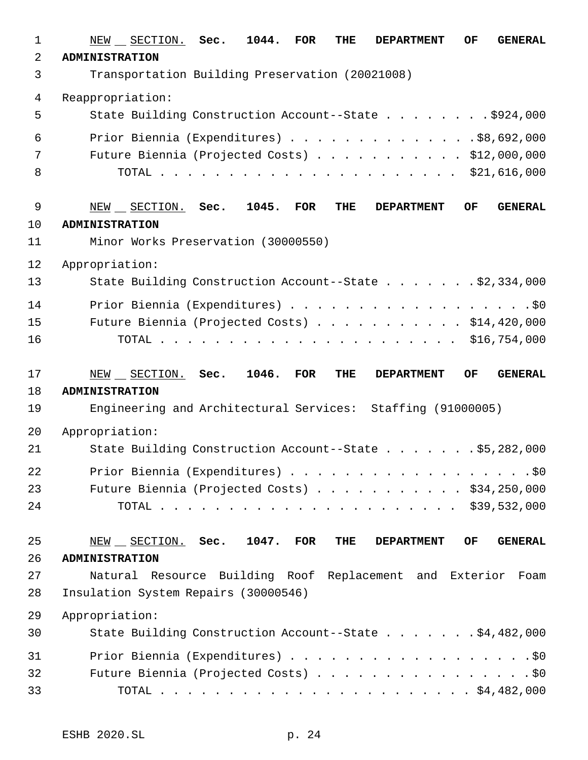NEW SECTION. **Sec. 1044. FOR THE DEPARTMENT OF GENERAL ADMINISTRATION**

Transportation Building Preservation (20021008)

Reappropriation:

State Building Construction Account--State . . . . . . . . $924,000

Prior Biennia (Expenditures) . . . . . . . . . . . . . . $8,692,000

Future Biennia (Projected Costs) . . . . . . . . . . . $12,000,000

TOTAL . . . . . . . . . . . . . . . . . . . . . . $21,616,000

NEW SECTION. **Sec. 1045. FOR THE DEPARTMENT OF GENERAL ADMINISTRATION**

Minor Works Preservation (30000550)

Appropriation:

State Building Construction Account--State . . . . . . . $2,334,000

Prior Biennia (Expenditures) . . . . . . . . . . . . . . . . . . $0

Future Biennia (Projected Costs) . . . . . . . . . . . $14,420,000

TOTAL . . . . . . . . . . . . . . . . . . . . . . $16,754,000

NEW SECTION. **Sec. 1046. FOR THE DEPARTMENT OF GENERAL ADMINISTRATION**

Engineering and Architectural Services: Staffing (91000005)

Appropriation:

State Building Construction Account--State . . . . . . . $5,282,000

Prior Biennia (Expenditures) . . . . . . . . . . . . . . . . . . $0

Future Biennia (Projected Costs) . . . . . . . . . . . $34,250,000

TOTAL . . . . . . . . . . . . . . . . . . . . . . $39,532,000

NEW SECTION. **Sec. 1047. FOR THE DEPARTMENT OF GENERAL ADMINISTRATION**

Natural Resource Building Roof Replacement and Exterior Foam Insulation System Repairs (30000546)

Appropriation:

State Building Construction Account--State . . . . . . . $4,482,000

Prior Biennia (Expenditures) . . . . . . . . . . . . . . . . . . $0

Future Biennia (Projected Costs) . . . . . . . . . . . . . . . . $0

TOTAL . . . . . . . . . . . . . . . . . . . . . . . $4,482,000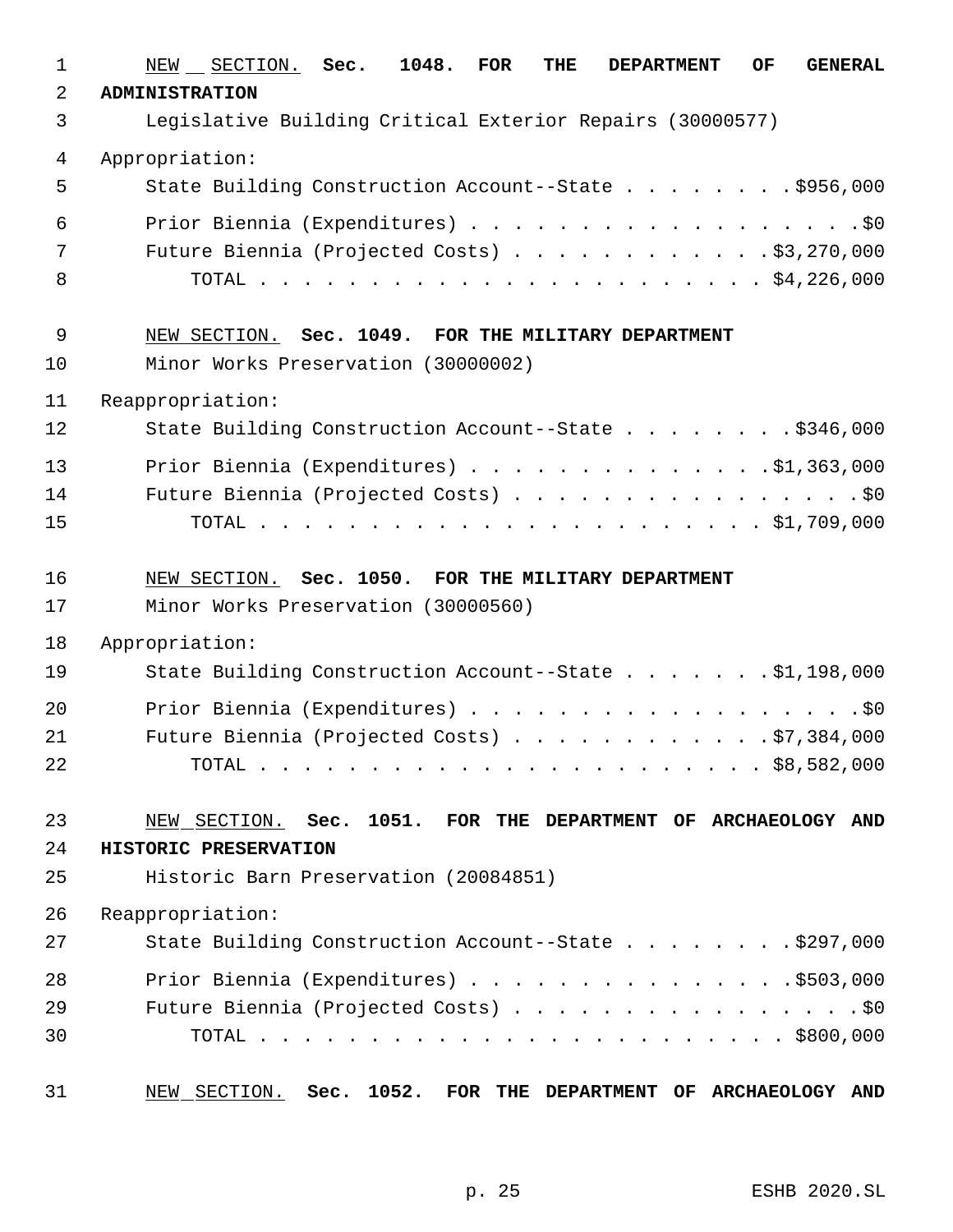NEW SECTION. **Sec. 1048. FOR THE DEPARTMENT OF GENERAL ADMINISTRATION**

Legislative Building Critical Exterior Repairs (30000577)

Appropriation:

State Building Construction Account--State . . . . . . . . $956,000

Prior Biennia (Expenditures) . . . . . . . . . . . . . . . . . . . $0

Future Biennia (Projected Costs) . . . . . . . . . . . . $3,270,000

TOTAL . . . . . . . . . . . . . . . . . . . . . . . . $4,226,000

NEW SECTION. **Sec. 1049. FOR THE MILITARY DEPARTMENT**

Minor Works Preservation (30000002)

Reappropriation:

State Building Construction Account--State . . . . . . . . $346,000

Prior Biennia (Expenditures) . . . . . . . . . . . . . . $1,363,000

Future Biennia (Projected Costs) . . . . . . . . . . . . . . . . $0

TOTAL . . . . . . . . . . . . . . . . . . . . . . . . $1,709,000

NEW SECTION. **Sec. 1050. FOR THE MILITARY DEPARTMENT**

Minor Works Preservation (30000560)

Appropriation:

State Building Construction Account--State . . . . . . . $1,198,000

Prior Biennia (Expenditures) . . . . . . . . . . . . . . . . . . $0

Future Biennia (Projected Costs) . . . . . . . . . . . . $7,384,000

TOTAL . . . . . . . . . . . . . . . . . . . . . . . . $8,582,000

NEW SECTION. **Sec. 1051. FOR THE DEPARTMENT OF ARCHAEOLOGY AND HISTORIC PRESERVATION**

Historic Barn Preservation (20084851)

Reappropriation:

State Building Construction Account--State . . . . . . . . $297,000

Prior Biennia (Expenditures) . . . . . . . . . . . . . . . $503,000

Future Biennia (Projected Costs) . . . . . . . . . . . . . . . . $0

TOTAL . . . . . . . . . . . . . . . . . . . . . . . . . $800,000

NEW SECTION. **Sec. 1052. FOR THE DEPARTMENT OF ARCHAEOLOGY AND**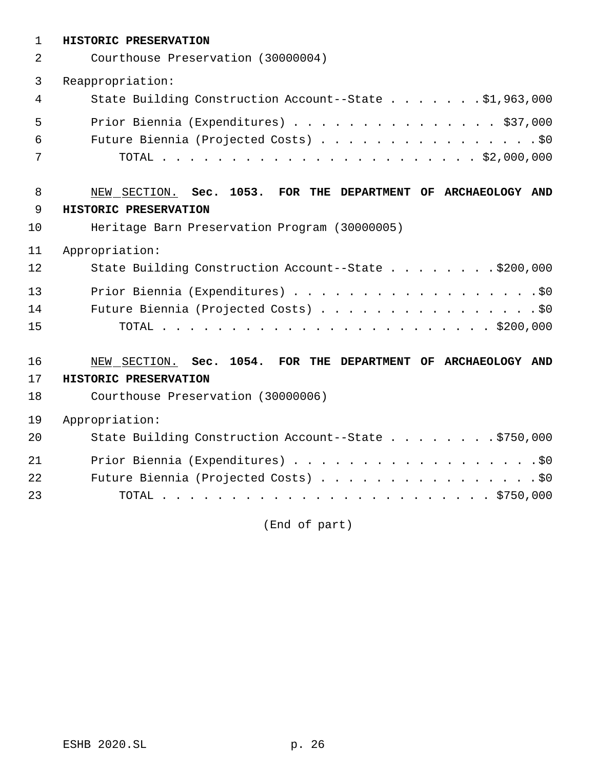**HISTORIC PRESERVATION**

Courthouse Preservation (30000004)

Reappropriation:

State Building Construction Account--State . . . . . . . $1,963,000

Prior Biennia (Expenditures) . . . . . . . . . . . . . . . $37,000

Future Biennia (Projected Costs) . . . . . . . . . . . . . . . . $0

TOTAL . . . . . . . . . . . . . . . . . . . . . . . . $2,000,000

NEW SECTION. **Sec. 1053. FOR THE DEPARTMENT OF ARCHAEOLOGY AND HISTORIC PRESERVATION**

Heritage Barn Preservation Program (30000005)

Appropriation:

State Building Construction Account--State . . . . . . . . $200,000

Prior Biennia (Expenditures) . . . . . . . . . . . . . . . . . . $0

Future Biennia (Projected Costs) . . . . . . . . . . . . . . . . $0

TOTAL . . . . . . . . . . . . . . . . . . . . . . . . $200,000

NEW SECTION. **Sec. 1054. FOR THE DEPARTMENT OF ARCHAEOLOGY AND HISTORIC PRESERVATION**

Courthouse Preservation (30000006)

Appropriation:

State Building Construction Account--State . . . . . . . . $750,000

Prior Biennia (Expenditures) . . . . . . . . . . . . . . . . . . $0

Future Biennia (Projected Costs) . . . . . . . . . . . . . . . . $0

TOTAL . . . . . . . . . . . . . . . . . . . . . . . . $750,000

(End of part)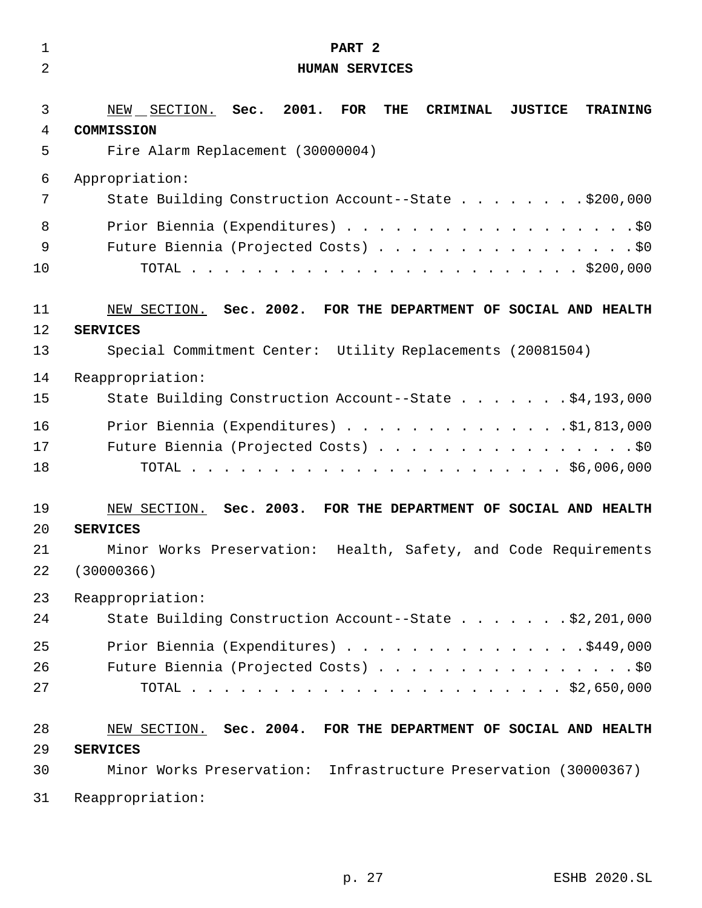# PART 2
## HUMAN SERVICES

NEW SECTION. **Sec. 2001. FOR THE CRIMINAL JUSTICE TRAINING COMMISSION**

Fire Alarm Replacement (30000004)

Appropriation:

State Building Construction Account--State . . . . . . . . .$200,000

Prior Biennia (Expenditures) . . . . . . . . . . . . . . . . . . .$0

Future Biennia (Projected Costs) . . . . . . . . . . . . . . . . .$0

TOTAL . . . . . . . . . . . . . . . . . . . . . . . . . $200,000

NEW SECTION. **Sec. 2002. FOR THE DEPARTMENT OF SOCIAL AND HEALTH SERVICES**

Special Commitment Center: Utility Replacements (20081504)

Reappropriation:

State Building Construction Account--State . . . . . . . .$4,193,000

Prior Biennia (Expenditures) . . . . . . . . . . . . . .$1,813,000

Future Biennia (Projected Costs) . . . . . . . . . . . . . . . . .$0

TOTAL . . . . . . . . . . . . . . . . . . . . . . . $6,006,000

NEW SECTION. **Sec. 2003. FOR THE DEPARTMENT OF SOCIAL AND HEALTH SERVICES**

Minor Works Preservation: Health, Safety, and Code Requirements (30000366)

Reappropriation:

State Building Construction Account--State . . . . . . . .$2,201,000

Prior Biennia (Expenditures) . . . . . . . . . . . . . . .$449,000

Future Biennia (Projected Costs) . . . . . . . . . . . . . . . . .$0

TOTAL . . . . . . . . . . . . . . . . . . . . . . . $2,650,000

NEW SECTION. **Sec. 2004. FOR THE DEPARTMENT OF SOCIAL AND HEALTH SERVICES**

Minor Works Preservation: Infrastructure Preservation (30000367)

Reappropriation: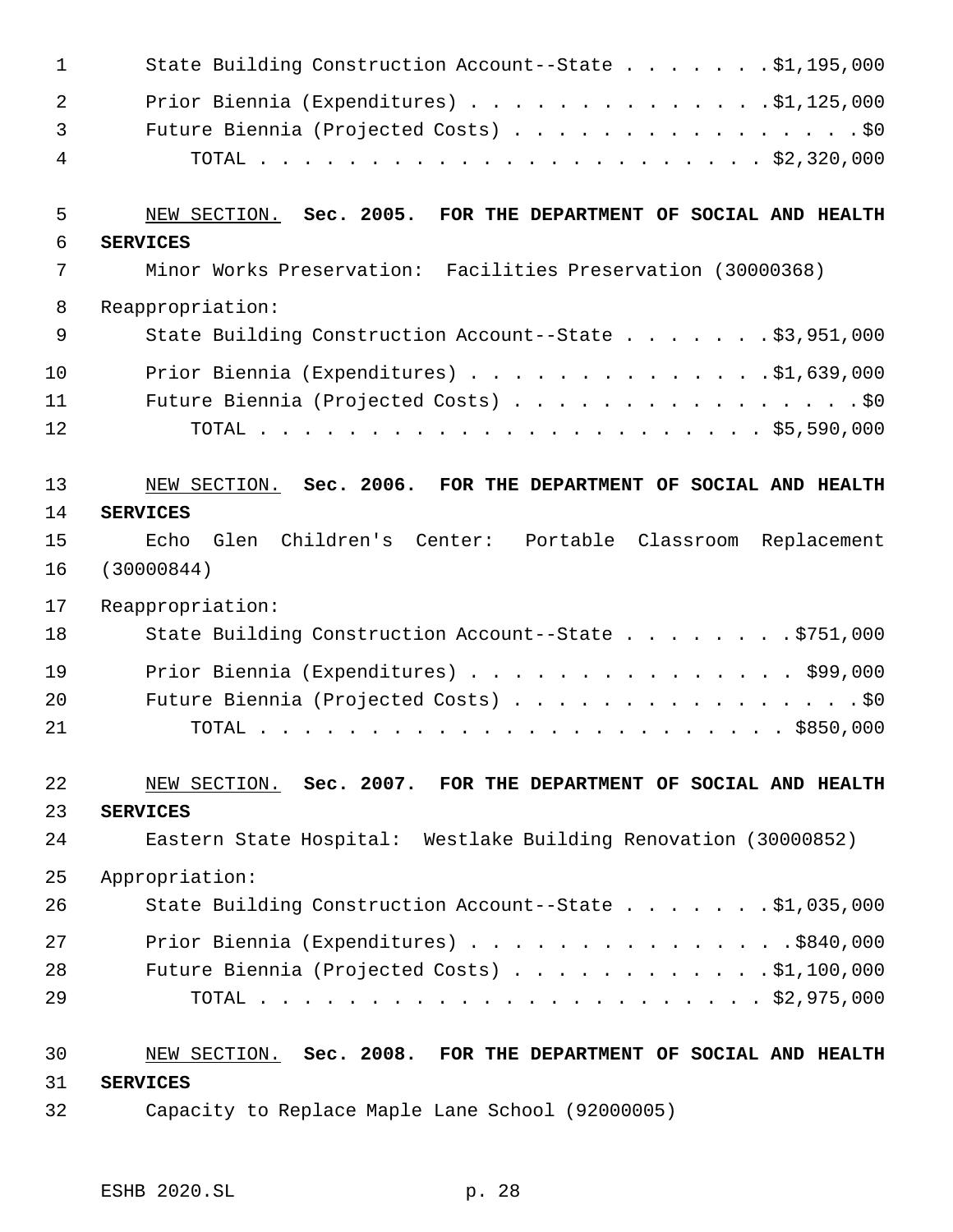State Building Construction Account--State . . . . . . . $1,195,000

Prior Biennia (Expenditures) . . . . . . . . . . . . . . $1,125,000

Future Biennia (Projected Costs) . . . . . . . . . . . . . . . . . $0

TOTAL . . . . . . . . . . . . . . . . . . . . . . . . $2,320,000

NEW SECTION. **Sec. 2005. FOR THE DEPARTMENT OF SOCIAL AND HEALTH SERVICES**

Minor Works Preservation: Facilities Preservation (30000368)

Reappropriation:

State Building Construction Account--State . . . . . . . $3,951,000

Prior Biennia (Expenditures) . . . . . . . . . . . . . . $1,639,000

Future Biennia (Projected Costs) . . . . . . . . . . . . . . . . . $0

TOTAL . . . . . . . . . . . . . . . . . . . . . . . . $5,590,000

NEW SECTION. **Sec. 2006. FOR THE DEPARTMENT OF SOCIAL AND HEALTH SERVICES**

Echo Glen Children's Center: Portable Classroom Replacement (30000844)

Reappropriation:

State Building Construction Account--State . . . . . . . . $751,000

Prior Biennia (Expenditures) . . . . . . . . . . . . . . . $99,000

Future Biennia (Projected Costs) . . . . . . . . . . . . . . . . . $0

TOTAL . . . . . . . . . . . . . . . . . . . . . . . . $850,000

NEW SECTION. **Sec. 2007. FOR THE DEPARTMENT OF SOCIAL AND HEALTH SERVICES**

Eastern State Hospital: Westlake Building Renovation (30000852)

Appropriation:

State Building Construction Account--State . . . . . . . $1,035,000

Prior Biennia (Expenditures) . . . . . . . . . . . . . . . $840,000

Future Biennia (Projected Costs) . . . . . . . . . . . . $1,100,000

TOTAL . . . . . . . . . . . . . . . . . . . . . . . . $2,975,000

NEW SECTION. **Sec. 2008. FOR THE DEPARTMENT OF SOCIAL AND HEALTH SERVICES**

Capacity to Replace Maple Lane School (92000005)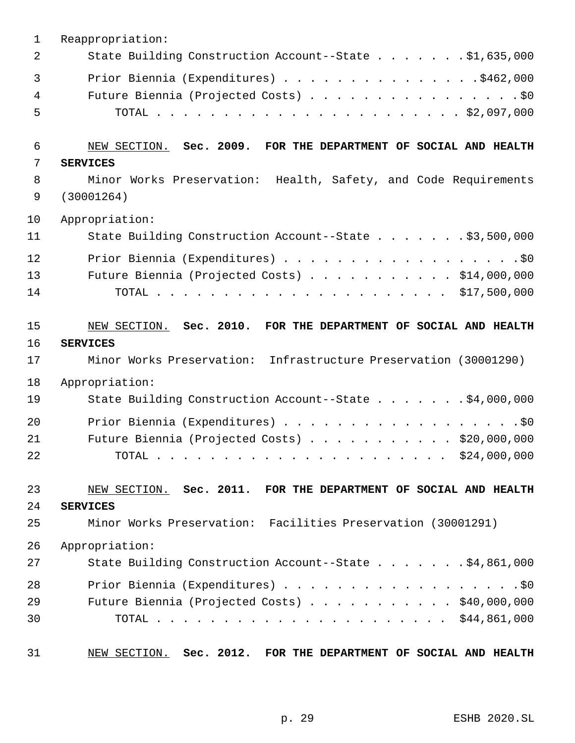Reappropriation:

State Building Construction Account--State . . . . . . . $1,635,000

Prior Biennia (Expenditures) . . . . . . . . . . . . . . . $462,000

Future Biennia (Projected Costs) . . . . . . . . . . . . . . . . $0

TOTAL . . . . . . . . . . . . . . . . . . . . . . . . $2,097,000

NEW SECTION. **Sec. 2009. FOR THE DEPARTMENT OF SOCIAL AND HEALTH SERVICES**

Minor Works Preservation: Health, Safety, and Code Requirements (30001264)

Appropriation:

State Building Construction Account--State . . . . . . . $3,500,000

Prior Biennia (Expenditures) . . . . . . . . . . . . . . . . . . $0

Future Biennia (Projected Costs) . . . . . . . . . . . $14,000,000

TOTAL . . . . . . . . . . . . . . . . . . . . . . . $17,500,000

NEW SECTION. **Sec. 2010. FOR THE DEPARTMENT OF SOCIAL AND HEALTH SERVICES**

Minor Works Preservation: Infrastructure Preservation (30001290)

Appropriation:

State Building Construction Account--State . . . . . . . $4,000,000

Prior Biennia (Expenditures) . . . . . . . . . . . . . . . . . . $0

Future Biennia (Projected Costs) . . . . . . . . . . . $20,000,000

TOTAL . . . . . . . . . . . . . . . . . . . . . . . $24,000,000

NEW SECTION. **Sec. 2011. FOR THE DEPARTMENT OF SOCIAL AND HEALTH SERVICES**

Minor Works Preservation: Facilities Preservation (30001291)

Appropriation:

State Building Construction Account--State . . . . . . . $4,861,000

Prior Biennia (Expenditures) . . . . . . . . . . . . . . . . . . $0

Future Biennia (Projected Costs) . . . . . . . . . . . $40,000,000

TOTAL . . . . . . . . . . . . . . . . . . . . . . . $44,861,000

NEW SECTION. **Sec. 2012. FOR THE DEPARTMENT OF SOCIAL AND HEALTH**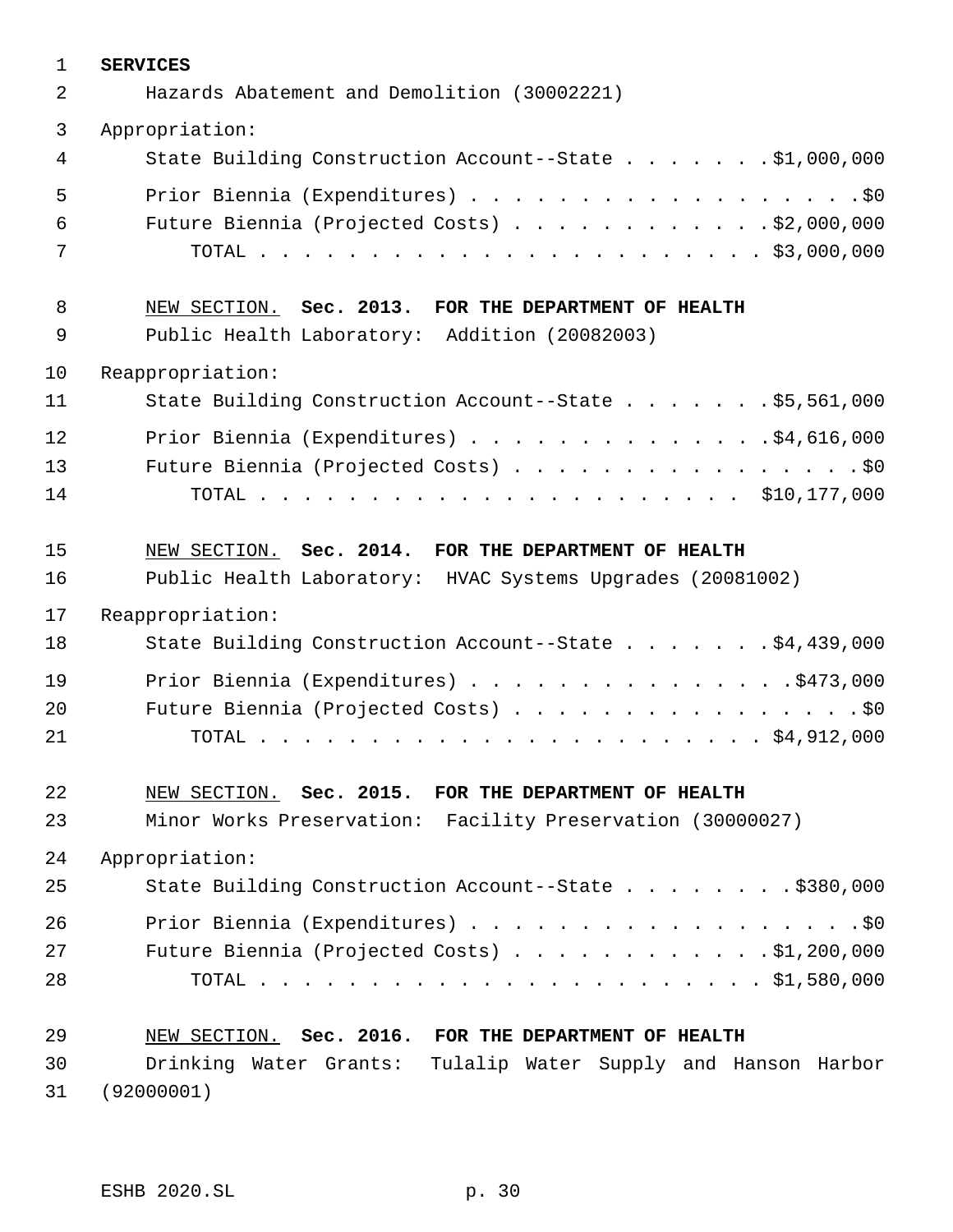**SERVICES**

Hazards Abatement and Demolition (30002221)

Appropriation:

State Building Construction Account--State . . . . . . . $1,000,000

Prior Biennia (Expenditures) . . . . . . . . . . . . . . . . . . $0

Future Biennia (Projected Costs) . . . . . . . . . . . . $2,000,000

TOTAL . . . . . . . . . . . . . . . . . . . . . . . . $3,000,000

NEW SECTION. **Sec. 2013. FOR THE DEPARTMENT OF HEALTH**

Public Health Laboratory: Addition (20082003)

Reappropriation:

State Building Construction Account--State . . . . . . . $5,561,000

Prior Biennia (Expenditures) . . . . . . . . . . . . . . $4,616,000

Future Biennia (Projected Costs) . . . . . . . . . . . . . . . . $0

TOTAL . . . . . . . . . . . . . . . . . . . . . . . $10,177,000

NEW SECTION. **Sec. 2014. FOR THE DEPARTMENT OF HEALTH**

Public Health Laboratory: HVAC Systems Upgrades (20081002)

Reappropriation:

State Building Construction Account--State . . . . . . . $4,439,000

Prior Biennia (Expenditures) . . . . . . . . . . . . . . . $473,000

Future Biennia (Projected Costs) . . . . . . . . . . . . . . . . $0

TOTAL . . . . . . . . . . . . . . . . . . . . . . . . $4,912,000

NEW SECTION. **Sec. 2015. FOR THE DEPARTMENT OF HEALTH**

Minor Works Preservation: Facility Preservation (30000027)

Appropriation:

State Building Construction Account--State . . . . . . . . $380,000

Prior Biennia (Expenditures) . . . . . . . . . . . . . . . . . . $0

Future Biennia (Projected Costs) . . . . . . . . . . . . $1,200,000

TOTAL . . . . . . . . . . . . . . . . . . . . . . . . $1,580,000

NEW SECTION. **Sec. 2016. FOR THE DEPARTMENT OF HEALTH**

Drinking Water Grants: Tulalip Water Supply and Hanson Harbor (92000001)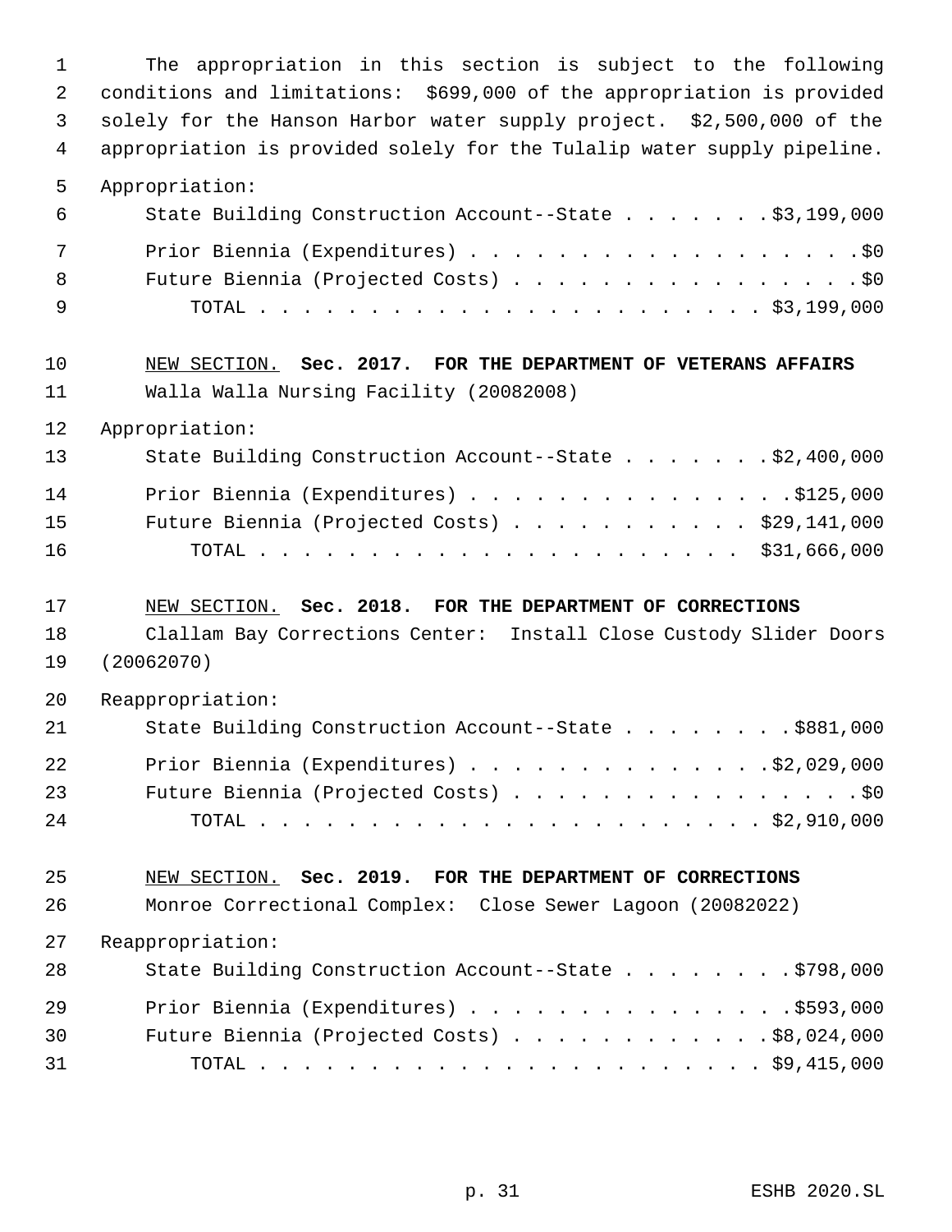The appropriation in this section is subject to the following conditions and limitations: $699,000 of the appropriation is provided solely for the Hanson Harbor water supply project. $2,500,000 of the appropriation is provided solely for the Tulalip water supply pipeline.

Appropriation:

| | |
|---|---|
| State Building Construction Account--State | $3,199,000 |
| Prior Biennia (Expenditures) | $0 |
| Future Biennia (Projected Costs) | $0 |
| TOTAL | $3,199,000 |

NEW SECTION. **Sec. 2017. FOR THE DEPARTMENT OF VETERANS AFFAIRS**

Walla Walla Nursing Facility (20082008)

Appropriation:

| | |
|---|---|
| State Building Construction Account--State | $2,400,000 |
| Prior Biennia (Expenditures) | $125,000 |
| Future Biennia (Projected Costs) | $29,141,000 |
| TOTAL | $31,666,000 |

NEW SECTION. **Sec. 2018. FOR THE DEPARTMENT OF CORRECTIONS**

Clallam Bay Corrections Center: Install Close Custody Slider Doors (20062070)

Reappropriation:

| | |
|---|---|
| State Building Construction Account--State | $881,000 |
| Prior Biennia (Expenditures) | $2,029,000 |
| Future Biennia (Projected Costs) | $0 |
| TOTAL | $2,910,000 |

NEW SECTION. **Sec. 2019. FOR THE DEPARTMENT OF CORRECTIONS**

Monroe Correctional Complex: Close Sewer Lagoon (20082022)

Reappropriation:

| | |
|---|---|
| State Building Construction Account--State | $798,000 |
| Prior Biennia (Expenditures) | $593,000 |
| Future Biennia (Projected Costs) | $8,024,000 |
| TOTAL | $9,415,000 |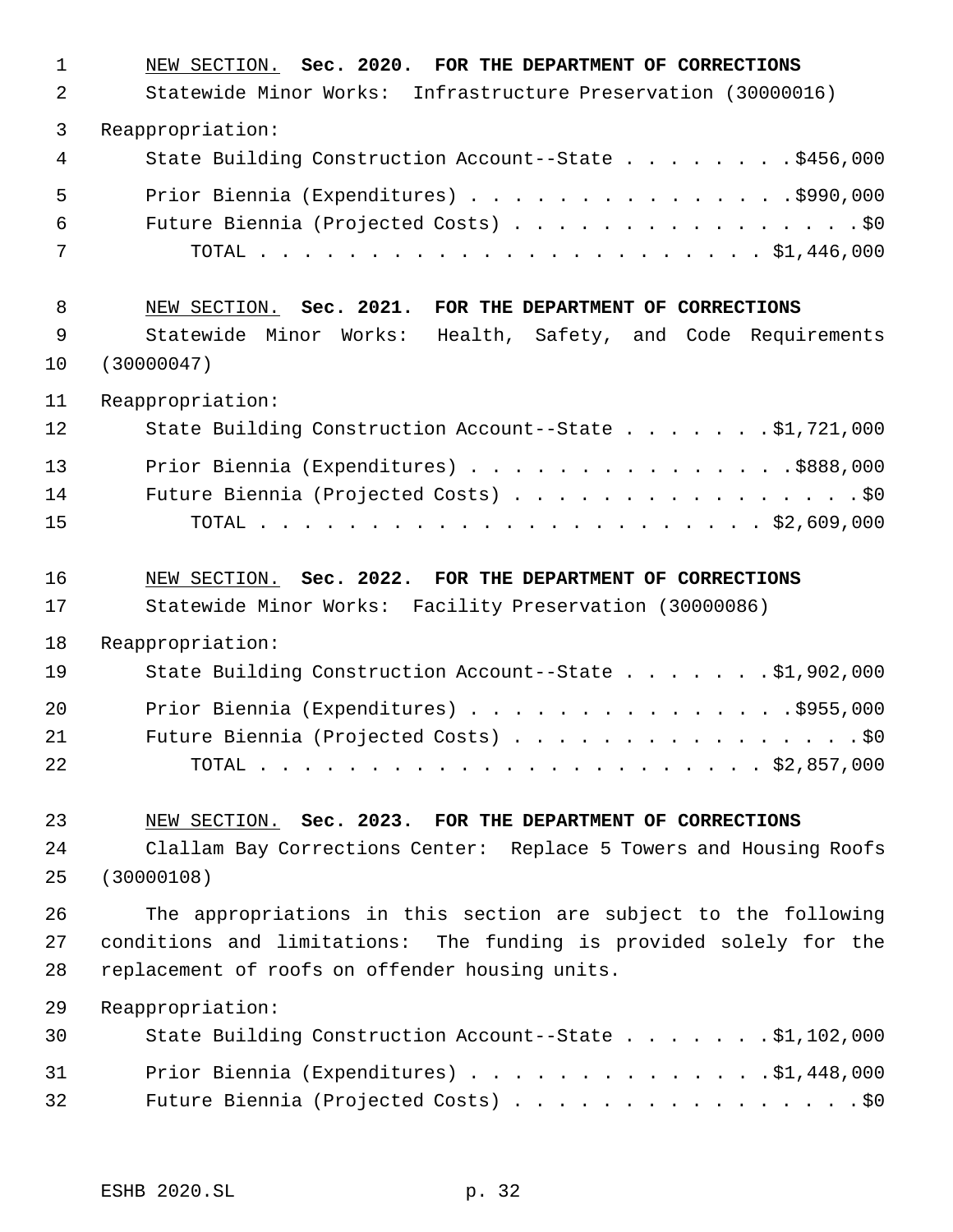NEW SECTION. **Sec. 2020. FOR THE DEPARTMENT OF CORRECTIONS**

Statewide Minor Works: Infrastructure Preservation (30000016)

Reappropriation:

State Building Construction Account--State . . . . . . . . $456,000

Prior Biennia (Expenditures) . . . . . . . . . . . . . . . $990,000

Future Biennia (Projected Costs) . . . . . . . . . . . . . . . . $0

TOTAL . . . . . . . . . . . . . . . . . . . . . . . $1,446,000

NEW SECTION. **Sec. 2021. FOR THE DEPARTMENT OF CORRECTIONS**

Statewide Minor Works: Health, Safety, and Code Requirements (30000047)

Reappropriation:

State Building Construction Account--State . . . . . . . $1,721,000

Prior Biennia (Expenditures) . . . . . . . . . . . . . . . $888,000

Future Biennia (Projected Costs) . . . . . . . . . . . . . . . . $0

TOTAL . . . . . . . . . . . . . . . . . . . . . . . $2,609,000

NEW SECTION. **Sec. 2022. FOR THE DEPARTMENT OF CORRECTIONS**

Statewide Minor Works: Facility Preservation (30000086)

Reappropriation:

State Building Construction Account--State . . . . . . . $1,902,000

Prior Biennia (Expenditures) . . . . . . . . . . . . . . . $955,000

Future Biennia (Projected Costs) . . . . . . . . . . . . . . . . $0

TOTAL . . . . . . . . . . . . . . . . . . . . . . . $2,857,000

NEW SECTION. **Sec. 2023. FOR THE DEPARTMENT OF CORRECTIONS**

Clallam Bay Corrections Center: Replace 5 Towers and Housing Roofs (30000108)

The appropriations in this section are subject to the following conditions and limitations: The funding is provided solely for the replacement of roofs on offender housing units.

Reappropriation:

State Building Construction Account--State . . . . . . . $1,102,000

Prior Biennia (Expenditures) . . . . . . . . . . . . . . $1,448,000

Future Biennia (Projected Costs) . . . . . . . . . . . . . . . . $0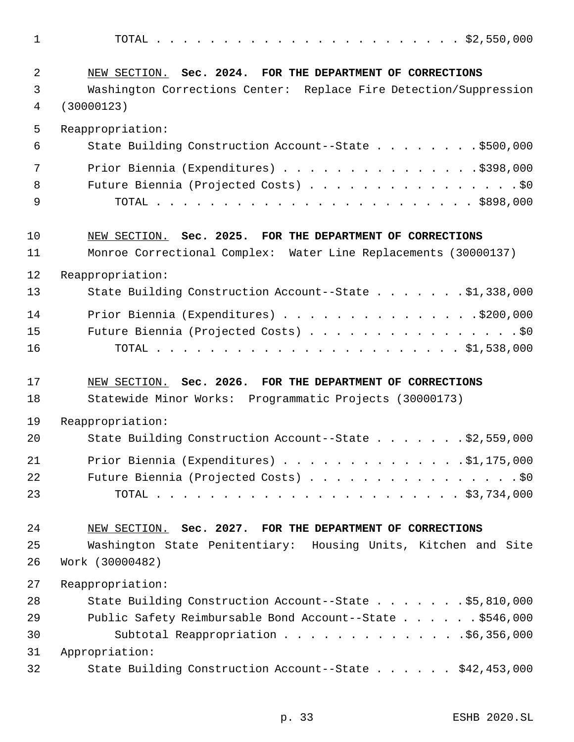TOTAL . . . . . . . . . . . . . . . . . . . . . . . . $2,550,000

NEW SECTION. **Sec. 2024. FOR THE DEPARTMENT OF CORRECTIONS**

Washington Corrections Center: Replace Fire Detection/Suppression (30000123)

Reappropriation:

State Building Construction Account--State . . . . . . . . $500,000

Prior Biennia (Expenditures) . . . . . . . . . . . . . . . $398,000

Future Biennia (Projected Costs) . . . . . . . . . . . . . . . . . $0

TOTAL . . . . . . . . . . . . . . . . . . . . . . . . . $898,000

NEW SECTION. **Sec. 2025. FOR THE DEPARTMENT OF CORRECTIONS**

Monroe Correctional Complex: Water Line Replacements (30000137)

Reappropriation:

State Building Construction Account--State . . . . . . . $1,338,000

Prior Biennia (Expenditures) . . . . . . . . . . . . . . . $200,000

Future Biennia (Projected Costs) . . . . . . . . . . . . . . . . . $0

TOTAL . . . . . . . . . . . . . . . . . . . . . . . . $1,538,000

NEW SECTION. **Sec. 2026. FOR THE DEPARTMENT OF CORRECTIONS**

Statewide Minor Works: Programmatic Projects (30000173)

Reappropriation:

State Building Construction Account--State . . . . . . . $2,559,000

Prior Biennia (Expenditures) . . . . . . . . . . . . . . $1,175,000

Future Biennia (Projected Costs) . . . . . . . . . . . . . . . . . $0

TOTAL . . . . . . . . . . . . . . . . . . . . . . . . $3,734,000

NEW SECTION. **Sec. 2027. FOR THE DEPARTMENT OF CORRECTIONS**

Washington State Penitentiary: Housing Units, Kitchen and Site Work (30000482)

Reappropriation:

State Building Construction Account--State . . . . . . . $5,810,000

Public Safety Reimbursable Bond Account--State . . . . . . $546,000

Subtotal Reappropriation . . . . . . . . . . . . . . $6,356,000

Appropriation:

State Building Construction Account--State . . . . . . $42,453,000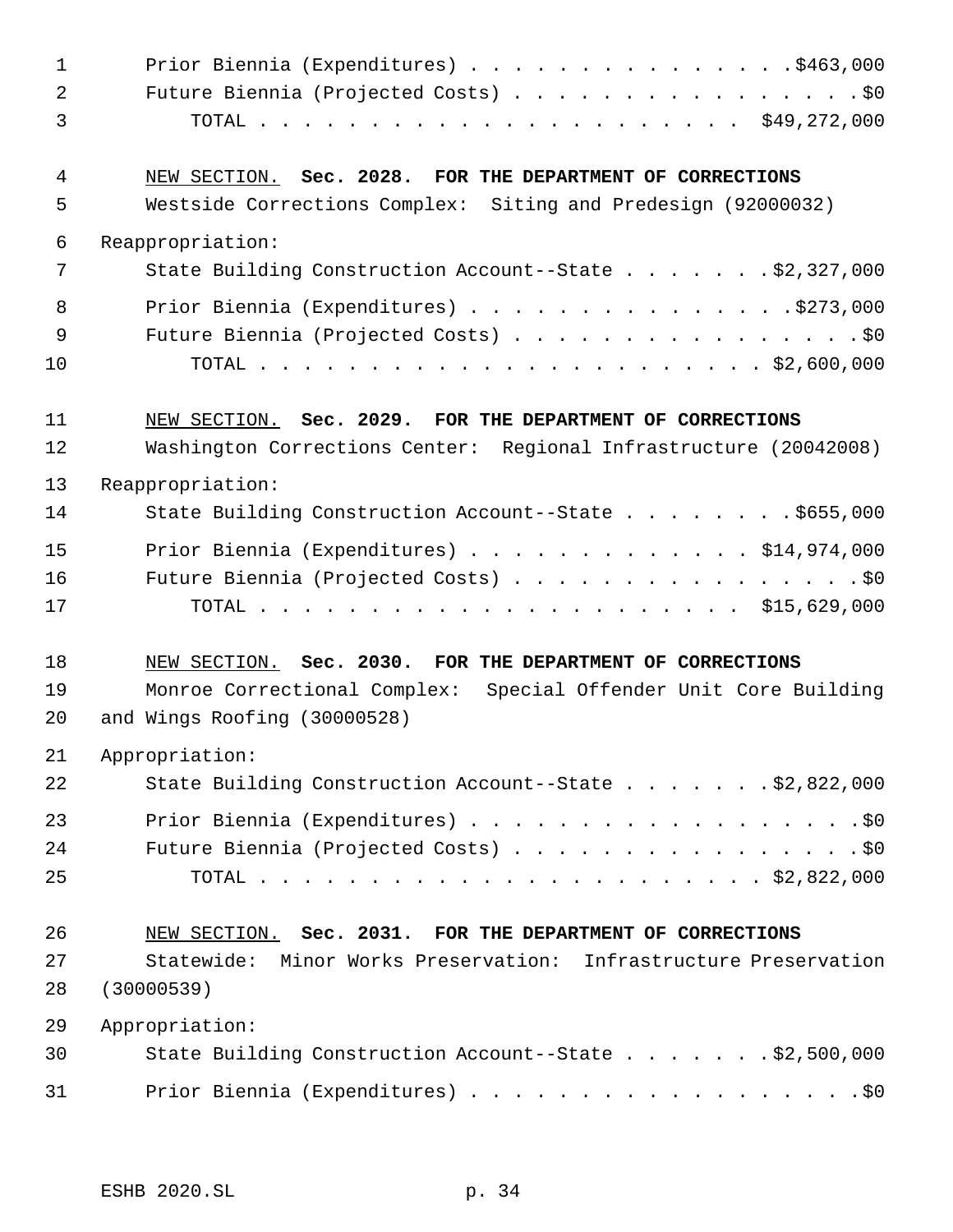Prior Biennia (Expenditures) . . . . . . . . . . . . . . . .$463,000
Future Biennia (Projected Costs) . . . . . . . . . . . . . . . . .$0
TOTAL . . . . . . . . . . . . . . . . . . . . . . . $49,272,000

NEW SECTION. **Sec. 2028. FOR THE DEPARTMENT OF CORRECTIONS**

Westside Corrections Complex: Siting and Predesign (92000032)

Reappropriation:

State Building Construction Account--State . . . . . . . .$2,327,000

Prior Biennia (Expenditures) . . . . . . . . . . . . . . . .$273,000
Future Biennia (Projected Costs) . . . . . . . . . . . . . . . . .$0
TOTAL . . . . . . . . . . . . . . . . . . . . . . . . $2,600,000

NEW SECTION. **Sec. 2029. FOR THE DEPARTMENT OF CORRECTIONS**

Washington Corrections Center: Regional Infrastructure (20042008)

Reappropriation:

State Building Construction Account--State . . . . . . . . .$655,000

Prior Biennia (Expenditures) . . . . . . . . . . . . . $14,974,000
Future Biennia (Projected Costs) . . . . . . . . . . . . . . . . .$0
TOTAL . . . . . . . . . . . . . . . . . . . . . . . $15,629,000

NEW SECTION. **Sec. 2030. FOR THE DEPARTMENT OF CORRECTIONS**

Monroe Correctional Complex: Special Offender Unit Core Building and Wings Roofing (30000528)

Appropriation:

State Building Construction Account--State . . . . . . . .$2,822,000

Prior Biennia (Expenditures) . . . . . . . . . . . . . . . . . . .$0
Future Biennia (Projected Costs) . . . . . . . . . . . . . . . . .$0
TOTAL . . . . . . . . . . . . . . . . . . . . . . . . $2,822,000

NEW SECTION. **Sec. 2031. FOR THE DEPARTMENT OF CORRECTIONS**

Statewide: Minor Works Preservation: Infrastructure Preservation (30000539)

Appropriation:

State Building Construction Account--State . . . . . . . .$2,500,000

Prior Biennia (Expenditures) . . . . . . . . . . . . . . . . . . .$0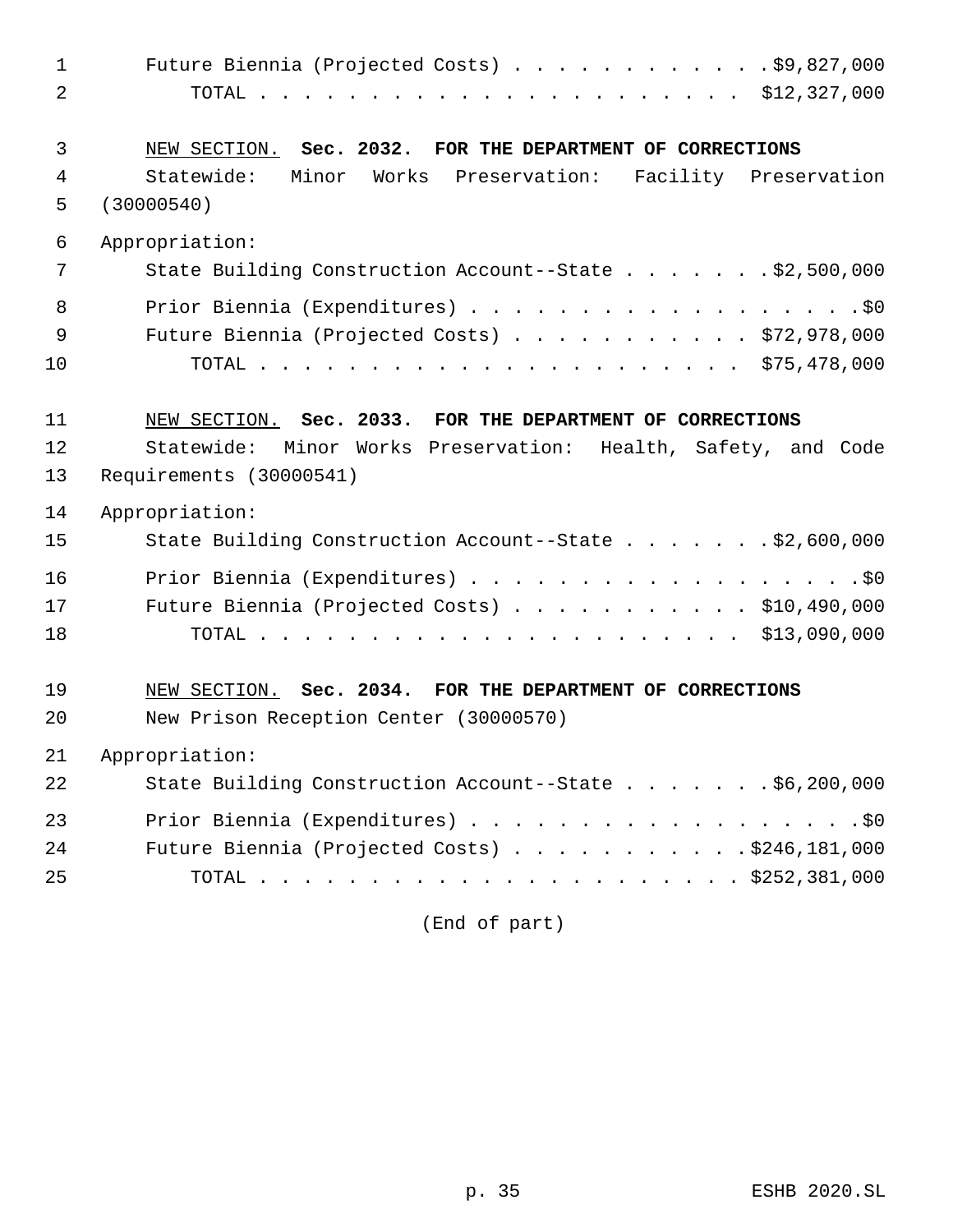Future Biennia (Projected Costs) . . . . . . . . . . . . $9,827,000
TOTAL . . . . . . . . . . . . . . . . . . . . . . . $12,327,000

NEW SECTION. **Sec. 2032. FOR THE DEPARTMENT OF CORRECTIONS**

Statewide: Minor Works Preservation: Facility Preservation (30000540)

Appropriation:

State Building Construction Account--State . . . . . . . $2,500,000

Prior Biennia (Expenditures) . . . . . . . . . . . . . . . . . . $0
Future Biennia (Projected Costs) . . . . . . . . . . . . $72,978,000
TOTAL . . . . . . . . . . . . . . . . . . . . . . . $75,478,000

NEW SECTION. **Sec. 2033. FOR THE DEPARTMENT OF CORRECTIONS**

Statewide: Minor Works Preservation: Health, Safety, and Code Requirements (30000541)

Appropriation:

State Building Construction Account--State . . . . . . . $2,600,000

Prior Biennia (Expenditures) . . . . . . . . . . . . . . . . . . $0
Future Biennia (Projected Costs) . . . . . . . . . . . . $10,490,000
TOTAL . . . . . . . . . . . . . . . . . . . . . . . $13,090,000

NEW SECTION. **Sec. 2034. FOR THE DEPARTMENT OF CORRECTIONS**

New Prison Reception Center (30000570)

Appropriation:

State Building Construction Account--State . . . . . . . $6,200,000

Prior Biennia (Expenditures) . . . . . . . . . . . . . . . . . . $0
Future Biennia (Projected Costs) . . . . . . . . . . . . $246,181,000
TOTAL . . . . . . . . . . . . . . . . . . . . . . . $252,381,000

(End of part)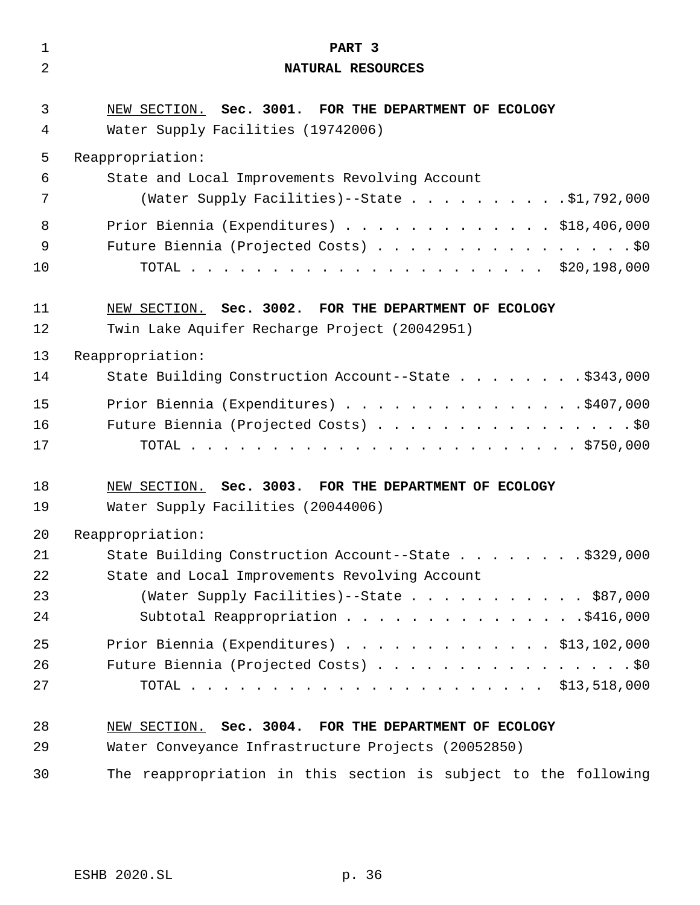# PART 3

## NATURAL RESOURCES

NEW SECTION. **Sec. 3001. FOR THE DEPARTMENT OF ECOLOGY**

Water Supply Facilities (19742006)

Reappropriation:

State and Local Improvements Revolving Account (Water Supply Facilities)--State . . . . . . . . . . . $1,792,000

Prior Biennia (Expenditures) . . . . . . . . . . . . . $18,406,000

Future Biennia (Projected Costs) . . . . . . . . . . . . . . . . . $0

TOTAL . . . . . . . . . . . . . . . . . . . . . . $20,198,000

NEW SECTION. **Sec. 3002. FOR THE DEPARTMENT OF ECOLOGY**

Twin Lake Aquifer Recharge Project (20042951)

Reappropriation:

State Building Construction Account--State . . . . . . . . $343,000

Prior Biennia (Expenditures) . . . . . . . . . . . . . . . $407,000

Future Biennia (Projected Costs) . . . . . . . . . . . . . . . . . $0

TOTAL . . . . . . . . . . . . . . . . . . . . . . . . $750,000

NEW SECTION. **Sec. 3003. FOR THE DEPARTMENT OF ECOLOGY**

Water Supply Facilities (20044006)

Reappropriation:

State Building Construction Account--State . . . . . . . . $329,000

State and Local Improvements Revolving Account (Water Supply Facilities)--State . . . . . . . . . . . $87,000

Subtotal Reappropriation . . . . . . . . . . . . . . . $416,000

Prior Biennia (Expenditures) . . . . . . . . . . . . . $13,102,000

Future Biennia (Projected Costs) . . . . . . . . . . . . . . . . . $0

TOTAL . . . . . . . . . . . . . . . . . . . . . . $13,518,000

NEW SECTION. **Sec. 3004. FOR THE DEPARTMENT OF ECOLOGY**

Water Conveyance Infrastructure Projects (20052850)

The reappropriation in this section is subject to the following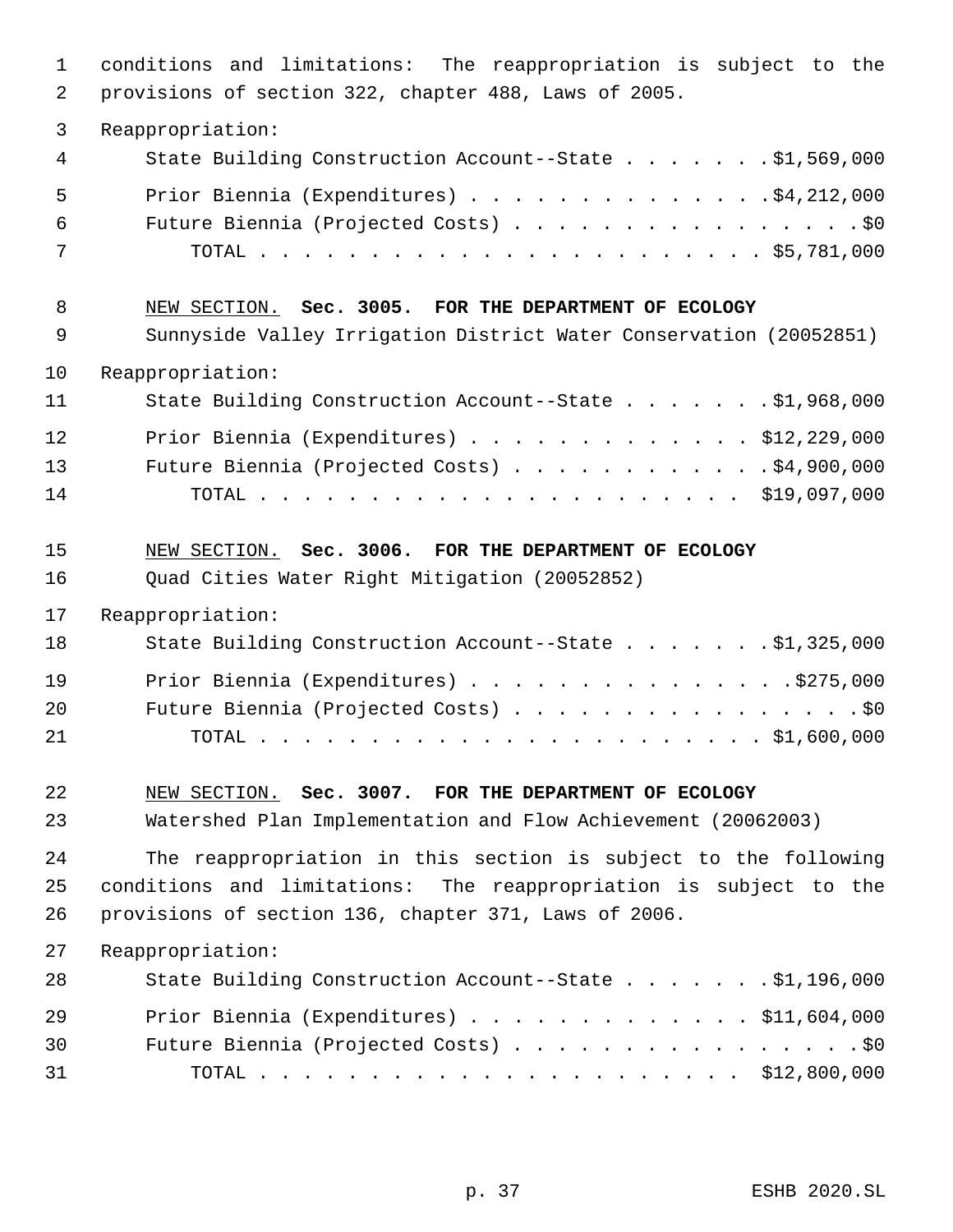conditions and limitations: The reappropriation is subject to the provisions of section 322, chapter 488, Laws of 2005.

Reappropriation:

State Building Construction Account--State . . . . . . . $1,569,000

Prior Biennia (Expenditures) . . . . . . . . . . . . . . $4,212,000
Future Biennia (Projected Costs) . . . . . . . . . . . . . . . . . $0
TOTAL . . . . . . . . . . . . . . . . . . . . . . . . $5,781,000

NEW SECTION. **Sec. 3005. FOR THE DEPARTMENT OF ECOLOGY**

Sunnyside Valley Irrigation District Water Conservation (20052851)

Reappropriation:

State Building Construction Account--State . . . . . . . $1,968,000

Prior Biennia (Expenditures) . . . . . . . . . . . . . $12,229,000
Future Biennia (Projected Costs) . . . . . . . . . . . . $4,900,000
TOTAL . . . . . . . . . . . . . . . . . . . . . . . $19,097,000

NEW SECTION. **Sec. 3006. FOR THE DEPARTMENT OF ECOLOGY**

Quad Cities Water Right Mitigation (20052852)

Reappropriation:

State Building Construction Account--State . . . . . . . $1,325,000

Prior Biennia (Expenditures) . . . . . . . . . . . . . . . $275,000
Future Biennia (Projected Costs) . . . . . . . . . . . . . . . . . $0
TOTAL . . . . . . . . . . . . . . . . . . . . . . . . $1,600,000

NEW SECTION. **Sec. 3007. FOR THE DEPARTMENT OF ECOLOGY**

Watershed Plan Implementation and Flow Achievement (20062003)

The reappropriation in this section is subject to the following conditions and limitations: The reappropriation is subject to the provisions of section 136, chapter 371, Laws of 2006.

Reappropriation:

State Building Construction Account--State . . . . . . . $1,196,000

Prior Biennia (Expenditures) . . . . . . . . . . . . . $11,604,000
Future Biennia (Projected Costs) . . . . . . . . . . . . . . . . . $0
TOTAL . . . . . . . . . . . . . . . . . . . . . . . $12,800,000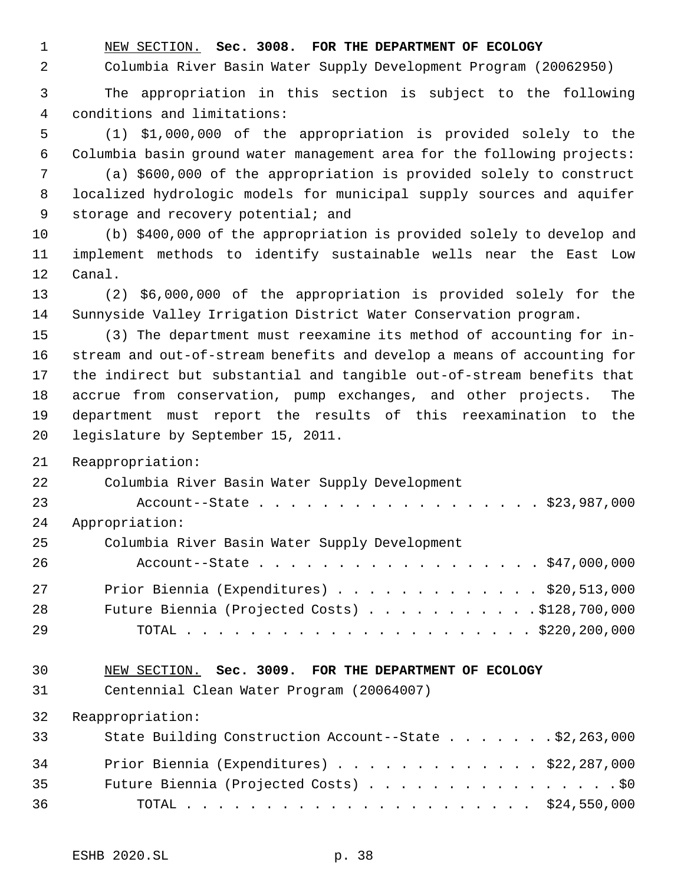NEW SECTION. **Sec. 3008. FOR THE DEPARTMENT OF ECOLOGY**

Columbia River Basin Water Supply Development Program (20062950)

The appropriation in this section is subject to the following conditions and limitations:

(1) $1,000,000 of the appropriation is provided solely to the Columbia basin ground water management area for the following projects:

(a) $600,000 of the appropriation is provided solely to construct localized hydrologic models for municipal supply sources and aquifer storage and recovery potential; and

(b) $400,000 of the appropriation is provided solely to develop and implement methods to identify sustainable wells near the East Low Canal.

(2) $6,000,000 of the appropriation is provided solely for the Sunnyside Valley Irrigation District Water Conservation program.

(3) The department must reexamine its method of accounting for in-stream and out-of-stream benefits and develop a means of accounting for the indirect but substantial and tangible out-of-stream benefits that accrue from conservation, pump exchanges, and other projects. The department must report the results of this reexamination to the legislature by September 15, 2011.

Reappropriation:

Columbia River Basin Water Supply Development Account--State . . . . . . . . . . . . . . . . . . $23,987,000

Appropriation:

Columbia River Basin Water Supply Development Account--State . . . . . . . . . . . . . . . . . . $47,000,000

Prior Biennia (Expenditures) . . . . . . . . . . . . . $20,513,000

Future Biennia (Projected Costs) . . . . . . . . . . . $128,700,000

TOTAL . . . . . . . . . . . . . . . . . . . . . . $220,200,000

NEW SECTION. **Sec. 3009. FOR THE DEPARTMENT OF ECOLOGY**

Centennial Clean Water Program (20064007)

Reappropriation:

State Building Construction Account--State . . . . . . . $2,263,000

Prior Biennia (Expenditures) . . . . . . . . . . . . . $22,287,000

Future Biennia (Projected Costs) . . . . . . . . . . . . . . . . $0

TOTAL . . . . . . . . . . . . . . . . . . . . . . $24,550,000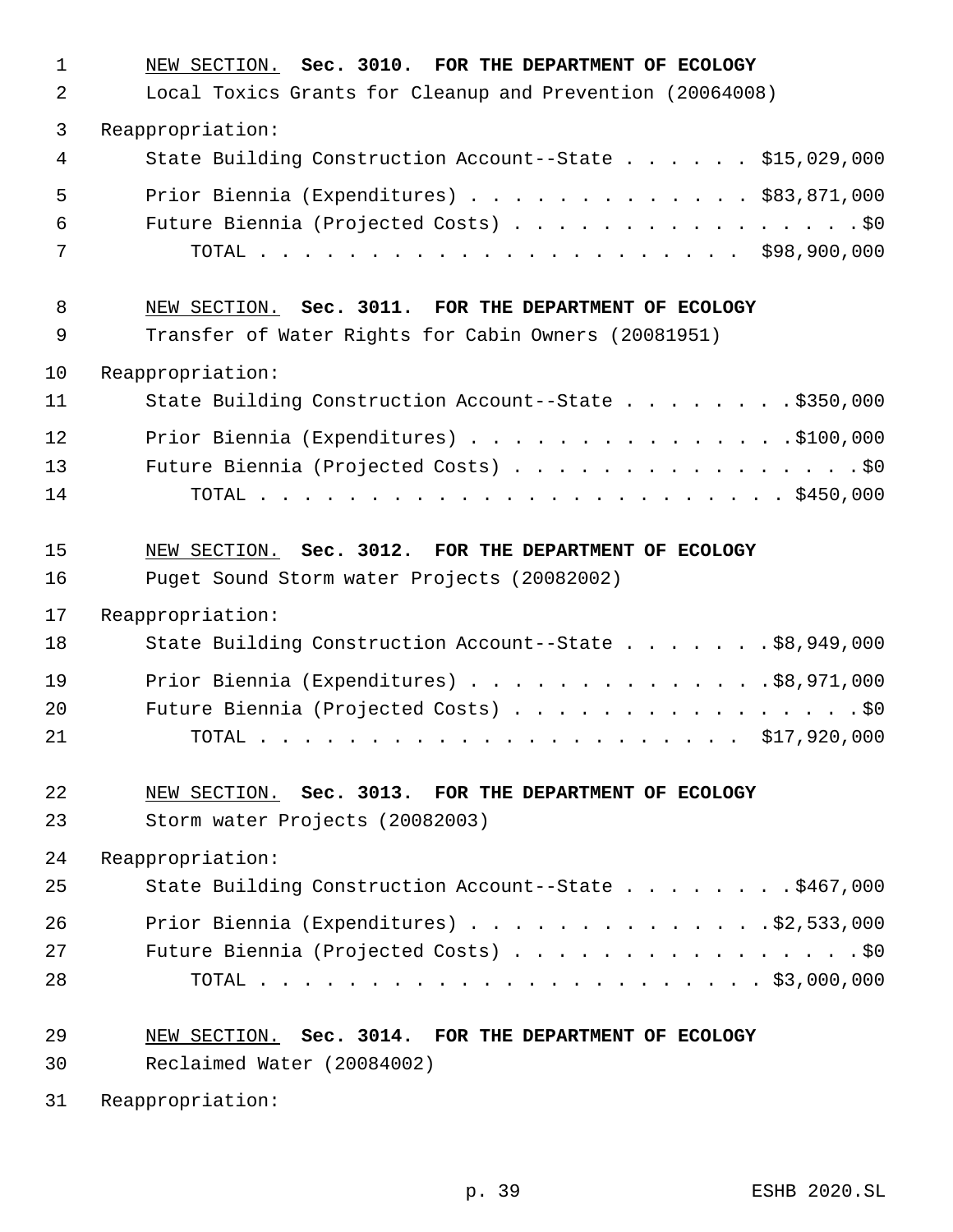NEW SECTION. **Sec. 3010. FOR THE DEPARTMENT OF ECOLOGY**

Local Toxics Grants for Cleanup and Prevention (20064008)

Reappropriation:

State Building Construction Account--State . . . . . . $15,029,000

Prior Biennia (Expenditures) . . . . . . . . . . . . . $83,871,000

Future Biennia (Projected Costs) . . . . . . . . . . . . . . . . .$0

TOTAL . . . . . . . . . . . . . . . . . . . . . . $98,900,000

NEW SECTION. **Sec. 3011. FOR THE DEPARTMENT OF ECOLOGY**

Transfer of Water Rights for Cabin Owners (20081951)

Reappropriation:

State Building Construction Account--State . . . . . . . . .$350,000

Prior Biennia (Expenditures) . . . . . . . . . . . . . . . .$100,000

Future Biennia (Projected Costs) . . . . . . . . . . . . . . . . .$0

TOTAL . . . . . . . . . . . . . . . . . . . . . . . . . $450,000

NEW SECTION. **Sec. 3012. FOR THE DEPARTMENT OF ECOLOGY**

Puget Sound Storm water Projects (20082002)

Reappropriation:

State Building Construction Account--State . . . . . . . .$8,949,000

Prior Biennia (Expenditures) . . . . . . . . . . . . . .$8,971,000

Future Biennia (Projected Costs) . . . . . . . . . . . . . . . . .$0

TOTAL . . . . . . . . . . . . . . . . . . . . . . $17,920,000

NEW SECTION. **Sec. 3013. FOR THE DEPARTMENT OF ECOLOGY**

Storm water Projects (20082003)

Reappropriation:

State Building Construction Account--State . . . . . . . . .$467,000

Prior Biennia (Expenditures) . . . . . . . . . . . . . .$2,533,000

Future Biennia (Projected Costs) . . . . . . . . . . . . . . . . .$0

TOTAL . . . . . . . . . . . . . . . . . . . . . . . . $3,000,000

NEW SECTION. **Sec. 3014. FOR THE DEPARTMENT OF ECOLOGY**

Reclaimed Water (20084002)

Reappropriation: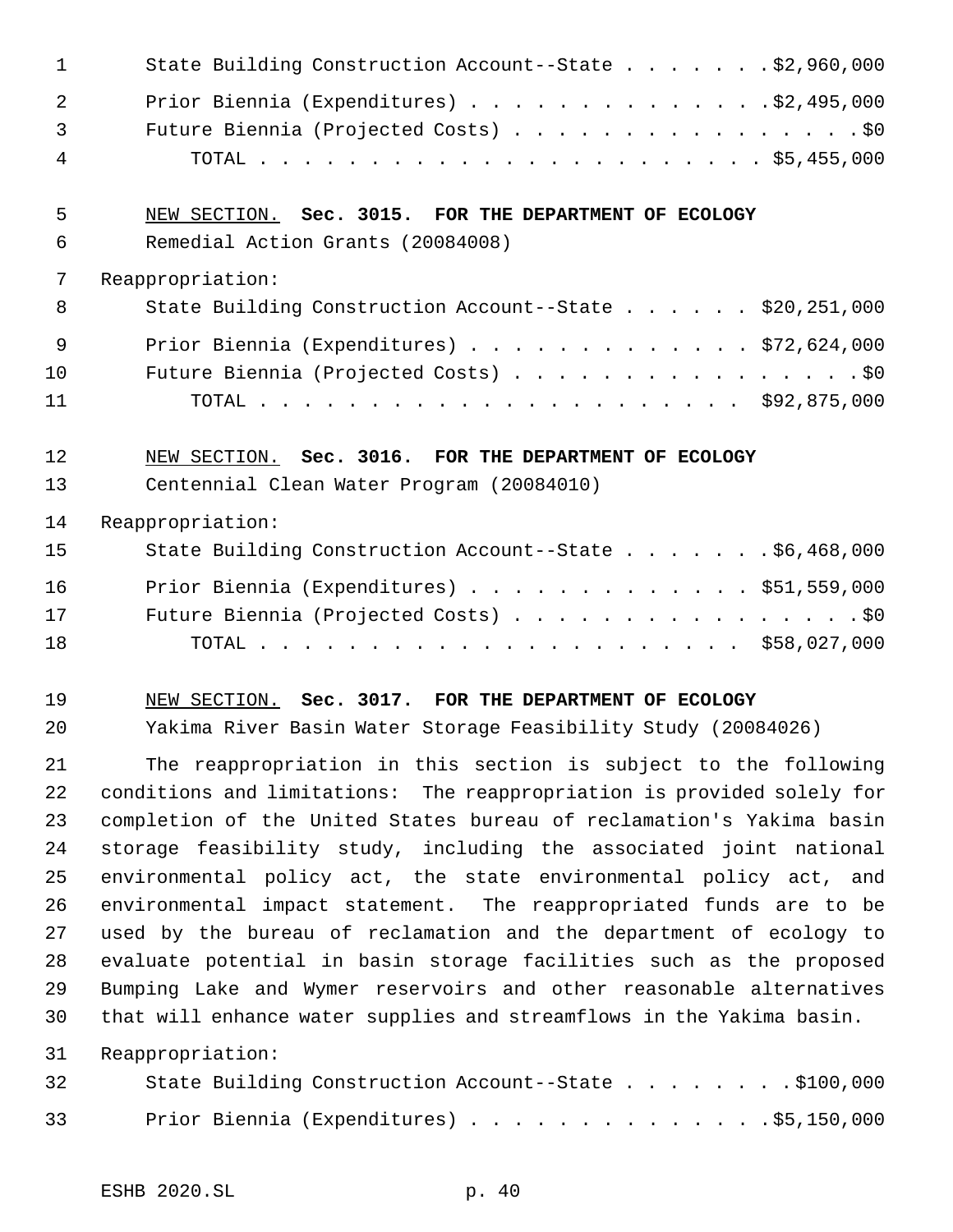State Building Construction Account--State . . . . . . . $2,960,000

Prior Biennia (Expenditures) . . . . . . . . . . . . . . $2,495,000
Future Biennia (Projected Costs) . . . . . . . . . . . . . . . . $0
TOTAL . . . . . . . . . . . . . . . . . . . . . . . . $5,455,000

NEW SECTION. **Sec. 3015. FOR THE DEPARTMENT OF ECOLOGY**

Remedial Action Grants (20084008)

Reappropriation:

State Building Construction Account--State . . . . . . $20,251,000

Prior Biennia (Expenditures) . . . . . . . . . . . . . $72,624,000
Future Biennia (Projected Costs) . . . . . . . . . . . . . . . . $0
TOTAL . . . . . . . . . . . . . . . . . . . . . . . $92,875,000

NEW SECTION. **Sec. 3016. FOR THE DEPARTMENT OF ECOLOGY**

Centennial Clean Water Program (20084010)

Reappropriation:

State Building Construction Account--State . . . . . . . $6,468,000

Prior Biennia (Expenditures) . . . . . . . . . . . . . $51,559,000
Future Biennia (Projected Costs) . . . . . . . . . . . . . . . . $0
TOTAL . . . . . . . . . . . . . . . . . . . . . . . $58,027,000

NEW SECTION. **Sec. 3017. FOR THE DEPARTMENT OF ECOLOGY**

Yakima River Basin Water Storage Feasibility Study (20084026)

The reappropriation in this section is subject to the following conditions and limitations: The reappropriation is provided solely for completion of the United States bureau of reclamation's Yakima basin storage feasibility study, including the associated joint national environmental policy act, the state environmental policy act, and environmental impact statement. The reappropriated funds are to be used by the bureau of reclamation and the department of ecology to evaluate potential in basin storage facilities such as the proposed Bumping Lake and Wymer reservoirs and other reasonable alternatives that will enhance water supplies and streamflows in the Yakima basin.

Reappropriation:

State Building Construction Account--State . . . . . . . . $100,000

Prior Biennia (Expenditures) . . . . . . . . . . . . . . $5,150,000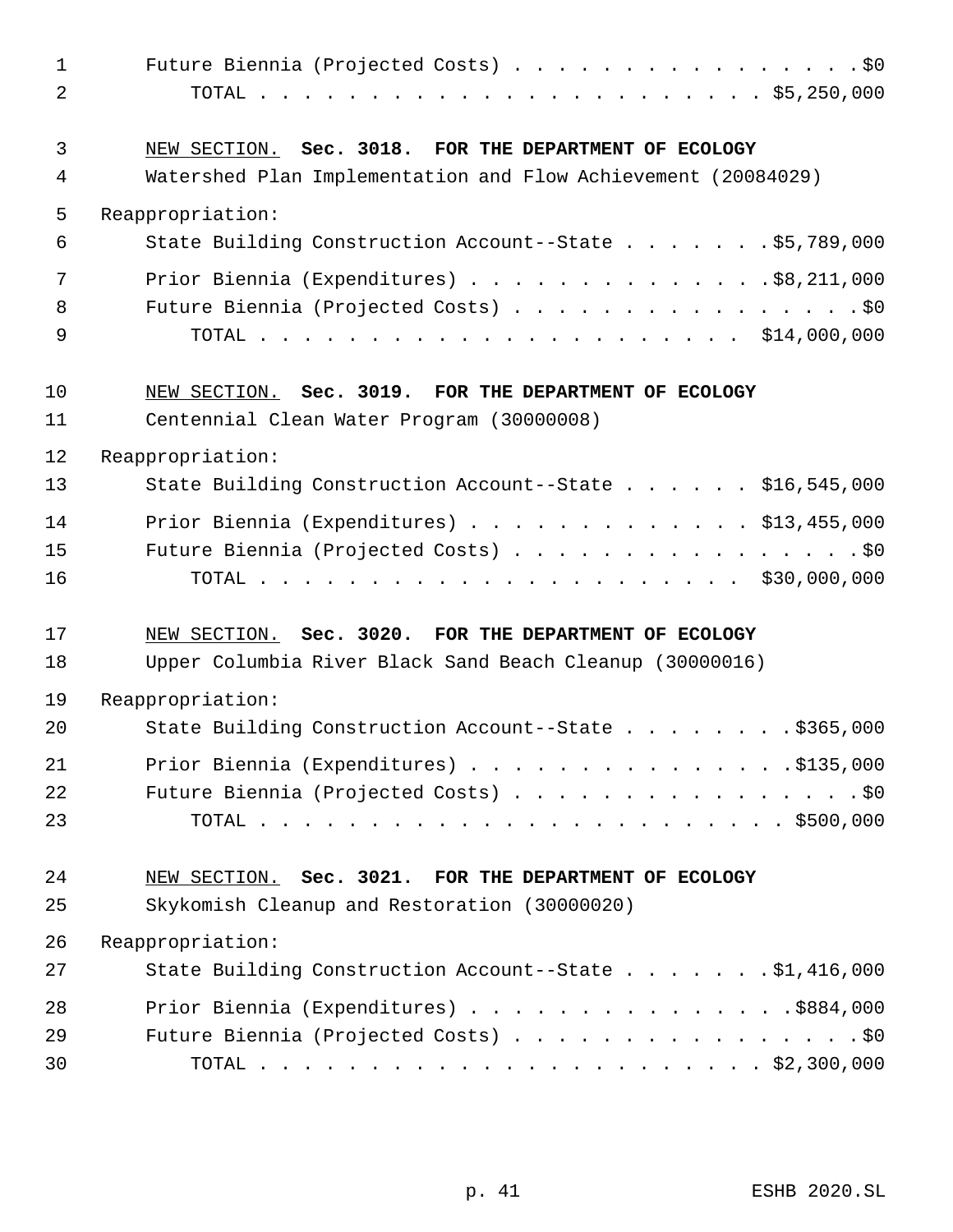Future Biennia (Projected Costs) . . . . . . . . . . . . . . . . .$0
TOTAL . . . . . . . . . . . . . . . . . . . . . . . $5,250,000

NEW SECTION. **Sec. 3018. FOR THE DEPARTMENT OF ECOLOGY**

Watershed Plan Implementation and Flow Achievement (20084029)

Reappropriation:

State Building Construction Account--State . . . . . . . .$5,789,000

Prior Biennia (Expenditures) . . . . . . . . . . . . . .$8,211,000
Future Biennia (Projected Costs) . . . . . . . . . . . . . . . . .$0
TOTAL . . . . . . . . . . . . . . . . . . . . . . $14,000,000

NEW SECTION. **Sec. 3019. FOR THE DEPARTMENT OF ECOLOGY**

Centennial Clean Water Program (30000008)

Reappropriation:

State Building Construction Account--State . . . . . . . $16,545,000

Prior Biennia (Expenditures) . . . . . . . . . . . . . $13,455,000
Future Biennia (Projected Costs) . . . . . . . . . . . . . . . . .$0
TOTAL . . . . . . . . . . . . . . . . . . . . . . $30,000,000

NEW SECTION. **Sec. 3020. FOR THE DEPARTMENT OF ECOLOGY**

Upper Columbia River Black Sand Beach Cleanup (30000016)

Reappropriation:

State Building Construction Account--State . . . . . . . . .$365,000

Prior Biennia (Expenditures) . . . . . . . . . . . . . . . .$135,000
Future Biennia (Projected Costs) . . . . . . . . . . . . . . . . .$0
TOTAL . . . . . . . . . . . . . . . . . . . . . . . . $500,000

NEW SECTION. **Sec. 3021. FOR THE DEPARTMENT OF ECOLOGY**

Skykomish Cleanup and Restoration (30000020)

Reappropriation:

State Building Construction Account--State . . . . . . . .$1,416,000

Prior Biennia (Expenditures) . . . . . . . . . . . . . . . .$884,000
Future Biennia (Projected Costs) . . . . . . . . . . . . . . . . .$0
TOTAL . . . . . . . . . . . . . . . . . . . . . . . $2,300,000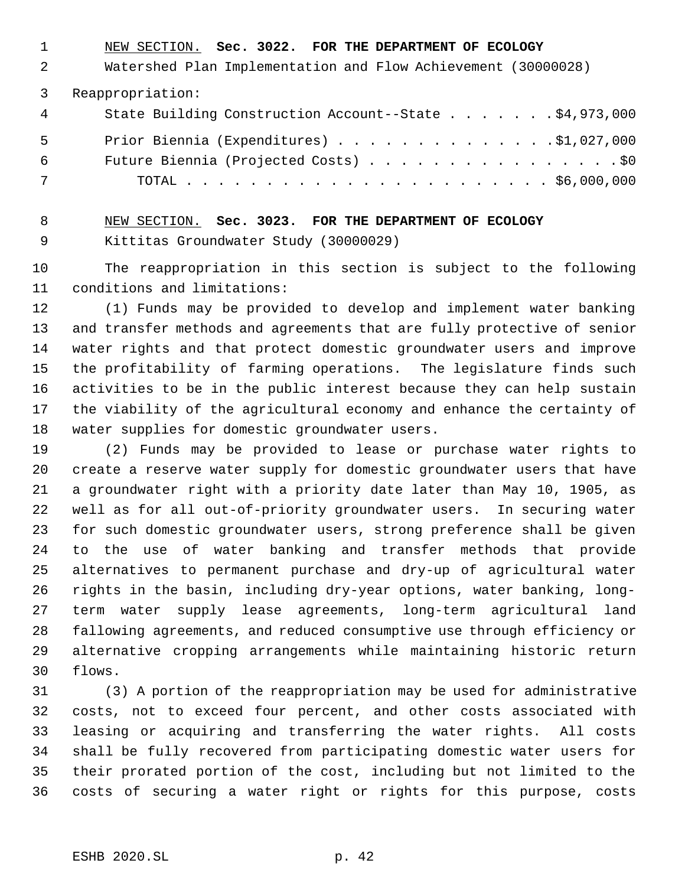NEW SECTION. **Sec. 3022. FOR THE DEPARTMENT OF ECOLOGY**

Watershed Plan Implementation and Flow Achievement (30000028)

Reappropriation:

State Building Construction Account--State . . . . . . . $4,973,000

Prior Biennia (Expenditures) . . . . . . . . . . . . . . $1,027,000

Future Biennia (Projected Costs) . . . . . . . . . . . . . . . . . $0

TOTAL . . . . . . . . . . . . . . . . . . . . . . . $6,000,000

NEW SECTION. **Sec. 3023. FOR THE DEPARTMENT OF ECOLOGY**

Kittitas Groundwater Study (30000029)

The reappropriation in this section is subject to the following conditions and limitations:

(1) Funds may be provided to develop and implement water banking and transfer methods and agreements that are fully protective of senior water rights and that protect domestic groundwater users and improve the profitability of farming operations. The legislature finds such activities to be in the public interest because they can help sustain the viability of the agricultural economy and enhance the certainty of water supplies for domestic groundwater users.

(2) Funds may be provided to lease or purchase water rights to create a reserve water supply for domestic groundwater users that have a groundwater right with a priority date later than May 10, 1905, as well as for all out-of-priority groundwater users. In securing water for such domestic groundwater users, strong preference shall be given to the use of water banking and transfer methods that provide alternatives to permanent purchase and dry-up of agricultural water rights in the basin, including dry-year options, water banking, long-term water supply lease agreements, long-term agricultural land fallowing agreements, and reduced consumptive use through efficiency or alternative cropping arrangements while maintaining historic return flows.

(3) A portion of the reappropriation may be used for administrative costs, not to exceed four percent, and other costs associated with leasing or acquiring and transferring the water rights. All costs shall be fully recovered from participating domestic water users for their prorated portion of the cost, including but not limited to the costs of securing a water right or rights for this purpose, costs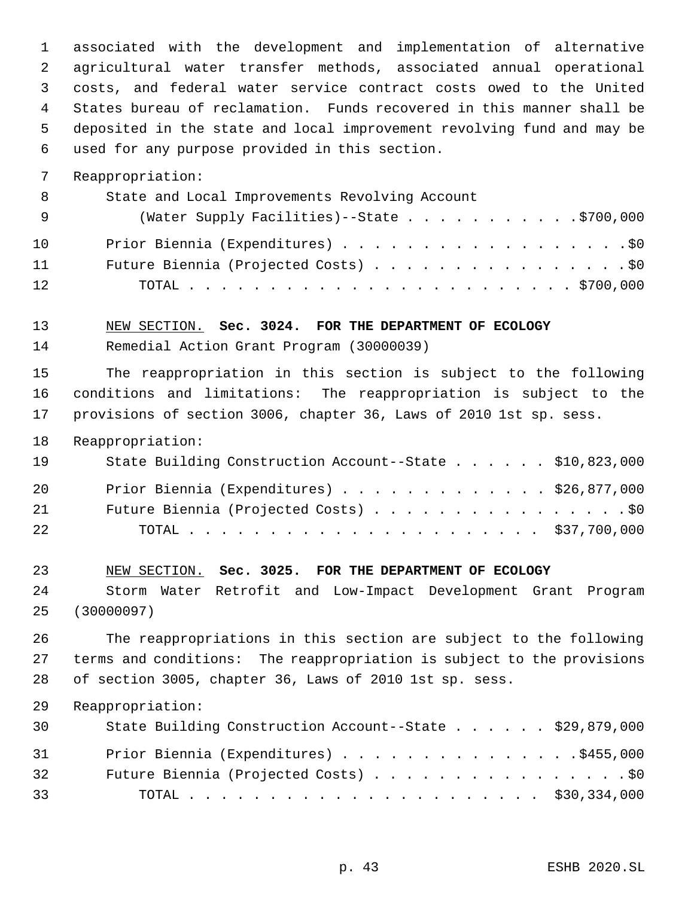associated with the development and implementation of alternative agricultural water transfer methods, associated annual operational costs, and federal water service contract costs owed to the United States bureau of reclamation. Funds recovered in this manner shall be deposited in the state and local improvement revolving fund and may be used for any purpose provided in this section.

Reappropriation:

State and Local Improvements Revolving Account (Water Supply Facilities)--State . . . . . . . . . . . $700,000

Prior Biennia (Expenditures) . . . . . . . . . . . . . . . . . . . $0

Future Biennia (Projected Costs) . . . . . . . . . . . . . . . . . $0

TOTAL . . . . . . . . . . . . . . . . . . . . . . . . $700,000

NEW SECTION. **Sec. 3024. FOR THE DEPARTMENT OF ECOLOGY**

Remedial Action Grant Program (30000039)

The reappropriation in this section is subject to the following conditions and limitations: The reappropriation is subject to the provisions of section 3006, chapter 36, Laws of 2010 1st sp. sess.

Reappropriation:

State Building Construction Account--State . . . . . . $10,823,000

Prior Biennia (Expenditures) . . . . . . . . . . . . . $26,877,000

Future Biennia (Projected Costs) . . . . . . . . . . . . . . . . . $0

TOTAL . . . . . . . . . . . . . . . . . . . . . . $37,700,000

NEW SECTION. **Sec. 3025. FOR THE DEPARTMENT OF ECOLOGY**

Storm Water Retrofit and Low-Impact Development Grant Program (30000097)

The reappropriations in this section are subject to the following terms and conditions: The reappropriation is subject to the provisions of section 3005, chapter 36, Laws of 2010 1st sp. sess.

Reappropriation:

State Building Construction Account--State . . . . . . $29,879,000

Prior Biennia (Expenditures) . . . . . . . . . . . . . . .$455,000

Future Biennia (Projected Costs) . . . . . . . . . . . . . . . . . $0

TOTAL . . . . . . . . . . . . . . . . . . . . . . $30,334,000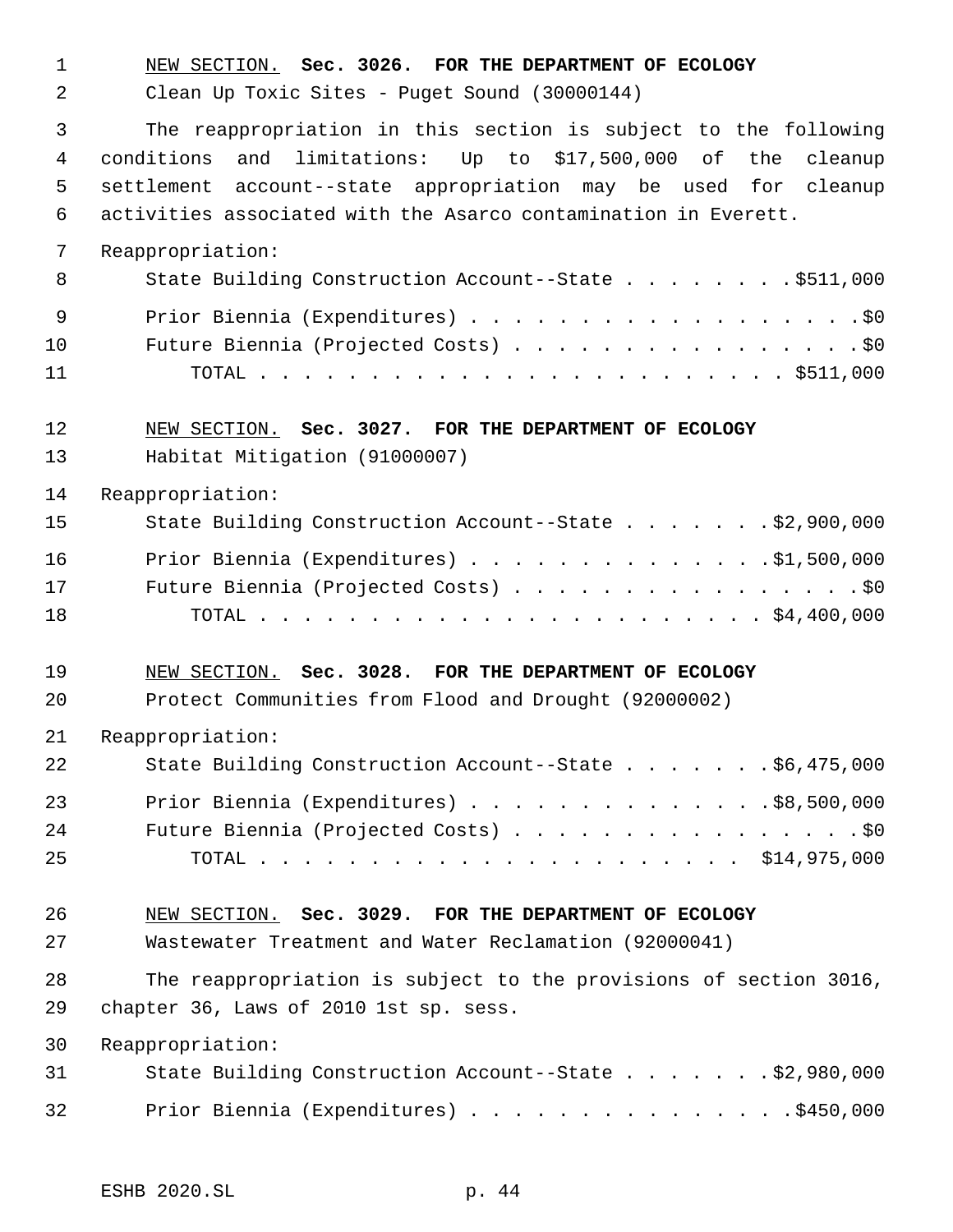NEW SECTION. **Sec. 3026. FOR THE DEPARTMENT OF ECOLOGY**

Clean Up Toxic Sites - Puget Sound (30000144)

The reappropriation in this section is subject to the following conditions and limitations: Up to $17,500,000 of the cleanup settlement account--state appropriation may be used for cleanup activities associated with the Asarco contamination in Everett.

Reappropriation:

State Building Construction Account--State . . . . . . . . $511,000

Prior Biennia (Expenditures) . . . . . . . . . . . . . . . . . . . $0

Future Biennia (Projected Costs) . . . . . . . . . . . . . . . . . $0

TOTAL . . . . . . . . . . . . . . . . . . . . . . . . $511,000

NEW SECTION. **Sec. 3027. FOR THE DEPARTMENT OF ECOLOGY**

Habitat Mitigation (91000007)

Reappropriation:

State Building Construction Account--State . . . . . . . $2,900,000

Prior Biennia (Expenditures) . . . . . . . . . . . . . . $1,500,000

Future Biennia (Projected Costs) . . . . . . . . . . . . . . . . . $0

TOTAL . . . . . . . . . . . . . . . . . . . . . . . $4,400,000

NEW SECTION. **Sec. 3028. FOR THE DEPARTMENT OF ECOLOGY**

Protect Communities from Flood and Drought (92000002)

Reappropriation:

State Building Construction Account--State . . . . . . . $6,475,000

Prior Biennia (Expenditures) . . . . . . . . . . . . . . $8,500,000

Future Biennia (Projected Costs) . . . . . . . . . . . . . . . . . $0

TOTAL . . . . . . . . . . . . . . . . . . . . . . $14,975,000

NEW SECTION. **Sec. 3029. FOR THE DEPARTMENT OF ECOLOGY**

Wastewater Treatment and Water Reclamation (92000041)

The reappropriation is subject to the provisions of section 3016, chapter 36, Laws of 2010 1st sp. sess.

Reappropriation:

State Building Construction Account--State . . . . . . . $2,980,000

Prior Biennia (Expenditures) . . . . . . . . . . . . . . . $450,000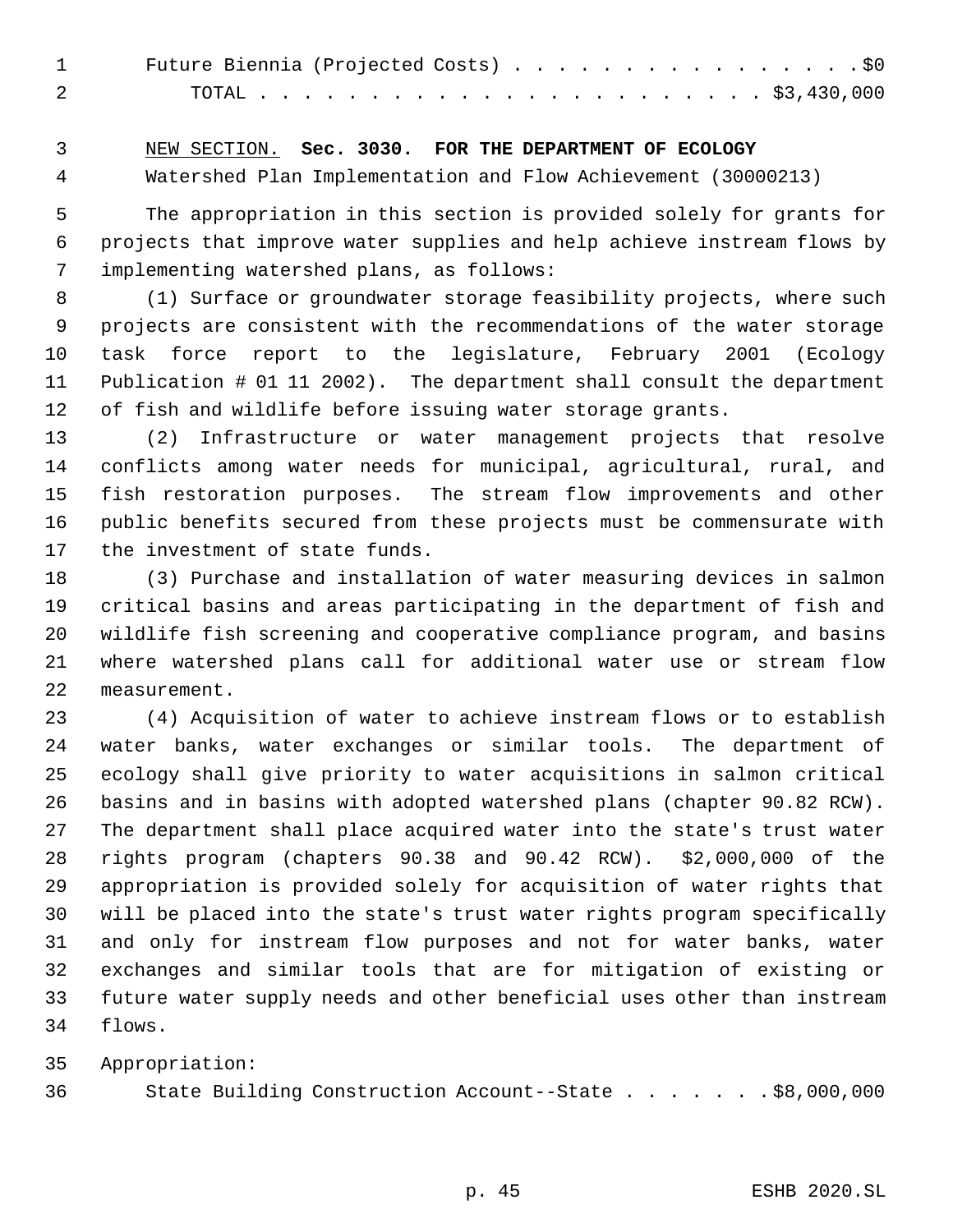Future Biennia (Projected Costs) . . . . . . . . . . . . . . . . .$0
TOTAL . . . . . . . . . . . . . . . . . . . . . . . . $3,430,000

NEW SECTION. **Sec. 3030. FOR THE DEPARTMENT OF ECOLOGY**

Watershed Plan Implementation and Flow Achievement (30000213)

The appropriation in this section is provided solely for grants for projects that improve water supplies and help achieve instream flows by implementing watershed plans, as follows:

(1) Surface or groundwater storage feasibility projects, where such projects are consistent with the recommendations of the water storage task force report to the legislature, February 2001 (Ecology Publication # 01 11 2002). The department shall consult the department of fish and wildlife before issuing water storage grants.

(2) Infrastructure or water management projects that resolve conflicts among water needs for municipal, agricultural, rural, and fish restoration purposes. The stream flow improvements and other public benefits secured from these projects must be commensurate with the investment of state funds.

(3) Purchase and installation of water measuring devices in salmon critical basins and areas participating in the department of fish and wildlife fish screening and cooperative compliance program, and basins where watershed plans call for additional water use or stream flow measurement.

(4) Acquisition of water to achieve instream flows or to establish water banks, water exchanges or similar tools. The department of ecology shall give priority to water acquisitions in salmon critical basins and in basins with adopted watershed plans (chapter 90.82 RCW). The department shall place acquired water into the state's trust water rights program (chapters 90.38 and 90.42 RCW). $2,000,000 of the appropriation is provided solely for acquisition of water rights that will be placed into the state's trust water rights program specifically and only for instream flow purposes and not for water banks, water exchanges and similar tools that are for mitigation of existing or future water supply needs and other beneficial uses other than instream flows.

Appropriation:

State Building Construction Account--State . . . . . . . $8,000,000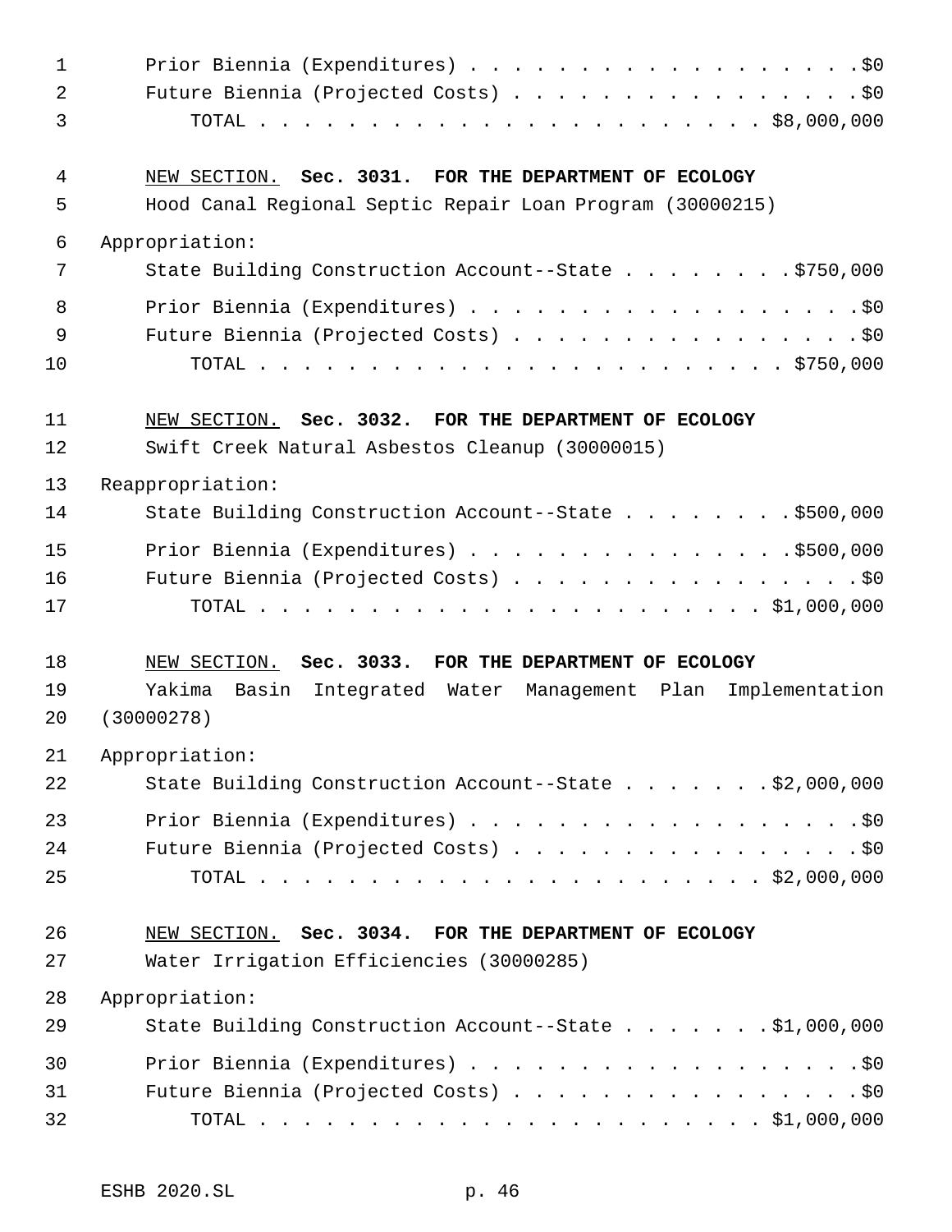Prior Biennia (Expenditures) . . . . . . . . . . . . . . . . . . .$0
Future Biennia (Projected Costs) . . . . . . . . . . . . . . . . .$0
TOTAL . . . . . . . . . . . . . . . . . . . . . . . . . $8,000,000

NEW SECTION. **Sec. 3031. FOR THE DEPARTMENT OF ECOLOGY**

Hood Canal Regional Septic Repair Loan Program (30000215)

Appropriation:

State Building Construction Account--State . . . . . . . . .$750,000

Prior Biennia (Expenditures) . . . . . . . . . . . . . . . . . . .$0
Future Biennia (Projected Costs) . . . . . . . . . . . . . . . . .$0
TOTAL . . . . . . . . . . . . . . . . . . . . . . . . . . $750,000

NEW SECTION. **Sec. 3032. FOR THE DEPARTMENT OF ECOLOGY**

Swift Creek Natural Asbestos Cleanup (30000015)

Reappropriation:

State Building Construction Account--State . . . . . . . . .$500,000

Prior Biennia (Expenditures) . . . . . . . . . . . . . . .$500,000
Future Biennia (Projected Costs) . . . . . . . . . . . . . . . . .$0
TOTAL . . . . . . . . . . . . . . . . . . . . . . . . . $1,000,000

NEW SECTION. **Sec. 3033. FOR THE DEPARTMENT OF ECOLOGY**

Yakima Basin Integrated Water Management Plan Implementation (30000278)

Appropriation:

State Building Construction Account--State . . . . . . . .$2,000,000

Prior Biennia (Expenditures) . . . . . . . . . . . . . . . . . . .$0
Future Biennia (Projected Costs) . . . . . . . . . . . . . . . . .$0
TOTAL . . . . . . . . . . . . . . . . . . . . . . . . . $2,000,000

NEW SECTION. **Sec. 3034. FOR THE DEPARTMENT OF ECOLOGY**

Water Irrigation Efficiencies (30000285)

Appropriation:

State Building Construction Account--State . . . . . . . .$1,000,000

Prior Biennia (Expenditures) . . . . . . . . . . . . . . . . . . .$0
Future Biennia (Projected Costs) . . . . . . . . . . . . . . . . .$0
TOTAL . . . . . . . . . . . . . . . . . . . . . . . . . $1,000,000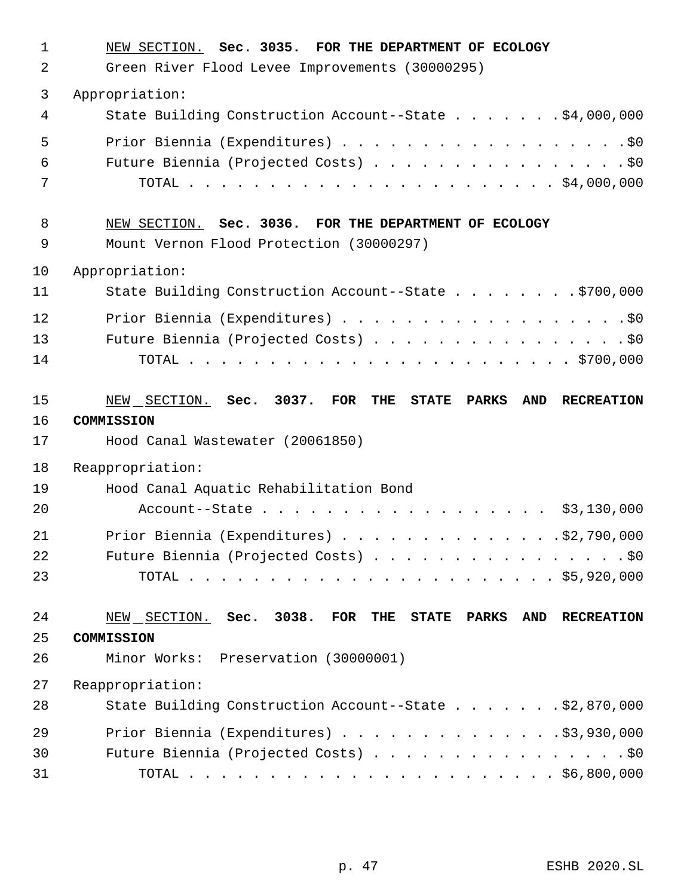NEW SECTION. **Sec. 3035. FOR THE DEPARTMENT OF ECOLOGY**

Green River Flood Levee Improvements (30000295)

Appropriation:

| | |
|---|---|
| State Building Construction Account--State | $4,000,000 |
| Prior Biennia (Expenditures) | $0 |
| Future Biennia (Projected Costs) | $0 |
| TOTAL | $4,000,000 |

NEW SECTION. **Sec. 3036. FOR THE DEPARTMENT OF ECOLOGY**

Mount Vernon Flood Protection (30000297)

Appropriation:

| | |
|---|---|
| State Building Construction Account--State | $700,000 |
| Prior Biennia (Expenditures) | $0 |
| Future Biennia (Projected Costs) | $0 |
| TOTAL | $700,000 |

NEW SECTION. **Sec. 3037. FOR THE STATE PARKS AND RECREATION COMMISSION**

Hood Canal Wastewater (20061850)

Reappropriation:

| | |
|---|---|
| Hood Canal Aquatic Rehabilitation Bond Account--State | $3,130,000 |
| Prior Biennia (Expenditures) | $2,790,000 |
| Future Biennia (Projected Costs) | $0 |
| TOTAL | $5,920,000 |

NEW SECTION. **Sec. 3038. FOR THE STATE PARKS AND RECREATION COMMISSION**

Minor Works: Preservation (30000001)

Reappropriation:

| | |
|---|---|
| State Building Construction Account--State | $2,870,000 |
| Prior Biennia (Expenditures) | $3,930,000 |
| Future Biennia (Projected Costs) | $0 |
| TOTAL | $6,800,000 |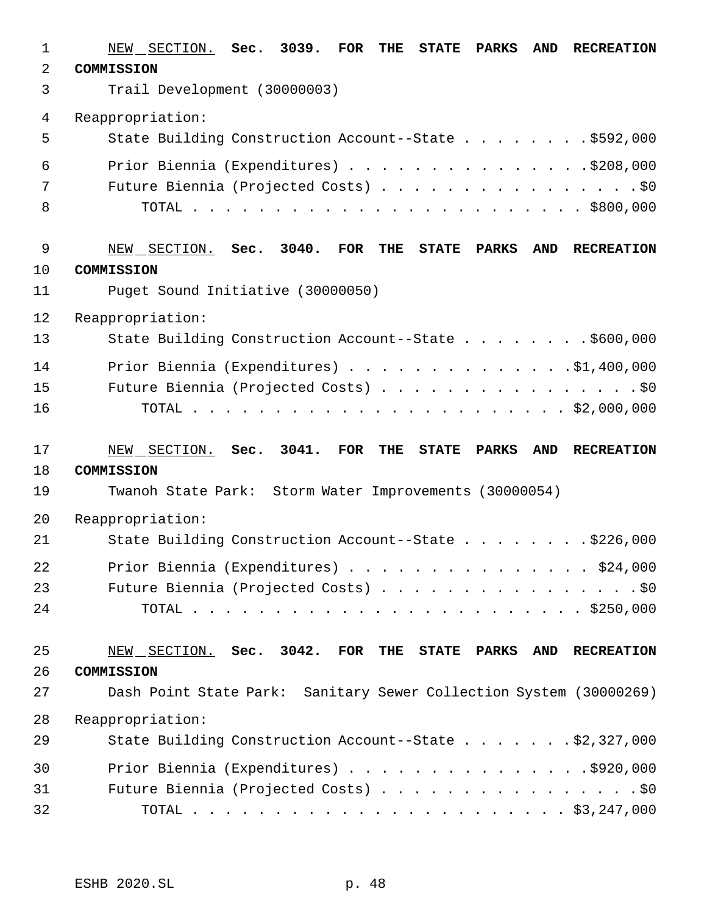NEW SECTION. **Sec. 3039. FOR THE STATE PARKS AND RECREATION COMMISSION**

Trail Development (30000003)

Reappropriation:

State Building Construction Account--State . . . . . . . . $592,000

Prior Biennia (Expenditures) . . . . . . . . . . . . . . . $208,000

Future Biennia (Projected Costs) . . . . . . . . . . . . . . . . $0

TOTAL . . . . . . . . . . . . . . . . . . . . . . . $800,000

NEW SECTION. **Sec. 3040. FOR THE STATE PARKS AND RECREATION COMMISSION**

Puget Sound Initiative (30000050)

Reappropriation:

State Building Construction Account--State . . . . . . . . $600,000

Prior Biennia (Expenditures) . . . . . . . . . . . . . . $1,400,000

Future Biennia (Projected Costs) . . . . . . . . . . . . . . . . $0

TOTAL . . . . . . . . . . . . . . . . . . . . . . . $2,000,000

NEW SECTION. **Sec. 3041. FOR THE STATE PARKS AND RECREATION COMMISSION**

Twanoh State Park: Storm Water Improvements (30000054)

Reappropriation:

State Building Construction Account--State . . . . . . . . $226,000

Prior Biennia (Expenditures) . . . . . . . . . . . . . . . $24,000

Future Biennia (Projected Costs) . . . . . . . . . . . . . . . . $0

TOTAL . . . . . . . . . . . . . . . . . . . . . . . $250,000

NEW SECTION. **Sec. 3042. FOR THE STATE PARKS AND RECREATION COMMISSION**

Dash Point State Park: Sanitary Sewer Collection System (30000269)

Reappropriation:

State Building Construction Account--State . . . . . . . $2,327,000

Prior Biennia (Expenditures) . . . . . . . . . . . . . . . $920,000

Future Biennia (Projected Costs) . . . . . . . . . . . . . . . . $0

TOTAL . . . . . . . . . . . . . . . . . . . . . . . $3,247,000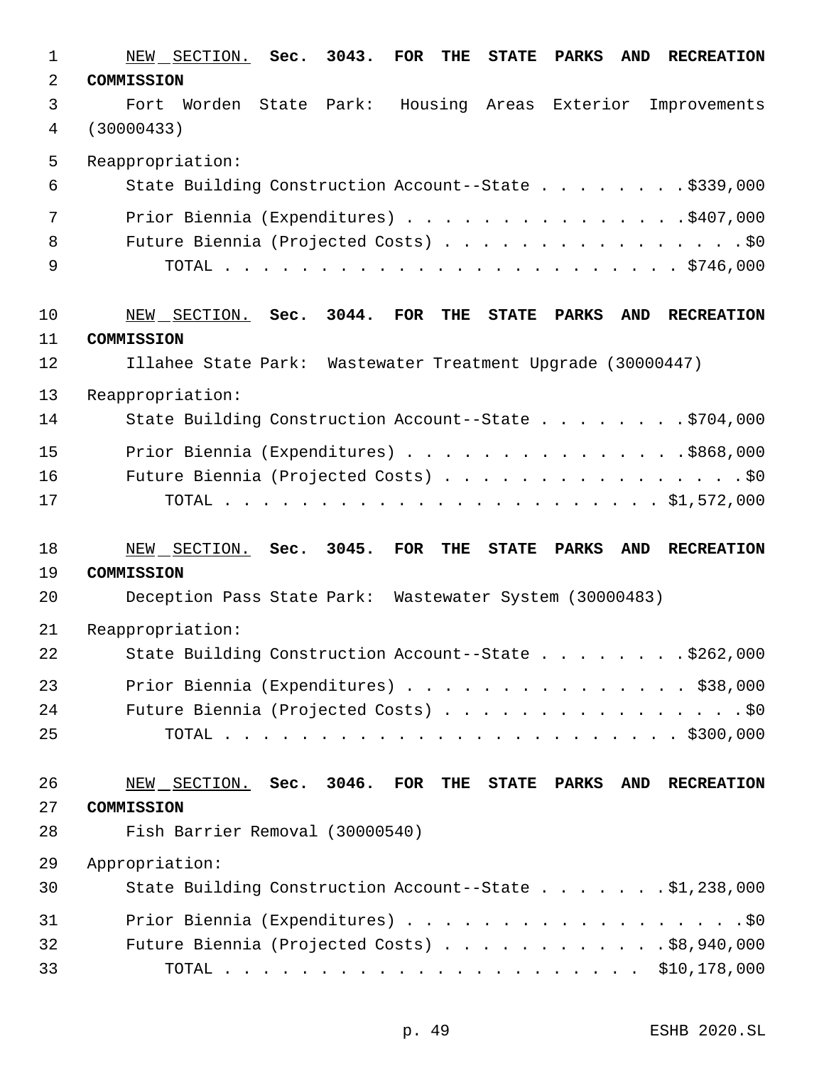NEW SECTION. **Sec. 3043. FOR THE STATE PARKS AND RECREATION COMMISSION**

Fort Worden State Park: Housing Areas Exterior Improvements (30000433)

Reappropriation:

State Building Construction Account--State . . . . . . . . $339,000

Prior Biennia (Expenditures) . . . . . . . . . . . . . . . $407,000

Future Biennia (Projected Costs) . . . . . . . . . . . . . . . . $0

TOTAL . . . . . . . . . . . . . . . . . . . . . . . . $746,000

NEW SECTION. **Sec. 3044. FOR THE STATE PARKS AND RECREATION COMMISSION**

Illahee State Park: Wastewater Treatment Upgrade (30000447)

Reappropriation:

State Building Construction Account--State . . . . . . . . $704,000

Prior Biennia (Expenditures) . . . . . . . . . . . . . . . $868,000

Future Biennia (Projected Costs) . . . . . . . . . . . . . . . . $0

TOTAL . . . . . . . . . . . . . . . . . . . . . . . . $1,572,000

NEW SECTION. **Sec. 3045. FOR THE STATE PARKS AND RECREATION COMMISSION**

Deception Pass State Park: Wastewater System (30000483)

Reappropriation:

State Building Construction Account--State . . . . . . . . $262,000

Prior Biennia (Expenditures) . . . . . . . . . . . . . . . $38,000

Future Biennia (Projected Costs) . . . . . . . . . . . . . . . . $0

TOTAL . . . . . . . . . . . . . . . . . . . . . . . . $300,000

NEW SECTION. **Sec. 3046. FOR THE STATE PARKS AND RECREATION COMMISSION**

Fish Barrier Removal (30000540)

Appropriation:

State Building Construction Account--State . . . . . . . $1,238,000

Prior Biennia (Expenditures) . . . . . . . . . . . . . . . . . $0

Future Biennia (Projected Costs) . . . . . . . . . . . . $8,940,000

TOTAL . . . . . . . . . . . . . . . . . . . . . . . $10,178,000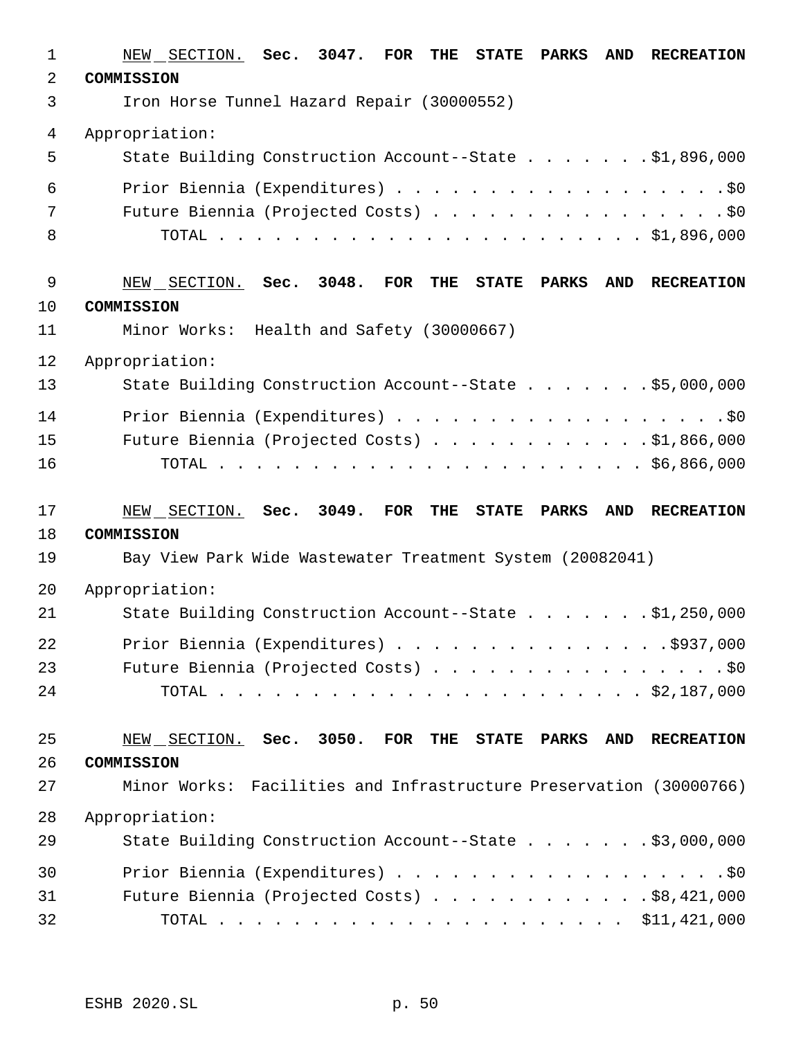NEW SECTION. **Sec. 3047. FOR THE STATE PARKS AND RECREATION COMMISSION**

Iron Horse Tunnel Hazard Repair (30000552)

Appropriation:

State Building Construction Account--State . . . . . . . $1,896,000

Prior Biennia (Expenditures) . . . . . . . . . . . . . . . . . . $0

Future Biennia (Projected Costs) . . . . . . . . . . . . . . . . $0

TOTAL . . . . . . . . . . . . . . . . . . . . . . . $1,896,000

NEW SECTION. **Sec. 3048. FOR THE STATE PARKS AND RECREATION COMMISSION**

Minor Works: Health and Safety (30000667)

Appropriation:

State Building Construction Account--State . . . . . . . $5,000,000

Prior Biennia (Expenditures) . . . . . . . . . . . . . . . . . . $0

Future Biennia (Projected Costs) . . . . . . . . . . . . $1,866,000

TOTAL . . . . . . . . . . . . . . . . . . . . . . . $6,866,000

NEW SECTION. **Sec. 3049. FOR THE STATE PARKS AND RECREATION COMMISSION**

Bay View Park Wide Wastewater Treatment System (20082041)

Appropriation:

State Building Construction Account--State . . . . . . . $1,250,000

Prior Biennia (Expenditures) . . . . . . . . . . . . . . . $937,000

Future Biennia (Projected Costs) . . . . . . . . . . . . . . . . $0

TOTAL . . . . . . . . . . . . . . . . . . . . . . . $2,187,000

NEW SECTION. **Sec. 3050. FOR THE STATE PARKS AND RECREATION COMMISSION**

Minor Works: Facilities and Infrastructure Preservation (30000766)

Appropriation:

State Building Construction Account--State . . . . . . . $3,000,000

Prior Biennia (Expenditures) . . . . . . . . . . . . . . . . . . $0

Future Biennia (Projected Costs) . . . . . . . . . . . . $8,421,000

TOTAL . . . . . . . . . . . . . . . . . . . . . . $11,421,000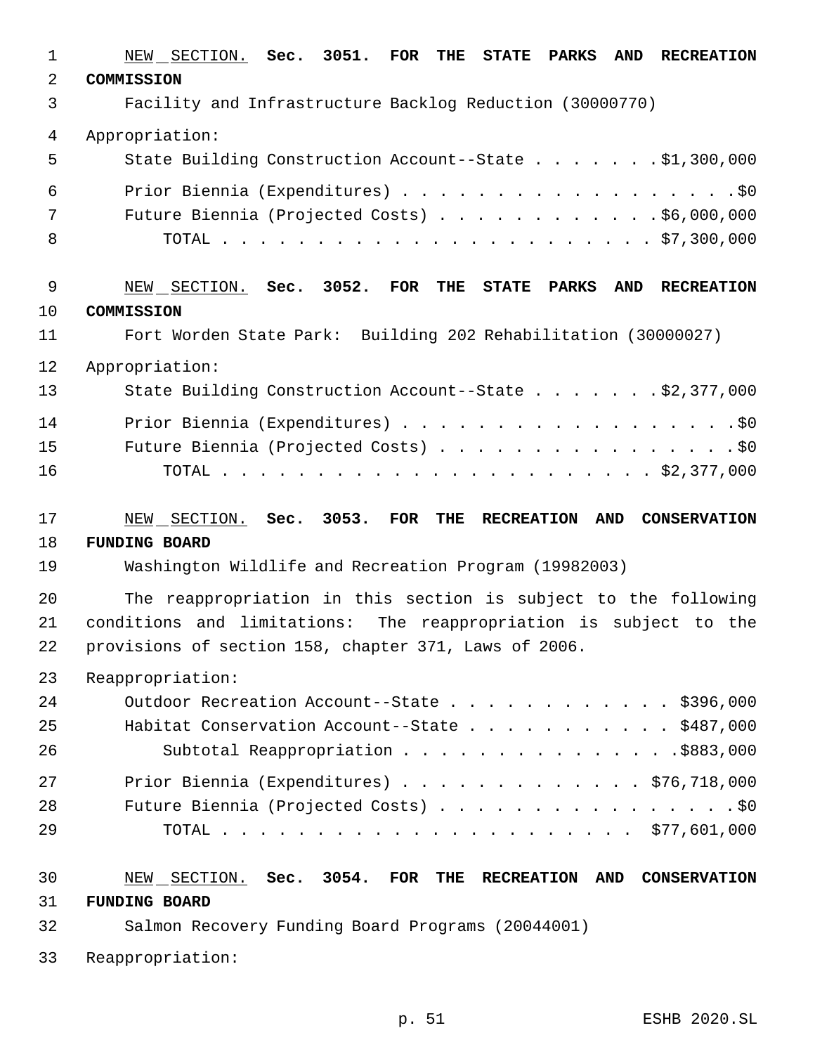NEW SECTION. **Sec. 3051. FOR THE STATE PARKS AND RECREATION COMMISSION**

Facility and Infrastructure Backlog Reduction (30000770)

Appropriation:

State Building Construction Account--State . . . . . . . $1,300,000

Prior Biennia (Expenditures) . . . . . . . . . . . . . . . . . . . $0

Future Biennia (Projected Costs) . . . . . . . . . . . . $6,000,000

TOTAL . . . . . . . . . . . . . . . . . . . . . . . . $7,300,000

NEW SECTION. **Sec. 3052. FOR THE STATE PARKS AND RECREATION COMMISSION**

Fort Worden State Park: Building 202 Rehabilitation (30000027)

Appropriation:

State Building Construction Account--State . . . . . . . $2,377,000

Prior Biennia (Expenditures) . . . . . . . . . . . . . . . . . . . $0

Future Biennia (Projected Costs) . . . . . . . . . . . . . . . . $0

TOTAL . . . . . . . . . . . . . . . . . . . . . . . . $2,377,000

NEW SECTION. **Sec. 3053. FOR THE RECREATION AND CONSERVATION FUNDING BOARD**

Washington Wildlife and Recreation Program (19982003)

The reappropriation in this section is subject to the following conditions and limitations: The reappropriation is subject to the provisions of section 158, chapter 371, Laws of 2006.

Reappropriation:

Outdoor Recreation Account--State . . . . . . . . . . . . $396,000

Habitat Conservation Account--State . . . . . . . . . . . $487,000

Subtotal Reappropriation . . . . . . . . . . . . . . . $883,000

Prior Biennia (Expenditures) . . . . . . . . . . . . . $76,718,000

Future Biennia (Projected Costs) . . . . . . . . . . . . . . . . $0

TOTAL . . . . . . . . . . . . . . . . . . . . . . $77,601,000

NEW SECTION. **Sec. 3054. FOR THE RECREATION AND CONSERVATION FUNDING BOARD**

Salmon Recovery Funding Board Programs (20044001)

Reappropriation: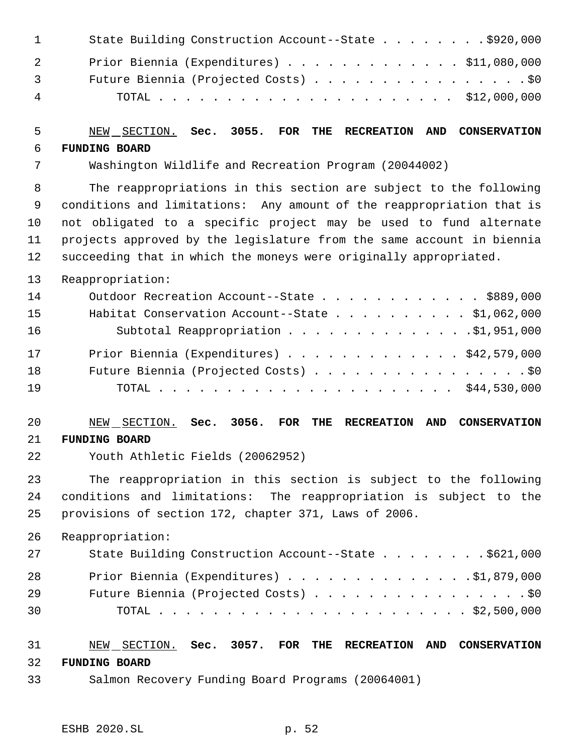State Building Construction Account--State . . . . . . . . $920,000
Prior Biennia (Expenditures) . . . . . . . . . . . . . $11,080,000
Future Biennia (Projected Costs) . . . . . . . . . . . . . . . . $0
TOTAL . . . . . . . . . . . . . . . . . . . . . . . $12,000,000

NEW SECTION. **Sec. 3055. FOR THE RECREATION AND CONSERVATION FUNDING BOARD**

Washington Wildlife and Recreation Program (20044002)

The reappropriations in this section are subject to the following conditions and limitations: Any amount of the reappropriation that is not obligated to a specific project may be used to fund alternate projects approved by the legislature from the same account in biennia succeeding that in which the moneys were originally appropriated.

Reappropriation:
Outdoor Recreation Account--State . . . . . . . . . . . . $889,000
Habitat Conservation Account--State . . . . . . . . . . $1,062,000
Subtotal Reappropriation . . . . . . . . . . . . . . $1,951,000
Prior Biennia (Expenditures) . . . . . . . . . . . . . $42,579,000
Future Biennia (Projected Costs) . . . . . . . . . . . . . . . . $0
TOTAL . . . . . . . . . . . . . . . . . . . . . . . $44,530,000

NEW SECTION. **Sec. 3056. FOR THE RECREATION AND CONSERVATION FUNDING BOARD**

Youth Athletic Fields (20062952)

The reappropriation in this section is subject to the following conditions and limitations: The reappropriation is subject to the provisions of section 172, chapter 371, Laws of 2006.

Reappropriation:
State Building Construction Account--State . . . . . . . . $621,000
Prior Biennia (Expenditures) . . . . . . . . . . . . . $1,879,000
Future Biennia (Projected Costs) . . . . . . . . . . . . . . . . $0
TOTAL . . . . . . . . . . . . . . . . . . . . . . . $2,500,000

NEW SECTION. **Sec. 3057. FOR THE RECREATION AND CONSERVATION FUNDING BOARD**

Salmon Recovery Funding Board Programs (20064001)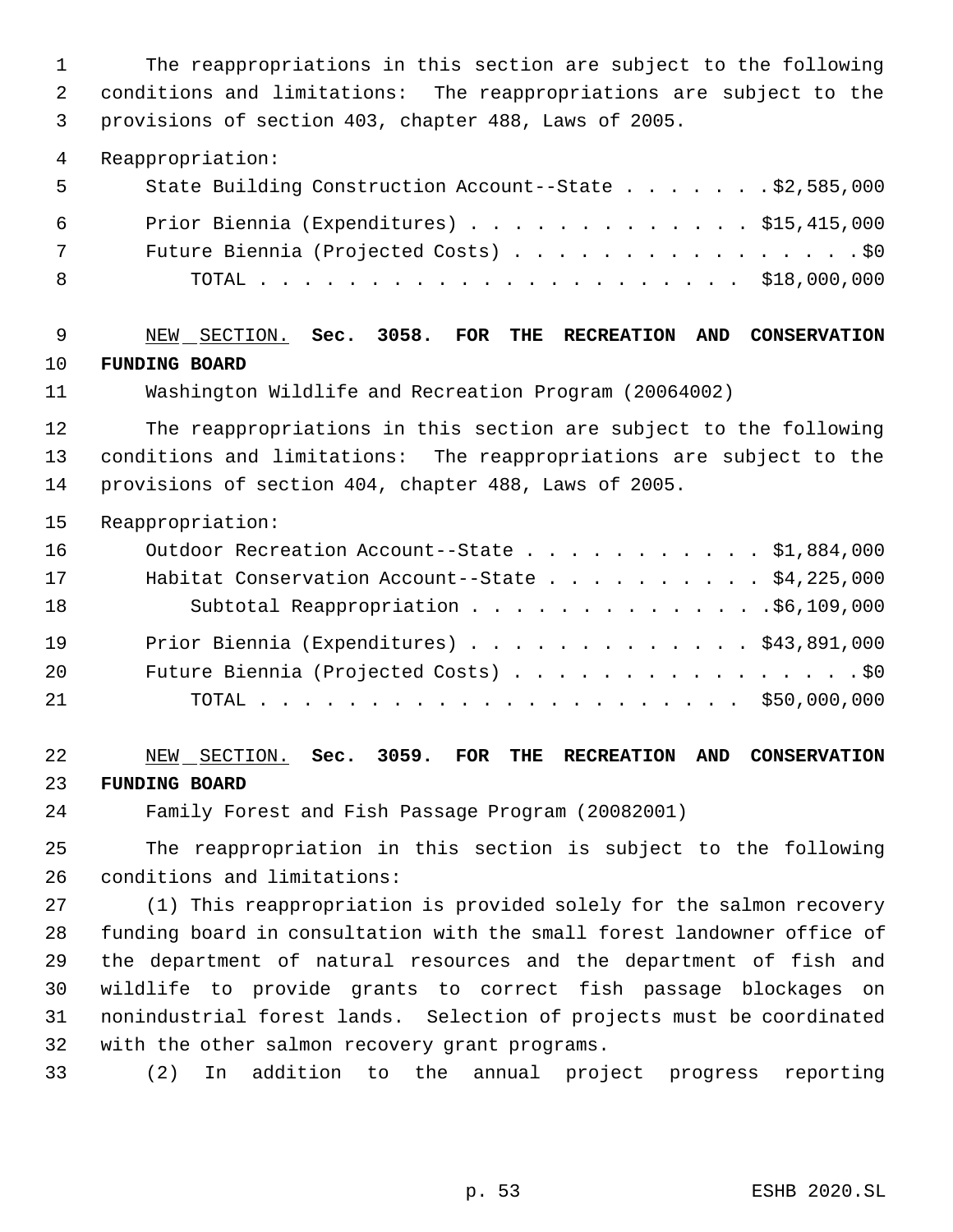The reappropriations in this section are subject to the following conditions and limitations: The reappropriations are subject to the provisions of section 403, chapter 488, Laws of 2005.

Reappropriation:

| | |
|---|---|
| State Building Construction Account--State | $2,585,000 |
| Prior Biennia (Expenditures) | $15,415,000 |
| Future Biennia (Projected Costs) | $0 |
| TOTAL | $18,000,000 |

NEW SECTION. **Sec. 3058. FOR THE RECREATION AND CONSERVATION FUNDING BOARD**

Washington Wildlife and Recreation Program (20064002)

The reappropriations in this section are subject to the following conditions and limitations: The reappropriations are subject to the provisions of section 404, chapter 488, Laws of 2005.

Reappropriation:

| | |
|---|---|
| Outdoor Recreation Account--State | $1,884,000 |
| Habitat Conservation Account--State | $4,225,000 |
| Subtotal Reappropriation | $6,109,000 |
| Prior Biennia (Expenditures) | $43,891,000 |
| Future Biennia (Projected Costs) | $0 |
| TOTAL | $50,000,000 |

NEW SECTION. **Sec. 3059. FOR THE RECREATION AND CONSERVATION FUNDING BOARD**

Family Forest and Fish Passage Program (20082001)

The reappropriation in this section is subject to the following conditions and limitations:

(1) This reappropriation is provided solely for the salmon recovery funding board in consultation with the small forest landowner office of the department of natural resources and the department of fish and wildlife to provide grants to correct fish passage blockages on nonindustrial forest lands. Selection of projects must be coordinated with the other salmon recovery grant programs.

(2) In addition to the annual project progress reporting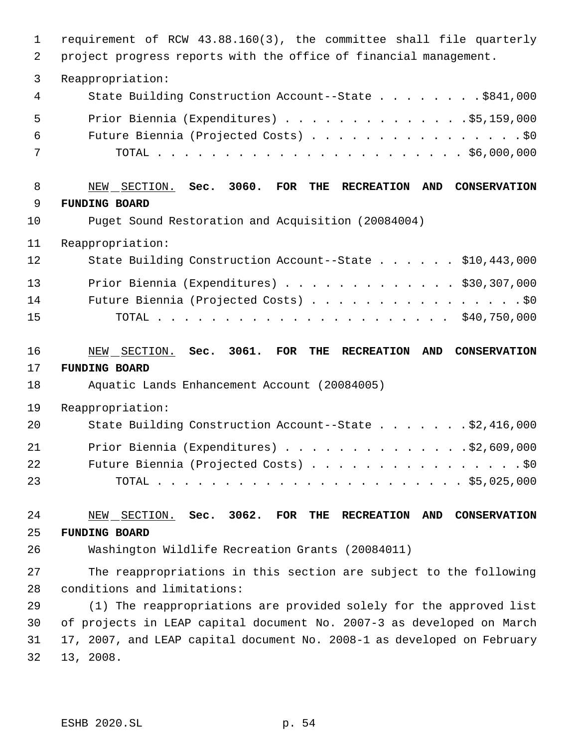requirement of RCW 43.88.160(3), the committee shall file quarterly project progress reports with the office of financial management.

Reappropriation:

State Building Construction Account--State . . . . . . . . $841,000

Prior Biennia (Expenditures) . . . . . . . . . . . . . . $5,159,000

Future Biennia (Projected Costs) . . . . . . . . . . . . . . . . . $0

TOTAL . . . . . . . . . . . . . . . . . . . . . . . $6,000,000

NEW SECTION. **Sec. 3060. FOR THE RECREATION AND CONSERVATION FUNDING BOARD**

Puget Sound Restoration and Acquisition (20084004)

Reappropriation:

State Building Construction Account--State . . . . . . $10,443,000

Prior Biennia (Expenditures) . . . . . . . . . . . . . $30,307,000

Future Biennia (Projected Costs) . . . . . . . . . . . . . . . . . $0

TOTAL . . . . . . . . . . . . . . . . . . . . . . $40,750,000

NEW SECTION. **Sec. 3061. FOR THE RECREATION AND CONSERVATION FUNDING BOARD**

Aquatic Lands Enhancement Account (20084005)

Reappropriation:

State Building Construction Account--State . . . . . . . $2,416,000

Prior Biennia (Expenditures) . . . . . . . . . . . . . . $2,609,000

Future Biennia (Projected Costs) . . . . . . . . . . . . . . . . . $0

TOTAL . . . . . . . . . . . . . . . . . . . . . . . $5,025,000

NEW SECTION. **Sec. 3062. FOR THE RECREATION AND CONSERVATION FUNDING BOARD**

Washington Wildlife Recreation Grants (20084011)

The reappropriations in this section are subject to the following conditions and limitations:

(1) The reappropriations are provided solely for the approved list of projects in LEAP capital document No. 2007-3 as developed on March 17, 2007, and LEAP capital document No. 2008-1 as developed on February 13, 2008.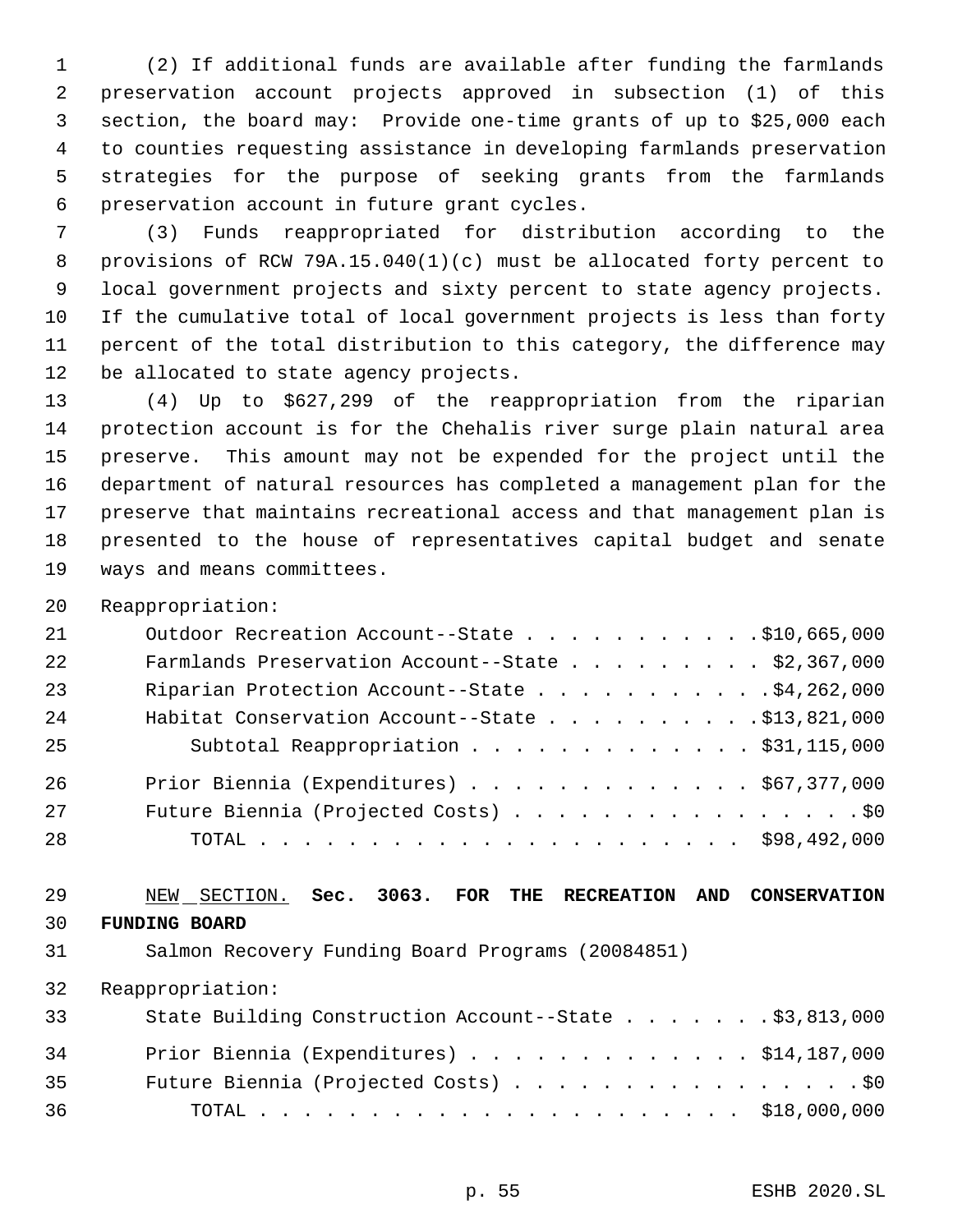(2) If additional funds are available after funding the farmlands preservation account projects approved in subsection (1) of this section, the board may: Provide one-time grants of up to $25,000 each to counties requesting assistance in developing farmlands preservation strategies for the purpose of seeking grants from the farmlands preservation account in future grant cycles.

(3) Funds reappropriated for distribution according to the provisions of RCW 79A.15.040(1)(c) must be allocated forty percent to local government projects and sixty percent to state agency projects. If the cumulative total of local government projects is less than forty percent of the total distribution to this category, the difference may be allocated to state agency projects.

(4) Up to $627,299 of the reappropriation from the riparian protection account is for the Chehalis river surge plain natural area preserve. This amount may not be expended for the project until the department of natural resources has completed a management plan for the preserve that maintains recreational access and that management plan is presented to the house of representatives capital budget and senate ways and means committees.

Reappropriation:

| | |
|---|---|
| Outdoor Recreation Account--State | $10,665,000 |
| Farmlands Preservation Account--State | $2,367,000 |
| Riparian Protection Account--State | $4,262,000 |
| Habitat Conservation Account--State | $13,821,000 |
| Subtotal Reappropriation | $31,115,000 |
| Prior Biennia (Expenditures) | $67,377,000 |
| Future Biennia (Projected Costs) | $0 |
| TOTAL | $98,492,000 |

NEW SECTION. **Sec. 3063. FOR THE RECREATION AND CONSERVATION FUNDING BOARD**

Salmon Recovery Funding Board Programs (20084851)

Reappropriation:

| | |
|---|---|
| State Building Construction Account--State | $3,813,000 |
| Prior Biennia (Expenditures) | $14,187,000 |
| Future Biennia (Projected Costs) | $0 |
| TOTAL | $18,000,000 |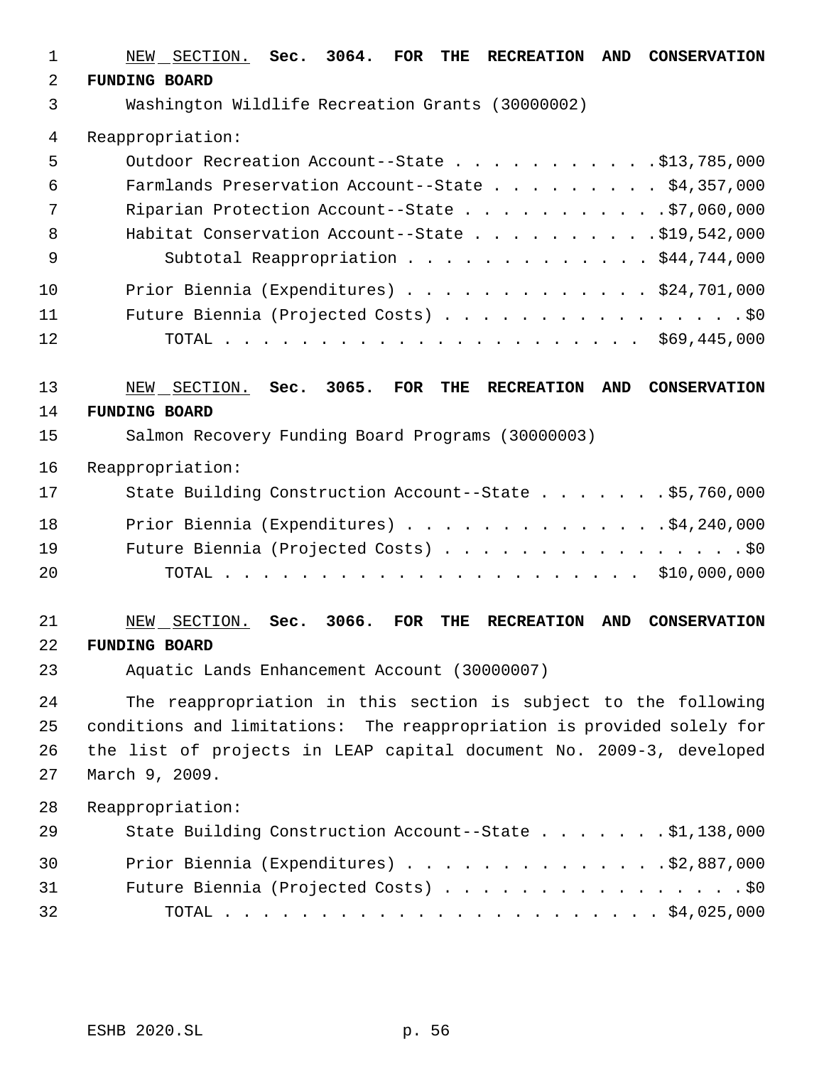<u>NEW SECTION.</u> **Sec. 3064. FOR THE RECREATION AND CONSERVATION FUNDING BOARD**

Washington Wildlife Recreation Grants (30000002)

Reappropriation:

| | |
|---|---|
| Outdoor Recreation Account--State | $13,785,000 |
| Farmlands Preservation Account--State | $4,357,000 |
| Riparian Protection Account--State | $7,060,000 |
| Habitat Conservation Account--State | $19,542,000 |
| Subtotal Reappropriation | $44,744,000 |
| Prior Biennia (Expenditures) | $24,701,000 |
| Future Biennia (Projected Costs) | $0 |
| TOTAL | $69,445,000 |

<u>NEW SECTION.</u> **Sec. 3065. FOR THE RECREATION AND CONSERVATION FUNDING BOARD**

Salmon Recovery Funding Board Programs (30000003)

Reappropriation:

| | |
|---|---|
| State Building Construction Account--State | $5,760,000 |
| Prior Biennia (Expenditures) | $4,240,000 |
| Future Biennia (Projected Costs) | $0 |
| TOTAL | $10,000,000 |

<u>NEW SECTION.</u> **Sec. 3066. FOR THE RECREATION AND CONSERVATION FUNDING BOARD**

Aquatic Lands Enhancement Account (30000007)

The reappropriation in this section is subject to the following conditions and limitations: The reappropriation is provided solely for the list of projects in LEAP capital document No. 2009-3, developed March 9, 2009.

Reappropriation:

| | |
|---|---|
| State Building Construction Account--State | $1,138,000 |
| Prior Biennia (Expenditures) | $2,887,000 |
| Future Biennia (Projected Costs) | $0 |
| TOTAL | $4,025,000 |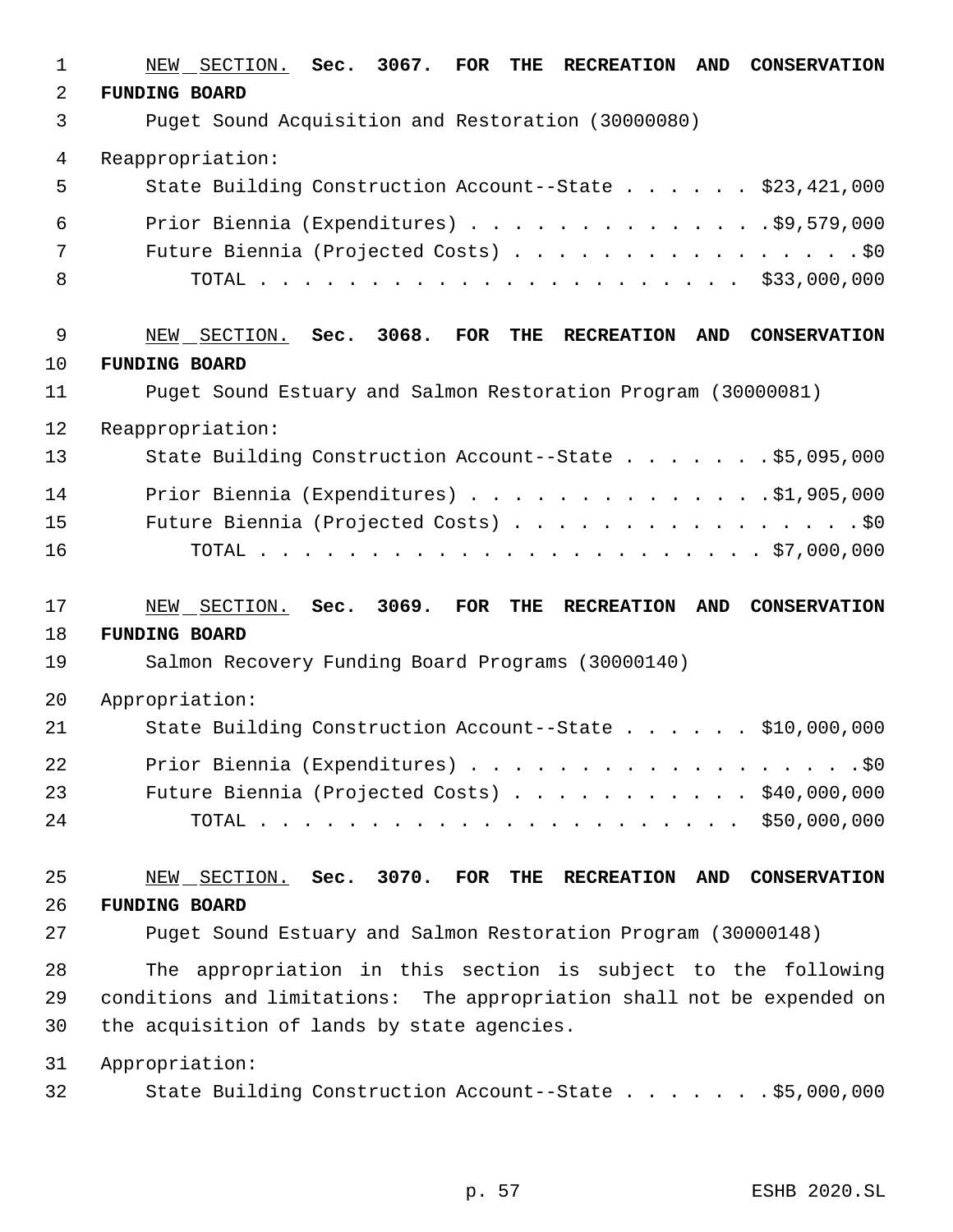NEW SECTION. **Sec. 3067. FOR THE RECREATION AND CONSERVATION FUNDING BOARD**

Puget Sound Acquisition and Restoration (30000080)

Reappropriation:

State Building Construction Account--State . . . . . . $23,421,000

Prior Biennia (Expenditures) . . . . . . . . . . . . . . $9,579,000

Future Biennia (Projected Costs) . . . . . . . . . . . . . . . . $0

TOTAL . . . . . . . . . . . . . . . . . . . . . . $33,000,000

NEW SECTION. **Sec. 3068. FOR THE RECREATION AND CONSERVATION FUNDING BOARD**

Puget Sound Estuary and Salmon Restoration Program (30000081)

Reappropriation:

State Building Construction Account--State . . . . . . . $5,095,000

Prior Biennia (Expenditures) . . . . . . . . . . . . . . $1,905,000

Future Biennia (Projected Costs) . . . . . . . . . . . . . . . . $0

TOTAL . . . . . . . . . . . . . . . . . . . . . . . $7,000,000

NEW SECTION. **Sec. 3069. FOR THE RECREATION AND CONSERVATION FUNDING BOARD**

Salmon Recovery Funding Board Programs (30000140)

Appropriation:

State Building Construction Account--State . . . . . . $10,000,000

Prior Biennia (Expenditures) . . . . . . . . . . . . . . . . . . $0

Future Biennia (Projected Costs) . . . . . . . . . . . $40,000,000

TOTAL . . . . . . . . . . . . . . . . . . . . . . $50,000,000

NEW SECTION. **Sec. 3070. FOR THE RECREATION AND CONSERVATION FUNDING BOARD**

Puget Sound Estuary and Salmon Restoration Program (30000148)

The appropriation in this section is subject to the following conditions and limitations: The appropriation shall not be expended on the acquisition of lands by state agencies.

Appropriation:

State Building Construction Account--State . . . . . . . $5,000,000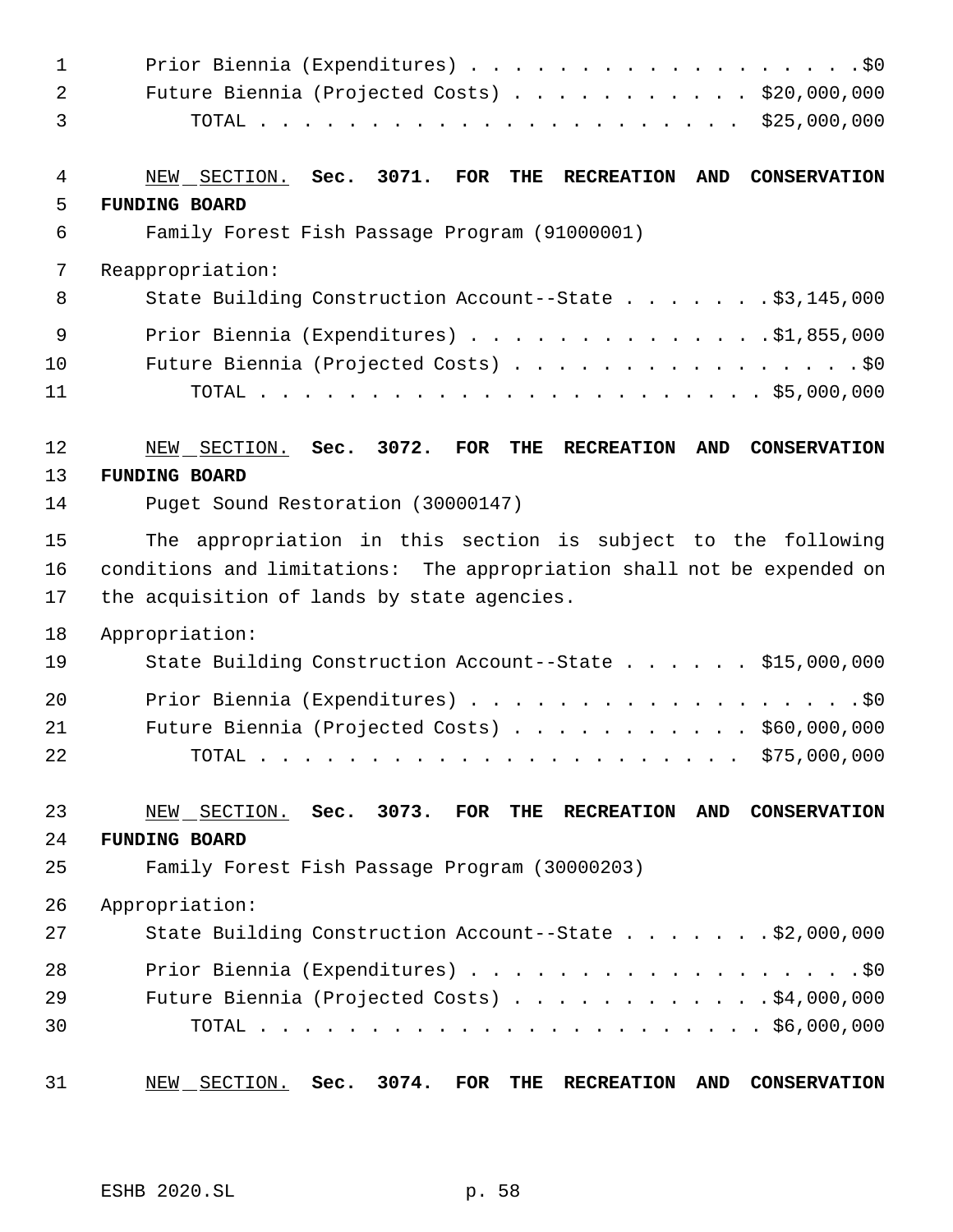Prior Biennia (Expenditures) . . . . . . . . . . . . . . . . . . .$0
Future Biennia (Projected Costs) . . . . . . . . . . . . $20,000,000
TOTAL . . . . . . . . . . . . . . . . . . . . . . . . $25,000,000

NEW SECTION. **Sec. 3071. FOR THE RECREATION AND CONSERVATION FUNDING BOARD**

Family Forest Fish Passage Program (91000001)

Reappropriation:

State Building Construction Account--State . . . . . . . .$3,145,000

Prior Biennia (Expenditures) . . . . . . . . . . . . . . .$1,855,000
Future Biennia (Projected Costs) . . . . . . . . . . . . . . . . .$0
TOTAL . . . . . . . . . . . . . . . . . . . . . . . . . $5,000,000

NEW SECTION. **Sec. 3072. FOR THE RECREATION AND CONSERVATION FUNDING BOARD**

Puget Sound Restoration (30000147)

The appropriation in this section is subject to the following conditions and limitations: The appropriation shall not be expended on the acquisition of lands by state agencies.

Appropriation:

State Building Construction Account--State . . . . . . . $15,000,000

Prior Biennia (Expenditures) . . . . . . . . . . . . . . . . . . .$0
Future Biennia (Projected Costs) . . . . . . . . . . . . $60,000,000
TOTAL . . . . . . . . . . . . . . . . . . . . . . . . $75,000,000

NEW SECTION. **Sec. 3073. FOR THE RECREATION AND CONSERVATION FUNDING BOARD**

Family Forest Fish Passage Program (30000203)

Appropriation:

State Building Construction Account--State . . . . . . . .$2,000,000

Prior Biennia (Expenditures) . . . . . . . . . . . . . . . . . . .$0
Future Biennia (Projected Costs) . . . . . . . . . . . . .$4,000,000
TOTAL . . . . . . . . . . . . . . . . . . . . . . . . . $6,000,000

NEW SECTION. **Sec. 3074. FOR THE RECREATION AND CONSERVATION**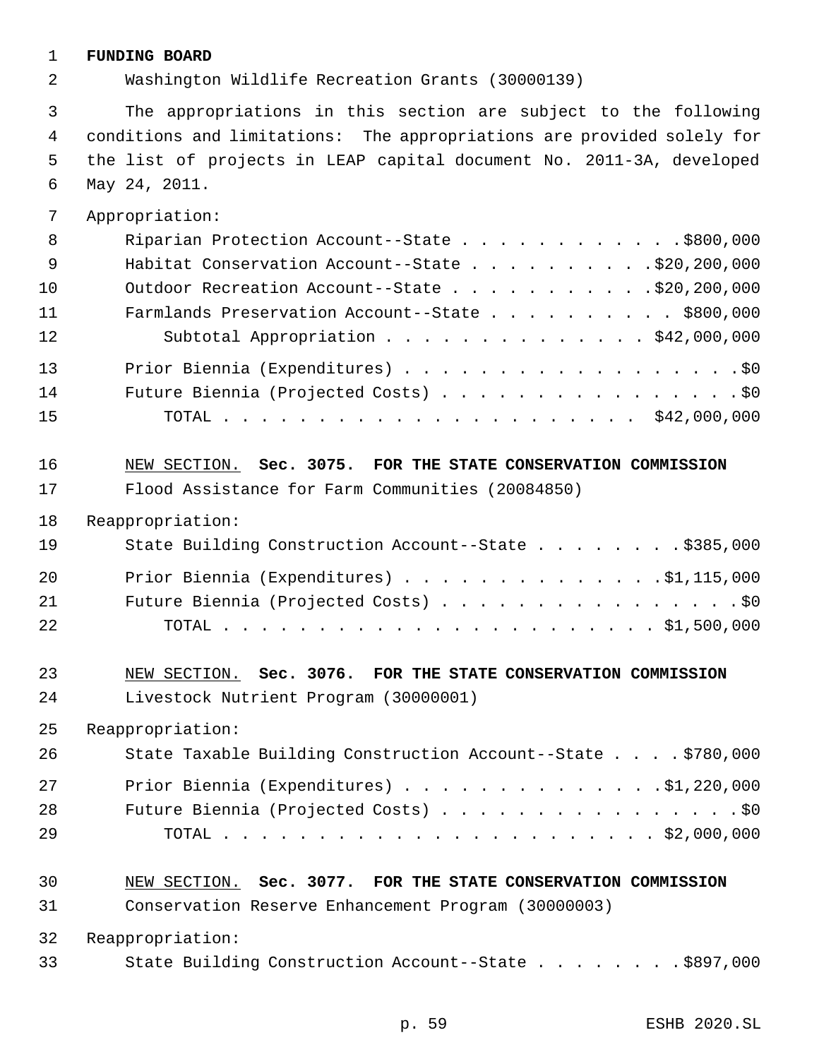**FUNDING BOARD**

Washington Wildlife Recreation Grants (30000139)

The appropriations in this section are subject to the following conditions and limitations: The appropriations are provided solely for the list of projects in LEAP capital document No. 2011-3A, developed May 24, 2011.

Appropriation:

| | |
|---|---|
| Riparian Protection Account--State | $800,000 |
| Habitat Conservation Account--State | $20,200,000 |
| Outdoor Recreation Account--State | $20,200,000 |
| Farmlands Preservation Account--State | $800,000 |
| Subtotal Appropriation | $42,000,000 |
| Prior Biennia (Expenditures) | $0 |
| Future Biennia (Projected Costs) | $0 |
| TOTAL | $42,000,000 |

NEW SECTION. **Sec. 3075. FOR THE STATE CONSERVATION COMMISSION**

Flood Assistance for Farm Communities (20084850)

Reappropriation:

| | |
|---|---|
| State Building Construction Account--State | $385,000 |
| Prior Biennia (Expenditures) | $1,115,000 |
| Future Biennia (Projected Costs) | $0 |
| TOTAL | $1,500,000 |

NEW SECTION. **Sec. 3076. FOR THE STATE CONSERVATION COMMISSION**

Livestock Nutrient Program (30000001)

Reappropriation:

| | |
|---|---|
| State Taxable Building Construction Account--State | $780,000 |
| Prior Biennia (Expenditures) | $1,220,000 |
| Future Biennia (Projected Costs) | $0 |
| TOTAL | $2,000,000 |

NEW SECTION. **Sec. 3077. FOR THE STATE CONSERVATION COMMISSION**

Conservation Reserve Enhancement Program (30000003)

Reappropriation:

| | |
|---|---|
| State Building Construction Account--State | $897,000 |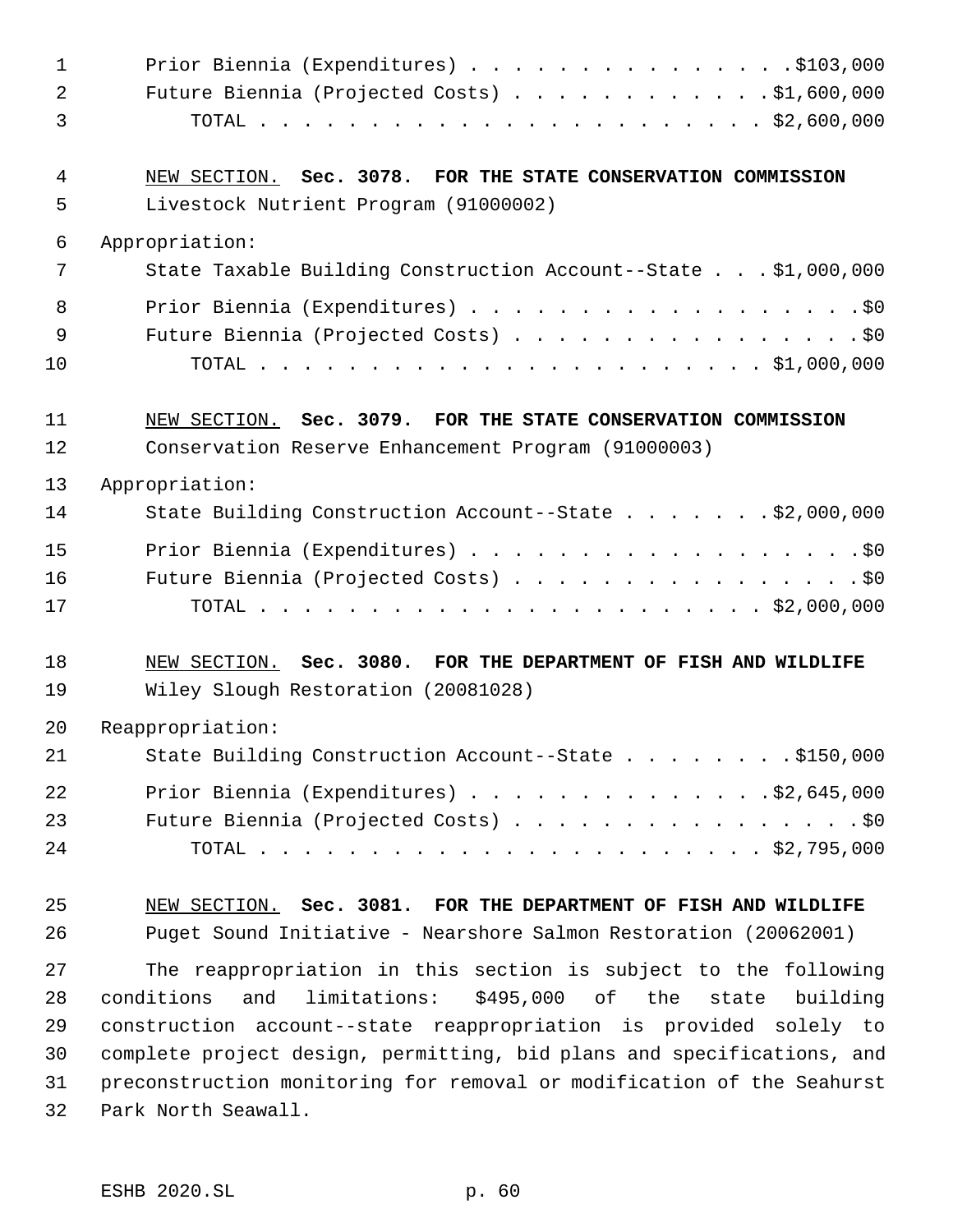Prior Biennia (Expenditures) . . . . . . . . . . . . . . . .$103,000
Future Biennia (Projected Costs) . . . . . . . . . . . . .$1,600,000
TOTAL . . . . . . . . . . . . . . . . . . . . . . . . $2,600,000

NEW SECTION. **Sec. 3078. FOR THE STATE CONSERVATION COMMISSION**

Livestock Nutrient Program (91000002)

Appropriation:

State Taxable Building Construction Account--State . . . $1,000,000
Prior Biennia (Expenditures) . . . . . . . . . . . . . . . . . . .$0
Future Biennia (Projected Costs) . . . . . . . . . . . . . . . . .$0
TOTAL . . . . . . . . . . . . . . . . . . . . . . . . $1,000,000

NEW SECTION. **Sec. 3079. FOR THE STATE CONSERVATION COMMISSION**

Conservation Reserve Enhancement Program (91000003)

Appropriation:

State Building Construction Account--State . . . . . . . $2,000,000
Prior Biennia (Expenditures) . . . . . . . . . . . . . . . . . . .$0
Future Biennia (Projected Costs) . . . . . . . . . . . . . . . . .$0
TOTAL . . . . . . . . . . . . . . . . . . . . . . . . $2,000,000

NEW SECTION. **Sec. 3080. FOR THE DEPARTMENT OF FISH AND WILDLIFE**

Wiley Slough Restoration (20081028)

Reappropriation:

State Building Construction Account--State . . . . . . . . .$150,000
Prior Biennia (Expenditures) . . . . . . . . . . . . . .$2,645,000
Future Biennia (Projected Costs) . . . . . . . . . . . . . . . . .$0
TOTAL . . . . . . . . . . . . . . . . . . . . . . . . $2,795,000

NEW SECTION. **Sec. 3081. FOR THE DEPARTMENT OF FISH AND WILDLIFE**

Puget Sound Initiative - Nearshore Salmon Restoration (20062001)

The reappropriation in this section is subject to the following conditions and limitations: $495,000 of the state building construction account--state reappropriation is provided solely to complete project design, permitting, bid plans and specifications, and preconstruction monitoring for removal or modification of the Seahurst Park North Seawall.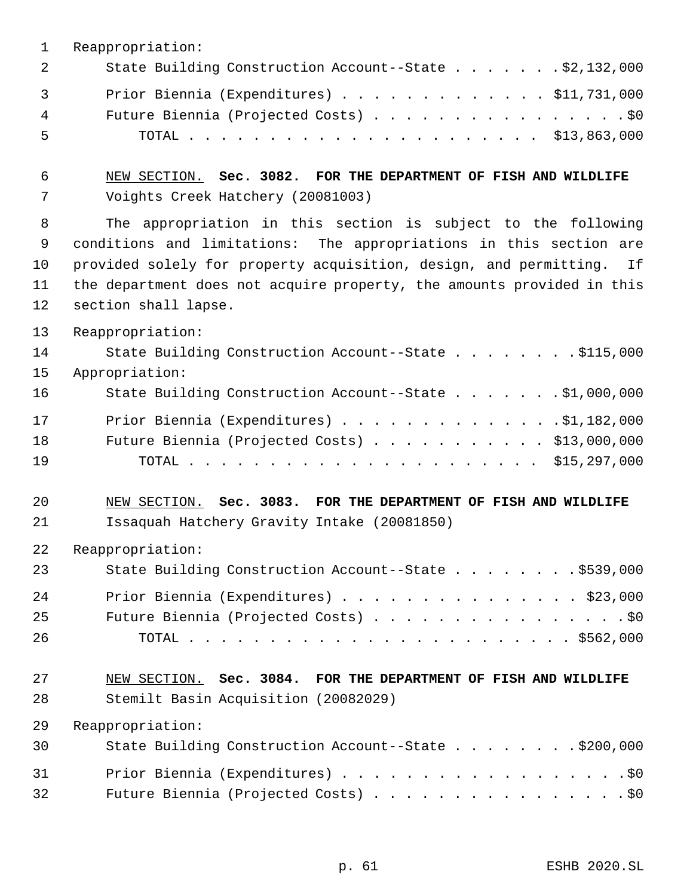Reappropriation:

State Building Construction Account--State . . . . . . . $2,132,000

Prior Biennia (Expenditures) . . . . . . . . . . . . . $11,731,000

Future Biennia (Projected Costs) . . . . . . . . . . . . . . . . $0

TOTAL . . . . . . . . . . . . . . . . . . . . . . $13,863,000

NEW SECTION. **Sec. 3082. FOR THE DEPARTMENT OF FISH AND WILDLIFE**

Voights Creek Hatchery (20081003)

The appropriation in this section is subject to the following conditions and limitations: The appropriations in this section are provided solely for property acquisition, design, and permitting. If the department does not acquire property, the amounts provided in this section shall lapse.

Reappropriation:

State Building Construction Account--State . . . . . . . . $115,000

Appropriation:

State Building Construction Account--State . . . . . . . $1,000,000

Prior Biennia (Expenditures) . . . . . . . . . . . . . . $1,182,000

Future Biennia (Projected Costs) . . . . . . . . . . . $13,000,000

TOTAL . . . . . . . . . . . . . . . . . . . . . . $15,297,000

NEW SECTION. **Sec. 3083. FOR THE DEPARTMENT OF FISH AND WILDLIFE**

Issaquah Hatchery Gravity Intake (20081850)

Reappropriation:

State Building Construction Account--State . . . . . . . . $539,000

Prior Biennia (Expenditures) . . . . . . . . . . . . . . . $23,000

Future Biennia (Projected Costs) . . . . . . . . . . . . . . . . $0

TOTAL . . . . . . . . . . . . . . . . . . . . . . . . $562,000

NEW SECTION. **Sec. 3084. FOR THE DEPARTMENT OF FISH AND WILDLIFE**

Stemilt Basin Acquisition (20082029)

Reappropriation:

State Building Construction Account--State . . . . . . . . $200,000

Prior Biennia (Expenditures) . . . . . . . . . . . . . . . . . $0

Future Biennia (Projected Costs) . . . . . . . . . . . . . . . . $0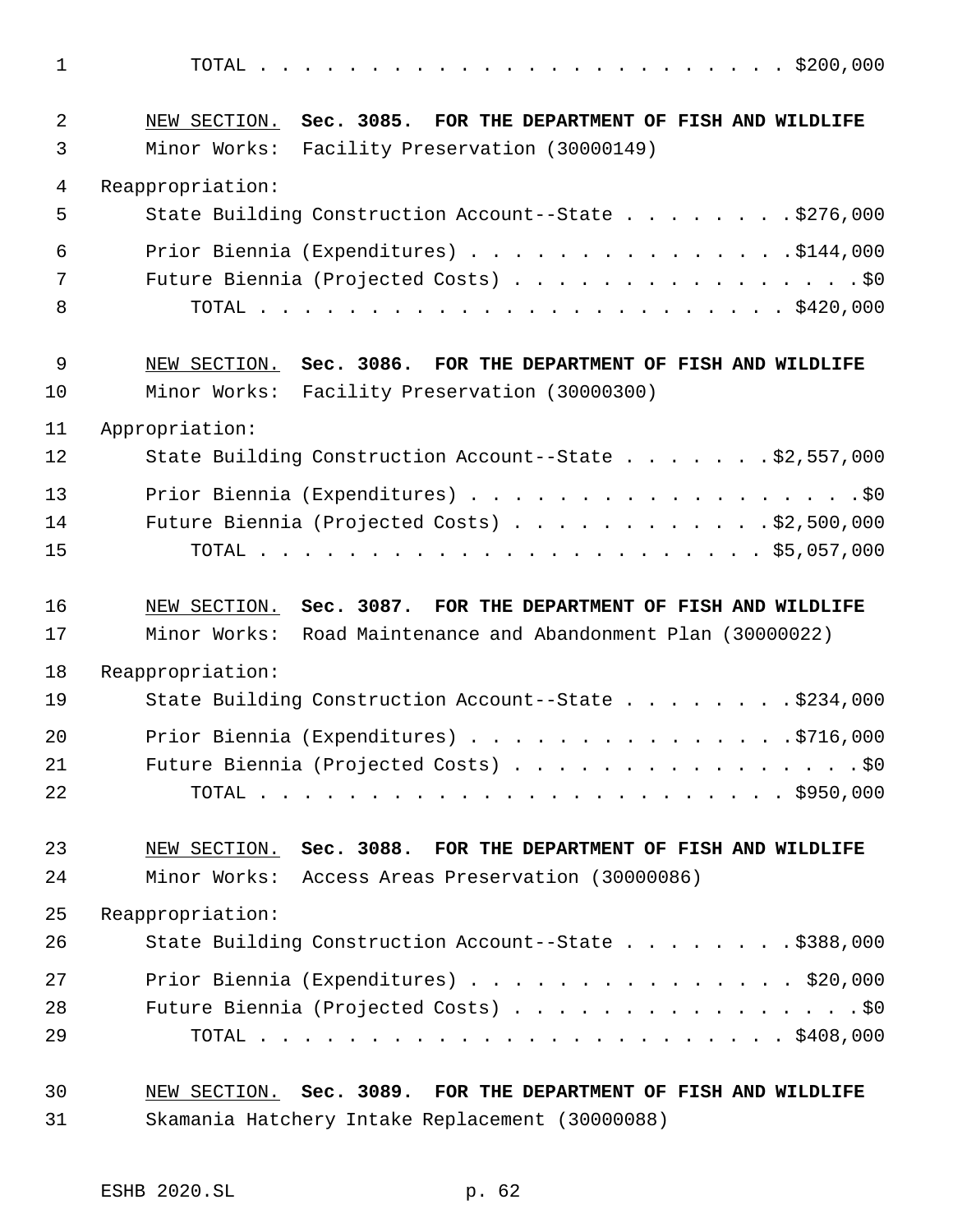TOTAL . . . . . . . . . . . . . . . . . . . . . . . . . $200,000

NEW SECTION. **Sec. 3085. FOR THE DEPARTMENT OF FISH AND WILDLIFE**

Minor Works: Facility Preservation (30000149)

Reappropriation:

State Building Construction Account--State . . . . . . . . $276,000

Prior Biennia (Expenditures) . . . . . . . . . . . . . . . $144,000

Future Biennia (Projected Costs) . . . . . . . . . . . . . . . . $0

TOTAL . . . . . . . . . . . . . . . . . . . . . . . . . $420,000

NEW SECTION. **Sec. 3086. FOR THE DEPARTMENT OF FISH AND WILDLIFE**

Minor Works: Facility Preservation (30000300)

Appropriation:

State Building Construction Account--State . . . . . . . $2,557,000

Prior Biennia (Expenditures) . . . . . . . . . . . . . . . . . . $0

Future Biennia (Projected Costs) . . . . . . . . . . . . $2,500,000

TOTAL . . . . . . . . . . . . . . . . . . . . . . . . $5,057,000

NEW SECTION. **Sec. 3087. FOR THE DEPARTMENT OF FISH AND WILDLIFE**

Minor Works: Road Maintenance and Abandonment Plan (30000022)

Reappropriation:

State Building Construction Account--State . . . . . . . . $234,000

Prior Biennia (Expenditures) . . . . . . . . . . . . . . . $716,000

Future Biennia (Projected Costs) . . . . . . . . . . . . . . . . $0

TOTAL . . . . . . . . . . . . . . . . . . . . . . . . . $950,000

NEW SECTION. **Sec. 3088. FOR THE DEPARTMENT OF FISH AND WILDLIFE**

Minor Works: Access Areas Preservation (30000086)

Reappropriation:

State Building Construction Account--State . . . . . . . . $388,000

Prior Biennia (Expenditures) . . . . . . . . . . . . . . . $20,000

Future Biennia (Projected Costs) . . . . . . . . . . . . . . . . $0

TOTAL . . . . . . . . . . . . . . . . . . . . . . . . . $408,000

NEW SECTION. **Sec. 3089. FOR THE DEPARTMENT OF FISH AND WILDLIFE**

Skamania Hatchery Intake Replacement (30000088)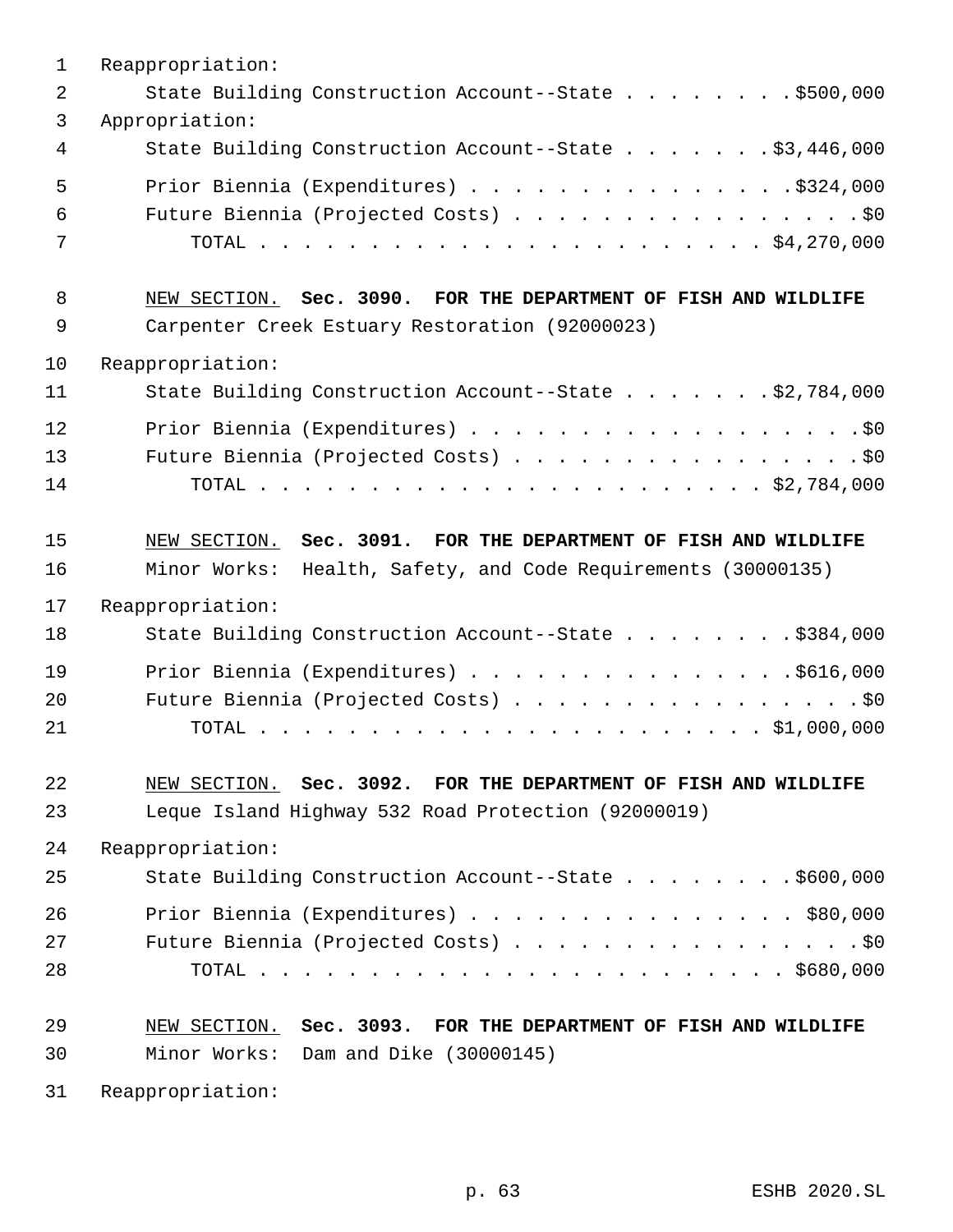Reappropriation:

State Building Construction Account--State . . . . . . . . $500,000

Appropriation:

State Building Construction Account--State . . . . . . . $3,446,000

Prior Biennia (Expenditures) . . . . . . . . . . . . . . . $324,000

Future Biennia (Projected Costs) . . . . . . . . . . . . . . . . . $0

TOTAL . . . . . . . . . . . . . . . . . . . . . . . . $4,270,000

NEW SECTION. **Sec. 3090. FOR THE DEPARTMENT OF FISH AND WILDLIFE**

Carpenter Creek Estuary Restoration (92000023)

Reappropriation:

State Building Construction Account--State . . . . . . . $2,784,000

Prior Biennia (Expenditures) . . . . . . . . . . . . . . . . . . $0

Future Biennia (Projected Costs) . . . . . . . . . . . . . . . . . $0

TOTAL . . . . . . . . . . . . . . . . . . . . . . . . $2,784,000

NEW SECTION. **Sec. 3091. FOR THE DEPARTMENT OF FISH AND WILDLIFE**

Minor Works: Health, Safety, and Code Requirements (30000135)

Reappropriation:

State Building Construction Account--State . . . . . . . . $384,000

Prior Biennia (Expenditures) . . . . . . . . . . . . . . . $616,000

Future Biennia (Projected Costs) . . . . . . . . . . . . . . . . . $0

TOTAL . . . . . . . . . . . . . . . . . . . . . . . . $1,000,000

NEW SECTION. **Sec. 3092. FOR THE DEPARTMENT OF FISH AND WILDLIFE**

Leque Island Highway 532 Road Protection (92000019)

Reappropriation:

State Building Construction Account--State . . . . . . . . $600,000

Prior Biennia (Expenditures) . . . . . . . . . . . . . . . $80,000

Future Biennia (Projected Costs) . . . . . . . . . . . . . . . . . $0

TOTAL . . . . . . . . . . . . . . . . . . . . . . . . $680,000

NEW SECTION. **Sec. 3093. FOR THE DEPARTMENT OF FISH AND WILDLIFE**

Minor Works: Dam and Dike (30000145)

Reappropriation: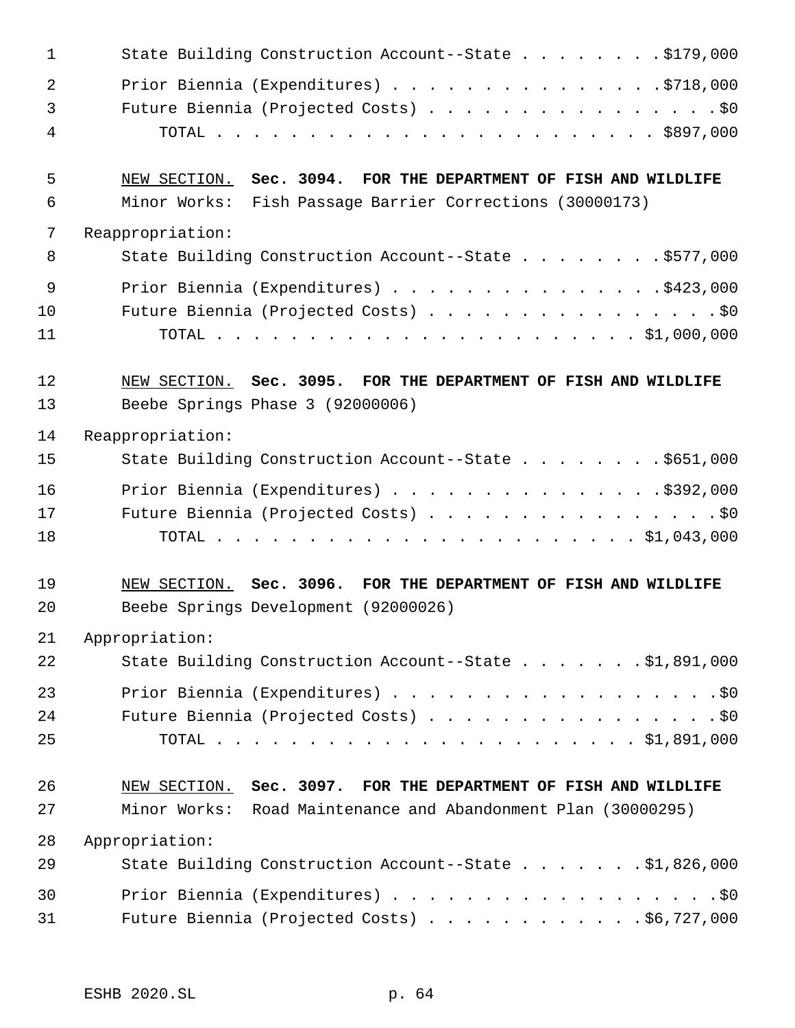State Building Construction Account--State . . . . . . . . $179,000

Prior Biennia (Expenditures) . . . . . . . . . . . . . . . $718,000
Future Biennia (Projected Costs) . . . . . . . . . . . . . . . . $0
TOTAL . . . . . . . . . . . . . . . . . . . . . . . . $897,000

NEW SECTION. **Sec. 3094. FOR THE DEPARTMENT OF FISH AND WILDLIFE**

Minor Works: Fish Passage Barrier Corrections (30000173)

Reappropriation:

State Building Construction Account--State . . . . . . . . $577,000

Prior Biennia (Expenditures) . . . . . . . . . . . . . . . $423,000
Future Biennia (Projected Costs) . . . . . . . . . . . . . . . . $0
TOTAL . . . . . . . . . . . . . . . . . . . . . . . . $1,000,000

NEW SECTION. **Sec. 3095. FOR THE DEPARTMENT OF FISH AND WILDLIFE**

Beebe Springs Phase 3 (92000006)

Reappropriation:

State Building Construction Account--State . . . . . . . . $651,000

Prior Biennia (Expenditures) . . . . . . . . . . . . . . . $392,000
Future Biennia (Projected Costs) . . . . . . . . . . . . . . . . $0
TOTAL . . . . . . . . . . . . . . . . . . . . . . . . $1,043,000

NEW SECTION. **Sec. 3096. FOR THE DEPARTMENT OF FISH AND WILDLIFE**

Beebe Springs Development (92000026)

Appropriation:

State Building Construction Account--State . . . . . . . $1,891,000

Prior Biennia (Expenditures) . . . . . . . . . . . . . . . . . $0
Future Biennia (Projected Costs) . . . . . . . . . . . . . . . . $0
TOTAL . . . . . . . . . . . . . . . . . . . . . . . . $1,891,000

NEW SECTION. **Sec. 3097. FOR THE DEPARTMENT OF FISH AND WILDLIFE**

Minor Works: Road Maintenance and Abandonment Plan (30000295)

Appropriation:

State Building Construction Account--State . . . . . . . $1,826,000

Prior Biennia (Expenditures) . . . . . . . . . . . . . . . . . $0
Future Biennia (Projected Costs) . . . . . . . . . . . . $6,727,000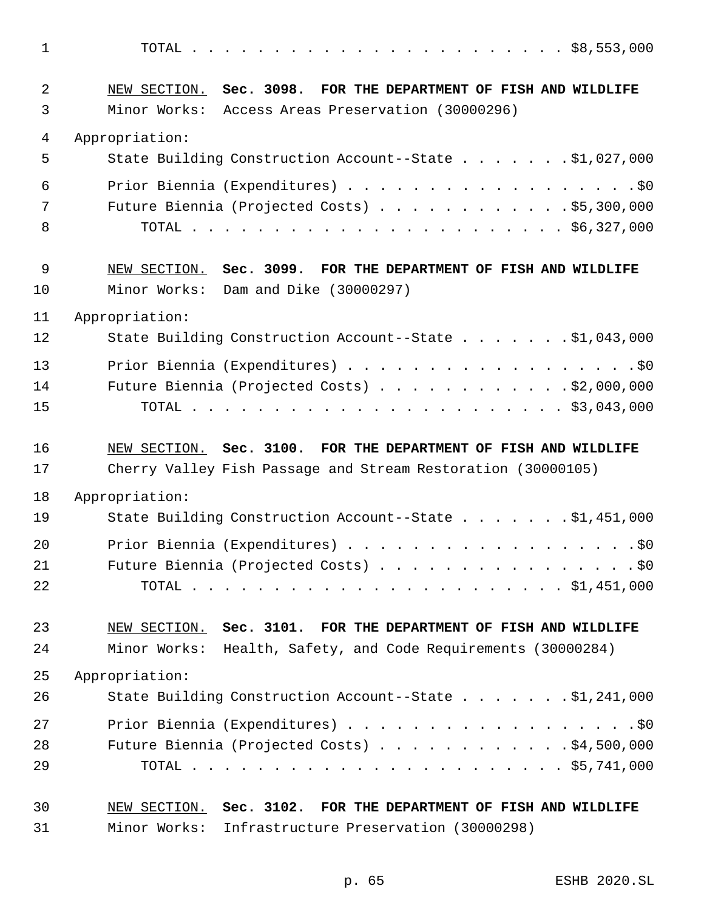TOTAL . . . . . . . . . . . . . . . . . . . . . . . . $8,553,000

NEW SECTION. **Sec. 3098. FOR THE DEPARTMENT OF FISH AND WILDLIFE**

Minor Works: Access Areas Preservation (30000296)

Appropriation:

State Building Construction Account--State . . . . . . . $1,027,000

Prior Biennia (Expenditures) . . . . . . . . . . . . . . . . . . $0

Future Biennia (Projected Costs) . . . . . . . . . . . . $5,300,000

TOTAL . . . . . . . . . . . . . . . . . . . . . . . . $6,327,000

NEW SECTION. **Sec. 3099. FOR THE DEPARTMENT OF FISH AND WILDLIFE**

Minor Works: Dam and Dike (30000297)

Appropriation:

State Building Construction Account--State . . . . . . . $1,043,000

Prior Biennia (Expenditures) . . . . . . . . . . . . . . . . . . $0

Future Biennia (Projected Costs) . . . . . . . . . . . . $2,000,000

TOTAL . . . . . . . . . . . . . . . . . . . . . . . . $3,043,000

NEW SECTION. **Sec. 3100. FOR THE DEPARTMENT OF FISH AND WILDLIFE**

Cherry Valley Fish Passage and Stream Restoration (30000105)

Appropriation:

State Building Construction Account--State . . . . . . . $1,451,000

Prior Biennia (Expenditures) . . . . . . . . . . . . . . . . . . $0

Future Biennia (Projected Costs) . . . . . . . . . . . . . . . . $0

TOTAL . . . . . . . . . . . . . . . . . . . . . . . . $1,451,000

NEW SECTION. **Sec. 3101. FOR THE DEPARTMENT OF FISH AND WILDLIFE**

Minor Works: Health, Safety, and Code Requirements (30000284)

Appropriation:

State Building Construction Account--State . . . . . . . $1,241,000

Prior Biennia (Expenditures) . . . . . . . . . . . . . . . . . . $0

Future Biennia (Projected Costs) . . . . . . . . . . . . $4,500,000

TOTAL . . . . . . . . . . . . . . . . . . . . . . . . $5,741,000

NEW SECTION. **Sec. 3102. FOR THE DEPARTMENT OF FISH AND WILDLIFE**

Minor Works: Infrastructure Preservation (30000298)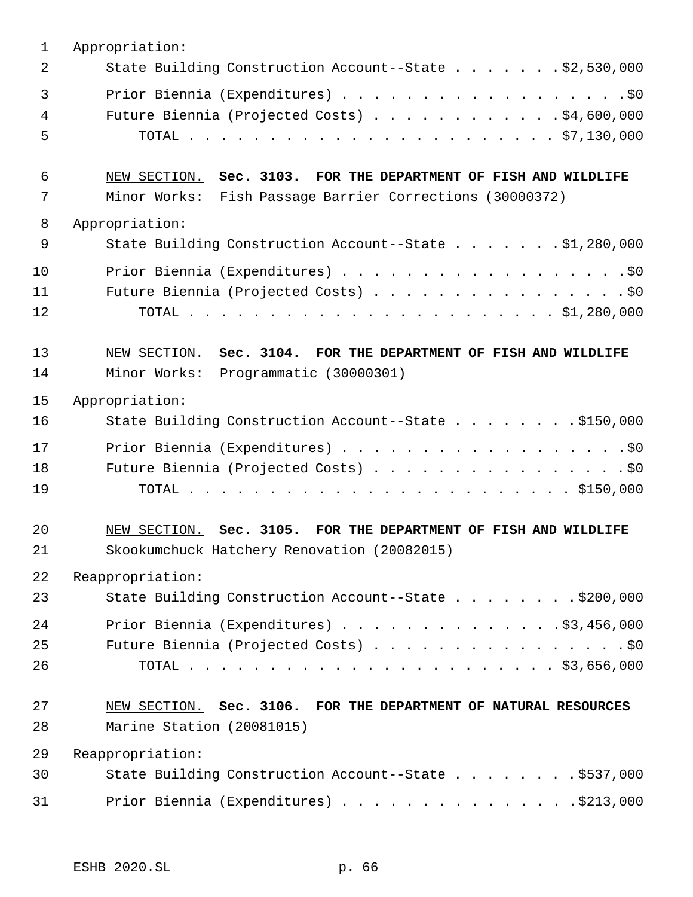Appropriation:

State Building Construction Account--State . . . . . . . $2,530,000

Prior Biennia (Expenditures) . . . . . . . . . . . . . . . . . . . $0

Future Biennia (Projected Costs) . . . . . . . . . . . . $4,600,000

TOTAL . . . . . . . . . . . . . . . . . . . . . . . . $7,130,000

NEW SECTION. **Sec. 3103. FOR THE DEPARTMENT OF FISH AND WILDLIFE**

Minor Works: Fish Passage Barrier Corrections (30000372)

Appropriation:

State Building Construction Account--State . . . . . . . $1,280,000

Prior Biennia (Expenditures) . . . . . . . . . . . . . . . . . . . $0

Future Biennia (Projected Costs) . . . . . . . . . . . . . . . . . $0

TOTAL . . . . . . . . . . . . . . . . . . . . . . . . $1,280,000

NEW SECTION. **Sec. 3104. FOR THE DEPARTMENT OF FISH AND WILDLIFE**

Minor Works: Programmatic (30000301)

Appropriation:

State Building Construction Account--State . . . . . . . . $150,000

Prior Biennia (Expenditures) . . . . . . . . . . . . . . . . . . . $0

Future Biennia (Projected Costs) . . . . . . . . . . . . . . . . . $0

TOTAL . . . . . . . . . . . . . . . . . . . . . . . . $150,000

NEW SECTION. **Sec. 3105. FOR THE DEPARTMENT OF FISH AND WILDLIFE**

Skookumchuck Hatchery Renovation (20082015)

Reappropriation:

State Building Construction Account--State . . . . . . . . $200,000

Prior Biennia (Expenditures) . . . . . . . . . . . . . . $3,456,000

Future Biennia (Projected Costs) . . . . . . . . . . . . . . . . . $0

TOTAL . . . . . . . . . . . . . . . . . . . . . . . . $3,656,000

NEW SECTION. **Sec. 3106. FOR THE DEPARTMENT OF NATURAL RESOURCES**

Marine Station (20081015)

Reappropriation:

State Building Construction Account--State . . . . . . . . $537,000

Prior Biennia (Expenditures) . . . . . . . . . . . . . . . $213,000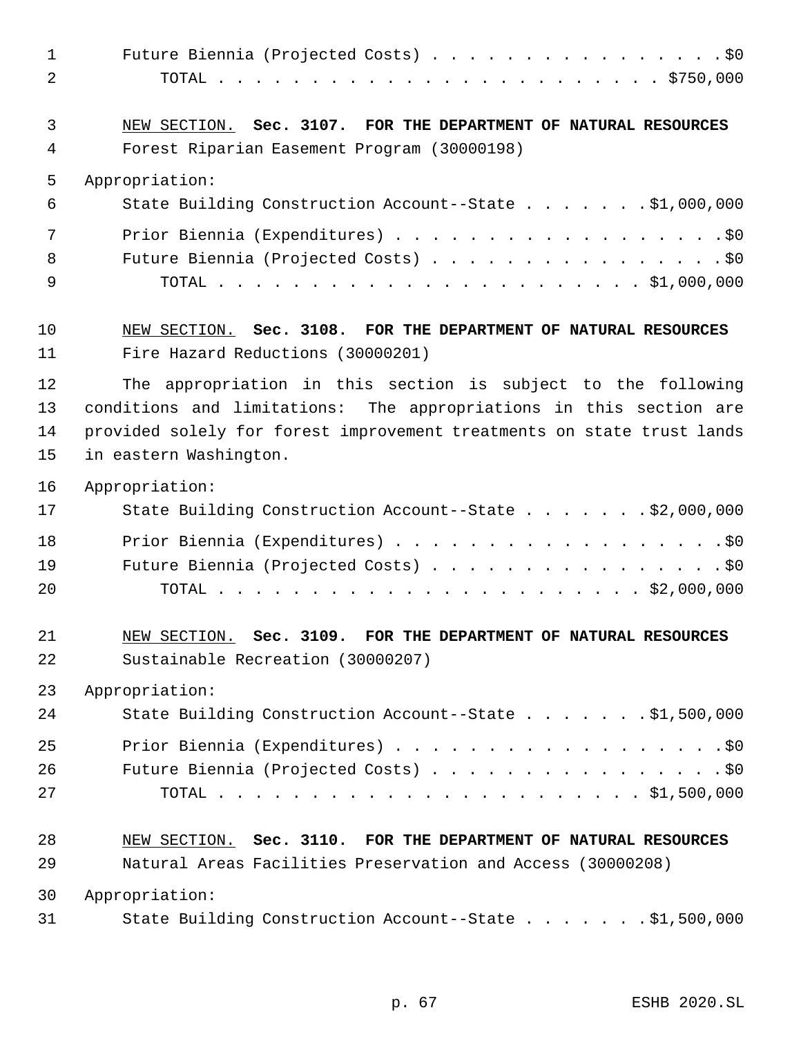Future Biennia (Projected Costs) . . . . . . . . . . . . . . . . . $0
TOTAL . . . . . . . . . . . . . . . . . . . . . . . . . $750,000

NEW SECTION. **Sec. 3107. FOR THE DEPARTMENT OF NATURAL RESOURCES**

Forest Riparian Easement Program (30000198)

Appropriation:

State Building Construction Account--State . . . . . . . $1,000,000
Prior Biennia (Expenditures) . . . . . . . . . . . . . . . . . . $0
Future Biennia (Projected Costs) . . . . . . . . . . . . . . . . . $0
TOTAL . . . . . . . . . . . . . . . . . . . . . . . . . $1,000,000

NEW SECTION. **Sec. 3108. FOR THE DEPARTMENT OF NATURAL RESOURCES**

Fire Hazard Reductions (30000201)

The appropriation in this section is subject to the following conditions and limitations: The appropriations in this section are provided solely for forest improvement treatments on state trust lands in eastern Washington.

Appropriation:

State Building Construction Account--State . . . . . . . $2,000,000
Prior Biennia (Expenditures) . . . . . . . . . . . . . . . . . . $0
Future Biennia (Projected Costs) . . . . . . . . . . . . . . . . . $0
TOTAL . . . . . . . . . . . . . . . . . . . . . . . . . $2,000,000

NEW SECTION. **Sec. 3109. FOR THE DEPARTMENT OF NATURAL RESOURCES**

Sustainable Recreation (30000207)

Appropriation:

State Building Construction Account--State . . . . . . . $1,500,000
Prior Biennia (Expenditures) . . . . . . . . . . . . . . . . . . $0
Future Biennia (Projected Costs) . . . . . . . . . . . . . . . . . $0
TOTAL . . . . . . . . . . . . . . . . . . . . . . . . . $1,500,000

NEW SECTION. **Sec. 3110. FOR THE DEPARTMENT OF NATURAL RESOURCES**

Natural Areas Facilities Preservation and Access (30000208)

Appropriation:

State Building Construction Account--State . . . . . . . $1,500,000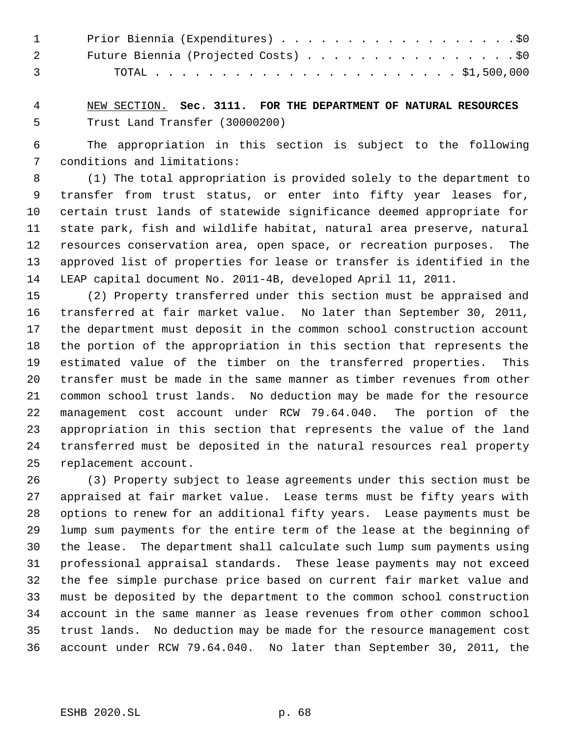Prior Biennia (Expenditures) . . . . . . . . . . . . . . . . . . .$0
Future Biennia (Projected Costs) . . . . . . . . . . . . . . . . .$0
TOTAL . . . . . . . . . . . . . . . . . . . . . . . . $1,500,000

NEW SECTION. **Sec. 3111. FOR THE DEPARTMENT OF NATURAL RESOURCES**
Trust Land Transfer (30000200)

The appropriation in this section is subject to the following conditions and limitations:

(1) The total appropriation is provided solely to the department to transfer from trust status, or enter into fifty year leases for, certain trust lands of statewide significance deemed appropriate for state park, fish and wildlife habitat, natural area preserve, natural resources conservation area, open space, or recreation purposes. The approved list of properties for lease or transfer is identified in the LEAP capital document No. 2011-4B, developed April 11, 2011.

(2) Property transferred under this section must be appraised and transferred at fair market value. No later than September 30, 2011, the department must deposit in the common school construction account the portion of the appropriation in this section that represents the estimated value of the timber on the transferred properties. This transfer must be made in the same manner as timber revenues from other common school trust lands. No deduction may be made for the resource management cost account under RCW 79.64.040. The portion of the appropriation in this section that represents the value of the land transferred must be deposited in the natural resources real property replacement account.

(3) Property subject to lease agreements under this section must be appraised at fair market value. Lease terms must be fifty years with options to renew for an additional fifty years. Lease payments must be lump sum payments for the entire term of the lease at the beginning of the lease. The department shall calculate such lump sum payments using professional appraisal standards. These lease payments may not exceed the fee simple purchase price based on current fair market value and must be deposited by the department to the common school construction account in the same manner as lease revenues from other common school trust lands. No deduction may be made for the resource management cost account under RCW 79.64.040. No later than September 30, 2011, the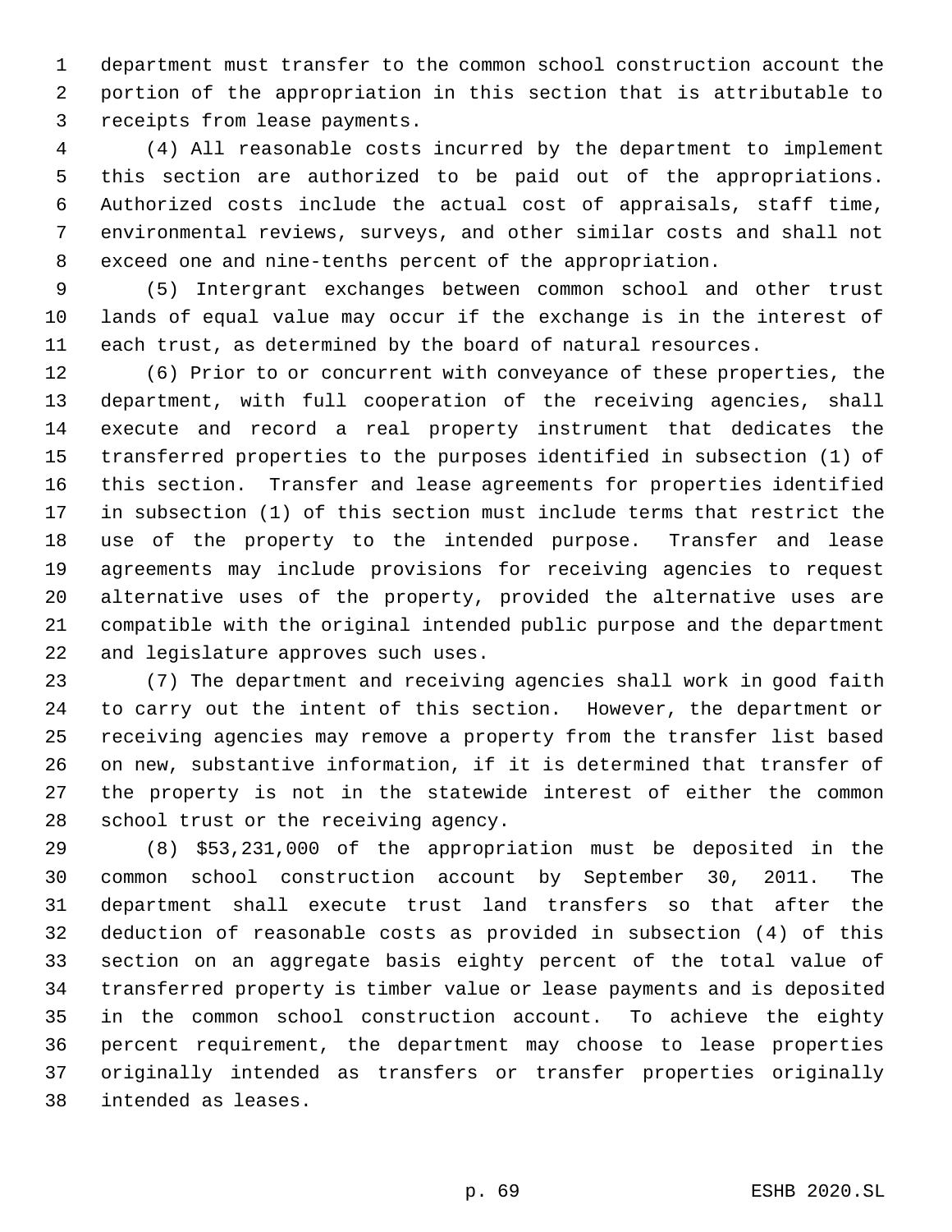department must transfer to the common school construction account the portion of the appropriation in this section that is attributable to receipts from lease payments.

(4) All reasonable costs incurred by the department to implement this section are authorized to be paid out of the appropriations. Authorized costs include the actual cost of appraisals, staff time, environmental reviews, surveys, and other similar costs and shall not exceed one and nine-tenths percent of the appropriation.

(5) Intergrant exchanges between common school and other trust lands of equal value may occur if the exchange is in the interest of each trust, as determined by the board of natural resources.

(6) Prior to or concurrent with conveyance of these properties, the department, with full cooperation of the receiving agencies, shall execute and record a real property instrument that dedicates the transferred properties to the purposes identified in subsection (1) of this section. Transfer and lease agreements for properties identified in subsection (1) of this section must include terms that restrict the use of the property to the intended purpose. Transfer and lease agreements may include provisions for receiving agencies to request alternative uses of the property, provided the alternative uses are compatible with the original intended public purpose and the department and legislature approves such uses.

(7) The department and receiving agencies shall work in good faith to carry out the intent of this section. However, the department or receiving agencies may remove a property from the transfer list based on new, substantive information, if it is determined that transfer of the property is not in the statewide interest of either the common school trust or the receiving agency.

(8) $53,231,000 of the appropriation must be deposited in the common school construction account by September 30, 2011. The department shall execute trust land transfers so that after the deduction of reasonable costs as provided in subsection (4) of this section on an aggregate basis eighty percent of the total value of transferred property is timber value or lease payments and is deposited in the common school construction account. To achieve the eighty percent requirement, the department may choose to lease properties originally intended as transfers or transfer properties originally intended as leases.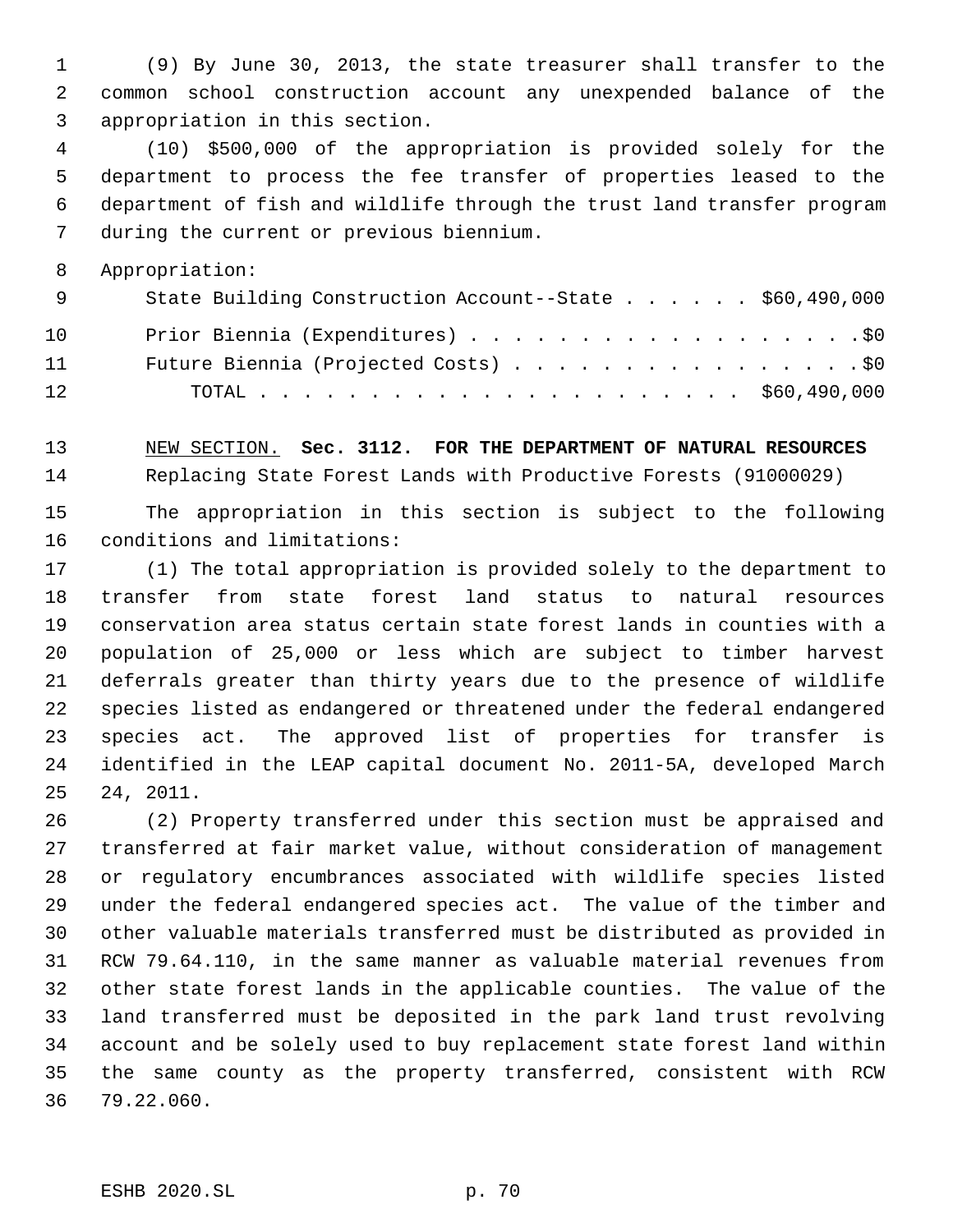(9) By June 30, 2013, the state treasurer shall transfer to the common school construction account any unexpended balance of the appropriation in this section.

(10) $500,000 of the appropriation is provided solely for the department to process the fee transfer of properties leased to the department of fish and wildlife through the trust land transfer program during the current or previous biennium.

Appropriation:

| | |
|---|---|
| State Building Construction Account--State | $60,490,000 |
| Prior Biennia (Expenditures) | $0 |
| Future Biennia (Projected Costs) | $0 |
| TOTAL | $60,490,000 |

NEW SECTION. **Sec. 3112. FOR THE DEPARTMENT OF NATURAL RESOURCES**

Replacing State Forest Lands with Productive Forests (91000029)

The appropriation in this section is subject to the following conditions and limitations:

(1) The total appropriation is provided solely to the department to transfer from state forest land status to natural resources conservation area status certain state forest lands in counties with a population of 25,000 or less which are subject to timber harvest deferrals greater than thirty years due to the presence of wildlife species listed as endangered or threatened under the federal endangered species act. The approved list of properties for transfer is identified in the LEAP capital document No. 2011-5A, developed March 24, 2011.

(2) Property transferred under this section must be appraised and transferred at fair market value, without consideration of management or regulatory encumbrances associated with wildlife species listed under the federal endangered species act. The value of the timber and other valuable materials transferred must be distributed as provided in RCW 79.64.110, in the same manner as valuable material revenues from other state forest lands in the applicable counties. The value of the land transferred must be deposited in the park land trust revolving account and be solely used to buy replacement state forest land within the same county as the property transferred, consistent with RCW 79.22.060.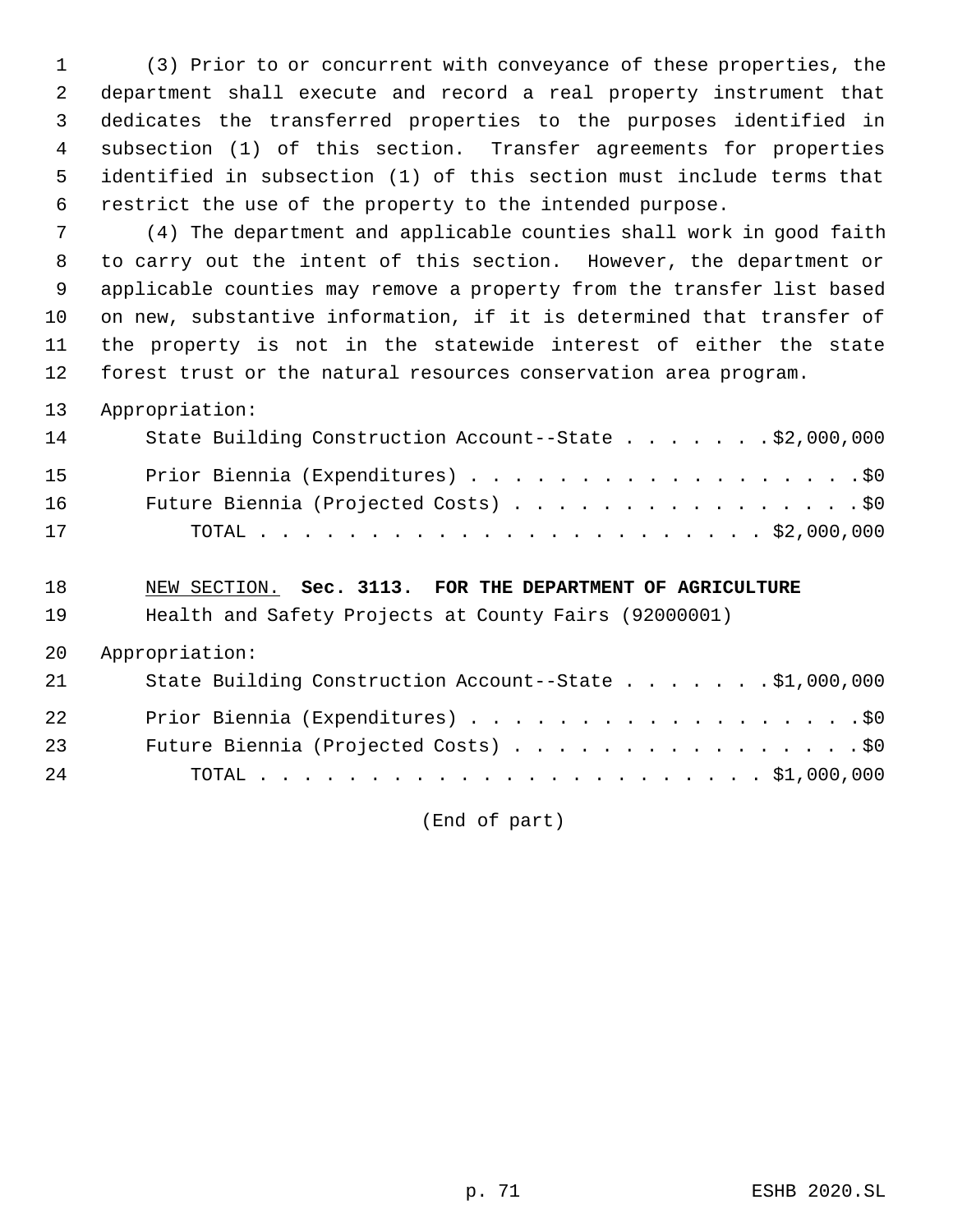(3) Prior to or concurrent with conveyance of these properties, the department shall execute and record a real property instrument that dedicates the transferred properties to the purposes identified in subsection (1) of this section. Transfer agreements for properties identified in subsection (1) of this section must include terms that restrict the use of the property to the intended purpose.

(4) The department and applicable counties shall work in good faith to carry out the intent of this section. However, the department or applicable counties may remove a property from the transfer list based on new, substantive information, if it is determined that transfer of the property is not in the statewide interest of either the state forest trust or the natural resources conservation area program.

Appropriation:

| | |
|---|---|
| State Building Construction Account--State | $2,000,000 |
| Prior Biennia (Expenditures) | $0 |
| Future Biennia (Projected Costs) | $0 |
| TOTAL | $2,000,000 |

NEW SECTION. **Sec. 3113. FOR THE DEPARTMENT OF AGRICULTURE**

Health and Safety Projects at County Fairs (92000001)

Appropriation:

| | |
|---|---|
| State Building Construction Account--State | $1,000,000 |
| Prior Biennia (Expenditures) | $0 |
| Future Biennia (Projected Costs) | $0 |
| TOTAL | $1,000,000 |

(End of part)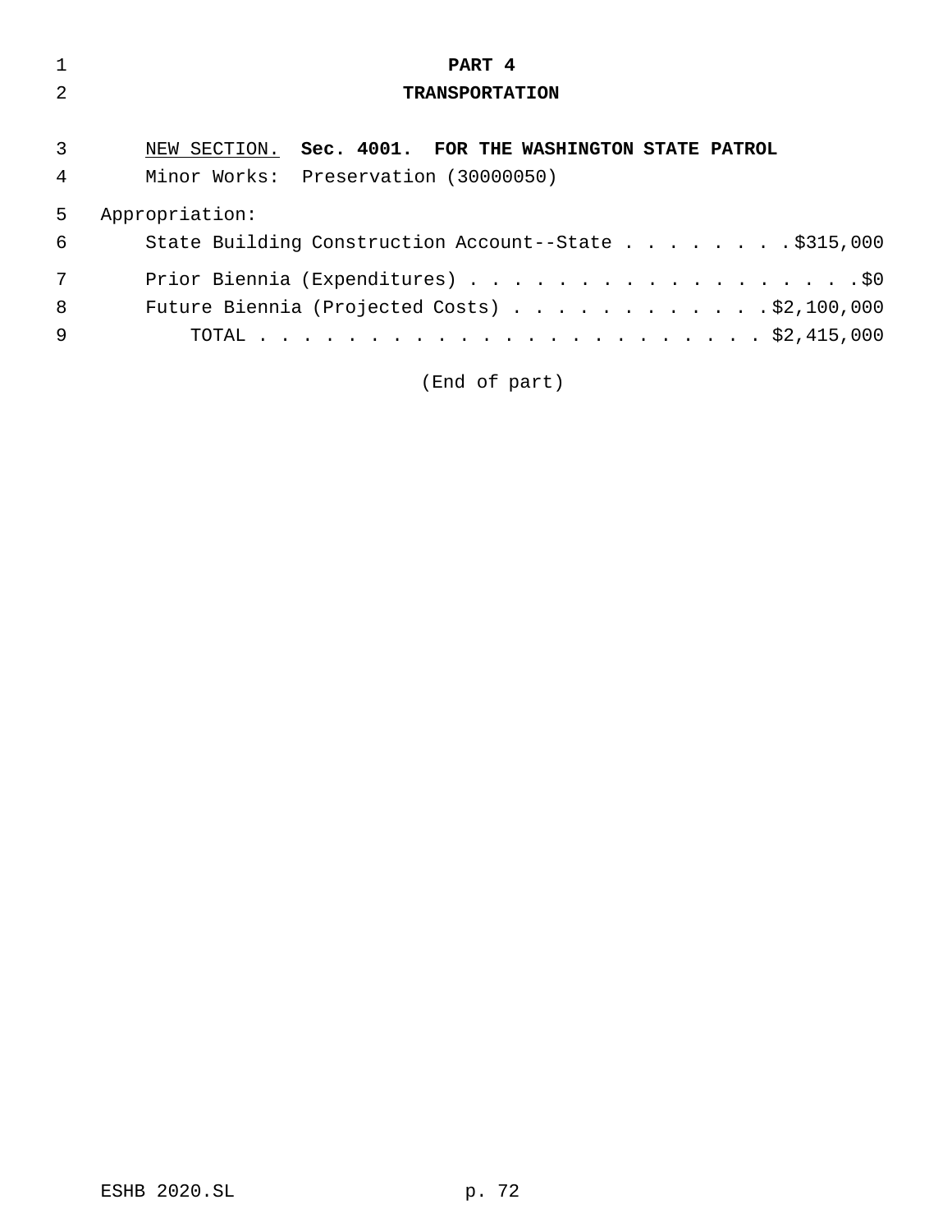# PART 4

## TRANSPORTATION

NEW SECTION. **Sec. 4001. FOR THE WASHINGTON STATE PATROL**

Minor Works: Preservation (30000050)

Appropriation:

State Building Construction Account--State . . . . . . . . $315,000

Prior Biennia (Expenditures) . . . . . . . . . . . . . . . . . . $0

Future Biennia (Projected Costs) . . . . . . . . . . . . $2,100,000

TOTAL . . . . . . . . . . . . . . . . . . . . . . . . $2,415,000

(End of part)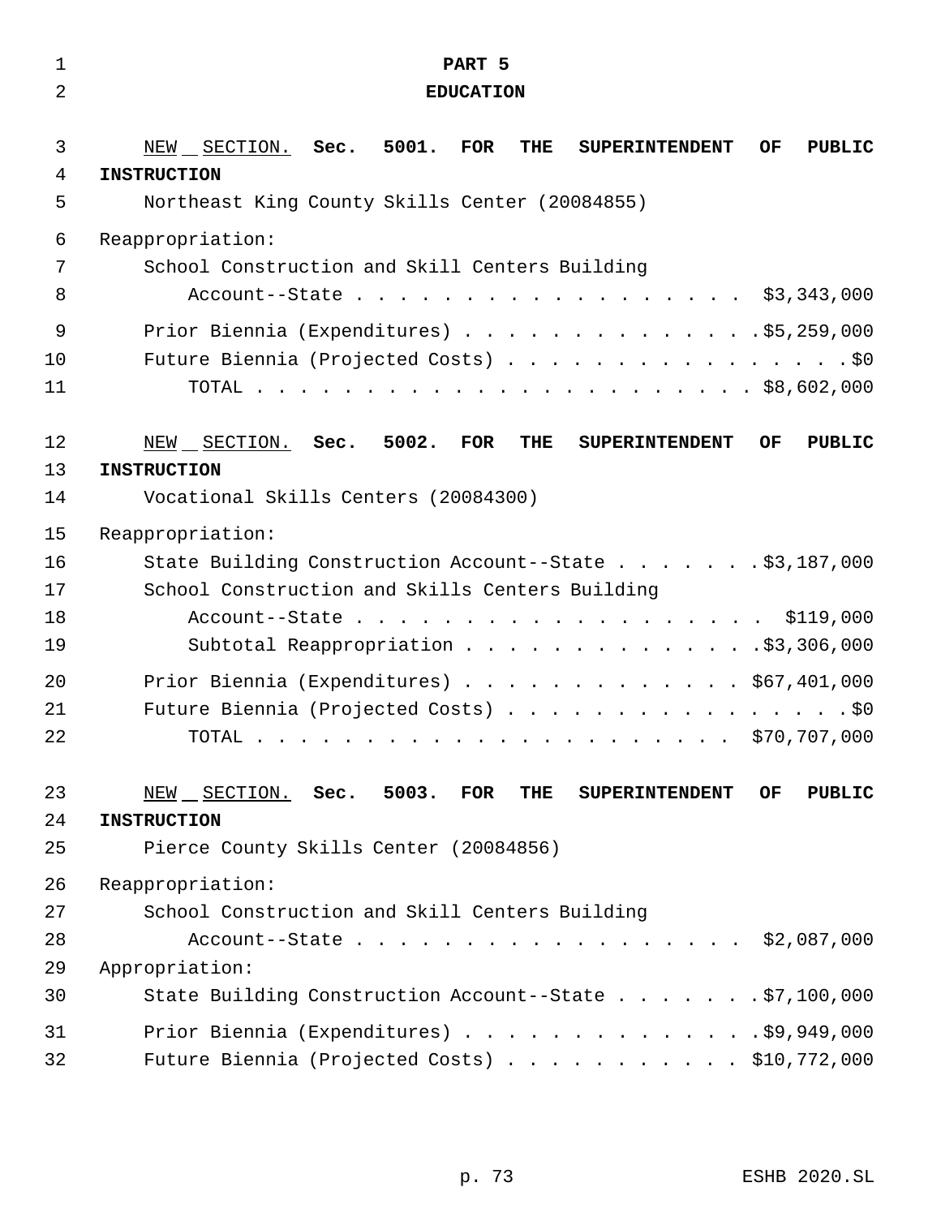# PART 5

# EDUCATION

NEW SECTION. **Sec. 5001. FOR THE SUPERINTENDENT OF PUBLIC INSTRUCTION**

Northeast King County Skills Center (20084855)

Reappropriation:

| | |
|---|---|
| School Construction and Skill Centers Building Account--State | $3,343,000 |
| Prior Biennia (Expenditures) | $5,259,000 |
| Future Biennia (Projected Costs) | $0 |
| TOTAL | $8,602,000 |

NEW SECTION. **Sec. 5002. FOR THE SUPERINTENDENT OF PUBLIC INSTRUCTION**

Vocational Skills Centers (20084300)

Reappropriation:

| | |
|---|---|
| State Building Construction Account--State | $3,187,000 |
| School Construction and Skills Centers Building Account--State | $119,000 |
| Subtotal Reappropriation | $3,306,000 |
| Prior Biennia (Expenditures) | $67,401,000 |
| Future Biennia (Projected Costs) | $0 |
| TOTAL | $70,707,000 |

NEW SECTION. **Sec. 5003. FOR THE SUPERINTENDENT OF PUBLIC INSTRUCTION**

Pierce County Skills Center (20084856)

Reappropriation:

| | |
|---|---|
| School Construction and Skill Centers Building Account--State | $2,087,000 |

Appropriation:

| | |
|---|---|
| State Building Construction Account--State | $7,100,000 |
| Prior Biennia (Expenditures) | $9,949,000 |
| Future Biennia (Projected Costs) | $10,772,000 |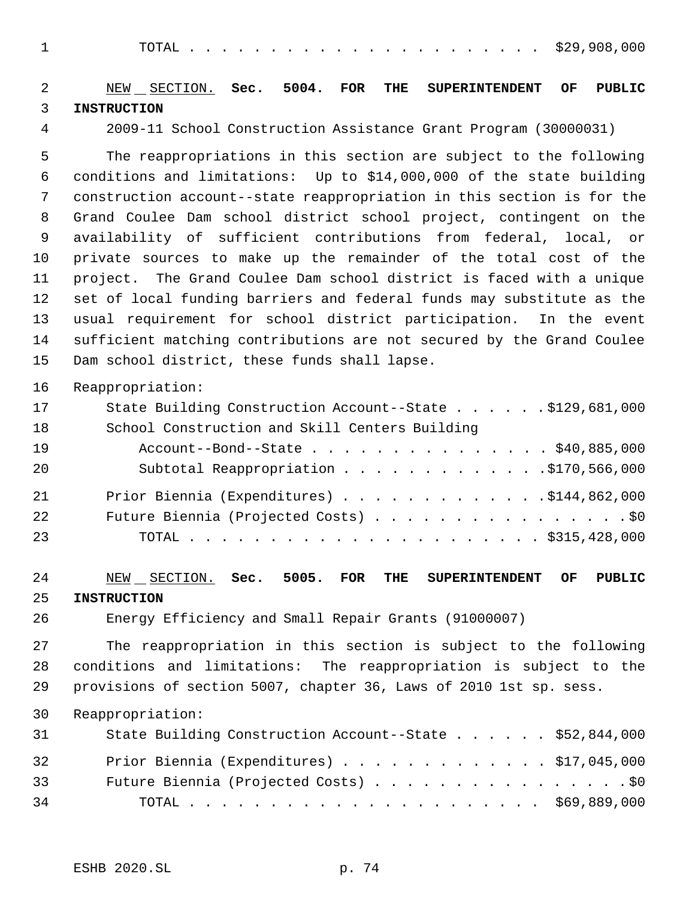TOTAL . . . . . . . . . . . . . . . . . . . . . . . $29,908,000

NEW SECTION. **Sec. 5004. FOR THE SUPERINTENDENT OF PUBLIC INSTRUCTION**

2009-11 School Construction Assistance Grant Program (30000031)

The reappropriations in this section are subject to the following conditions and limitations: Up to $14,000,000 of the state building construction account--state reappropriation in this section is for the Grand Coulee Dam school district school project, contingent on the availability of sufficient contributions from federal, local, or private sources to make up the remainder of the total cost of the project. The Grand Coulee Dam school district is faced with a unique set of local funding barriers and federal funds may substitute as the usual requirement for school district participation. In the event sufficient matching contributions are not secured by the Grand Coulee Dam school district, these funds shall lapse.

Reappropriation:

| | |
|---|---|
| State Building Construction Account--State . . . . . . | $129,681,000 |
| School Construction and Skill Centers Building Account--Bond--State . . . . . . . . . . . . . . . . | $40,885,000 |
| Subtotal Reappropriation . . . . . . . . . . . . . | $170,566,000 |
| Prior Biennia (Expenditures) . . . . . . . . . . . . . | $144,862,000 |
| Future Biennia (Projected Costs) . . . . . . . . . . . . . . . . | $0 |
| TOTAL . . . . . . . . . . . . . . . . . . . . . . . | $315,428,000 |

NEW SECTION. **Sec. 5005. FOR THE SUPERINTENDENT OF PUBLIC INSTRUCTION**

Energy Efficiency and Small Repair Grants (91000007)

The reappropriation in this section is subject to the following conditions and limitations: The reappropriation is subject to the provisions of section 5007, chapter 36, Laws of 2010 1st sp. sess.

Reappropriation:

| | |
|---|---|
| State Building Construction Account--State . . . . . . | $52,844,000 |
| Prior Biennia (Expenditures) . . . . . . . . . . . . . | $17,045,000 |
| Future Biennia (Projected Costs) . . . . . . . . . . . . . . . . | $0 |
| TOTAL . . . . . . . . . . . . . . . . . . . . . . . | $69,889,000 |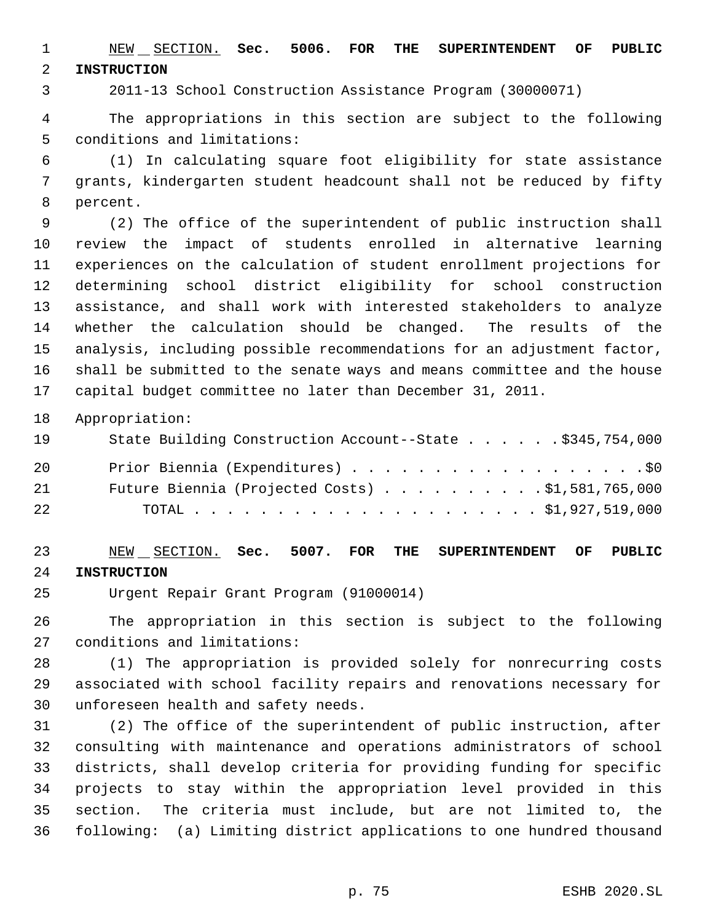NEW SECTION. **Sec. 5006. FOR THE SUPERINTENDENT OF PUBLIC INSTRUCTION**

2011-13 School Construction Assistance Program (30000071)

The appropriations in this section are subject to the following conditions and limitations:

(1) In calculating square foot eligibility for state assistance grants, kindergarten student headcount shall not be reduced by fifty percent.

(2) The office of the superintendent of public instruction shall review the impact of students enrolled in alternative learning experiences on the calculation of student enrollment projections for determining school district eligibility for school construction assistance, and shall work with interested stakeholders to analyze whether the calculation should be changed. The results of the analysis, including possible recommendations for an adjustment factor, shall be submitted to the senate ways and means committee and the house capital budget committee no later than December 31, 2011.

Appropriation:

| | |
|---|---|
| State Building Construction Account--State | $345,754,000 |
| Prior Biennia (Expenditures) | $0 |
| Future Biennia (Projected Costs) | $1,581,765,000 |
| TOTAL | $1,927,519,000 |

NEW SECTION. **Sec. 5007. FOR THE SUPERINTENDENT OF PUBLIC INSTRUCTION**

Urgent Repair Grant Program (91000014)

The appropriation in this section is subject to the following conditions and limitations:

(1) The appropriation is provided solely for nonrecurring costs associated with school facility repairs and renovations necessary for unforeseen health and safety needs.

(2) The office of the superintendent of public instruction, after consulting with maintenance and operations administrators of school districts, shall develop criteria for providing funding for specific projects to stay within the appropriation level provided in this section. The criteria must include, but are not limited to, the following: (a) Limiting district applications to one hundred thousand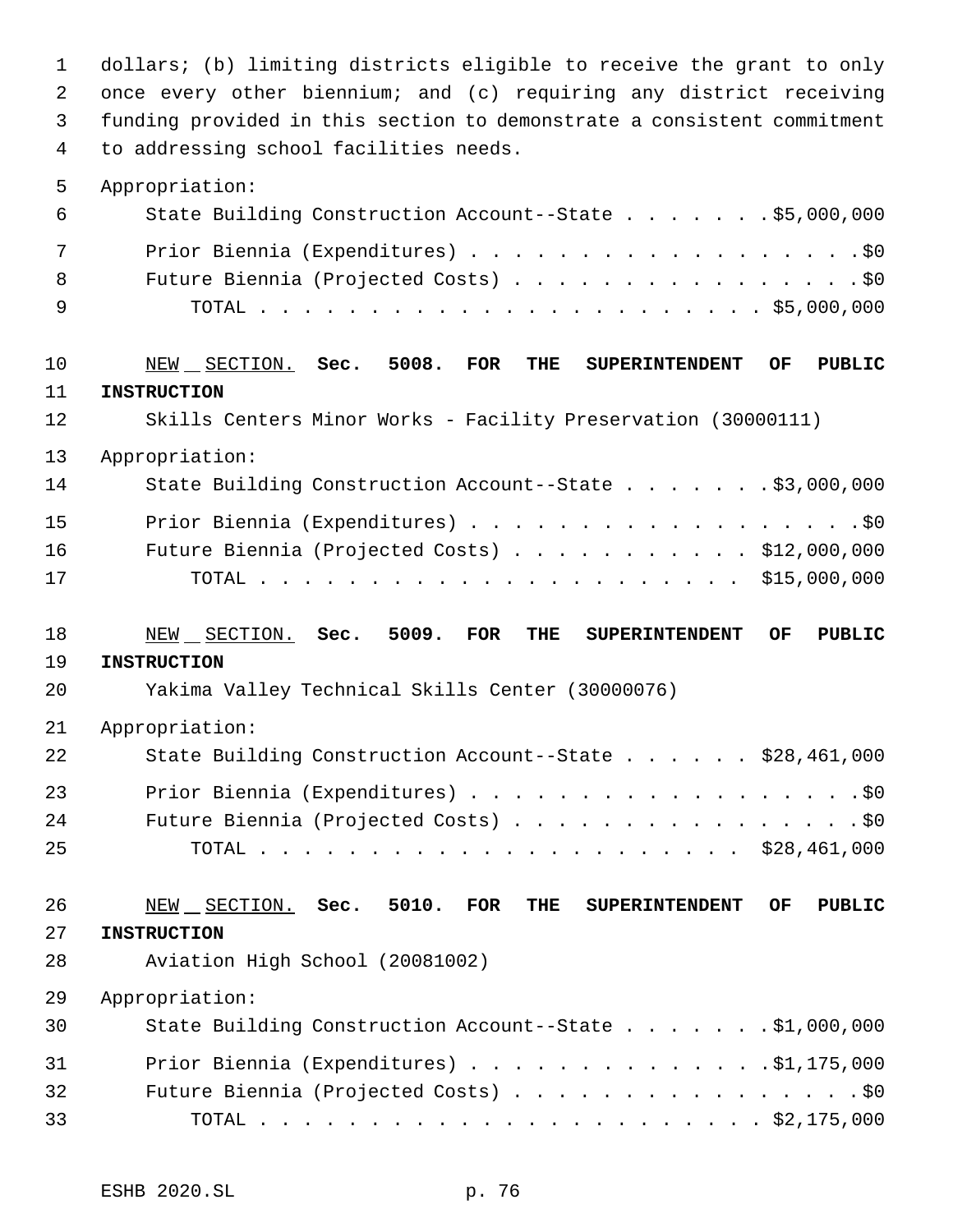dollars; (b) limiting districts eligible to receive the grant to only once every other biennium; and (c) requiring any district receiving funding provided in this section to demonstrate a consistent commitment to addressing school facilities needs.

Appropriation:

| | |
|---|---:|
| State Building Construction Account--State | $5,000,000 |
| Prior Biennia (Expenditures) | $0 |
| Future Biennia (Projected Costs) | $0 |
| TOTAL | $5,000,000 |

NEW SECTION. **Sec. 5008. FOR THE SUPERINTENDENT OF PUBLIC INSTRUCTION**

Skills Centers Minor Works - Facility Preservation (30000111)

Appropriation:

| | |
|---|---:|
| State Building Construction Account--State | $3,000,000 |
| Prior Biennia (Expenditures) | $0 |
| Future Biennia (Projected Costs) | $12,000,000 |
| TOTAL | $15,000,000 |

NEW SECTION. **Sec. 5009. FOR THE SUPERINTENDENT OF PUBLIC INSTRUCTION**

Yakima Valley Technical Skills Center (30000076)

Appropriation:

| | |
|---|---:|
| State Building Construction Account--State | $28,461,000 |
| Prior Biennia (Expenditures) | $0 |
| Future Biennia (Projected Costs) | $0 |
| TOTAL | $28,461,000 |

NEW SECTION. **Sec. 5010. FOR THE SUPERINTENDENT OF PUBLIC INSTRUCTION**

Aviation High School (20081002)

Appropriation:

| | |
|---|---:|
| State Building Construction Account--State | $1,000,000 |
| Prior Biennia (Expenditures) | $1,175,000 |
| Future Biennia (Projected Costs) | $0 |
| TOTAL | $2,175,000 |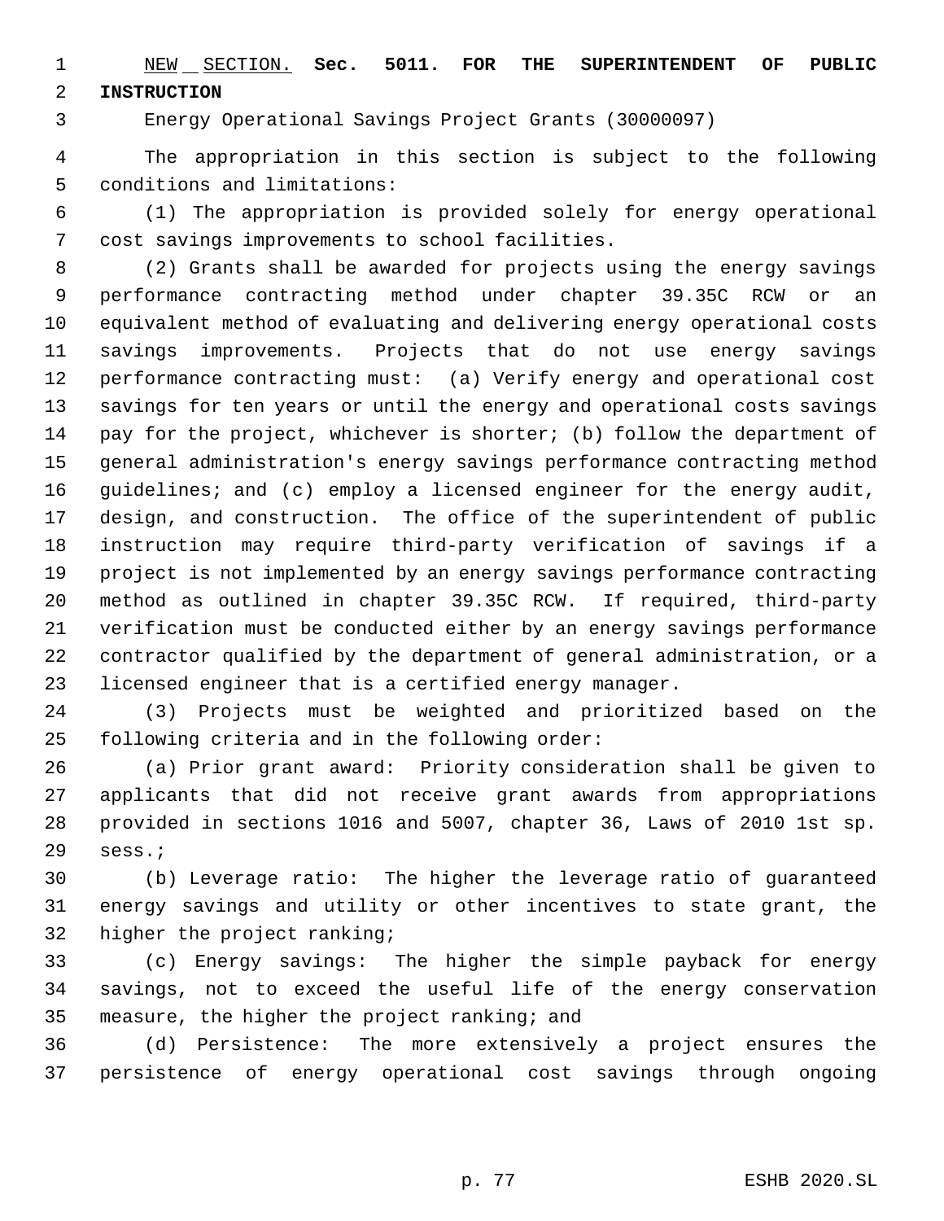NEW SECTION. **Sec. 5011. FOR THE SUPERINTENDENT OF PUBLIC INSTRUCTION**

Energy Operational Savings Project Grants (30000097)

The appropriation in this section is subject to the following conditions and limitations:

(1) The appropriation is provided solely for energy operational cost savings improvements to school facilities.

(2) Grants shall be awarded for projects using the energy savings performance contracting method under chapter 39.35C RCW or an equivalent method of evaluating and delivering energy operational costs savings improvements. Projects that do not use energy savings performance contracting must: (a) Verify energy and operational cost savings for ten years or until the energy and operational costs savings pay for the project, whichever is shorter; (b) follow the department of general administration's energy savings performance contracting method guidelines; and (c) employ a licensed engineer for the energy audit, design, and construction. The office of the superintendent of public instruction may require third-party verification of savings if a project is not implemented by an energy savings performance contracting method as outlined in chapter 39.35C RCW. If required, third-party verification must be conducted either by an energy savings performance contractor qualified by the department of general administration, or a licensed engineer that is a certified energy manager.

(3) Projects must be weighted and prioritized based on the following criteria and in the following order:

(a) Prior grant award: Priority consideration shall be given to applicants that did not receive grant awards from appropriations provided in sections 1016 and 5007, chapter 36, Laws of 2010 1st sp. sess.;

(b) Leverage ratio: The higher the leverage ratio of guaranteed energy savings and utility or other incentives to state grant, the higher the project ranking;

(c) Energy savings: The higher the simple payback for energy savings, not to exceed the useful life of the energy conservation measure, the higher the project ranking; and

(d) Persistence: The more extensively a project ensures the persistence of energy operational cost savings through ongoing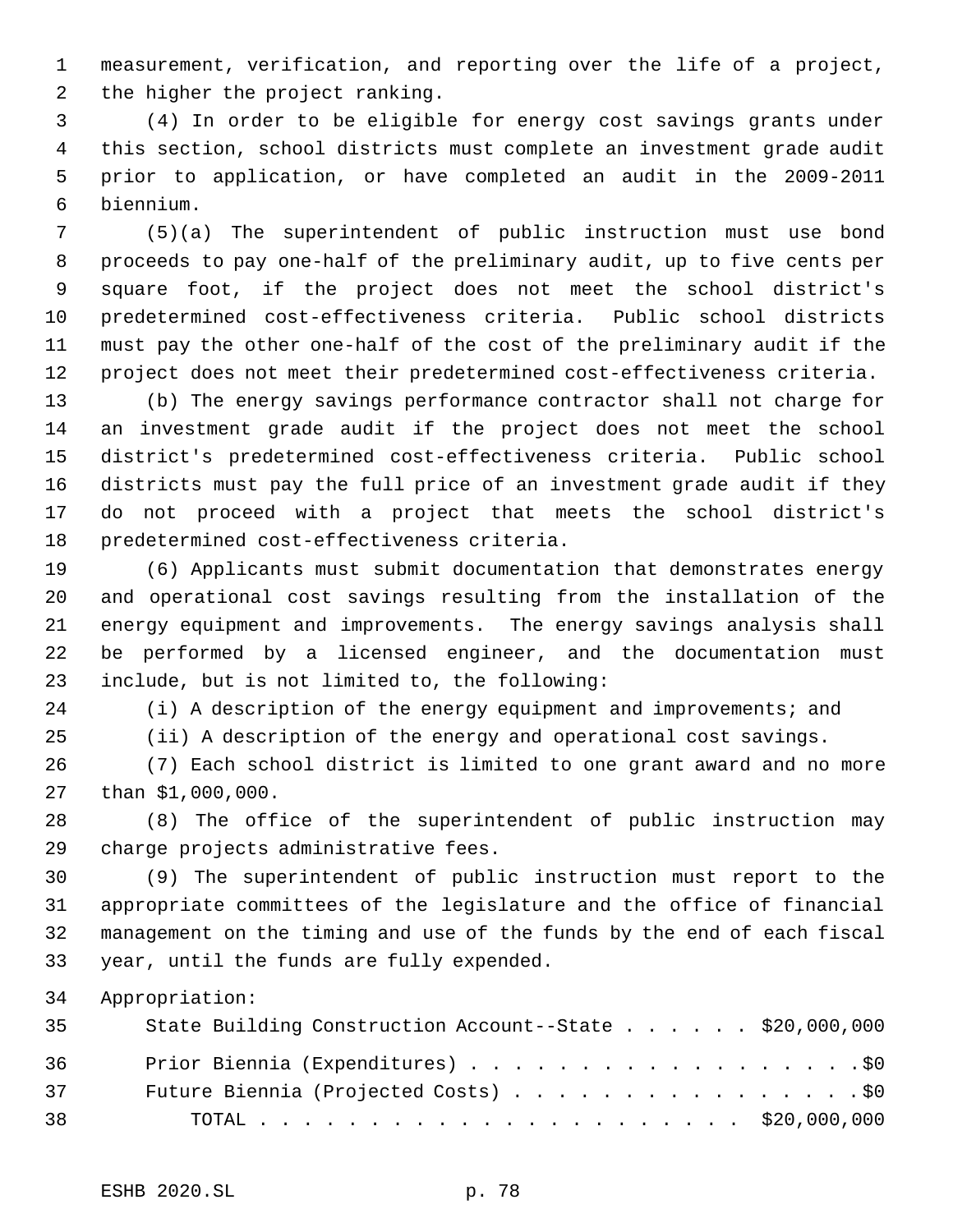measurement, verification, and reporting over the life of a project, the higher the project ranking.

(4) In order to be eligible for energy cost savings grants under this section, school districts must complete an investment grade audit prior to application, or have completed an audit in the 2009-2011 biennium.

(5)(a) The superintendent of public instruction must use bond proceeds to pay one-half of the preliminary audit, up to five cents per square foot, if the project does not meet the school district's predetermined cost-effectiveness criteria. Public school districts must pay the other one-half of the cost of the preliminary audit if the project does not meet their predetermined cost-effectiveness criteria.

(b) The energy savings performance contractor shall not charge for an investment grade audit if the project does not meet the school district's predetermined cost-effectiveness criteria. Public school districts must pay the full price of an investment grade audit if they do not proceed with a project that meets the school district's predetermined cost-effectiveness criteria.

(6) Applicants must submit documentation that demonstrates energy and operational cost savings resulting from the installation of the energy equipment and improvements. The energy savings analysis shall be performed by a licensed engineer, and the documentation must include, but is not limited to, the following:

(i) A description of the energy equipment and improvements; and

(ii) A description of the energy and operational cost savings.

(7) Each school district is limited to one grant award and no more than $1,000,000.

(8) The office of the superintendent of public instruction may charge projects administrative fees.

(9) The superintendent of public instruction must report to the appropriate committees of the legislature and the office of financial management on the timing and use of the funds by the end of each fiscal year, until the funds are fully expended.

Appropriation:

| | |
|---|---|
| State Building Construction Account--State | $20,000,000 |
| Prior Biennia (Expenditures) | $0 |
| Future Biennia (Projected Costs) | $0 |
| TOTAL | $20,000,000 |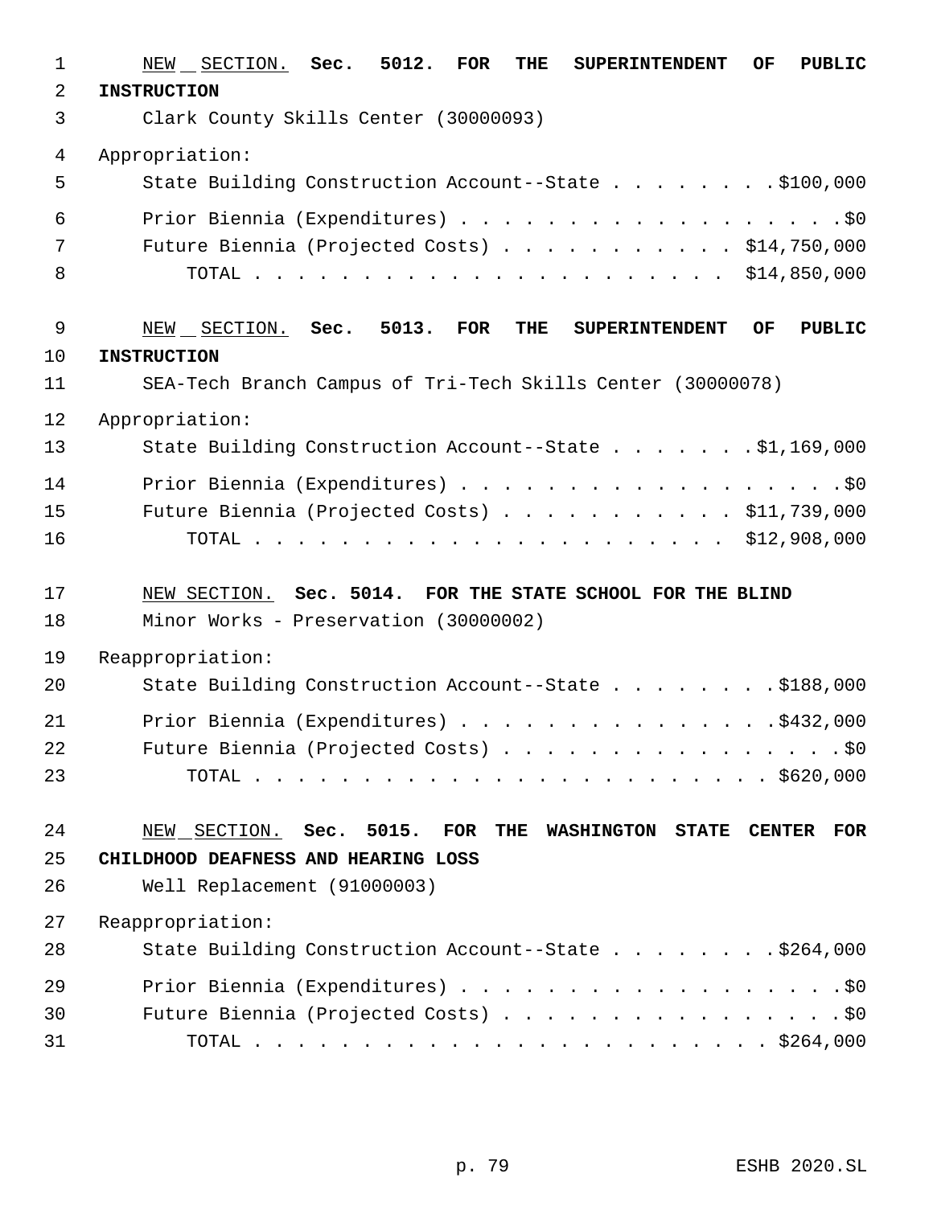NEW SECTION. **Sec. 5012. FOR THE SUPERINTENDENT OF PUBLIC INSTRUCTION**

Clark County Skills Center (30000093)

Appropriation:

State Building Construction Account--State . . . . . . . . $100,000

Prior Biennia (Expenditures) . . . . . . . . . . . . . . . . . . $0

Future Biennia (Projected Costs) . . . . . . . . . . . $14,750,000

TOTAL . . . . . . . . . . . . . . . . . . . . . . $14,850,000

NEW SECTION. **Sec. 5013. FOR THE SUPERINTENDENT OF PUBLIC INSTRUCTION**

SEA-Tech Branch Campus of Tri-Tech Skills Center (30000078)

Appropriation:

State Building Construction Account--State . . . . . . . $1,169,000

Prior Biennia (Expenditures) . . . . . . . . . . . . . . . . . . $0

Future Biennia (Projected Costs) . . . . . . . . . . . $11,739,000

TOTAL . . . . . . . . . . . . . . . . . . . . . . $12,908,000

NEW SECTION. **Sec. 5014. FOR THE STATE SCHOOL FOR THE BLIND**

Minor Works - Preservation (30000002)

Reappropriation:

State Building Construction Account--State . . . . . . . . $188,000

Prior Biennia (Expenditures) . . . . . . . . . . . . . . . $432,000

Future Biennia (Projected Costs) . . . . . . . . . . . . . . . . $0

TOTAL . . . . . . . . . . . . . . . . . . . . . . . . $620,000

NEW SECTION. **Sec. 5015. FOR THE WASHINGTON STATE CENTER FOR CHILDHOOD DEAFNESS AND HEARING LOSS**

Well Replacement (91000003)

Reappropriation:

State Building Construction Account--State . . . . . . . . $264,000

Prior Biennia (Expenditures) . . . . . . . . . . . . . . . . . . $0

Future Biennia (Projected Costs) . . . . . . . . . . . . . . . . $0

TOTAL . . . . . . . . . . . . . . . . . . . . . . . . $264,000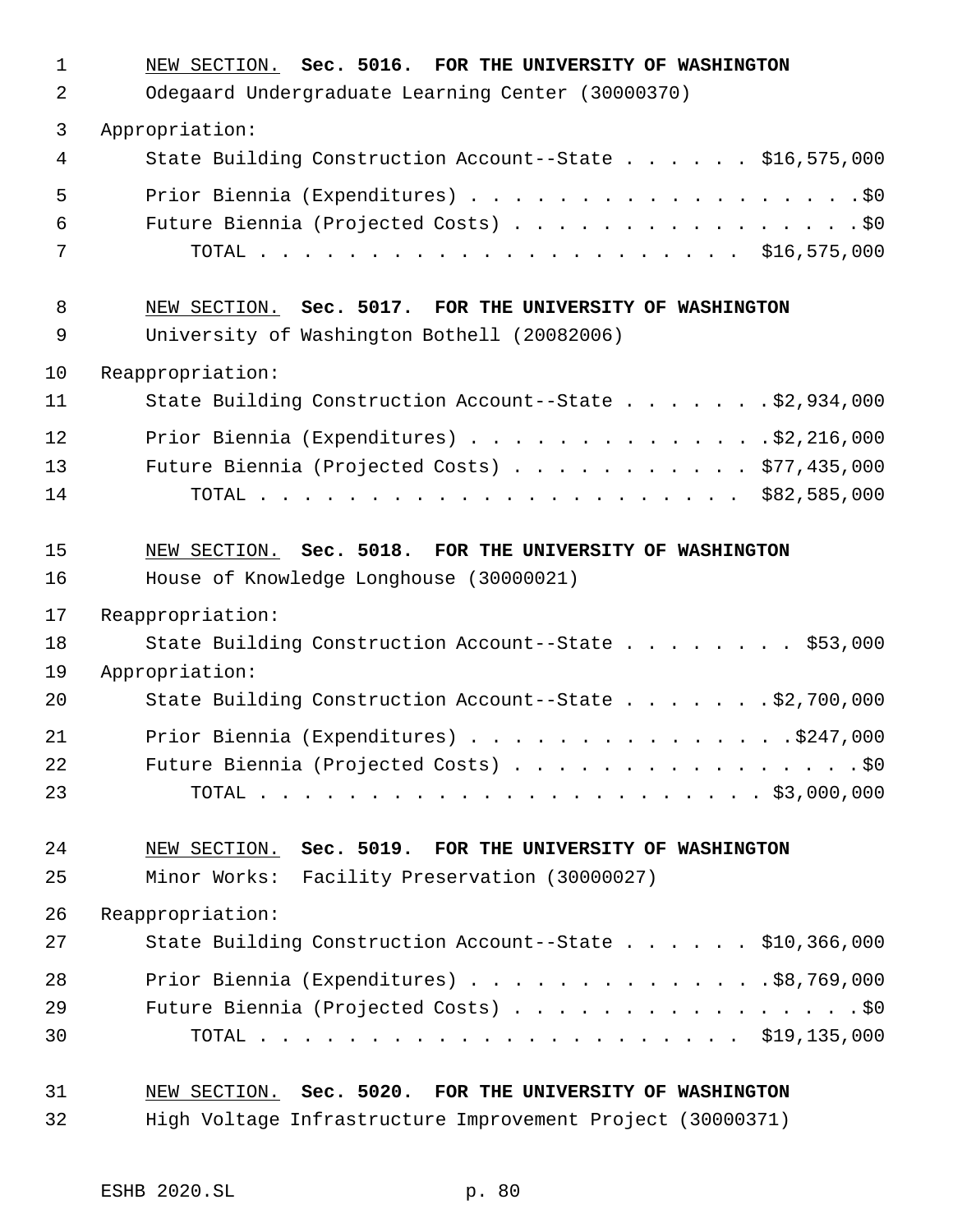NEW SECTION. **Sec. 5016. FOR THE UNIVERSITY OF WASHINGTON**

Odegaard Undergraduate Learning Center (30000370)

Appropriation:

State Building Construction Account--State . . . . . . $16,575,000

Prior Biennia (Expenditures) . . . . . . . . . . . . . . . . . . . .$0

Future Biennia (Projected Costs) . . . . . . . . . . . . . . . . .$0

TOTAL . . . . . . . . . . . . . . . . . . . . . . $16,575,000

NEW SECTION. **Sec. 5017. FOR THE UNIVERSITY OF WASHINGTON**

University of Washington Bothell (20082006)

Reappropriation:

State Building Construction Account--State . . . . . . . .$2,934,000

Prior Biennia (Expenditures) . . . . . . . . . . . . . . .$2,216,000

Future Biennia (Projected Costs) . . . . . . . . . . . $77,435,000

TOTAL . . . . . . . . . . . . . . . . . . . . . . $82,585,000

NEW SECTION. **Sec. 5018. FOR THE UNIVERSITY OF WASHINGTON**

House of Knowledge Longhouse (30000021)

Reappropriation:

State Building Construction Account--State . . . . . . . . $53,000

Appropriation:

State Building Construction Account--State . . . . . . . .$2,700,000

Prior Biennia (Expenditures) . . . . . . . . . . . . . . . .$247,000

Future Biennia (Projected Costs) . . . . . . . . . . . . . . . . .$0

TOTAL . . . . . . . . . . . . . . . . . . . . . . . $3,000,000

NEW SECTION. **Sec. 5019. FOR THE UNIVERSITY OF WASHINGTON**

Minor Works: Facility Preservation (30000027)

Reappropriation:

State Building Construction Account--State . . . . . . $10,366,000

Prior Biennia (Expenditures) . . . . . . . . . . . . . .$8,769,000

Future Biennia (Projected Costs) . . . . . . . . . . . . . . . . .$0

TOTAL . . . . . . . . . . . . . . . . . . . . . . $19,135,000

NEW SECTION. **Sec. 5020. FOR THE UNIVERSITY OF WASHINGTON**

High Voltage Infrastructure Improvement Project (30000371)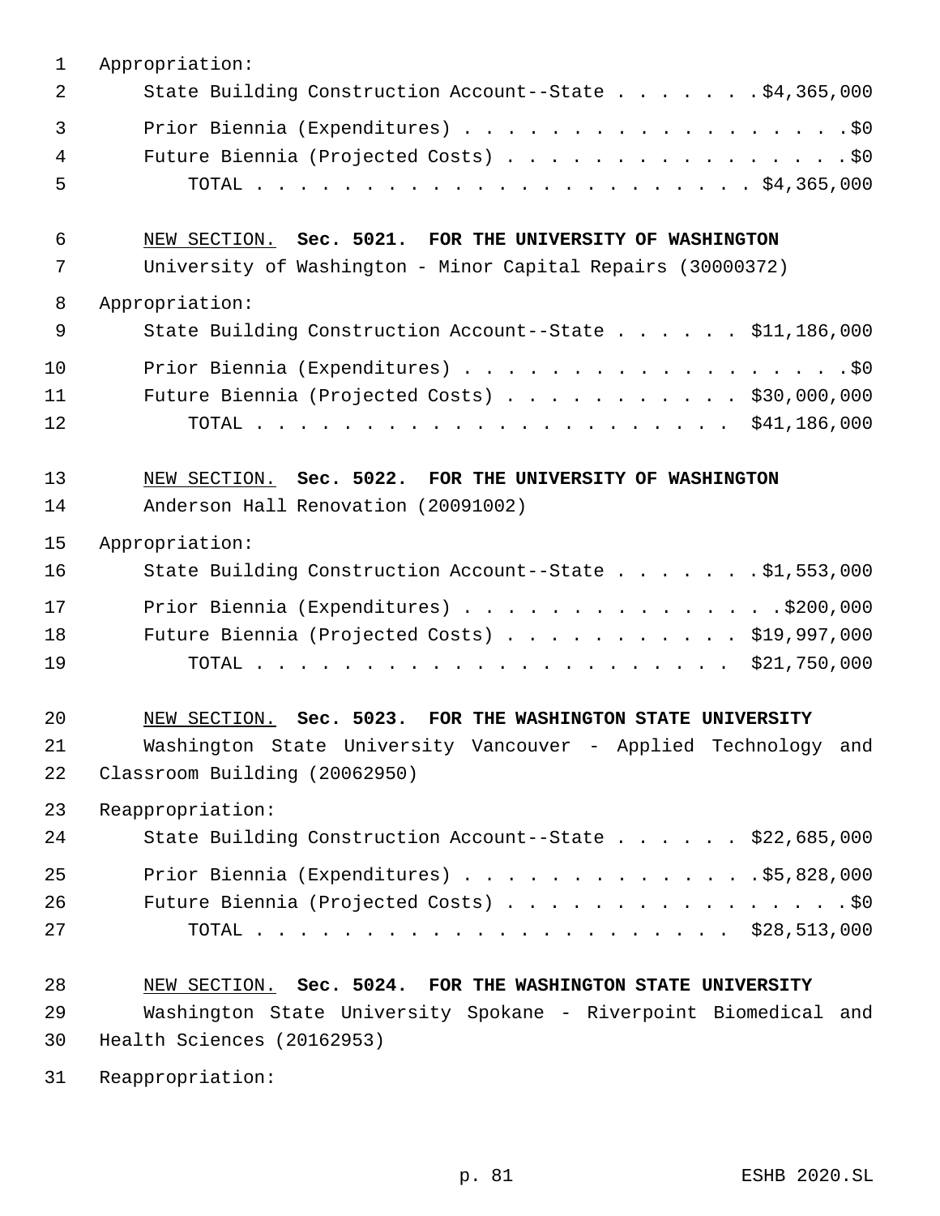Appropriation:

State Building Construction Account--State . . . . . . . $4,365,000

Prior Biennia (Expenditures) . . . . . . . . . . . . . . . . . . . $0

Future Biennia (Projected Costs) . . . . . . . . . . . . . . . . . $0

TOTAL . . . . . . . . . . . . . . . . . . . . . . . . $4,365,000

NEW SECTION. **Sec. 5021. FOR THE UNIVERSITY OF WASHINGTON**

University of Washington - Minor Capital Repairs (30000372)

Appropriation:

State Building Construction Account--State . . . . . . $11,186,000

Prior Biennia (Expenditures) . . . . . . . . . . . . . . . . . . . $0

Future Biennia (Projected Costs) . . . . . . . . . . . $30,000,000

TOTAL . . . . . . . . . . . . . . . . . . . . . . $41,186,000

NEW SECTION. **Sec. 5022. FOR THE UNIVERSITY OF WASHINGTON**

Anderson Hall Renovation (20091002)

Appropriation:

State Building Construction Account--State . . . . . . . $1,553,000

Prior Biennia (Expenditures) . . . . . . . . . . . . . . . $200,000

Future Biennia (Projected Costs) . . . . . . . . . . . $19,997,000

TOTAL . . . . . . . . . . . . . . . . . . . . . . $21,750,000

NEW SECTION. **Sec. 5023. FOR THE WASHINGTON STATE UNIVERSITY**

Washington State University Vancouver - Applied Technology and Classroom Building (20062950)

Reappropriation:

State Building Construction Account--State . . . . . . $22,685,000

Prior Biennia (Expenditures) . . . . . . . . . . . . . $5,828,000

Future Biennia (Projected Costs) . . . . . . . . . . . . . . . . . $0

TOTAL . . . . . . . . . . . . . . . . . . . . . . $28,513,000

NEW SECTION. **Sec. 5024. FOR THE WASHINGTON STATE UNIVERSITY**

Washington State University Spokane - Riverpoint Biomedical and Health Sciences (20162953)

Reappropriation: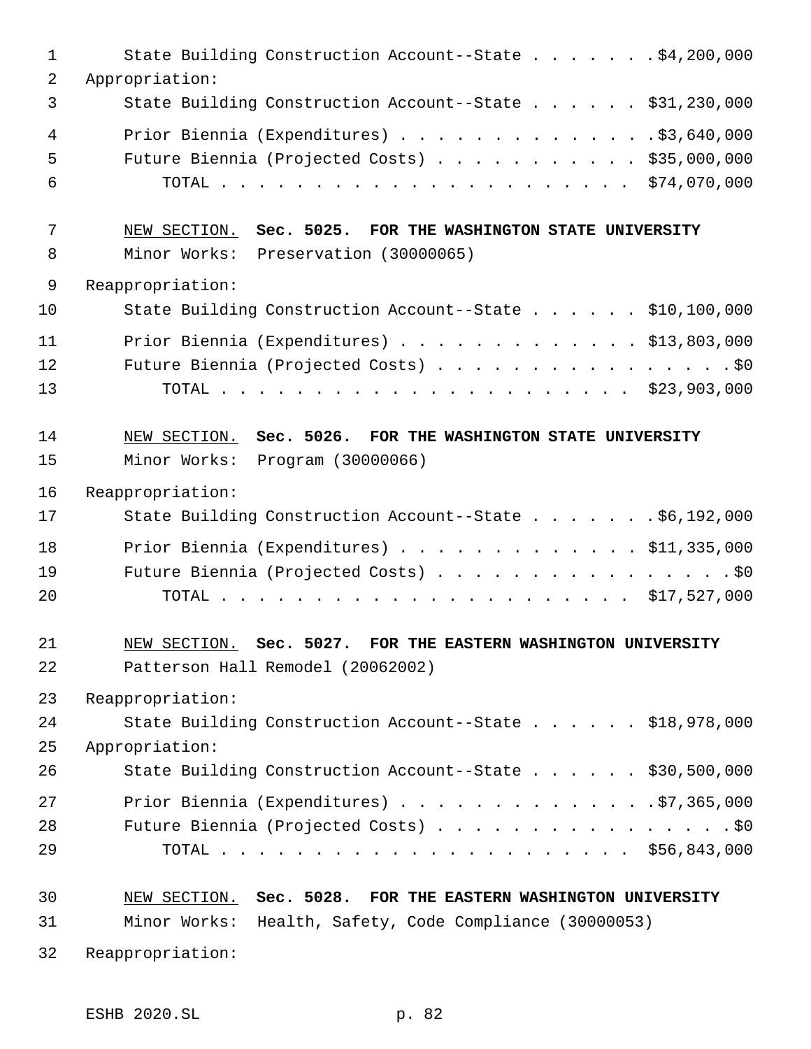State Building Construction Account--State . . . . . . . $4,200,000

Appropriation:

State Building Construction Account--State . . . . . . $31,230,000

Prior Biennia (Expenditures) . . . . . . . . . . . . . . $3,640,000

Future Biennia (Projected Costs) . . . . . . . . . . . $35,000,000

TOTAL . . . . . . . . . . . . . . . . . . . . . . $74,070,000

NEW SECTION. **Sec. 5025. FOR THE WASHINGTON STATE UNIVERSITY**

Minor Works: Preservation (30000065)

Reappropriation:

State Building Construction Account--State . . . . . . $10,100,000

Prior Biennia (Expenditures) . . . . . . . . . . . . . $13,803,000

Future Biennia (Projected Costs) . . . . . . . . . . . . . . . . $0

TOTAL . . . . . . . . . . . . . . . . . . . . . . $23,903,000

NEW SECTION. **Sec. 5026. FOR THE WASHINGTON STATE UNIVERSITY**

Minor Works: Program (30000066)

Reappropriation:

State Building Construction Account--State . . . . . . . $6,192,000

Prior Biennia (Expenditures) . . . . . . . . . . . . . $11,335,000

Future Biennia (Projected Costs) . . . . . . . . . . . . . . . . $0

TOTAL . . . . . . . . . . . . . . . . . . . . . . $17,527,000

NEW SECTION. **Sec. 5027. FOR THE EASTERN WASHINGTON UNIVERSITY**

Patterson Hall Remodel (20062002)

Reappropriation:

State Building Construction Account--State . . . . . . $18,978,000

Appropriation:

State Building Construction Account--State . . . . . . $30,500,000

Prior Biennia (Expenditures) . . . . . . . . . . . . . . $7,365,000

Future Biennia (Projected Costs) . . . . . . . . . . . . . . . . $0

TOTAL . . . . . . . . . . . . . . . . . . . . . . $56,843,000

NEW SECTION. **Sec. 5028. FOR THE EASTERN WASHINGTON UNIVERSITY**

Minor Works: Health, Safety, Code Compliance (30000053)

Reappropriation: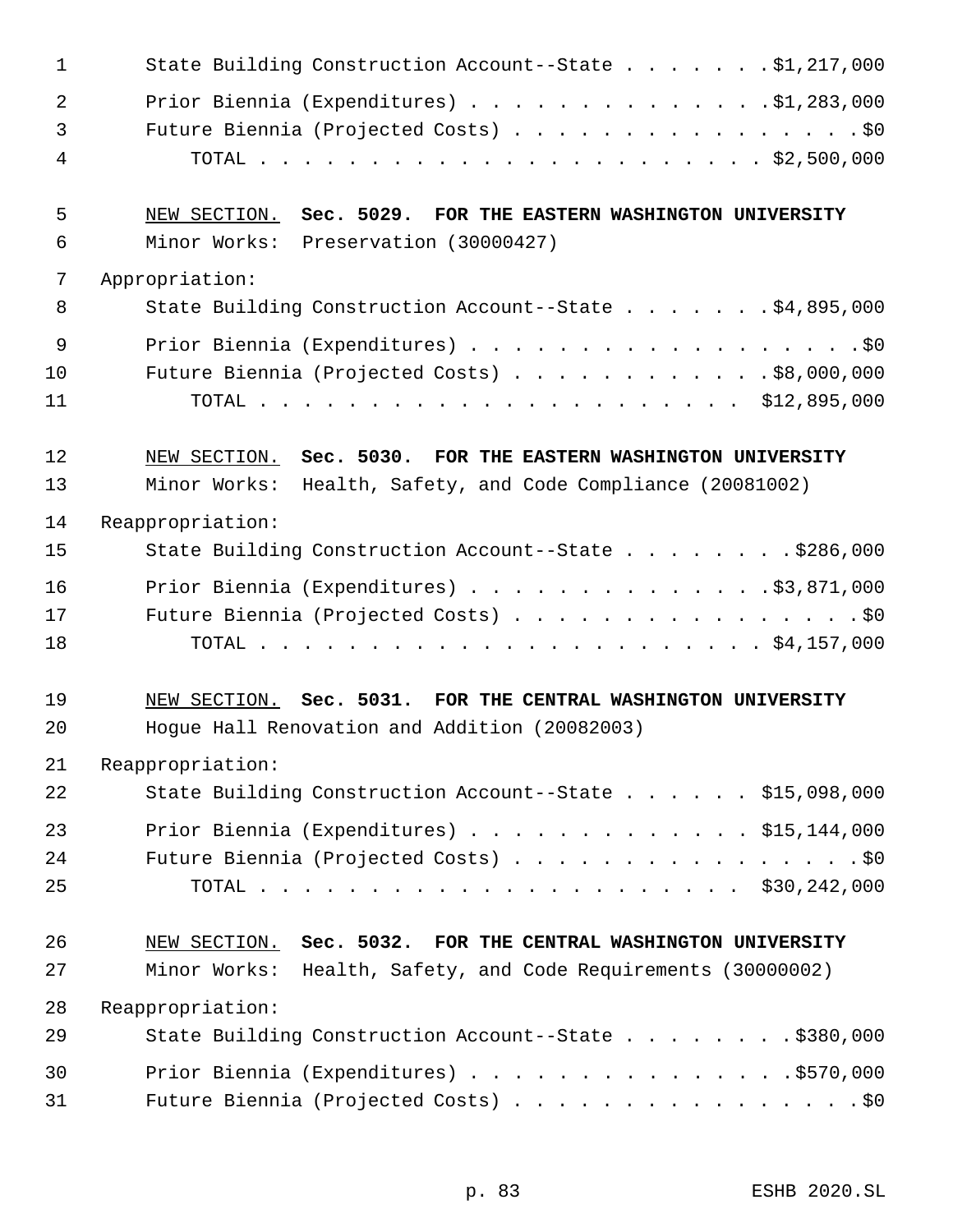State Building Construction Account--State . . . . . . . $1,217,000

Prior Biennia (Expenditures) . . . . . . . . . . . . . . $1,283,000
Future Biennia (Projected Costs) . . . . . . . . . . . . . . . . $0
TOTAL . . . . . . . . . . . . . . . . . . . . . . . $2,500,000

NEW SECTION. **Sec. 5029. FOR THE EASTERN WASHINGTON UNIVERSITY**
Minor Works: Preservation (30000427)

Appropriation:
State Building Construction Account--State . . . . . . . $4,895,000

Prior Biennia (Expenditures) . . . . . . . . . . . . . . . . . . $0
Future Biennia (Projected Costs) . . . . . . . . . . . . $8,000,000
TOTAL . . . . . . . . . . . . . . . . . . . . . . $12,895,000

NEW SECTION. **Sec. 5030. FOR THE EASTERN WASHINGTON UNIVERSITY**
Minor Works: Health, Safety, and Code Compliance (20081002)

Reappropriation:
State Building Construction Account--State . . . . . . . . $286,000

Prior Biennia (Expenditures) . . . . . . . . . . . . . . $3,871,000
Future Biennia (Projected Costs) . . . . . . . . . . . . . . . . $0
TOTAL . . . . . . . . . . . . . . . . . . . . . . . $4,157,000

NEW SECTION. **Sec. 5031. FOR THE CENTRAL WASHINGTON UNIVERSITY**
Hogue Hall Renovation and Addition (20082003)

Reappropriation:
State Building Construction Account--State . . . . . . $15,098,000

Prior Biennia (Expenditures) . . . . . . . . . . . . . $15,144,000
Future Biennia (Projected Costs) . . . . . . . . . . . . . . . . $0
TOTAL . . . . . . . . . . . . . . . . . . . . . . $30,242,000

NEW SECTION. **Sec. 5032. FOR THE CENTRAL WASHINGTON UNIVERSITY**
Minor Works: Health, Safety, and Code Requirements (30000002)

Reappropriation:
State Building Construction Account--State . . . . . . . . $380,000

Prior Biennia (Expenditures) . . . . . . . . . . . . . . . $570,000
Future Biennia (Projected Costs) . . . . . . . . . . . . . . . . $0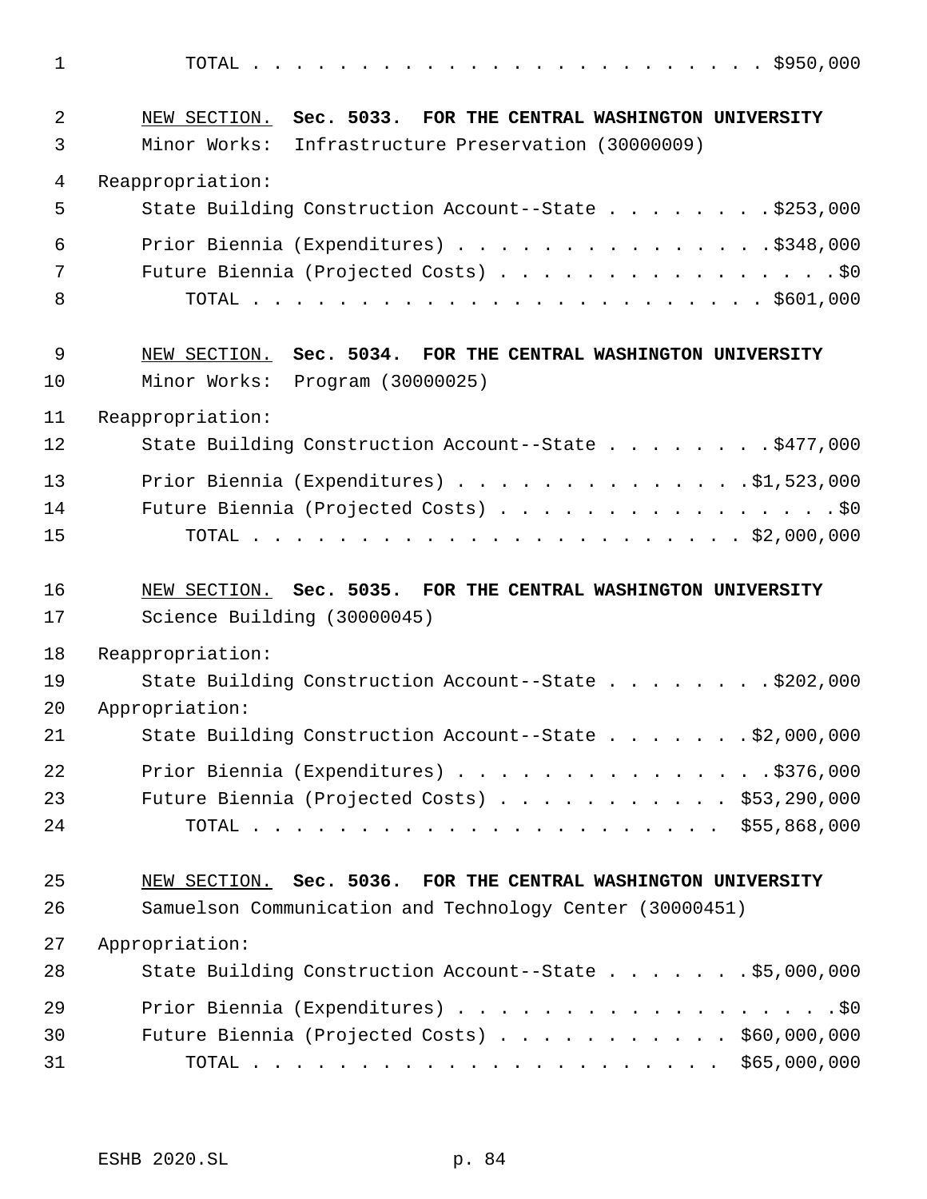TOTAL . . . . . . . . . . . . . . . . . . . . . . . . $950,000

NEW SECTION. **Sec. 5033. FOR THE CENTRAL WASHINGTON UNIVERSITY**

Minor Works: Infrastructure Preservation (30000009)

Reappropriation:

State Building Construction Account--State . . . . . . . . $253,000

Prior Biennia (Expenditures) . . . . . . . . . . . . . . . $348,000

Future Biennia (Projected Costs) . . . . . . . . . . . . . . . . $0

TOTAL . . . . . . . . . . . . . . . . . . . . . . . . $601,000

NEW SECTION. **Sec. 5034. FOR THE CENTRAL WASHINGTON UNIVERSITY**

Minor Works: Program (30000025)

Reappropriation:

State Building Construction Account--State . . . . . . . . $477,000

Prior Biennia (Expenditures) . . . . . . . . . . . . . . $1,523,000

Future Biennia (Projected Costs) . . . . . . . . . . . . . . . . $0

TOTAL . . . . . . . . . . . . . . . . . . . . . . . . $2,000,000

NEW SECTION. **Sec. 5035. FOR THE CENTRAL WASHINGTON UNIVERSITY**

Science Building (30000045)

Reappropriation:

State Building Construction Account--State . . . . . . . . $202,000

Appropriation:

State Building Construction Account--State . . . . . . . $2,000,000

Prior Biennia (Expenditures) . . . . . . . . . . . . . . . $376,000

Future Biennia (Projected Costs) . . . . . . . . . . . $53,290,000

TOTAL . . . . . . . . . . . . . . . . . . . . . . . $55,868,000

NEW SECTION. **Sec. 5036. FOR THE CENTRAL WASHINGTON UNIVERSITY**

Samuelson Communication and Technology Center (30000451)

Appropriation:

State Building Construction Account--State . . . . . . . $5,000,000

Prior Biennia (Expenditures) . . . . . . . . . . . . . . . . . . $0

Future Biennia (Projected Costs) . . . . . . . . . . . $60,000,000

TOTAL . . . . . . . . . . . . . . . . . . . . . . . $65,000,000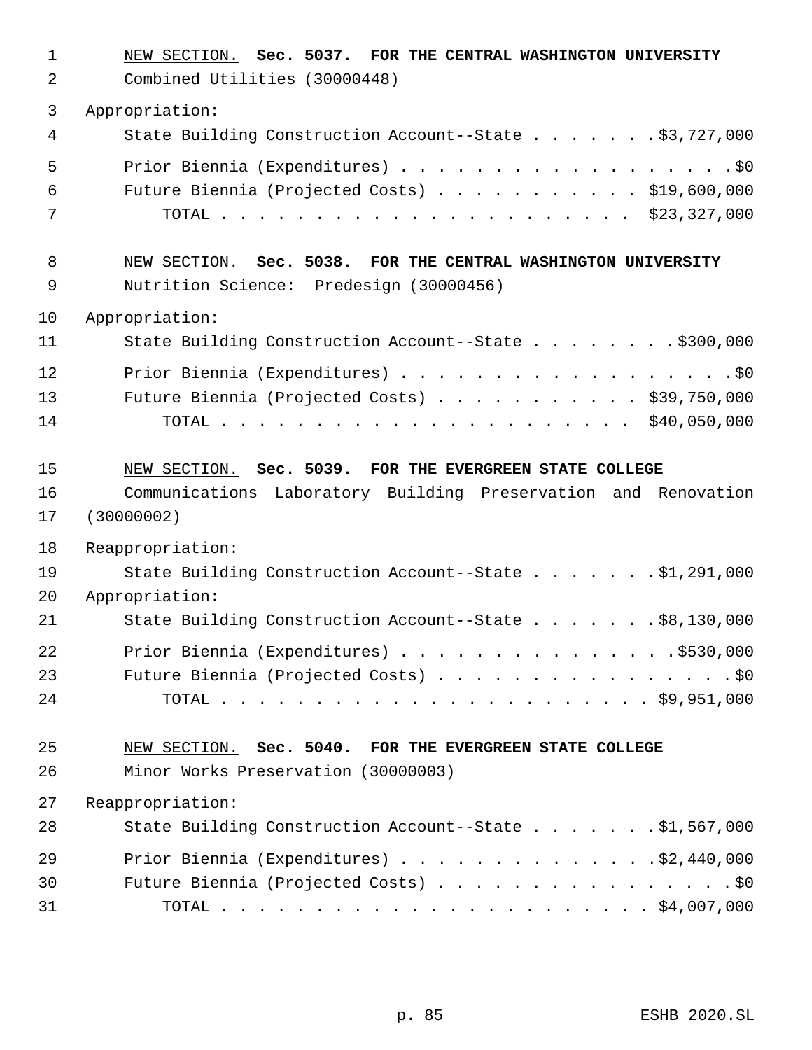NEW SECTION. **Sec. 5037. FOR THE CENTRAL WASHINGTON UNIVERSITY**

Combined Utilities (30000448)

Appropriation:

State Building Construction Account--State . . . . . . . $3,727,000

Prior Biennia (Expenditures) . . . . . . . . . . . . . . . . . . $0

Future Biennia (Projected Costs) . . . . . . . . . . . $19,600,000

TOTAL . . . . . . . . . . . . . . . . . . . . . . $23,327,000

NEW SECTION. **Sec. 5038. FOR THE CENTRAL WASHINGTON UNIVERSITY**

Nutrition Science: Predesign (30000456)

Appropriation:

State Building Construction Account--State . . . . . . . . $300,000

Prior Biennia (Expenditures) . . . . . . . . . . . . . . . . . . $0

Future Biennia (Projected Costs) . . . . . . . . . . . $39,750,000

TOTAL . . . . . . . . . . . . . . . . . . . . . . $40,050,000

NEW SECTION. **Sec. 5039. FOR THE EVERGREEN STATE COLLEGE**

Communications Laboratory Building Preservation and Renovation (30000002)

Reappropriation:

State Building Construction Account--State . . . . . . . $1,291,000

Appropriation:

State Building Construction Account--State . . . . . . . $8,130,000

Prior Biennia (Expenditures) . . . . . . . . . . . . . . . $530,000

Future Biennia (Projected Costs) . . . . . . . . . . . . . . . . $0

TOTAL . . . . . . . . . . . . . . . . . . . . . . . $9,951,000

NEW SECTION. **Sec. 5040. FOR THE EVERGREEN STATE COLLEGE**

Minor Works Preservation (30000003)

Reappropriation:

State Building Construction Account--State . . . . . . . $1,567,000

Prior Biennia (Expenditures) . . . . . . . . . . . . . . $2,440,000

Future Biennia (Projected Costs) . . . . . . . . . . . . . . . . $0

TOTAL . . . . . . . . . . . . . . . . . . . . . . . $4,007,000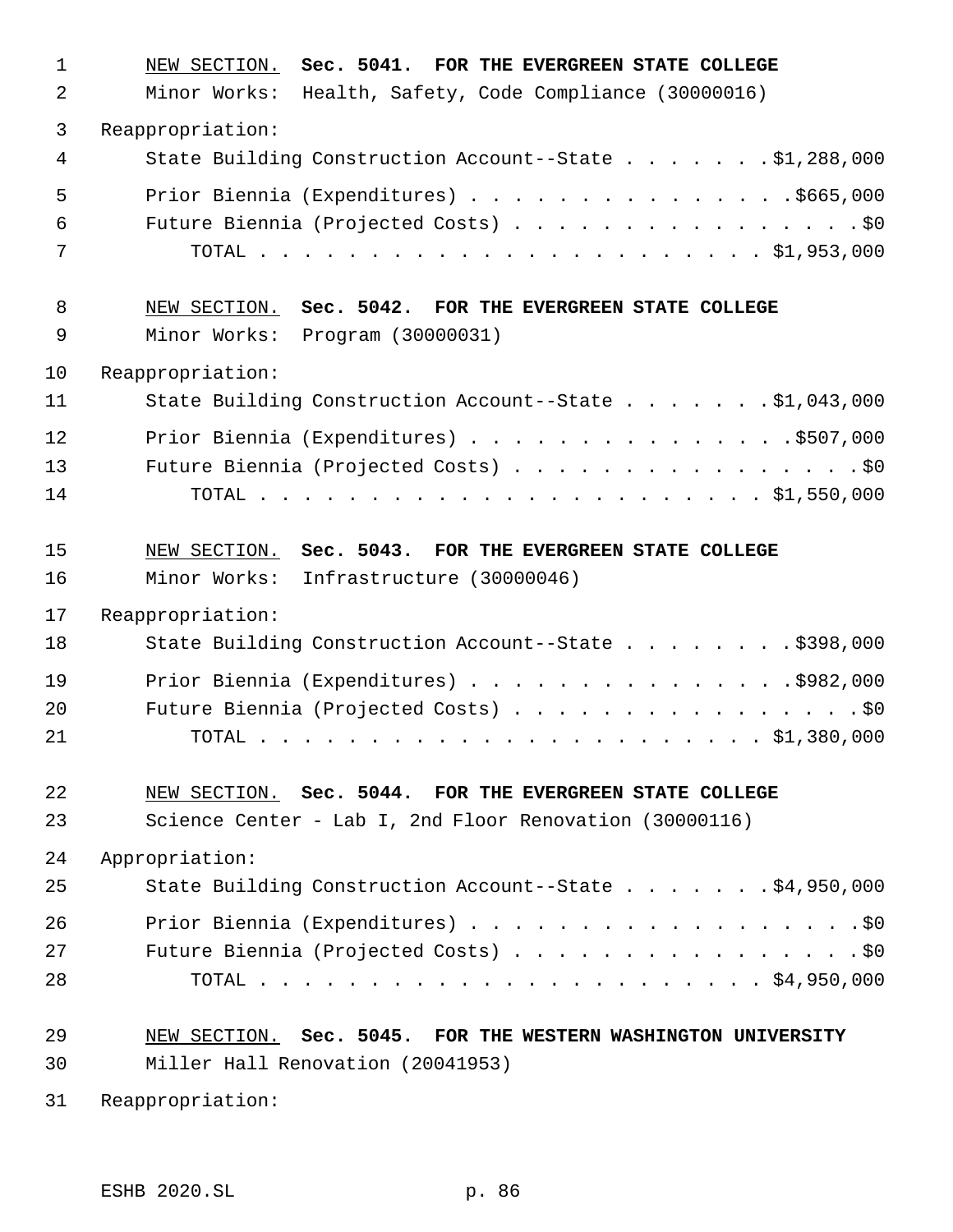<u>NEW SECTION.</u> **Sec. 5041. FOR THE EVERGREEN STATE COLLEGE**

Minor Works: Health, Safety, Code Compliance (30000016)

Reappropriation:

State Building Construction Account--State . . . . . . . $1,288,000

Prior Biennia (Expenditures) . . . . . . . . . . . . . . . $665,000

Future Biennia (Projected Costs) . . . . . . . . . . . . . . . . $0

TOTAL . . . . . . . . . . . . . . . . . . . . . . . . $1,953,000

<u>NEW SECTION.</u> **Sec. 5042. FOR THE EVERGREEN STATE COLLEGE**

Minor Works: Program (30000031)

Reappropriation:

State Building Construction Account--State . . . . . . . $1,043,000

Prior Biennia (Expenditures) . . . . . . . . . . . . . . . $507,000

Future Biennia (Projected Costs) . . . . . . . . . . . . . . . . $0

TOTAL . . . . . . . . . . . . . . . . . . . . . . . . $1,550,000

<u>NEW SECTION.</u> **Sec. 5043. FOR THE EVERGREEN STATE COLLEGE**

Minor Works: Infrastructure (30000046)

Reappropriation:

State Building Construction Account--State . . . . . . . . $398,000

Prior Biennia (Expenditures) . . . . . . . . . . . . . . . $982,000

Future Biennia (Projected Costs) . . . . . . . . . . . . . . . . $0

TOTAL . . . . . . . . . . . . . . . . . . . . . . . . $1,380,000

<u>NEW SECTION.</u> **Sec. 5044. FOR THE EVERGREEN STATE COLLEGE**

Science Center - Lab I, 2nd Floor Renovation (30000116)

Appropriation:

State Building Construction Account--State . . . . . . . $4,950,000

Prior Biennia (Expenditures) . . . . . . . . . . . . . . . . . $0

Future Biennia (Projected Costs) . . . . . . . . . . . . . . . . $0

TOTAL . . . . . . . . . . . . . . . . . . . . . . . . $4,950,000

<u>NEW SECTION.</u> **Sec. 5045. FOR THE WESTERN WASHINGTON UNIVERSITY**

Miller Hall Renovation (20041953)

Reappropriation: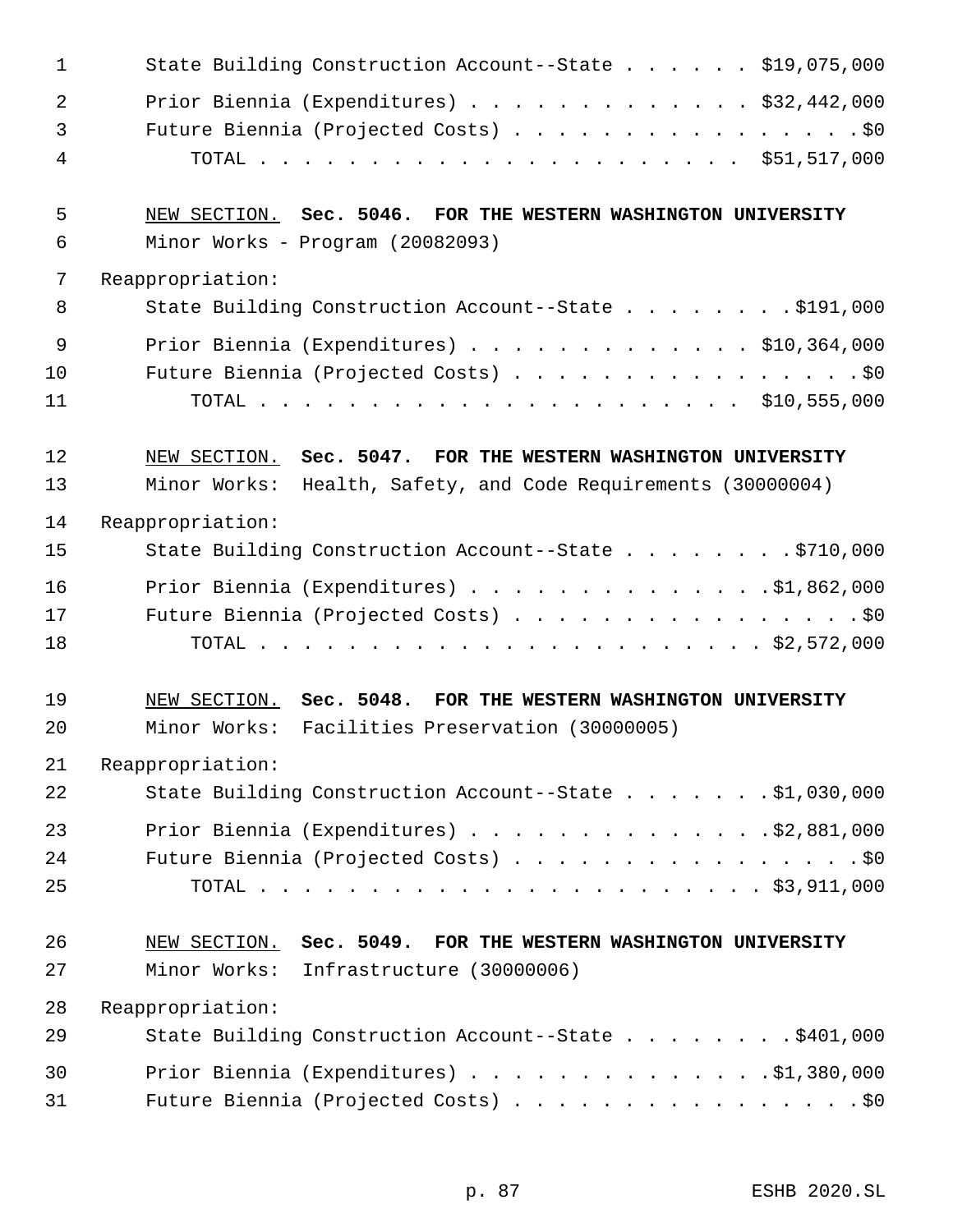State Building Construction Account--State . . . . . . $19,075,000

Prior Biennia (Expenditures) . . . . . . . . . . . . . $32,442,000

Future Biennia (Projected Costs) . . . . . . . . . . . . . . . . $0

TOTAL . . . . . . . . . . . . . . . . . . . . . . $51,517,000

NEW SECTION. **Sec. 5046. FOR THE WESTERN WASHINGTON UNIVERSITY**

Minor Works - Program (20082093)

Reappropriation:

State Building Construction Account--State . . . . . . . . $191,000

Prior Biennia (Expenditures) . . . . . . . . . . . . . $10,364,000

Future Biennia (Projected Costs) . . . . . . . . . . . . . . . . $0

TOTAL . . . . . . . . . . . . . . . . . . . . . . $10,555,000

NEW SECTION. **Sec. 5047. FOR THE WESTERN WASHINGTON UNIVERSITY**

Minor Works: Health, Safety, and Code Requirements (30000004)

Reappropriation:

State Building Construction Account--State . . . . . . . . $710,000

Prior Biennia (Expenditures) . . . . . . . . . . . . . . $1,862,000

Future Biennia (Projected Costs) . . . . . . . . . . . . . . . . $0

TOTAL . . . . . . . . . . . . . . . . . . . . . . . $2,572,000

NEW SECTION. **Sec. 5048. FOR THE WESTERN WASHINGTON UNIVERSITY**

Minor Works: Facilities Preservation (30000005)

Reappropriation:

State Building Construction Account--State . . . . . . . $1,030,000

Prior Biennia (Expenditures) . . . . . . . . . . . . . . $2,881,000

Future Biennia (Projected Costs) . . . . . . . . . . . . . . . . $0

TOTAL . . . . . . . . . . . . . . . . . . . . . . . $3,911,000

NEW SECTION. **Sec. 5049. FOR THE WESTERN WASHINGTON UNIVERSITY**

Minor Works: Infrastructure (30000006)

Reappropriation:

State Building Construction Account--State . . . . . . . . $401,000

Prior Biennia (Expenditures) . . . . . . . . . . . . . . $1,380,000

Future Biennia (Projected Costs) . . . . . . . . . . . . . . . . $0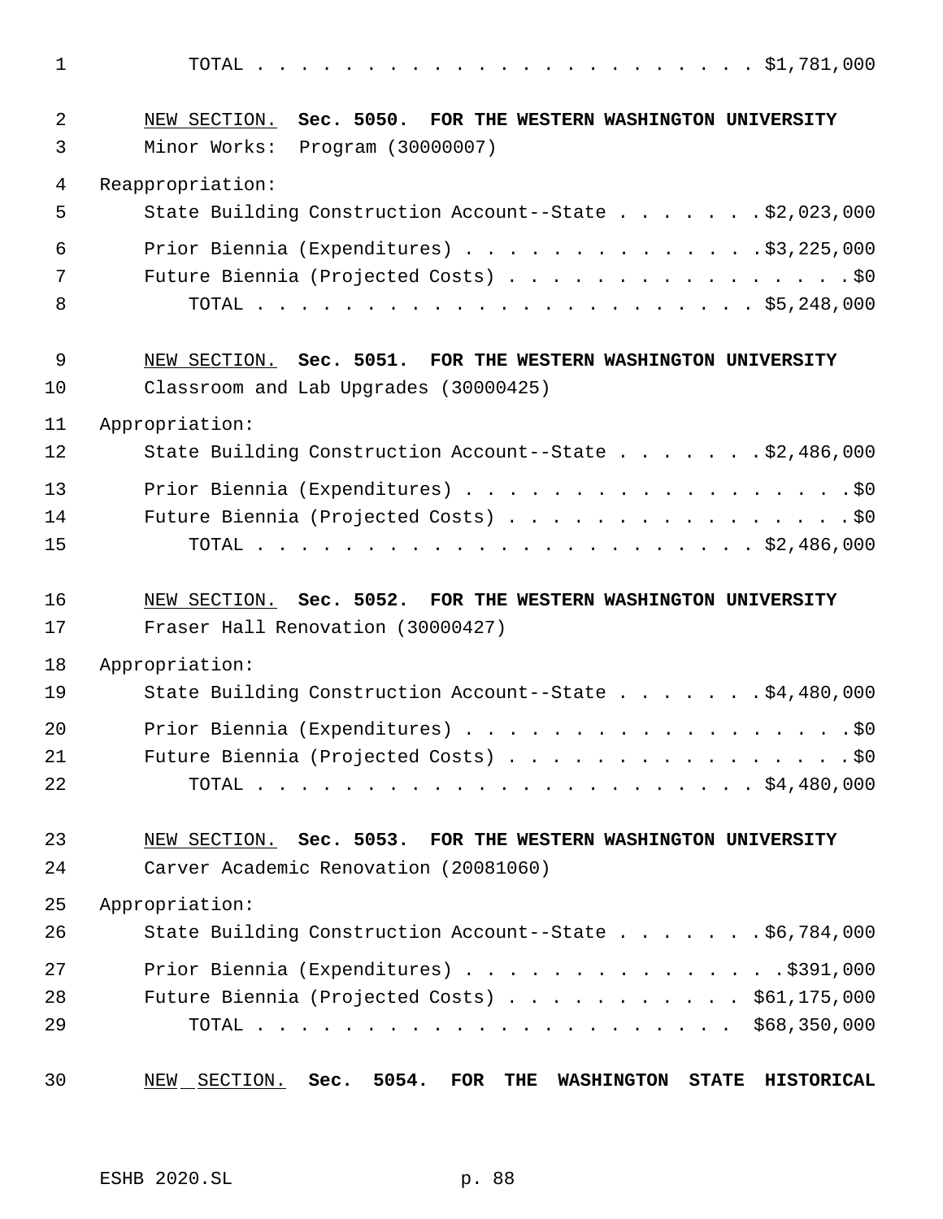TOTAL . . . . . . . . . . . . . . . . . . . . . . . . $1,781,000

NEW SECTION. **Sec. 5050. FOR THE WESTERN WASHINGTON UNIVERSITY**

Minor Works: Program (30000007)

Reappropriation:

State Building Construction Account--State . . . . . . . $2,023,000

Prior Biennia (Expenditures) . . . . . . . . . . . . . . $3,225,000

Future Biennia (Projected Costs) . . . . . . . . . . . . . . . . . $0

TOTAL . . . . . . . . . . . . . . . . . . . . . . . . $5,248,000

NEW SECTION. **Sec. 5051. FOR THE WESTERN WASHINGTON UNIVERSITY**

Classroom and Lab Upgrades (30000425)

Appropriation:

State Building Construction Account--State . . . . . . . $2,486,000

Prior Biennia (Expenditures) . . . . . . . . . . . . . . . . . . . $0

Future Biennia (Projected Costs) . . . . . . . . . . . . . . . . . $0

TOTAL . . . . . . . . . . . . . . . . . . . . . . . . $2,486,000

NEW SECTION. **Sec. 5052. FOR THE WESTERN WASHINGTON UNIVERSITY**

Fraser Hall Renovation (30000427)

Appropriation:

State Building Construction Account--State . . . . . . . $4,480,000

Prior Biennia (Expenditures) . . . . . . . . . . . . . . . . . . . $0

Future Biennia (Projected Costs) . . . . . . . . . . . . . . . . . $0

TOTAL . . . . . . . . . . . . . . . . . . . . . . . . $4,480,000

NEW SECTION. **Sec. 5053. FOR THE WESTERN WASHINGTON UNIVERSITY**

Carver Academic Renovation (20081060)

Appropriation:

State Building Construction Account--State . . . . . . . $6,784,000

Prior Biennia (Expenditures) . . . . . . . . . . . . . . . $391,000

Future Biennia (Projected Costs) . . . . . . . . . . . $61,175,000

TOTAL . . . . . . . . . . . . . . . . . . . . . . . $68,350,000

NEW SECTION. **Sec. 5054. FOR THE WASHINGTON STATE HISTORICAL**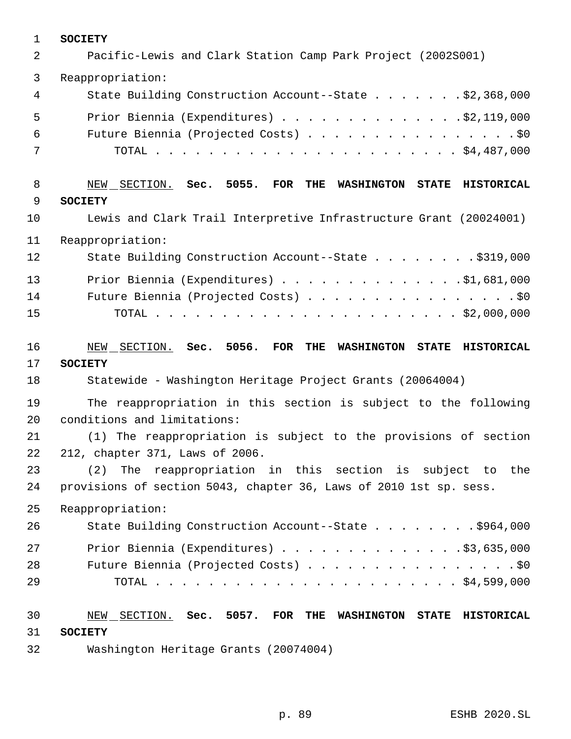**SOCIETY**

Pacific-Lewis and Clark Station Camp Park Project (2002S001)

Reappropriation:

| | |
|---|---|
| State Building Construction Account--State | $2,368,000 |
| Prior Biennia (Expenditures) | $2,119,000 |
| Future Biennia (Projected Costs) | $0 |
| TOTAL | $4,487,000 |

NEW SECTION. **Sec. 5055. FOR THE WASHINGTON STATE HISTORICAL SOCIETY**

Lewis and Clark Trail Interpretive Infrastructure Grant (20024001)

Reappropriation:

| | |
|---|---|
| State Building Construction Account--State | $319,000 |
| Prior Biennia (Expenditures) | $1,681,000 |
| Future Biennia (Projected Costs) | $0 |
| TOTAL | $2,000,000 |

NEW SECTION. **Sec. 5056. FOR THE WASHINGTON STATE HISTORICAL SOCIETY**

Statewide - Washington Heritage Project Grants (20064004)

The reappropriation in this section is subject to the following conditions and limitations:

(1) The reappropriation is subject to the provisions of section 212, chapter 371, Laws of 2006.

(2) The reappropriation in this section is subject to the provisions of section 5043, chapter 36, Laws of 2010 1st sp. sess.

Reappropriation:

| | |
|---|---|
| State Building Construction Account--State | $964,000 |
| Prior Biennia (Expenditures) | $3,635,000 |
| Future Biennia (Projected Costs) | $0 |
| TOTAL | $4,599,000 |

NEW SECTION. **Sec. 5057. FOR THE WASHINGTON STATE HISTORICAL SOCIETY**

Washington Heritage Grants (20074004)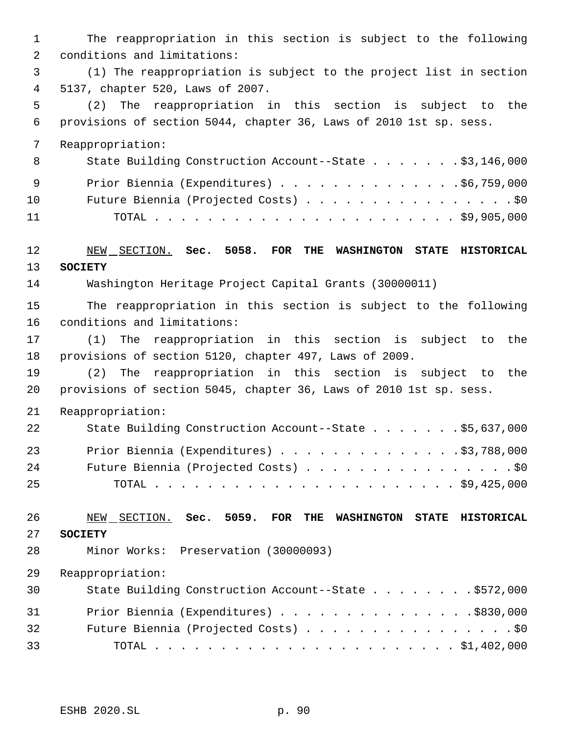The reappropriation in this section is subject to the following conditions and limitations:

(1) The reappropriation is subject to the project list in section 5137, chapter 520, Laws of 2007.

(2) The reappropriation in this section is subject to the provisions of section 5044, chapter 36, Laws of 2010 1st sp. sess.

Reappropriation:

| | |
|---|---|
| State Building Construction Account--State | $3,146,000 |
| Prior Biennia (Expenditures) | $6,759,000 |
| Future Biennia (Projected Costs) | $0 |
| TOTAL | $9,905,000 |

NEW SECTION. **Sec. 5058. FOR THE WASHINGTON STATE HISTORICAL SOCIETY**

Washington Heritage Project Capital Grants (30000011)

The reappropriation in this section is subject to the following conditions and limitations:

(1) The reappropriation in this section is subject to the provisions of section 5120, chapter 497, Laws of 2009.

(2) The reappropriation in this section is subject to the provisions of section 5045, chapter 36, Laws of 2010 1st sp. sess.

Reappropriation:

| | |
|---|---|
| State Building Construction Account--State | $5,637,000 |
| Prior Biennia (Expenditures) | $3,788,000 |
| Future Biennia (Projected Costs) | $0 |
| TOTAL | $9,425,000 |

NEW SECTION. **Sec. 5059. FOR THE WASHINGTON STATE HISTORICAL SOCIETY**

Minor Works: Preservation (30000093)

Reappropriation:

| | |
|---|---|
| State Building Construction Account--State | $572,000 |
| Prior Biennia (Expenditures) | $830,000 |
| Future Biennia (Projected Costs) | $0 |
| TOTAL | $1,402,000 |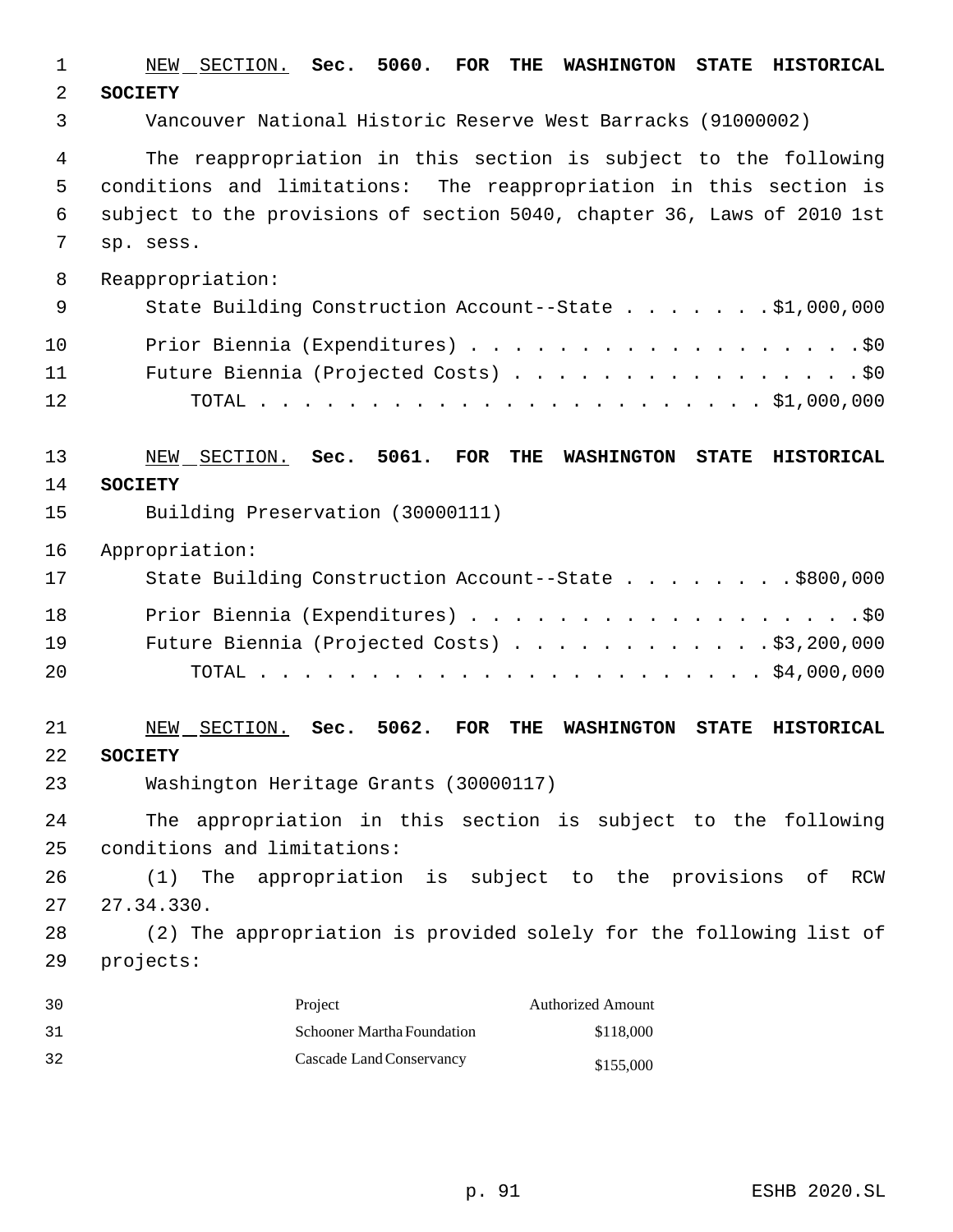NEW SECTION. **Sec. 5060. FOR THE WASHINGTON STATE HISTORICAL SOCIETY**

Vancouver National Historic Reserve West Barracks (91000002)

The reappropriation in this section is subject to the following conditions and limitations: The reappropriation in this section is subject to the provisions of section 5040, chapter 36, Laws of 2010 1st sp. sess.

Reappropriation:

State Building Construction Account--State . . . . . . . $1,000,000

Prior Biennia (Expenditures) . . . . . . . . . . . . . . . . . . $0

Future Biennia (Projected Costs) . . . . . . . . . . . . . . . . $0

TOTAL . . . . . . . . . . . . . . . . . . . . . . . $1,000,000

NEW SECTION. **Sec. 5061. FOR THE WASHINGTON STATE HISTORICAL SOCIETY**

Building Preservation (30000111)

Appropriation:

State Building Construction Account--State . . . . . . . . $800,000

Prior Biennia (Expenditures) . . . . . . . . . . . . . . . . . . $0

Future Biennia (Projected Costs) . . . . . . . . . . . . $3,200,000

TOTAL . . . . . . . . . . . . . . . . . . . . . . . $4,000,000

NEW SECTION. **Sec. 5062. FOR THE WASHINGTON STATE HISTORICAL SOCIETY**

Washington Heritage Grants (30000117)

The appropriation in this section is subject to the following conditions and limitations:

(1) The appropriation is subject to the provisions of RCW 27.34.330.

(2) The appropriation is provided solely for the following list of projects:

| Project | Authorized Amount |
| --- | --- |
| Schooner Martha Foundation | $118,000 |
| Cascade Land Conservancy | $155,000 |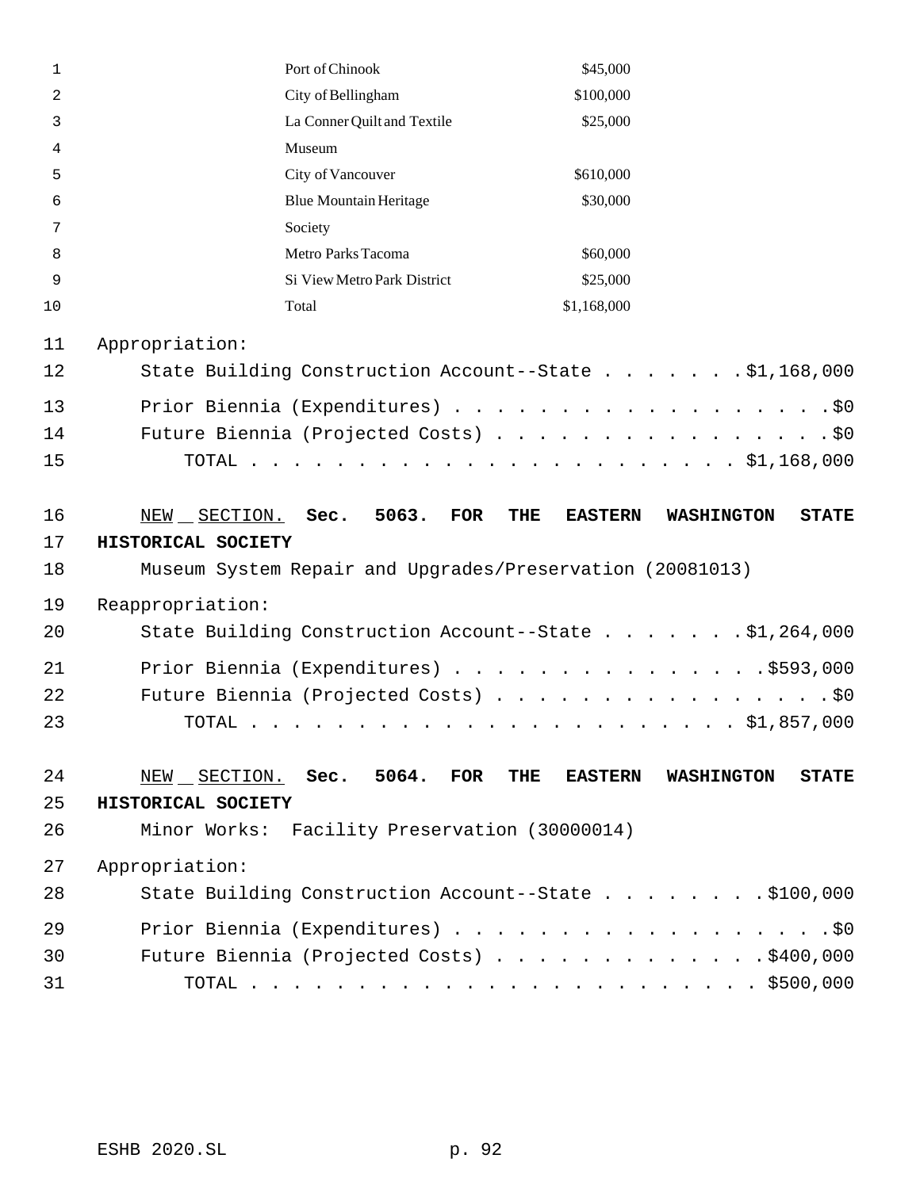| | |
|---|---|
| Port of Chinook | $45,000 |
| City of Bellingham | $100,000 |
| La Conner Quilt and Textile Museum | $25,000 |
| City of Vancouver | $610,000 |
| Blue Mountain Heritage Society | $30,000 |
| Metro Parks Tacoma | $60,000 |
| Si View Metro Park District | $25,000 |
| Total | $1,168,000 |

Appropriation:

State Building Construction Account--State . . . . . . . $1,168,000

Prior Biennia (Expenditures) . . . . . . . . . . . . . . . . . . $0

Future Biennia (Projected Costs) . . . . . . . . . . . . . . . . $0

TOTAL . . . . . . . . . . . . . . . . . . . . . . . . $1,168,000

NEW SECTION. **Sec. 5063. FOR THE EASTERN WASHINGTON STATE HISTORICAL SOCIETY**

Museum System Repair and Upgrades/Preservation (20081013)

Reappropriation:

State Building Construction Account--State . . . . . . . $1,264,000

Prior Biennia (Expenditures) . . . . . . . . . . . . . . . $593,000

Future Biennia (Projected Costs) . . . . . . . . . . . . . . . . $0

TOTAL . . . . . . . . . . . . . . . . . . . . . . . . $1,857,000

NEW SECTION. **Sec. 5064. FOR THE EASTERN WASHINGTON STATE HISTORICAL SOCIETY**

Minor Works: Facility Preservation (30000014)

Appropriation:

State Building Construction Account--State . . . . . . . . $100,000

Prior Biennia (Expenditures) . . . . . . . . . . . . . . . . . . $0

Future Biennia (Projected Costs) . . . . . . . . . . . . . $400,000

TOTAL . . . . . . . . . . . . . . . . . . . . . . . . . $500,000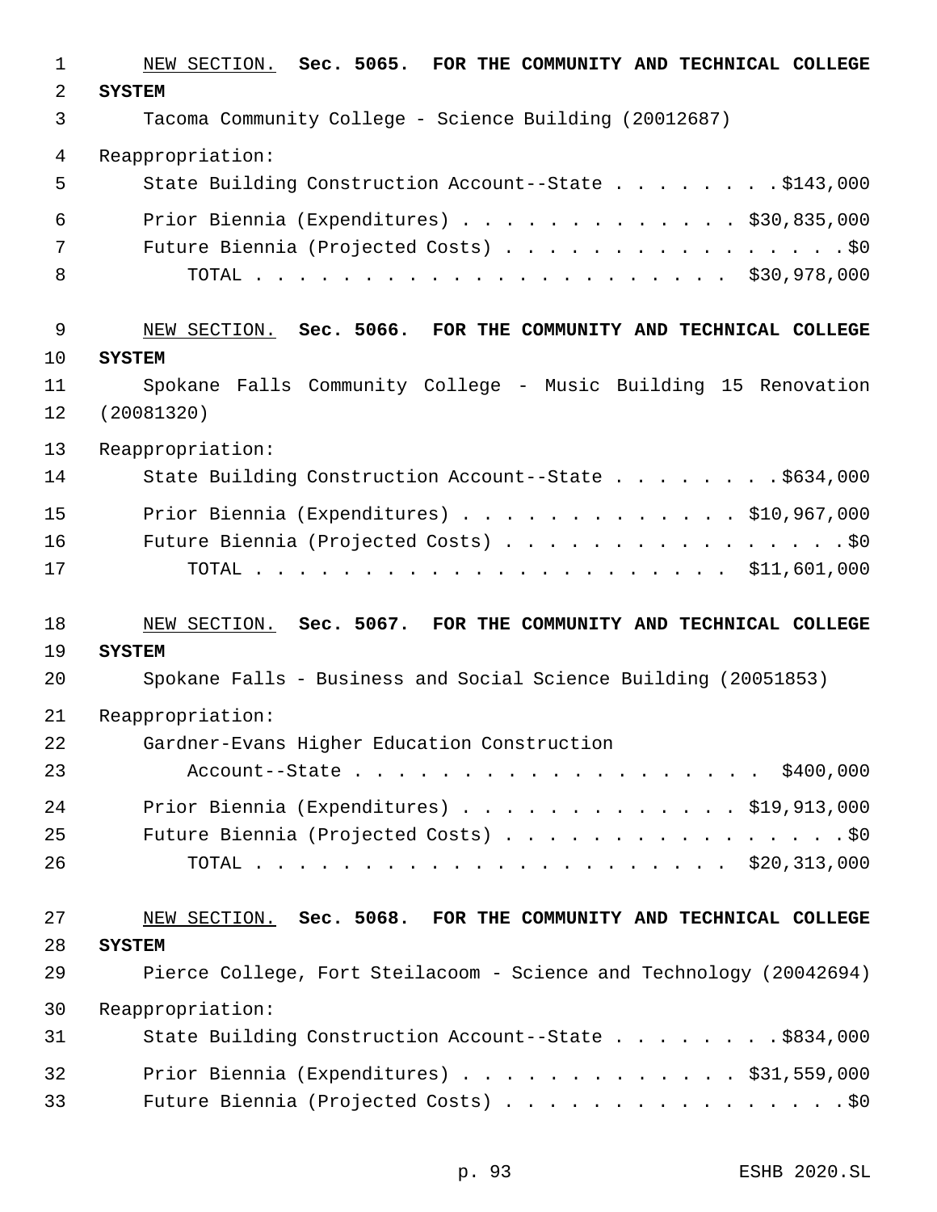NEW SECTION. **Sec. 5065. FOR THE COMMUNITY AND TECHNICAL COLLEGE SYSTEM**

Tacoma Community College - Science Building (20012687)

Reappropriation:

State Building Construction Account--State . . . . . . . . $143,000

Prior Biennia (Expenditures) . . . . . . . . . . . . . $30,835,000

Future Biennia (Projected Costs) . . . . . . . . . . . . . . . . . $0

TOTAL . . . . . . . . . . . . . . . . . . . . . . $30,978,000

NEW SECTION. **Sec. 5066. FOR THE COMMUNITY AND TECHNICAL COLLEGE SYSTEM**

Spokane Falls Community College - Music Building 15 Renovation (20081320)

Reappropriation:

State Building Construction Account--State . . . . . . . . $634,000

Prior Biennia (Expenditures) . . . . . . . . . . . . . $10,967,000

Future Biennia (Projected Costs) . . . . . . . . . . . . . . . . . $0

TOTAL . . . . . . . . . . . . . . . . . . . . . . $11,601,000

NEW SECTION. **Sec. 5067. FOR THE COMMUNITY AND TECHNICAL COLLEGE SYSTEM**

Spokane Falls - Business and Social Science Building (20051853)

Reappropriation:

Gardner-Evans Higher Education Construction Account--State . . . . . . . . . . . . . . . . . . $400,000

Prior Biennia (Expenditures) . . . . . . . . . . . . . $19,913,000

Future Biennia (Projected Costs) . . . . . . . . . . . . . . . . . $0

TOTAL . . . . . . . . . . . . . . . . . . . . . . $20,313,000

NEW SECTION. **Sec. 5068. FOR THE COMMUNITY AND TECHNICAL COLLEGE SYSTEM**

Pierce College, Fort Steilacoom - Science and Technology (20042694)

Reappropriation:

State Building Construction Account--State . . . . . . . . $834,000

Prior Biennia (Expenditures) . . . . . . . . . . . . . $31,559,000

Future Biennia (Projected Costs) . . . . . . . . . . . . . . . . . $0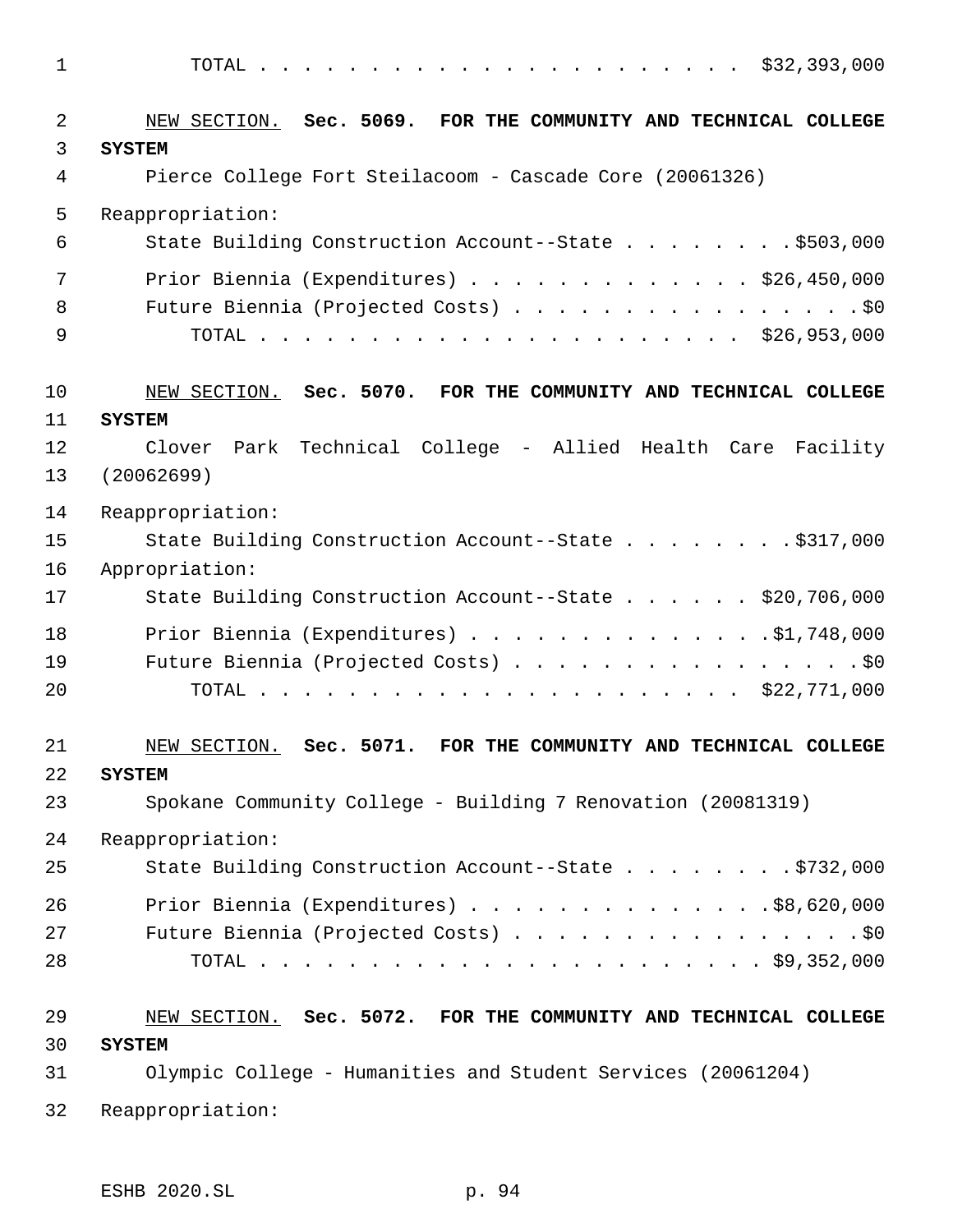TOTAL . . . . . . . . . . . . . . . . . . . . . . $32,393,000

NEW SECTION. **Sec. 5069. FOR THE COMMUNITY AND TECHNICAL COLLEGE SYSTEM**

Pierce College Fort Steilacoom - Cascade Core (20061326)

Reappropriation:

State Building Construction Account--State . . . . . . . . $503,000

Prior Biennia (Expenditures) . . . . . . . . . . . . . $26,450,000

Future Biennia (Projected Costs) . . . . . . . . . . . . . . . . $0

TOTAL . . . . . . . . . . . . . . . . . . . . . . $26,953,000

NEW SECTION. **Sec. 5070. FOR THE COMMUNITY AND TECHNICAL COLLEGE SYSTEM**

Clover Park Technical College - Allied Health Care Facility (20062699)

Reappropriation:

State Building Construction Account--State . . . . . . . . $317,000

Appropriation:

State Building Construction Account--State . . . . . . $20,706,000

Prior Biennia (Expenditures) . . . . . . . . . . . . . $1,748,000

Future Biennia (Projected Costs) . . . . . . . . . . . . . . . . $0

TOTAL . . . . . . . . . . . . . . . . . . . . . . $22,771,000

NEW SECTION. **Sec. 5071. FOR THE COMMUNITY AND TECHNICAL COLLEGE SYSTEM**

Spokane Community College - Building 7 Renovation (20081319)

Reappropriation:

State Building Construction Account--State . . . . . . . . $732,000

Prior Biennia (Expenditures) . . . . . . . . . . . . . $8,620,000

Future Biennia (Projected Costs) . . . . . . . . . . . . . . . . $0

TOTAL . . . . . . . . . . . . . . . . . . . . . . . $9,352,000

NEW SECTION. **Sec. 5072. FOR THE COMMUNITY AND TECHNICAL COLLEGE SYSTEM**

Olympic College - Humanities and Student Services (20061204)

Reappropriation: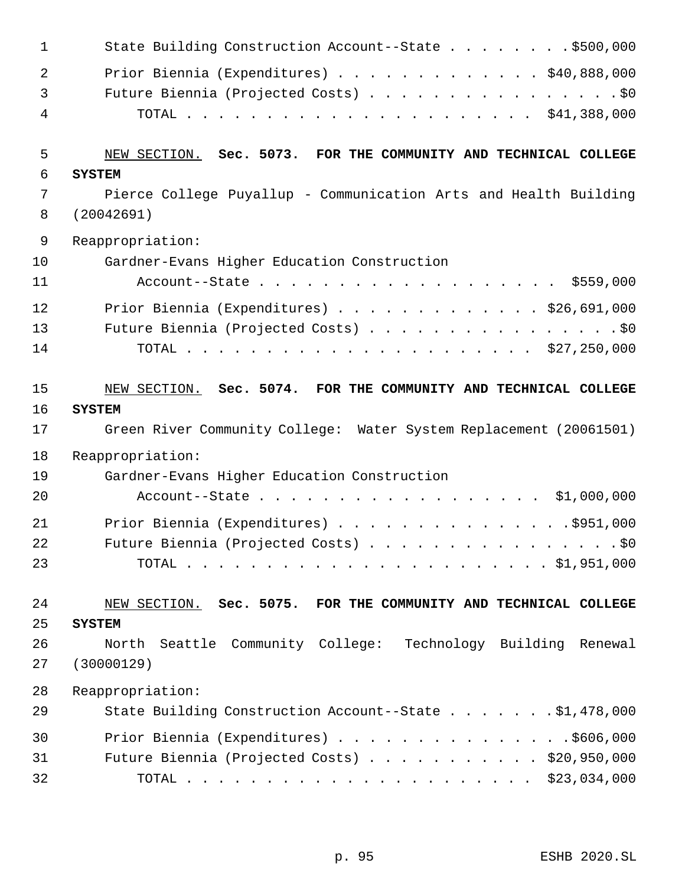State Building Construction Account--State . . . . . . . . $500,000

Prior Biennia (Expenditures) . . . . . . . . . . . . . $40,888,000
Future Biennia (Projected Costs) . . . . . . . . . . . . . . . . . $0
TOTAL . . . . . . . . . . . . . . . . . . . . . . . $41,388,000

NEW SECTION. **Sec. 5073. FOR THE COMMUNITY AND TECHNICAL COLLEGE SYSTEM**

Pierce College Puyallup - Communication Arts and Health Building (20042691)

Reappropriation:

Gardner-Evans Higher Education Construction Account--State . . . . . . . . . . . . . . . . . . $559,000

Prior Biennia (Expenditures) . . . . . . . . . . . . . $26,691,000
Future Biennia (Projected Costs) . . . . . . . . . . . . . . . . . $0
TOTAL . . . . . . . . . . . . . . . . . . . . . . . $27,250,000

NEW SECTION. **Sec. 5074. FOR THE COMMUNITY AND TECHNICAL COLLEGE SYSTEM**

Green River Community College: Water System Replacement (20061501)

Reappropriation:

Gardner-Evans Higher Education Construction Account--State . . . . . . . . . . . . . . . . . . $1,000,000

Prior Biennia (Expenditures) . . . . . . . . . . . . . . . $951,000
Future Biennia (Projected Costs) . . . . . . . . . . . . . . . . . $0
TOTAL . . . . . . . . . . . . . . . . . . . . . . . . $1,951,000

NEW SECTION. **Sec. 5075. FOR THE COMMUNITY AND TECHNICAL COLLEGE SYSTEM**

North Seattle Community College: Technology Building Renewal (30000129)

Reappropriation:

State Building Construction Account--State . . . . . . . $1,478,000

Prior Biennia (Expenditures) . . . . . . . . . . . . . . . $606,000
Future Biennia (Projected Costs) . . . . . . . . . . . $20,950,000
TOTAL . . . . . . . . . . . . . . . . . . . . . . . $23,034,000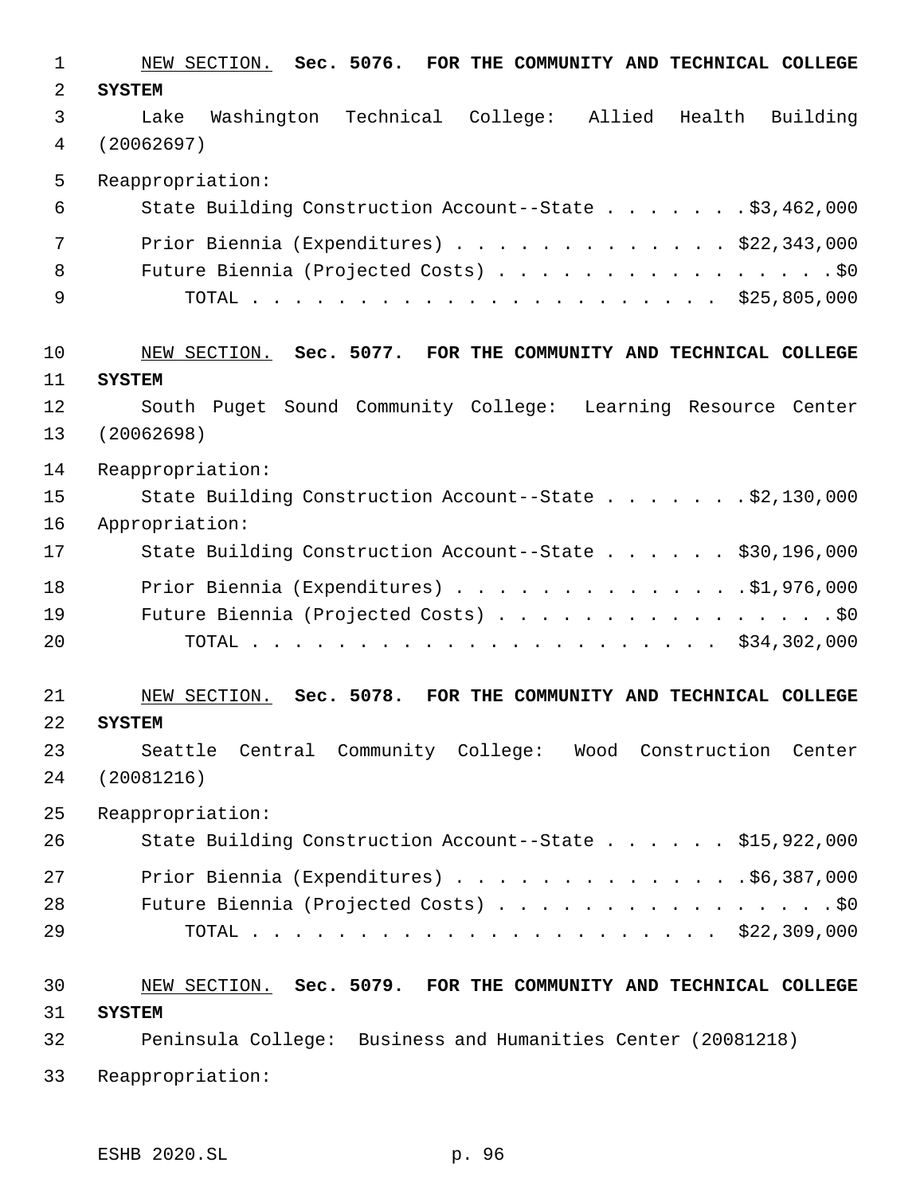NEW SECTION. **Sec. 5076. FOR THE COMMUNITY AND TECHNICAL COLLEGE SYSTEM**

Lake Washington Technical College: Allied Health Building (20062697)

Reappropriation:

State Building Construction Account--State . . . . . . . $3,462,000

Prior Biennia (Expenditures) . . . . . . . . . . . . . $22,343,000

Future Biennia (Projected Costs) . . . . . . . . . . . . . . . . . $0

TOTAL . . . . . . . . . . . . . . . . . . . . . . $25,805,000

NEW SECTION. **Sec. 5077. FOR THE COMMUNITY AND TECHNICAL COLLEGE SYSTEM**

South Puget Sound Community College: Learning Resource Center (20062698)

Reappropriation:

State Building Construction Account--State . . . . . . . $2,130,000

Appropriation:

State Building Construction Account--State . . . . . . $30,196,000

Prior Biennia (Expenditures) . . . . . . . . . . . . . $1,976,000

Future Biennia (Projected Costs) . . . . . . . . . . . . . . . . . $0

TOTAL . . . . . . . . . . . . . . . . . . . . . . $34,302,000

NEW SECTION. **Sec. 5078. FOR THE COMMUNITY AND TECHNICAL COLLEGE SYSTEM**

Seattle Central Community College: Wood Construction Center (20081216)

Reappropriation:

State Building Construction Account--State . . . . . . $15,922,000

Prior Biennia (Expenditures) . . . . . . . . . . . . . $6,387,000

Future Biennia (Projected Costs) . . . . . . . . . . . . . . . . . $0

TOTAL . . . . . . . . . . . . . . . . . . . . . . $22,309,000

NEW SECTION. **Sec. 5079. FOR THE COMMUNITY AND TECHNICAL COLLEGE SYSTEM**

Peninsula College: Business and Humanities Center (20081218)

Reappropriation: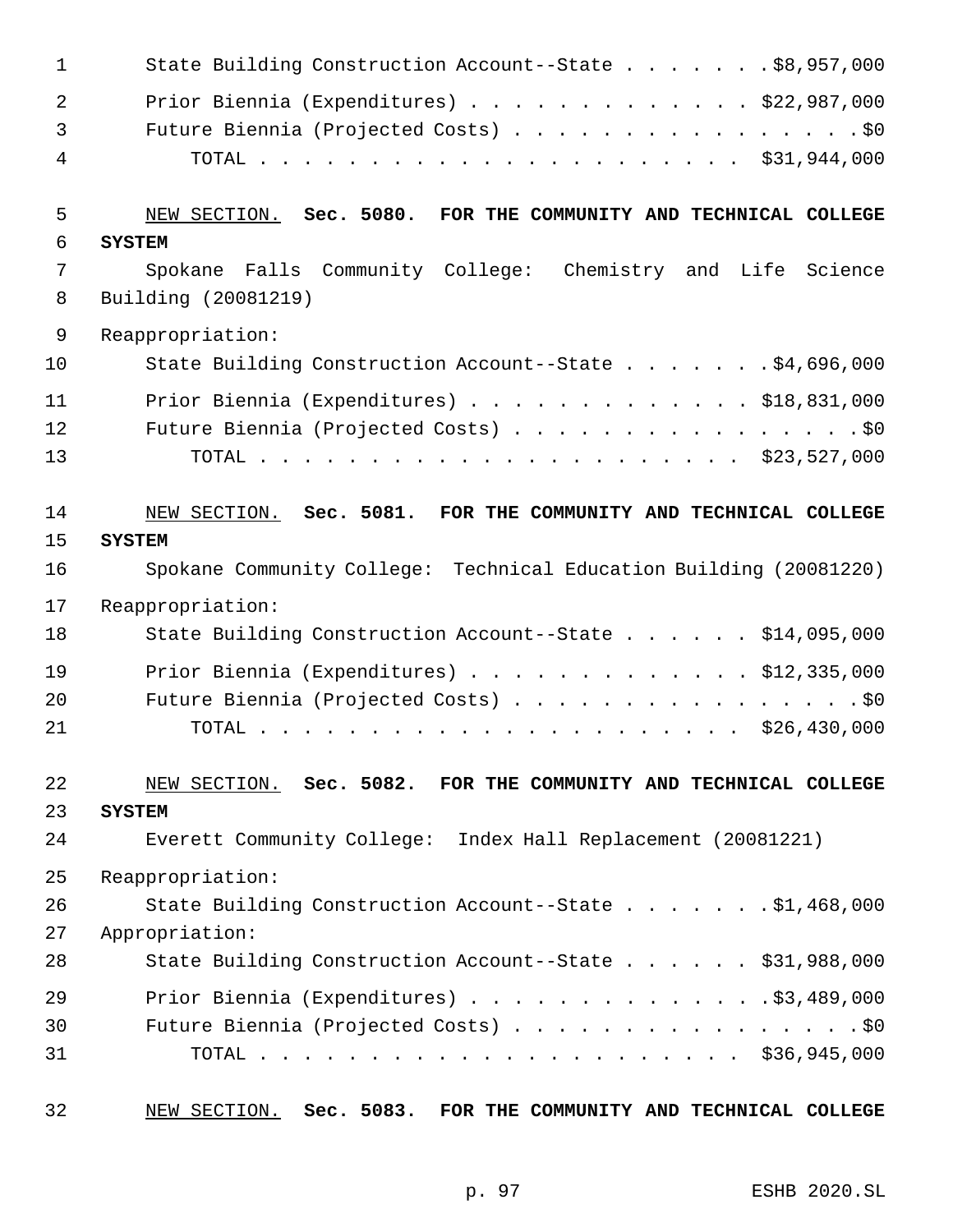State Building Construction Account--State . . . . . . . $8,957,000

Prior Biennia (Expenditures) . . . . . . . . . . . . . $22,987,000

Future Biennia (Projected Costs) . . . . . . . . . . . . . . . . $0

TOTAL . . . . . . . . . . . . . . . . . . . . . . $31,944,000

NEW SECTION. **Sec. 5080. FOR THE COMMUNITY AND TECHNICAL COLLEGE SYSTEM**

Spokane Falls Community College: Chemistry and Life Science Building (20081219)

Reappropriation:

State Building Construction Account--State . . . . . . . $4,696,000

Prior Biennia (Expenditures) . . . . . . . . . . . . . $18,831,000

Future Biennia (Projected Costs) . . . . . . . . . . . . . . . . $0

TOTAL . . . . . . . . . . . . . . . . . . . . . . $23,527,000

NEW SECTION. **Sec. 5081. FOR THE COMMUNITY AND TECHNICAL COLLEGE SYSTEM**

Spokane Community College: Technical Education Building (20081220)

Reappropriation:

State Building Construction Account--State . . . . . . $14,095,000

Prior Biennia (Expenditures) . . . . . . . . . . . . . $12,335,000

Future Biennia (Projected Costs) . . . . . . . . . . . . . . . . $0

TOTAL . . . . . . . . . . . . . . . . . . . . . . $26,430,000

NEW SECTION. **Sec. 5082. FOR THE COMMUNITY AND TECHNICAL COLLEGE SYSTEM**

Everett Community College: Index Hall Replacement (20081221)

Reappropriation:

State Building Construction Account--State . . . . . . . $1,468,000

Appropriation:

State Building Construction Account--State . . . . . . $31,988,000

Prior Biennia (Expenditures) . . . . . . . . . . . . . $3,489,000

Future Biennia (Projected Costs) . . . . . . . . . . . . . . . . $0

TOTAL . . . . . . . . . . . . . . . . . . . . . . $36,945,000

NEW SECTION. **Sec. 5083. FOR THE COMMUNITY AND TECHNICAL COLLEGE**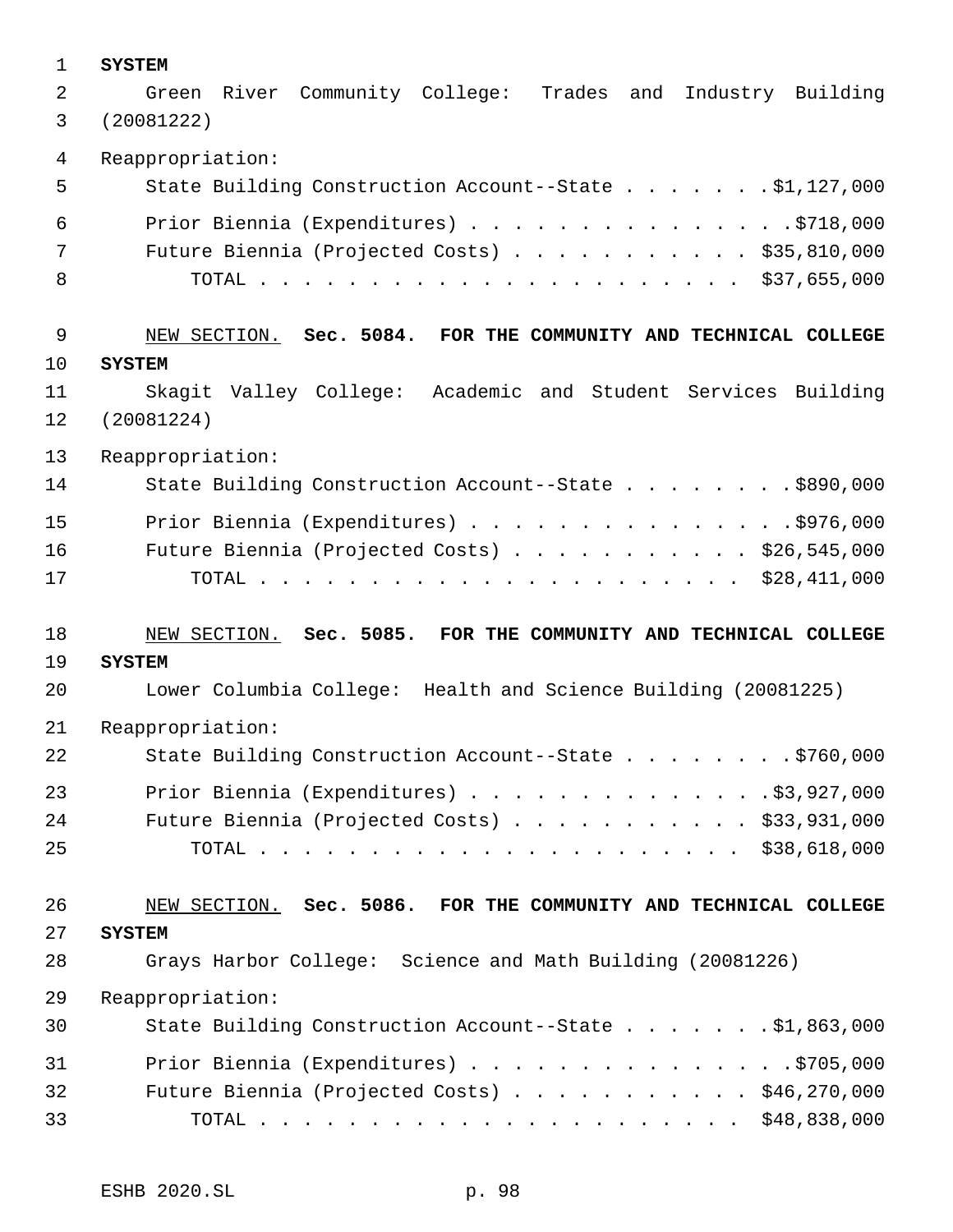**SYSTEM**

Green River Community College: Trades and Industry Building (20081222)

Reappropriation:

State Building Construction Account--State . . . . . . . $1,127,000

Prior Biennia (Expenditures) . . . . . . . . . . . . . . . $718,000

Future Biennia (Projected Costs) . . . . . . . . . . . $35,810,000

TOTAL . . . . . . . . . . . . . . . . . . . . . . $37,655,000

NEW SECTION. **Sec. 5084. FOR THE COMMUNITY AND TECHNICAL COLLEGE SYSTEM**

Skagit Valley College: Academic and Student Services Building (20081224)

Reappropriation:

State Building Construction Account--State . . . . . . . . $890,000

Prior Biennia (Expenditures) . . . . . . . . . . . . . . . $976,000

Future Biennia (Projected Costs) . . . . . . . . . . . $26,545,000

TOTAL . . . . . . . . . . . . . . . . . . . . . . $28,411,000

NEW SECTION. **Sec. 5085. FOR THE COMMUNITY AND TECHNICAL COLLEGE SYSTEM**

Lower Columbia College: Health and Science Building (20081225)

Reappropriation:

State Building Construction Account--State . . . . . . . . $760,000

Prior Biennia (Expenditures) . . . . . . . . . . . . . . $3,927,000

Future Biennia (Projected Costs) . . . . . . . . . . . $33,931,000

TOTAL . . . . . . . . . . . . . . . . . . . . . . $38,618,000

NEW SECTION. **Sec. 5086. FOR THE COMMUNITY AND TECHNICAL COLLEGE SYSTEM**

Grays Harbor College: Science and Math Building (20081226)

Reappropriation:

State Building Construction Account--State . . . . . . . $1,863,000

Prior Biennia (Expenditures) . . . . . . . . . . . . . . . $705,000

Future Biennia (Projected Costs) . . . . . . . . . . . $46,270,000

TOTAL . . . . . . . . . . . . . . . . . . . . . . $48,838,000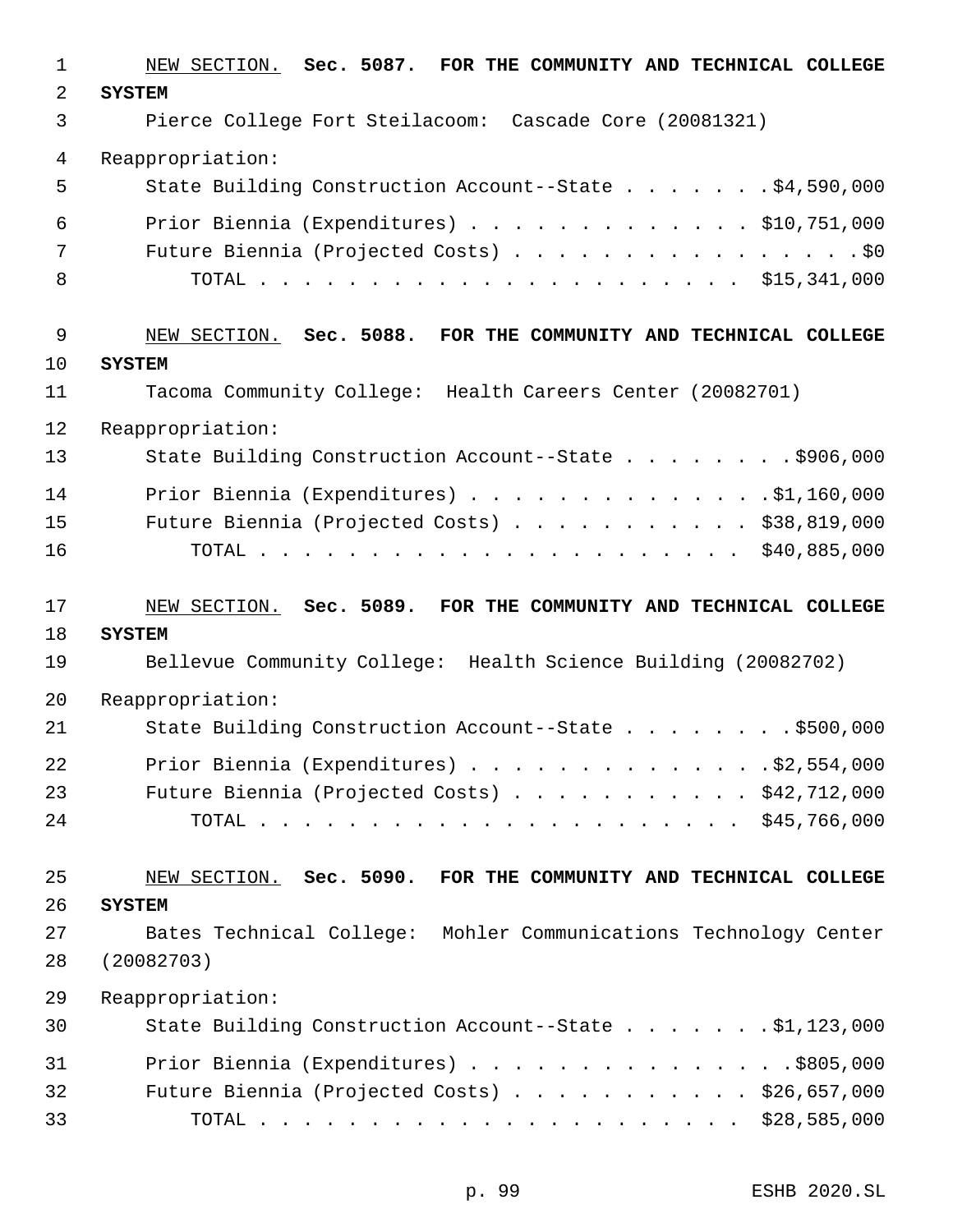NEW SECTION. **Sec. 5087. FOR THE COMMUNITY AND TECHNICAL COLLEGE SYSTEM**

Pierce College Fort Steilacoom: Cascade Core (20081321)

Reappropriation:

State Building Construction Account--State . . . . . . . $4,590,000

Prior Biennia (Expenditures) . . . . . . . . . . . . . $10,751,000

Future Biennia (Projected Costs) . . . . . . . . . . . . . . . . $0

TOTAL . . . . . . . . . . . . . . . . . . . . . . $15,341,000

NEW SECTION. **Sec. 5088. FOR THE COMMUNITY AND TECHNICAL COLLEGE SYSTEM**

Tacoma Community College: Health Careers Center (20082701)

Reappropriation:

State Building Construction Account--State . . . . . . . . $906,000

Prior Biennia (Expenditures) . . . . . . . . . . . . . . $1,160,000

Future Biennia (Projected Costs) . . . . . . . . . . . $38,819,000

TOTAL . . . . . . . . . . . . . . . . . . . . . . $40,885,000

NEW SECTION. **Sec. 5089. FOR THE COMMUNITY AND TECHNICAL COLLEGE SYSTEM**

Bellevue Community College: Health Science Building (20082702)

Reappropriation:

State Building Construction Account--State . . . . . . . . $500,000

Prior Biennia (Expenditures) . . . . . . . . . . . . . . $2,554,000

Future Biennia (Projected Costs) . . . . . . . . . . . $42,712,000

TOTAL . . . . . . . . . . . . . . . . . . . . . . $45,766,000

NEW SECTION. **Sec. 5090. FOR THE COMMUNITY AND TECHNICAL COLLEGE SYSTEM**

Bates Technical College: Mohler Communications Technology Center (20082703)

Reappropriation:

State Building Construction Account--State . . . . . . . $1,123,000

Prior Biennia (Expenditures) . . . . . . . . . . . . . . . $805,000

Future Biennia (Projected Costs) . . . . . . . . . . . $26,657,000

TOTAL . . . . . . . . . . . . . . . . . . . . . . $28,585,000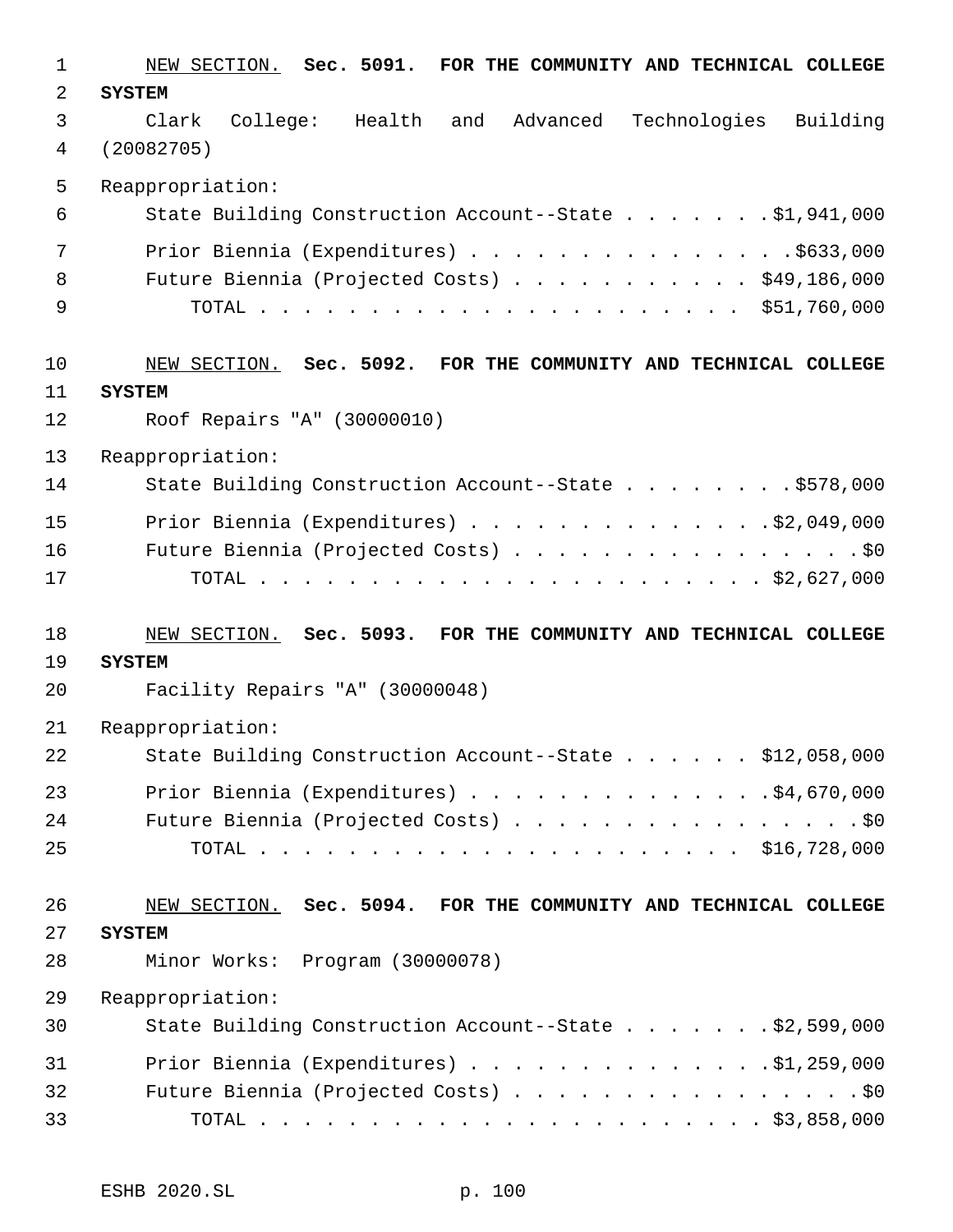NEW SECTION. **Sec. 5091. FOR THE COMMUNITY AND TECHNICAL COLLEGE SYSTEM**

Clark College: Health and Advanced Technologies Building (20082705)

Reappropriation:

State Building Construction Account--State . . . . . . . $1,941,000

Prior Biennia (Expenditures) . . . . . . . . . . . . . . $633,000

Future Biennia (Projected Costs) . . . . . . . . . . . $49,186,000

TOTAL . . . . . . . . . . . . . . . . . . . . . . $51,760,000

NEW SECTION. **Sec. 5092. FOR THE COMMUNITY AND TECHNICAL COLLEGE SYSTEM**

Roof Repairs "A" (30000010)

Reappropriation:

State Building Construction Account--State . . . . . . . . $578,000

Prior Biennia (Expenditures) . . . . . . . . . . . . . $2,049,000

Future Biennia (Projected Costs) . . . . . . . . . . . . . . . . $0

TOTAL . . . . . . . . . . . . . . . . . . . . . . . $2,627,000

NEW SECTION. **Sec. 5093. FOR THE COMMUNITY AND TECHNICAL COLLEGE SYSTEM**

Facility Repairs "A" (30000048)

Reappropriation:

State Building Construction Account--State . . . . . . $12,058,000

Prior Biennia (Expenditures) . . . . . . . . . . . . . $4,670,000

Future Biennia (Projected Costs) . . . . . . . . . . . . . . . . $0

TOTAL . . . . . . . . . . . . . . . . . . . . . . $16,728,000

NEW SECTION. **Sec. 5094. FOR THE COMMUNITY AND TECHNICAL COLLEGE SYSTEM**

Minor Works: Program (30000078)

Reappropriation:

State Building Construction Account--State . . . . . . . $2,599,000

Prior Biennia (Expenditures) . . . . . . . . . . . . . $1,259,000

Future Biennia (Projected Costs) . . . . . . . . . . . . . . . . $0

TOTAL . . . . . . . . . . . . . . . . . . . . . . . $3,858,000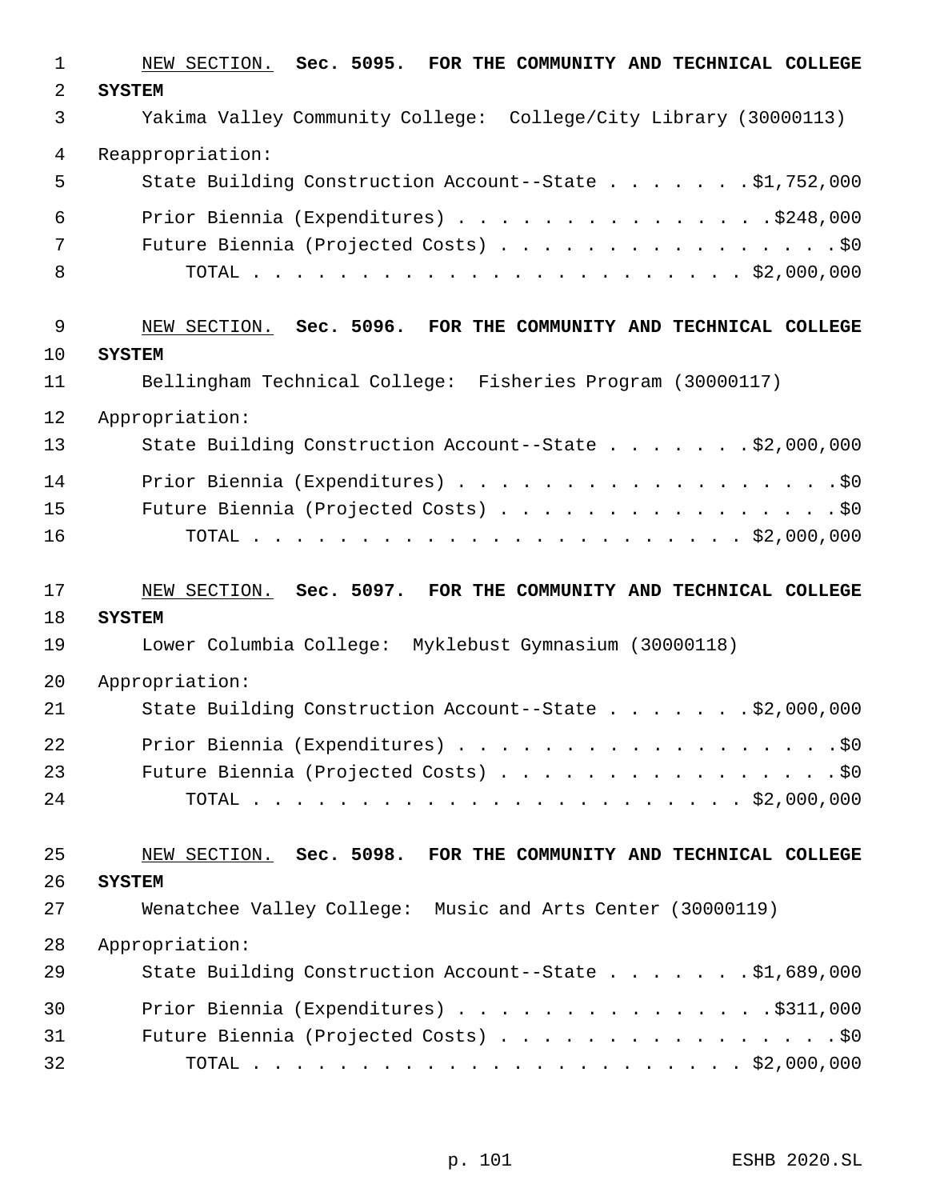NEW SECTION. **Sec. 5095. FOR THE COMMUNITY AND TECHNICAL COLLEGE SYSTEM**

Yakima Valley Community College: College/City Library (30000113)

Reappropriation:

State Building Construction Account--State . . . . . . . $1,752,000

Prior Biennia (Expenditures) . . . . . . . . . . . . . . . $248,000

Future Biennia (Projected Costs) . . . . . . . . . . . . . . . . $0

TOTAL . . . . . . . . . . . . . . . . . . . . . . . $2,000,000

NEW SECTION. **Sec. 5096. FOR THE COMMUNITY AND TECHNICAL COLLEGE SYSTEM**

Bellingham Technical College: Fisheries Program (30000117)

Appropriation:

State Building Construction Account--State . . . . . . . $2,000,000

Prior Biennia (Expenditures) . . . . . . . . . . . . . . . . . . $0

Future Biennia (Projected Costs) . . . . . . . . . . . . . . . . $0

TOTAL . . . . . . . . . . . . . . . . . . . . . . . $2,000,000

NEW SECTION. **Sec. 5097. FOR THE COMMUNITY AND TECHNICAL COLLEGE SYSTEM**

Lower Columbia College: Myklebust Gymnasium (30000118)

Appropriation:

State Building Construction Account--State . . . . . . . $2,000,000

Prior Biennia (Expenditures) . . . . . . . . . . . . . . . . . . $0

Future Biennia (Projected Costs) . . . . . . . . . . . . . . . . $0

TOTAL . . . . . . . . . . . . . . . . . . . . . . . $2,000,000

NEW SECTION. **Sec. 5098. FOR THE COMMUNITY AND TECHNICAL COLLEGE SYSTEM**

Wenatchee Valley College: Music and Arts Center (30000119)

Appropriation:

State Building Construction Account--State . . . . . . . $1,689,000

Prior Biennia (Expenditures) . . . . . . . . . . . . . . . $311,000

Future Biennia (Projected Costs) . . . . . . . . . . . . . . . . $0

TOTAL . . . . . . . . . . . . . . . . . . . . . . . $2,000,000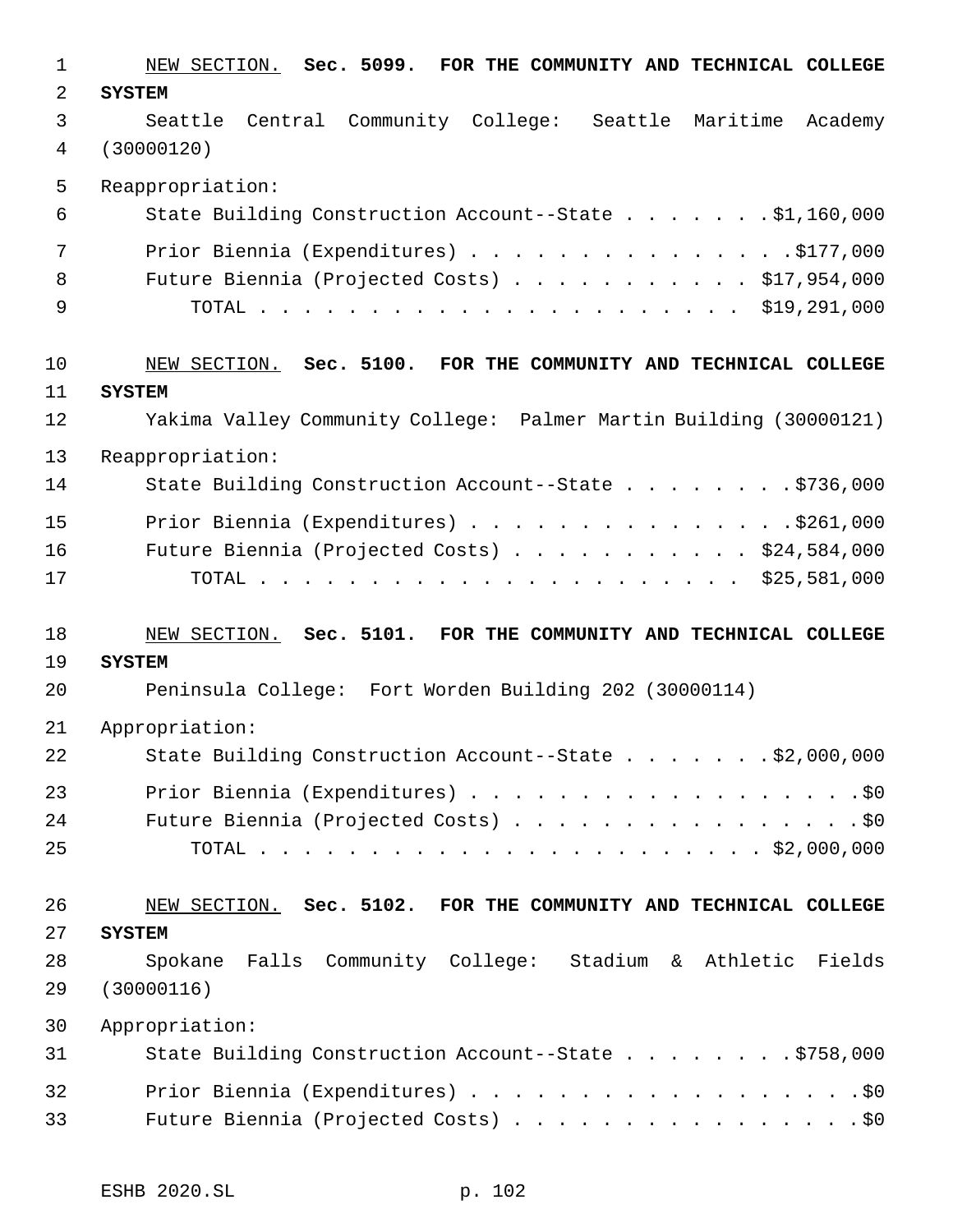NEW SECTION. **Sec. 5099. FOR THE COMMUNITY AND TECHNICAL COLLEGE SYSTEM**

Seattle Central Community College: Seattle Maritime Academy (30000120)

Reappropriation:

| | |
|---|---|
| State Building Construction Account--State | $1,160,000 |
| Prior Biennia (Expenditures) | $177,000 |
| Future Biennia (Projected Costs) | $17,954,000 |
| TOTAL | $19,291,000 |

NEW SECTION. **Sec. 5100. FOR THE COMMUNITY AND TECHNICAL COLLEGE SYSTEM**

Yakima Valley Community College: Palmer Martin Building (30000121)

Reappropriation:

| | |
|---|---|
| State Building Construction Account--State | $736,000 |
| Prior Biennia (Expenditures) | $261,000 |
| Future Biennia (Projected Costs) | $24,584,000 |
| TOTAL | $25,581,000 |

NEW SECTION. **Sec. 5101. FOR THE COMMUNITY AND TECHNICAL COLLEGE SYSTEM**

Peninsula College: Fort Worden Building 202 (30000114)

Appropriation:

| | |
|---|---|
| State Building Construction Account--State | $2,000,000 |
| Prior Biennia (Expenditures) | $0 |
| Future Biennia (Projected Costs) | $0 |
| TOTAL | $2,000,000 |

NEW SECTION. **Sec. 5102. FOR THE COMMUNITY AND TECHNICAL COLLEGE SYSTEM**

Spokane Falls Community College: Stadium & Athletic Fields (30000116)

Appropriation:

| | |
|---|---|
| State Building Construction Account--State | $758,000 |
| Prior Biennia (Expenditures) | $0 |
| Future Biennia (Projected Costs) | $0 |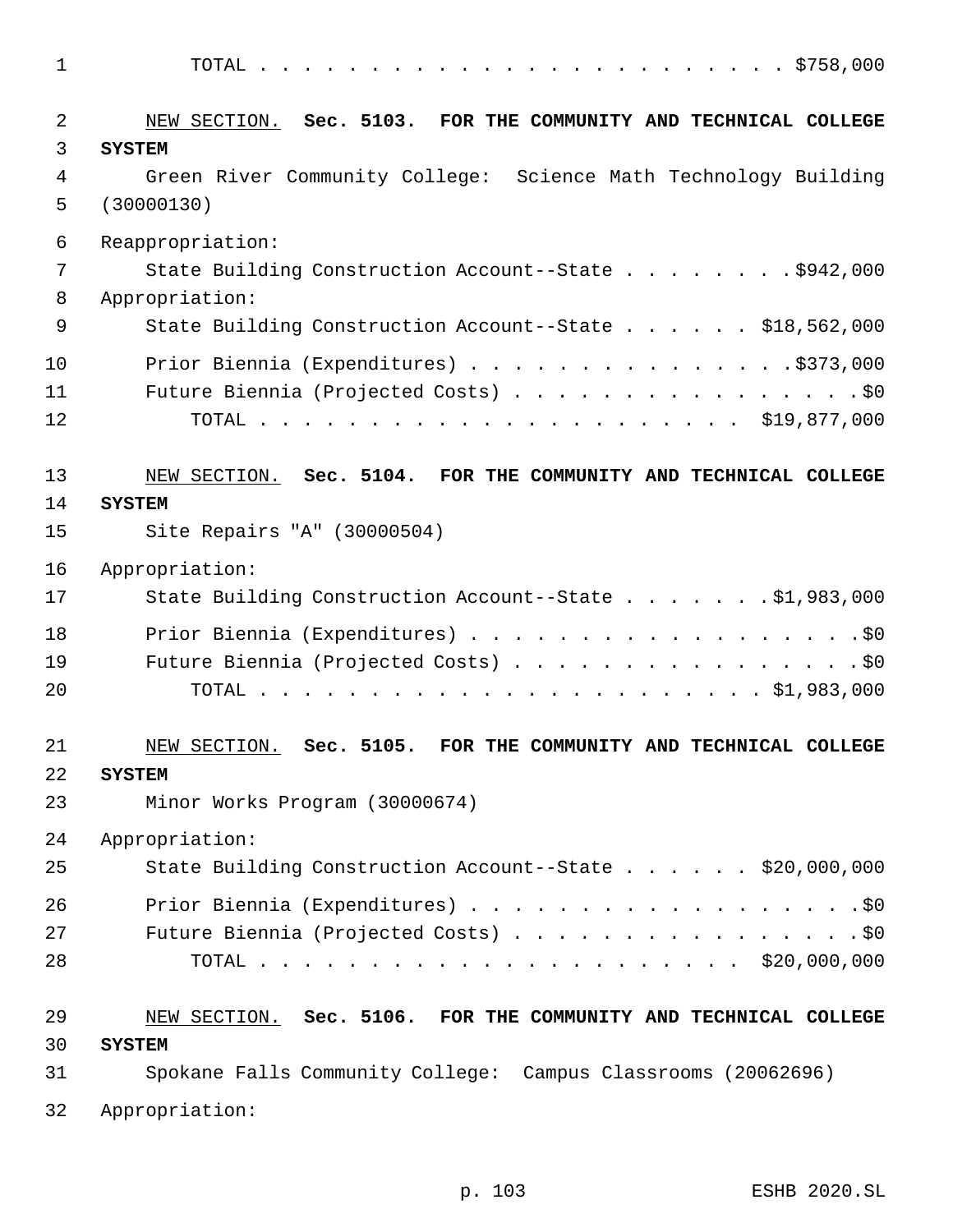TOTAL . . . . . . . . . . . . . . . . . . . . . . . . $758,000

NEW SECTION. **Sec. 5103. FOR THE COMMUNITY AND TECHNICAL COLLEGE SYSTEM**

Green River Community College: Science Math Technology Building (30000130)

Reappropriation:

State Building Construction Account--State . . . . . . . . $942,000

Appropriation:

State Building Construction Account--State . . . . . . $18,562,000

Prior Biennia (Expenditures) . . . . . . . . . . . . . . . $373,000

Future Biennia (Projected Costs) . . . . . . . . . . . . . . . . $0

TOTAL . . . . . . . . . . . . . . . . . . . . . . $19,877,000

NEW SECTION. **Sec. 5104. FOR THE COMMUNITY AND TECHNICAL COLLEGE SYSTEM**

Site Repairs "A" (30000504)

Appropriation:

State Building Construction Account--State . . . . . . . $1,983,000

Prior Biennia (Expenditures) . . . . . . . . . . . . . . . . . . $0

Future Biennia (Projected Costs) . . . . . . . . . . . . . . . . $0

TOTAL . . . . . . . . . . . . . . . . . . . . . . . $1,983,000

NEW SECTION. **Sec. 5105. FOR THE COMMUNITY AND TECHNICAL COLLEGE SYSTEM**

Minor Works Program (30000674)

Appropriation:

State Building Construction Account--State . . . . . . $20,000,000

Prior Biennia (Expenditures) . . . . . . . . . . . . . . . . . . $0

Future Biennia (Projected Costs) . . . . . . . . . . . . . . . . $0

TOTAL . . . . . . . . . . . . . . . . . . . . . . $20,000,000

NEW SECTION. **Sec. 5106. FOR THE COMMUNITY AND TECHNICAL COLLEGE SYSTEM**

Spokane Falls Community College: Campus Classrooms (20062696)

Appropriation: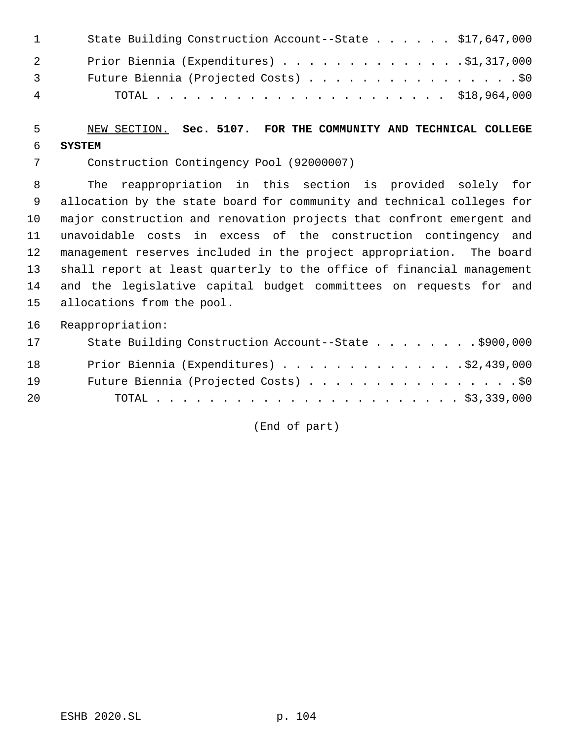State Building Construction Account--State . . . . . . $17,647,000

Prior Biennia (Expenditures) . . . . . . . . . . . . . . $1,317,000

Future Biennia (Projected Costs) . . . . . . . . . . . . . . . . . $0

TOTAL . . . . . . . . . . . . . . . . . . . . . . $18,964,000

NEW SECTION. **Sec. 5107. FOR THE COMMUNITY AND TECHNICAL COLLEGE SYSTEM**

Construction Contingency Pool (92000007)

The reappropriation in this section is provided solely for allocation by the state board for community and technical colleges for major construction and renovation projects that confront emergent and unavoidable costs in excess of the construction contingency and management reserves included in the project appropriation. The board shall report at least quarterly to the office of financial management and the legislative capital budget committees on requests for and allocations from the pool.

Reappropriation:

State Building Construction Account--State . . . . . . . . . $900,000

Prior Biennia (Expenditures) . . . . . . . . . . . . . . $2,439,000

Future Biennia (Projected Costs) . . . . . . . . . . . . . . . . . $0

TOTAL . . . . . . . . . . . . . . . . . . . . . . . . $3,339,000

(End of part)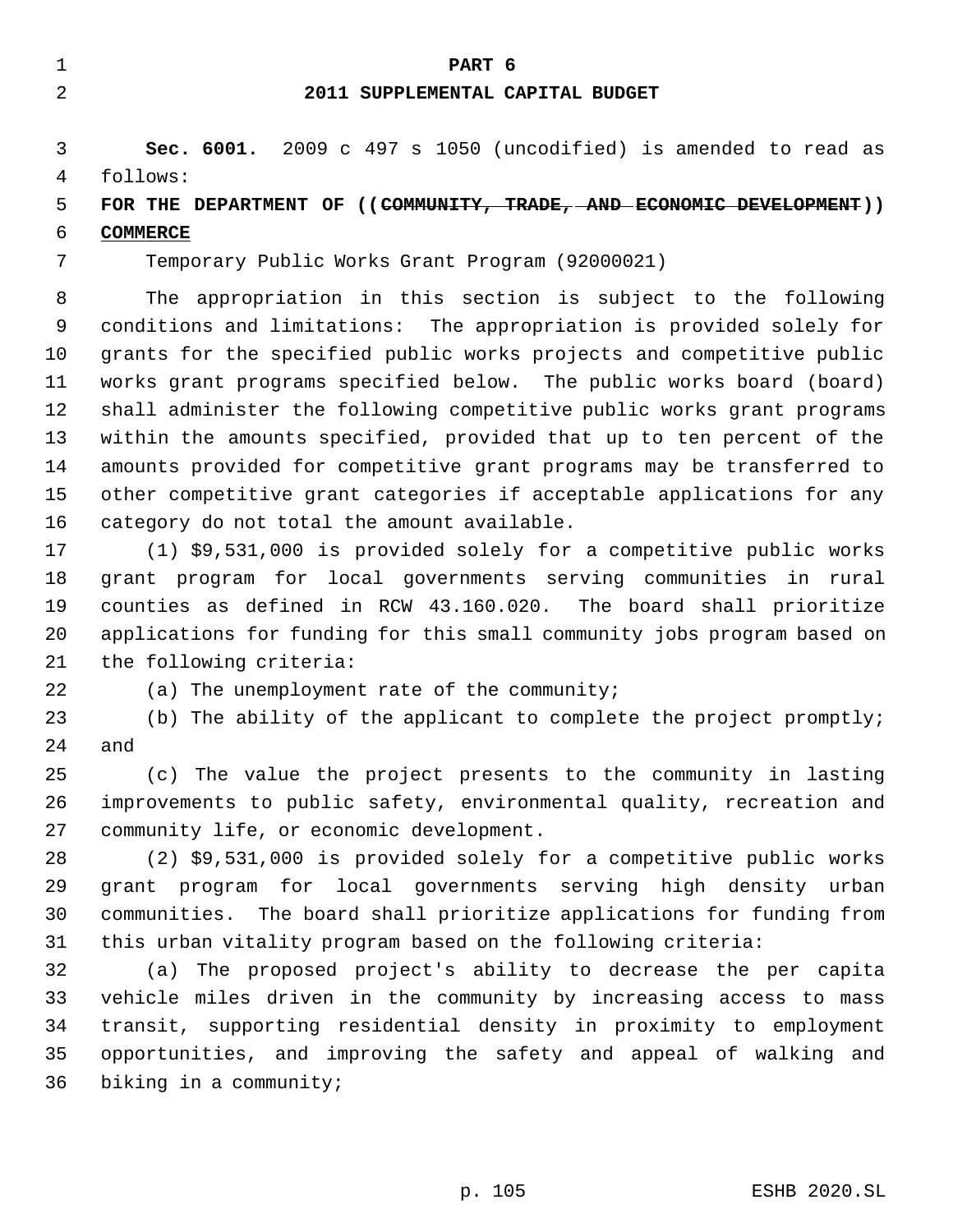# PART 6

## 2011 SUPPLEMENTAL CAPITAL BUDGET

**Sec. 6001.** 2009 c 497 s 1050 (uncodified) is amended to read as follows:

**FOR THE DEPARTMENT OF ((~~COMMUNITY, TRADE, AND ECONOMIC DEVELOPMENT~~)) <u>COMMERCE</u>**

Temporary Public Works Grant Program (92000021)

The appropriation in this section is subject to the following conditions and limitations: The appropriation is provided solely for grants for the specified public works projects and competitive public works grant programs specified below. The public works board (board) shall administer the following competitive public works grant programs within the amounts specified, provided that up to ten percent of the amounts provided for competitive grant programs may be transferred to other competitive grant categories if acceptable applications for any category do not total the amount available.

(1) $9,531,000 is provided solely for a competitive public works grant program for local governments serving communities in rural counties as defined in RCW 43.160.020. The board shall prioritize applications for funding for this small community jobs program based on the following criteria:

(a) The unemployment rate of the community;

(b) The ability of the applicant to complete the project promptly; and

(c) The value the project presents to the community in lasting improvements to public safety, environmental quality, recreation and community life, or economic development.

(2) $9,531,000 is provided solely for a competitive public works grant program for local governments serving high density urban communities. The board shall prioritize applications for funding from this urban vitality program based on the following criteria:

(a) The proposed project's ability to decrease the per capita vehicle miles driven in the community by increasing access to mass transit, supporting residential density in proximity to employment opportunities, and improving the safety and appeal of walking and biking in a community;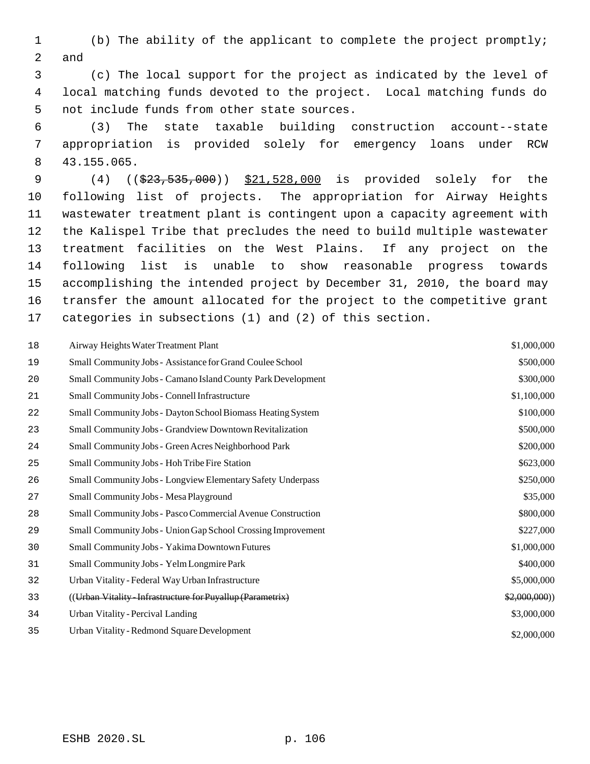(b) The ability of the applicant to complete the project promptly; and

(c) The local support for the project as indicated by the level of local matching funds devoted to the project. Local matching funds do not include funds from other state sources.

(3) The state taxable building construction account--state appropriation is provided solely for emergency loans under RCW 43.155.065.

(4) ((~~$23,535,000~~)) <u>$21,528,000</u> is provided solely for the following list of projects. The appropriation for Airway Heights wastewater treatment plant is contingent upon a capacity agreement with the Kalispel Tribe that precludes the need to build multiple wastewater treatment facilities on the West Plains. If any project on the following list is unable to show reasonable progress towards accomplishing the intended project by December 31, 2010, the board may transfer the amount allocated for the project to the competitive grant categories in subsections (1) and (2) of this section.

| Project | Amount |
|---|---|
| Airway Heights Water Treatment Plant | $1,000,000 |
| Small Community Jobs - Assistance for Grand Coulee School | $500,000 |
| Small Community Jobs - Camano Island County Park Development | $300,000 |
| Small Community Jobs - Connell Infrastructure | $1,100,000 |
| Small Community Jobs - Dayton School Biomass Heating System | $100,000 |
| Small Community Jobs - Grandview Downtown Revitalization | $500,000 |
| Small Community Jobs - Green Acres Neighborhood Park | $200,000 |
| Small Community Jobs - Hoh Tribe Fire Station | $623,000 |
| Small Community Jobs - Longview Elementary Safety Underpass | $250,000 |
| Small Community Jobs - Mesa Playground | $35,000 |
| Small Community Jobs - Pasco Commercial Avenue Construction | $800,000 |
| Small Community Jobs - Union Gap School Crossing Improvement | $227,000 |
| Small Community Jobs - Yakima Downtown Futures | $1,000,000 |
| Small Community Jobs - Yelm Longmire Park | $400,000 |
| Urban Vitality - Federal Way Urban Infrastructure | $5,000,000 |
| ((~~Urban Vitality - Infrastructure for Puyallup (Parametrix)~~ | ~~$2,000,000~~)) |
| Urban Vitality - Percival Landing | $3,000,000 |
| Urban Vitality - Redmond Square Development | $2,000,000 |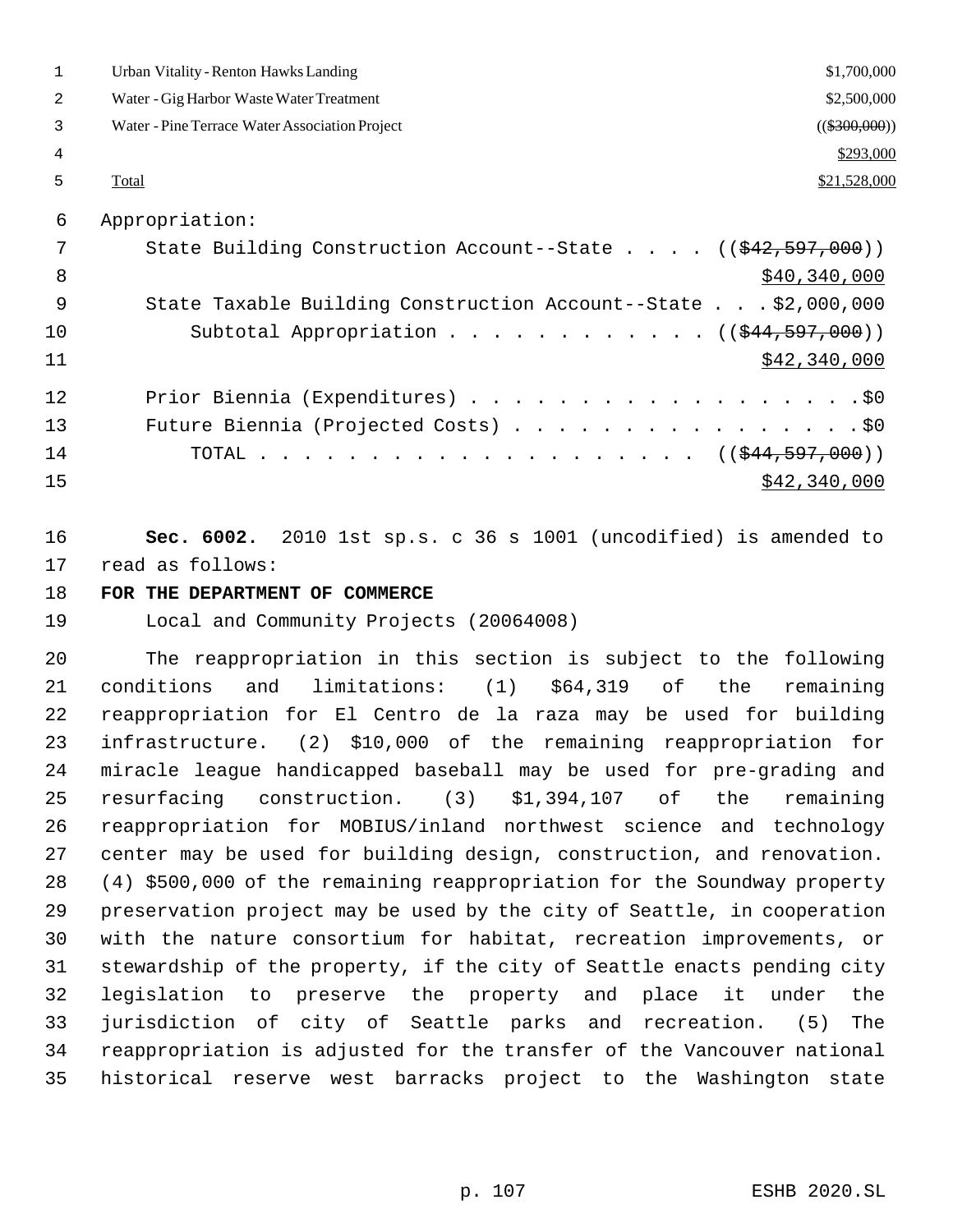| | |
|---|---|
| Urban Vitality - Renton Hawks Landing | $1,700,000 |
| Water - Gig Harbor Waste Water Treatment | $2,500,000 |
| Water - Pine Terrace Water Association Project | (($300,000)) |
| | $293,000 |
| Total | $21,528,000 |

Appropriation:

State Building Construction Account--State . . . . (($42,597,000))
$40,340,000

State Taxable Building Construction Account--State . . . $2,000,000

Subtotal Appropriation . . . . . . . . . . . . (($44,597,000))
$42,340,000

Prior Biennia (Expenditures) . . . . . . . . . . . . . . . . . . $0

Future Biennia (Projected Costs) . . . . . . . . . . . . . . . . $0

TOTAL . . . . . . . . . . . . . . . . . . . . . (($44,597,000))
$42,340,000

**Sec. 6002.** 2010 1st sp.s. c 36 s 1001 (uncodified) is amended to read as follows:

**FOR THE DEPARTMENT OF COMMERCE**

Local and Community Projects (20064008)

The reappropriation in this section is subject to the following conditions and limitations: (1) $64,319 of the remaining reappropriation for El Centro de la raza may be used for building infrastructure. (2) $10,000 of the remaining reappropriation for miracle league handicapped baseball may be used for pre-grading and resurfacing construction. (3) $1,394,107 of the remaining reappropriation for MOBIUS/inland northwest science and technology center may be used for building design, construction, and renovation. (4) $500,000 of the remaining reappropriation for the Soundway property preservation project may be used by the city of Seattle, in cooperation with the nature consortium for habitat, recreation improvements, or stewardship of the property, if the city of Seattle enacts pending city legislation to preserve the property and place it under the jurisdiction of city of Seattle parks and recreation. (5) The reappropriation is adjusted for the transfer of the Vancouver national historical reserve west barracks project to the Washington state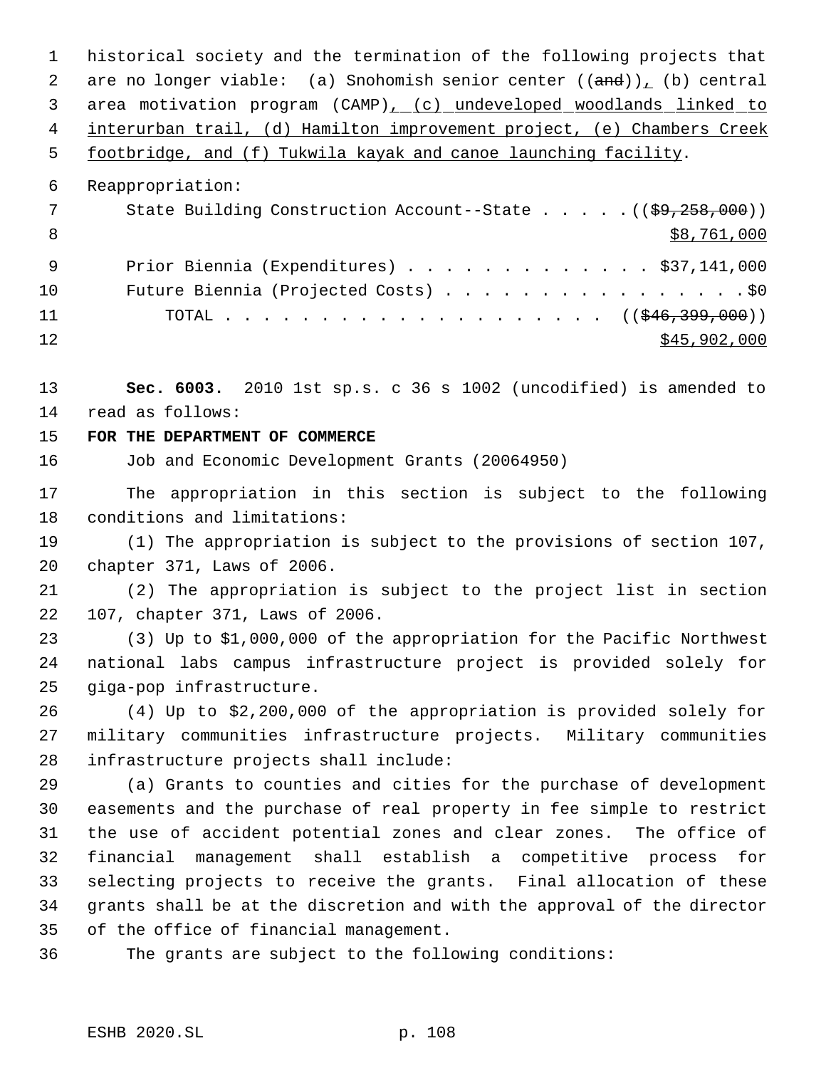historical society and the termination of the following projects that are no longer viable: (a) Snohomish senior center ((~~and~~)), (b) central area motivation program (CAMP), (c) undeveloped woodlands linked to interurban trail, (d) Hamilton improvement project, (e) Chambers Creek footbridge, and (f) Tukwila kayak and canoe launching facility.

Reappropriation:

State Building Construction Account--State . . . . . ((~~$9,258,000~~)) $8,761,000

Prior Biennia (Expenditures) . . . . . . . . . . . . . $37,141,000

Future Biennia (Projected Costs) . . . . . . . . . . . . . . . . .$0

TOTAL . . . . . . . . . . . . . . . . . . . . . ((~~$46,399,000~~)) $45,902,000

**Sec. 6003.** 2010 1st sp.s. c 36 s 1002 (uncodified) is amended to read as follows:

**FOR THE DEPARTMENT OF COMMERCE**

Job and Economic Development Grants (20064950)

The appropriation in this section is subject to the following conditions and limitations:

(1) The appropriation is subject to the provisions of section 107, chapter 371, Laws of 2006.

(2) The appropriation is subject to the project list in section 107, chapter 371, Laws of 2006.

(3) Up to $1,000,000 of the appropriation for the Pacific Northwest national labs campus infrastructure project is provided solely for giga-pop infrastructure.

(4) Up to $2,200,000 of the appropriation is provided solely for military communities infrastructure projects. Military communities infrastructure projects shall include:

(a) Grants to counties and cities for the purchase of development easements and the purchase of real property in fee simple to restrict the use of accident potential zones and clear zones. The office of financial management shall establish a competitive process for selecting projects to receive the grants. Final allocation of these grants shall be at the discretion and with the approval of the director of the office of financial management.

The grants are subject to the following conditions: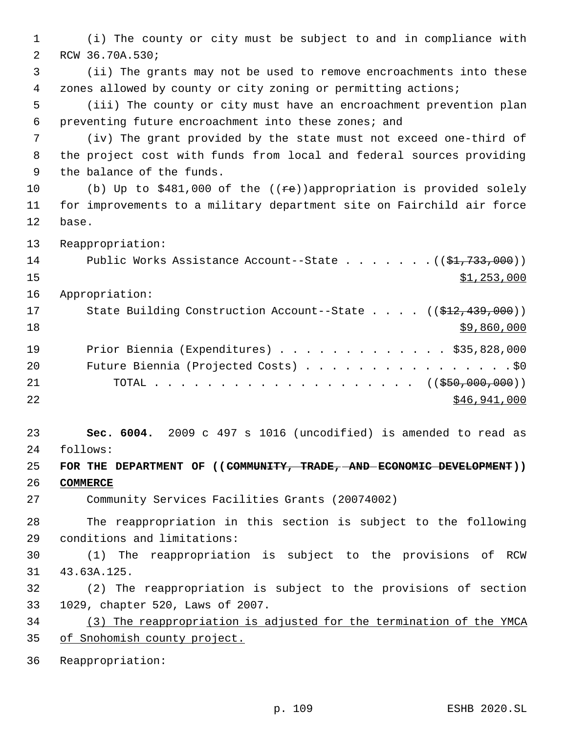(i) The county or city must be subject to and in compliance with RCW 36.70A.530;

(ii) The grants may not be used to remove encroachments into these zones allowed by county or city zoning or permitting actions;

(iii) The county or city must have an encroachment prevention plan preventing future encroachment into these zones; and

(iv) The grant provided by the state must not exceed one-third of the project cost with funds from local and federal sources providing the balance of the funds.

(b) Up to $481,000 of the ((~~re~~))appropriation is provided solely for improvements to a military department site on Fairchild air force base.

Reappropriation:

Public Works Assistance Account--State . . . . . . . ((~~$1,733,000~~))
<u>$1,253,000</u>

Appropriation:

State Building Construction Account--State . . . . ((~~$12,439,000~~))
<u>$9,860,000</u>

Prior Biennia (Expenditures) . . . . . . . . . . . . . $35,828,000

Future Biennia (Projected Costs) . . . . . . . . . . . . . . . . $0

TOTAL . . . . . . . . . . . . . . . . . . . . . ((~~$50,000,000~~))
<u>$46,941,000</u>

**Sec. 6004.** 2009 c 497 s 1016 (uncodified) is amended to read as follows:

**FOR THE DEPARTMENT OF ((~~COMMUNITY, TRADE, AND ECONOMIC DEVELOPMENT~~)) <u>COMMERCE</u>**

Community Services Facilities Grants (20074002)

The reappropriation in this section is subject to the following conditions and limitations:

(1) The reappropriation is subject to the provisions of RCW 43.63A.125.

(2) The reappropriation is subject to the provisions of section 1029, chapter 520, Laws of 2007.

<u>(3) The reappropriation is adjusted for the termination of the YMCA of Snohomish county project.</u>

Reappropriation: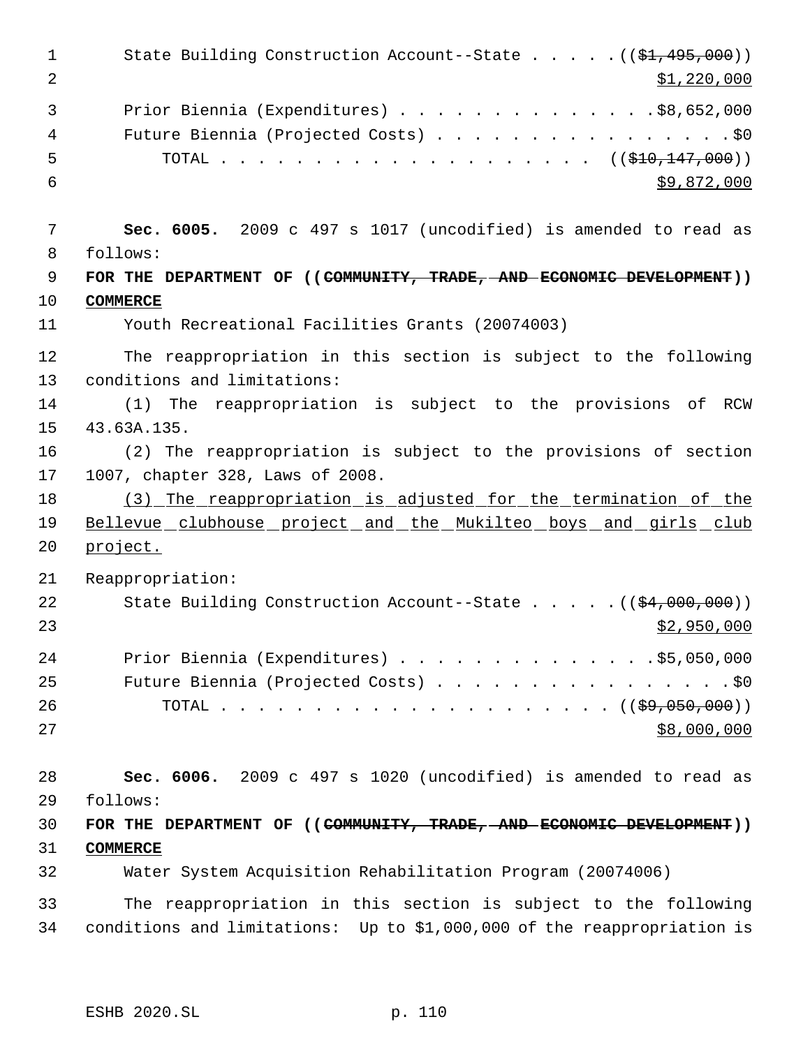State Building Construction Account--State . . . . . ((~~$1,495,000~~))
<u>$1,220,000</u>

Prior Biennia (Expenditures) . . . . . . . . . . . . . . $8,652,000

Future Biennia (Projected Costs) . . . . . . . . . . . . . . . . $0

TOTAL . . . . . . . . . . . . . . . . . . . . . . ((~~$10,147,000~~))
<u>$9,872,000</u>

**Sec. 6005.** 2009 c 497 s 1017 (uncodified) is amended to read as follows:

**FOR THE DEPARTMENT OF ((~~COMMUNITY, TRADE, AND ECONOMIC DEVELOPMENT~~)) <u>COMMERCE</u>**

Youth Recreational Facilities Grants (20074003)

The reappropriation in this section is subject to the following conditions and limitations:

(1) The reappropriation is subject to the provisions of RCW 43.63A.135.

(2) The reappropriation is subject to the provisions of section 1007, chapter 328, Laws of 2008.

<u>(3) The reappropriation is adjusted for the termination of the Bellevue clubhouse project and the Mukilteo boys and girls club project.</u>

Reappropriation:

State Building Construction Account--State . . . . . ((~~$4,000,000~~))
<u>$2,950,000</u>

Prior Biennia (Expenditures) . . . . . . . . . . . . . . $5,050,000

Future Biennia (Projected Costs) . . . . . . . . . . . . . . . . $0

TOTAL . . . . . . . . . . . . . . . . . . . . . . ((~~$9,050,000~~))
<u>$8,000,000</u>

**Sec. 6006.** 2009 c 497 s 1020 (uncodified) is amended to read as follows:

**FOR THE DEPARTMENT OF ((~~COMMUNITY, TRADE, AND ECONOMIC DEVELOPMENT~~)) <u>COMMERCE</u>**

Water System Acquisition Rehabilitation Program (20074006)

The reappropriation in this section is subject to the following conditions and limitations: Up to $1,000,000 of the reappropriation is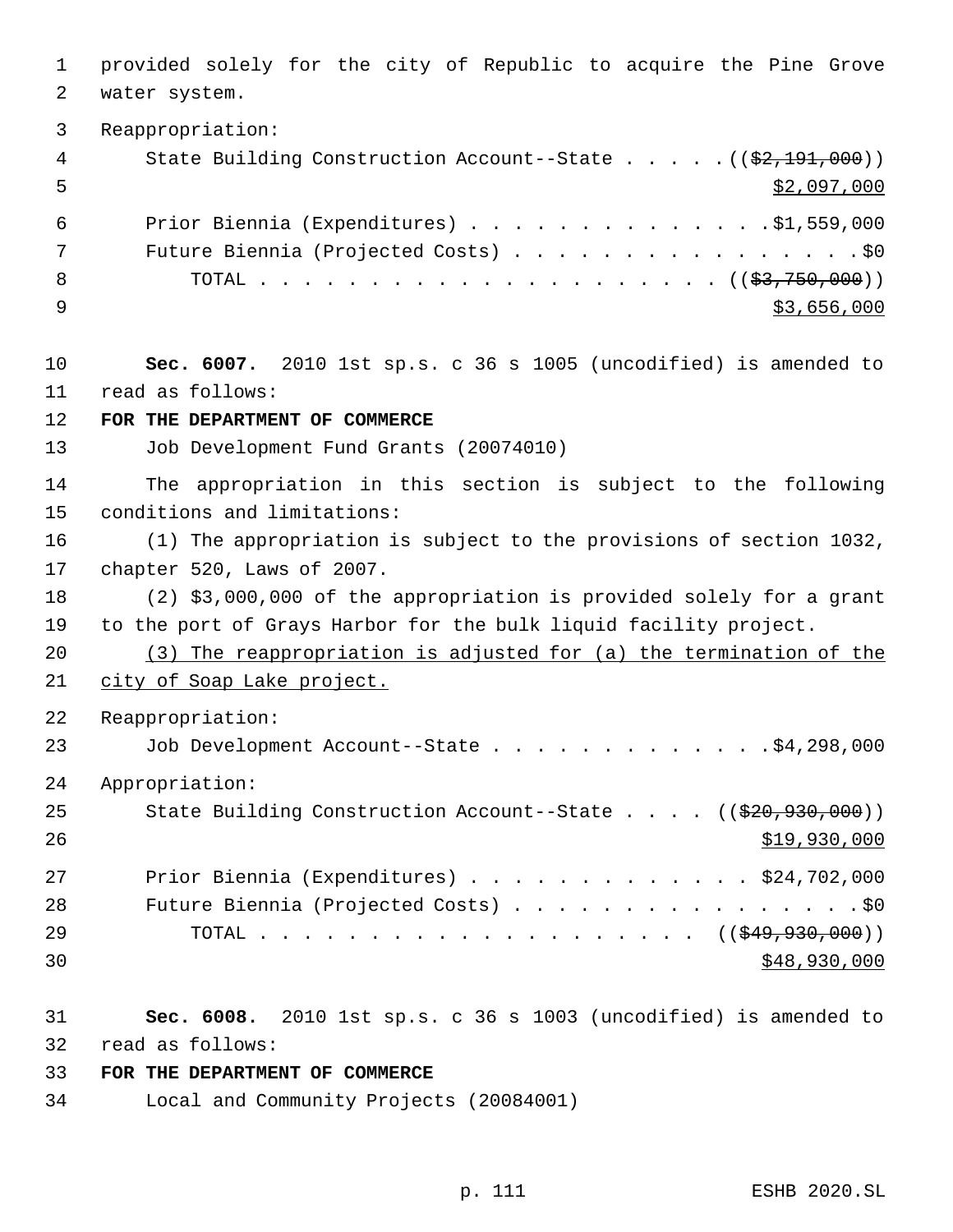provided solely for the city of Republic to acquire the Pine Grove water system.

Reappropriation:

State Building Construction Account--State . . . . . ((~~$2,191,000~~))
<u>$2,097,000</u>

Prior Biennia (Expenditures) . . . . . . . . . . . . . . $1,559,000

Future Biennia (Projected Costs) . . . . . . . . . . . . . . . . . $0

TOTAL . . . . . . . . . . . . . . . . . . . . . . ((~~$3,750,000~~))
<u>$3,656,000</u>

**Sec. 6007.** 2010 1st sp.s. c 36 s 1005 (uncodified) is amended to read as follows:

**FOR THE DEPARTMENT OF COMMERCE**

Job Development Fund Grants (20074010)

The appropriation in this section is subject to the following conditions and limitations:

(1) The appropriation is subject to the provisions of section 1032, chapter 520, Laws of 2007.

(2) $3,000,000 of the appropriation is provided solely for a grant to the port of Grays Harbor for the bulk liquid facility project.

<u>(3) The reappropriation is adjusted for (a) the termination of the city of Soap Lake project.</u>

Reappropriation:

Job Development Account--State . . . . . . . . . . . . . $4,298,000

Appropriation:

State Building Construction Account--State . . . . ((~~$20,930,000~~))
<u>$19,930,000</u>

Prior Biennia (Expenditures) . . . . . . . . . . . . . $24,702,000

Future Biennia (Projected Costs) . . . . . . . . . . . . . . . . . $0

TOTAL . . . . . . . . . . . . . . . . . . . . . ((~~$49,930,000~~))
<u>$48,930,000</u>

**Sec. 6008.** 2010 1st sp.s. c 36 s 1003 (uncodified) is amended to read as follows:

**FOR THE DEPARTMENT OF COMMERCE**

Local and Community Projects (20084001)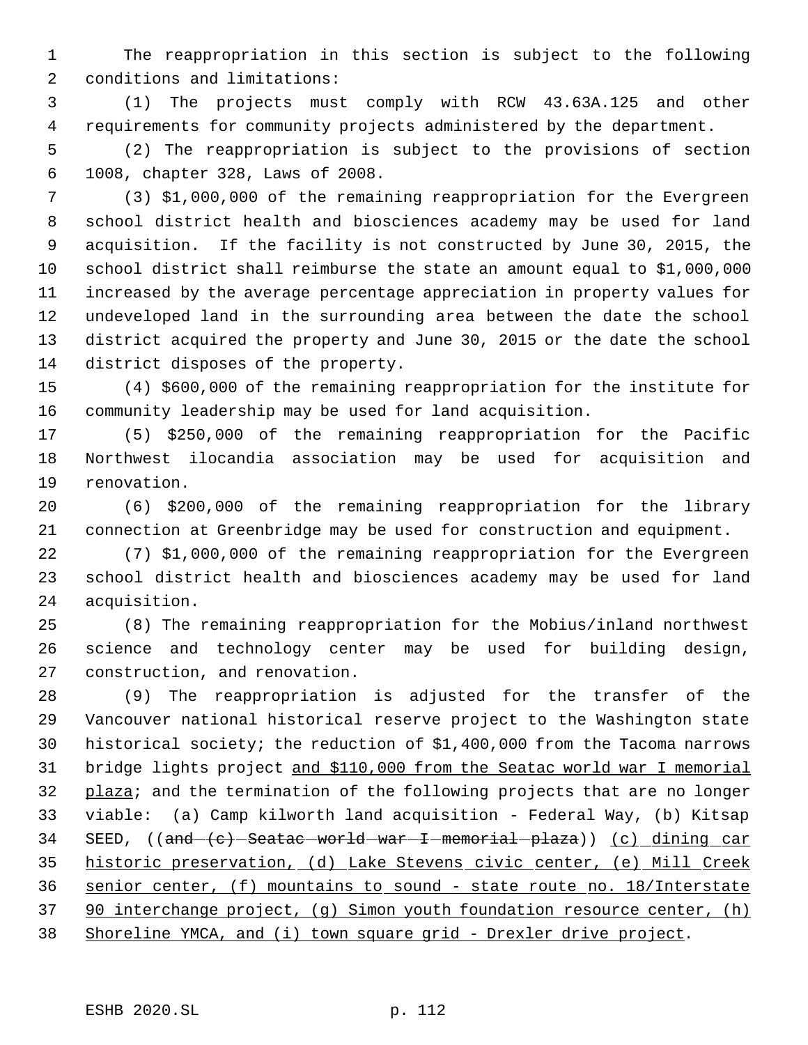The reappropriation in this section is subject to the following conditions and limitations:

(1) The projects must comply with RCW 43.63A.125 and other requirements for community projects administered by the department.

(2) The reappropriation is subject to the provisions of section 1008, chapter 328, Laws of 2008.

(3) $1,000,000 of the remaining reappropriation for the Evergreen school district health and biosciences academy may be used for land acquisition. If the facility is not constructed by June 30, 2015, the school district shall reimburse the state an amount equal to $1,000,000 increased by the average percentage appreciation in property values for undeveloped land in the surrounding area between the date the school district acquired the property and June 30, 2015 or the date the school district disposes of the property.

(4) $600,000 of the remaining reappropriation for the institute for community leadership may be used for land acquisition.

(5) $250,000 of the remaining reappropriation for the Pacific Northwest ilocandia association may be used for acquisition and renovation.

(6) $200,000 of the remaining reappropriation for the library connection at Greenbridge may be used for construction and equipment.

(7) $1,000,000 of the remaining reappropriation for the Evergreen school district health and biosciences academy may be used for land acquisition.

(8) The remaining reappropriation for the Mobius/inland northwest science and technology center may be used for building design, construction, and renovation.

(9) The reappropriation is adjusted for the transfer of the Vancouver national historical reserve project to the Washington state historical society; the reduction of $1,400,000 from the Tacoma narrows bridge lights project <u>and $110,000 from the Seatac world war I memorial plaza</u>; and the termination of the following projects that are no longer viable: (a) Camp kilworth land acquisition - Federal Way, (b) Kitsap SEED, ((~~and (c) Seatac world war I memorial plaza~~)) <u>(c) dining car historic preservation, (d) Lake Stevens civic center, (e) Mill Creek senior center, (f) mountains to sound - state route no. 18/Interstate 90 interchange project, (g) Simon youth foundation resource center, (h) Shoreline YMCA, and (i) town square grid - Drexler drive project</u>.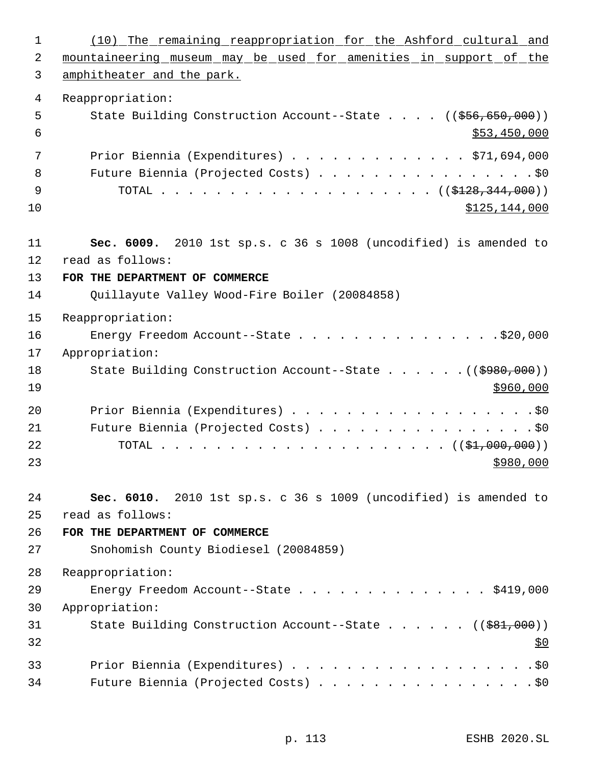(10) The remaining reappropriation for the Ashford cultural and mountaineering museum may be used for amenities in support of the amphitheater and the park.

Reappropriation:

State Building Construction Account--State . . . . ((~~$56,650,000~~)) $53,450,000

Prior Biennia (Expenditures) . . . . . . . . . . . . . $71,694,000

Future Biennia (Projected Costs) . . . . . . . . . . . . . . . . .$0

TOTAL . . . . . . . . . . . . . . . . . . . . . ((~~$128,344,000~~)) $125,144,000

**Sec. 6009.** 2010 1st sp.s. c 36 s 1008 (uncodified) is amended to read as follows:

**FOR THE DEPARTMENT OF COMMERCE**

Quillayute Valley Wood-Fire Boiler (20084858)

Reappropriation:

Energy Freedom Account--State . . . . . . . . . . . . . . . .$20,000

Appropriation:

State Building Construction Account--State . . . . . . .((~~$980,000~~)) $960,000

Prior Biennia (Expenditures) . . . . . . . . . . . . . . . . . . .$0

Future Biennia (Projected Costs) . . . . . . . . . . . . . . . . .$0

TOTAL . . . . . . . . . . . . . . . . . . . . . . ((~~$1,000,000~~)) $980,000

**Sec. 6010.** 2010 1st sp.s. c 36 s 1009 (uncodified) is amended to read as follows:

**FOR THE DEPARTMENT OF COMMERCE**

Snohomish County Biodiesel (20084859)

Reappropriation:

Energy Freedom Account--State . . . . . . . . . . . . . . $419,000

Appropriation:

State Building Construction Account--State . . . . . . . ((~~$81,000~~)) $0

Prior Biennia (Expenditures) . . . . . . . . . . . . . . . . . . .$0

Future Biennia (Projected Costs) . . . . . . . . . . . . . . . . .$0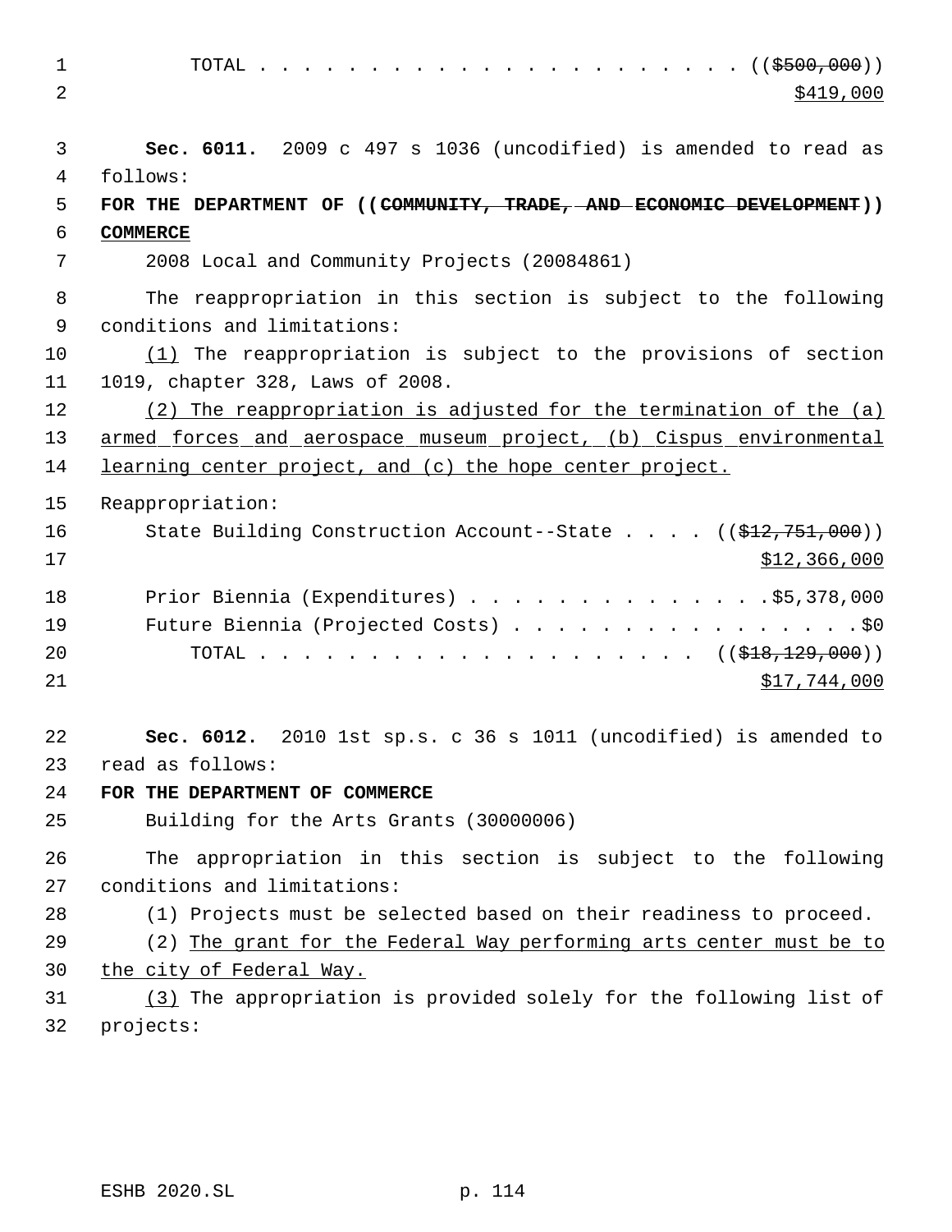TOTAL . . . . . . . . . . . . . . . . . . . . . . . ((~~$500,000~~))
<u>$419,000</u>

**Sec. 6011.** 2009 c 497 s 1036 (uncodified) is amended to read as follows:

**FOR THE DEPARTMENT OF ((~~COMMUNITY, TRADE, AND ECONOMIC DEVELOPMENT~~)) <u>COMMERCE</u>**

2008 Local and Community Projects (20084861)

The reappropriation in this section is subject to the following conditions and limitations:

<u>(1)</u> The reappropriation is subject to the provisions of section 1019, chapter 328, Laws of 2008.

<u>(2) The reappropriation is adjusted for the termination of the (a) armed forces and aerospace museum project, (b) Cispus environmental learning center project, and (c) the hope center project.</u>

Reappropriation:

State Building Construction Account--State . . . . ((~~$12,751,000~~))
<u>$12,366,000</u>

Prior Biennia (Expenditures) . . . . . . . . . . . . . . $5,378,000

Future Biennia (Projected Costs) . . . . . . . . . . . . . . . . $0

TOTAL . . . . . . . . . . . . . . . . . . . . . ((~~$18,129,000~~))
<u>$17,744,000</u>

**Sec. 6012.** 2010 1st sp.s. c 36 s 1011 (uncodified) is amended to read as follows:

**FOR THE DEPARTMENT OF COMMERCE**

Building for the Arts Grants (30000006)

The appropriation in this section is subject to the following conditions and limitations:

(1) Projects must be selected based on their readiness to proceed.

(2) <u>The grant for the Federal Way performing arts center must be to the city of Federal Way.</u>

<u>(3)</u> The appropriation is provided solely for the following list of projects: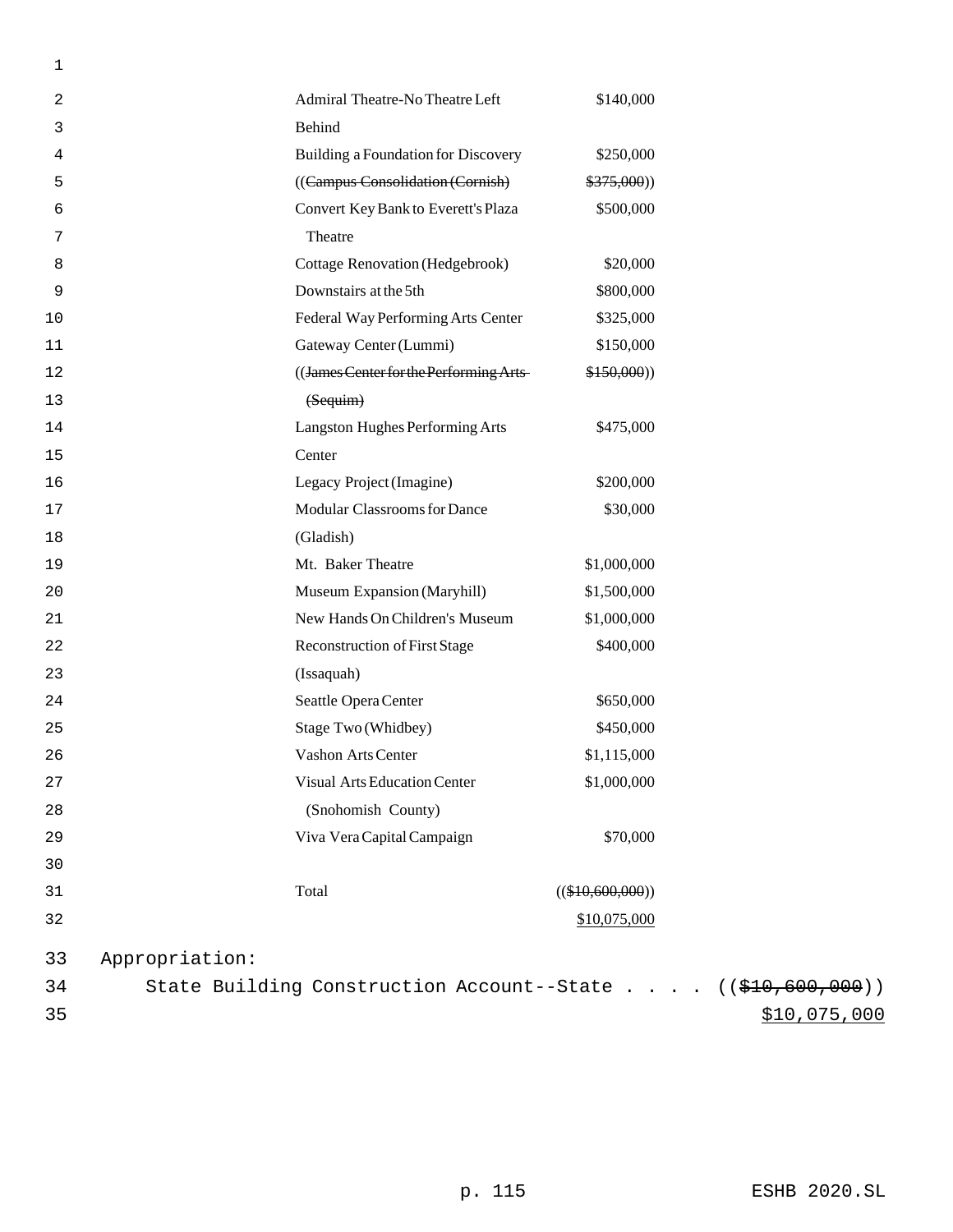| | |
|---|---|
| Admiral Theatre-No Theatre Left Behind | $140,000 |
| Building a Foundation for Discovery | $250,000 |
| ((~~Campus Consolidation (Cornish)~~ | ~~$375,000~~)) |
| Convert Key Bank to Everett's Plaza Theatre | $500,000 |
| Cottage Renovation (Hedgebrook) | $20,000 |
| Downstairs at the 5th | $800,000 |
| Federal Way Performing Arts Center | $325,000 |
| Gateway Center (Lummi) | $150,000 |
| ((~~James Center for the Performing Arts (Sequim)~~ | ~~$150,000~~)) |
| Langston Hughes Performing Arts Center | $475,000 |
| Legacy Project (Imagine) | $200,000 |
| Modular Classrooms for Dance (Gladish) | $30,000 |
| Mt. Baker Theatre | $1,000,000 |
| Museum Expansion (Maryhill) | $1,500,000 |
| New Hands On Children's Museum | $1,000,000 |
| Reconstruction of First Stage (Issaquah) | $400,000 |
| Seattle Opera Center | $650,000 |
| Stage Two (Whidbey) | $450,000 |
| Vashon Arts Center | $1,115,000 |
| Visual Arts Education Center (Snohomish County) | $1,000,000 |
| Viva Vera Capital Campaign | $70,000 |
| Total | ((~~$10,600,000~~)) <u>$10,075,000</u> |

Appropriation:

State Building Construction Account--State . . . . ((~~$10,600,000~~)) <u>$10,075,000</u>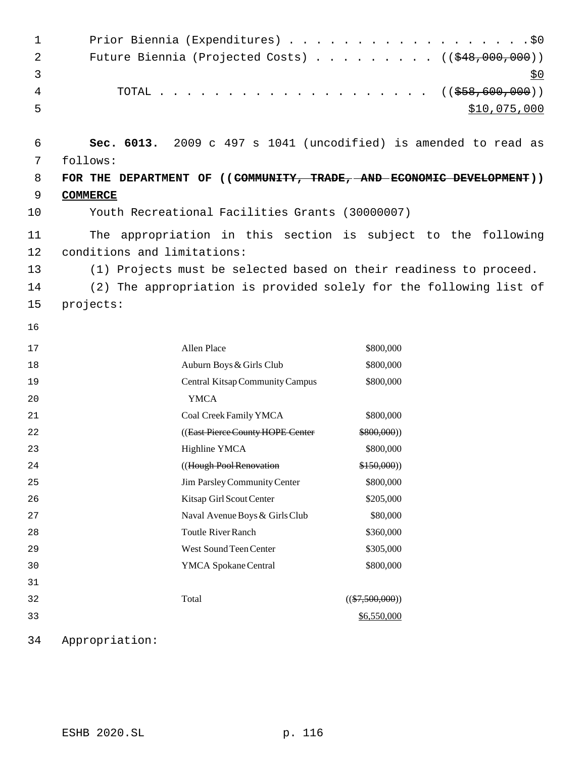Prior Biennia (Expenditures) . . . . . . . . . . . . . . . . . . .$0
Future Biennia (Projected Costs) . . . . . . . . . . ((~~$48,000,000~~))
$0

TOTAL . . . . . . . . . . . . . . . . . . . . . ((~~$58,600,000~~))
$10,075,000

**Sec. 6013.** 2009 c 497 s 1041 (uncodified) is amended to read as follows:

**FOR THE DEPARTMENT OF ((~~COMMUNITY, TRADE, AND ECONOMIC DEVELOPMENT~~)) COMMERCE**

Youth Recreational Facilities Grants (30000007)

The appropriation in this section is subject to the following conditions and limitations:

(1) Projects must be selected based on their readiness to proceed.

(2) The appropriation is provided solely for the following list of projects:

| Project | Amount |
|---|---|
| Allen Place | $800,000 |
| Auburn Boys & Girls Club | $800,000 |
| Central Kitsap Community Campus YMCA | $800,000 |
| Coal Creek Family YMCA | $800,000 |
| ((~~East Pierce County HOPE Center~~ | ~~$800,000~~)) |
| Highline YMCA | $800,000 |
| ((~~Hough Pool Renovation~~ | ~~$150,000~~)) |
| Jim Parsley Community Center | $800,000 |
| Kitsap Girl Scout Center | $205,000 |
| Naval Avenue Boys & Girls Club | $80,000 |
| Toutle River Ranch | $360,000 |
| West Sound Teen Center | $305,000 |
| YMCA Spokane Central | $800,000 |
| Total | ((~~$7,500,000~~)) $6,550,000 |

Appropriation: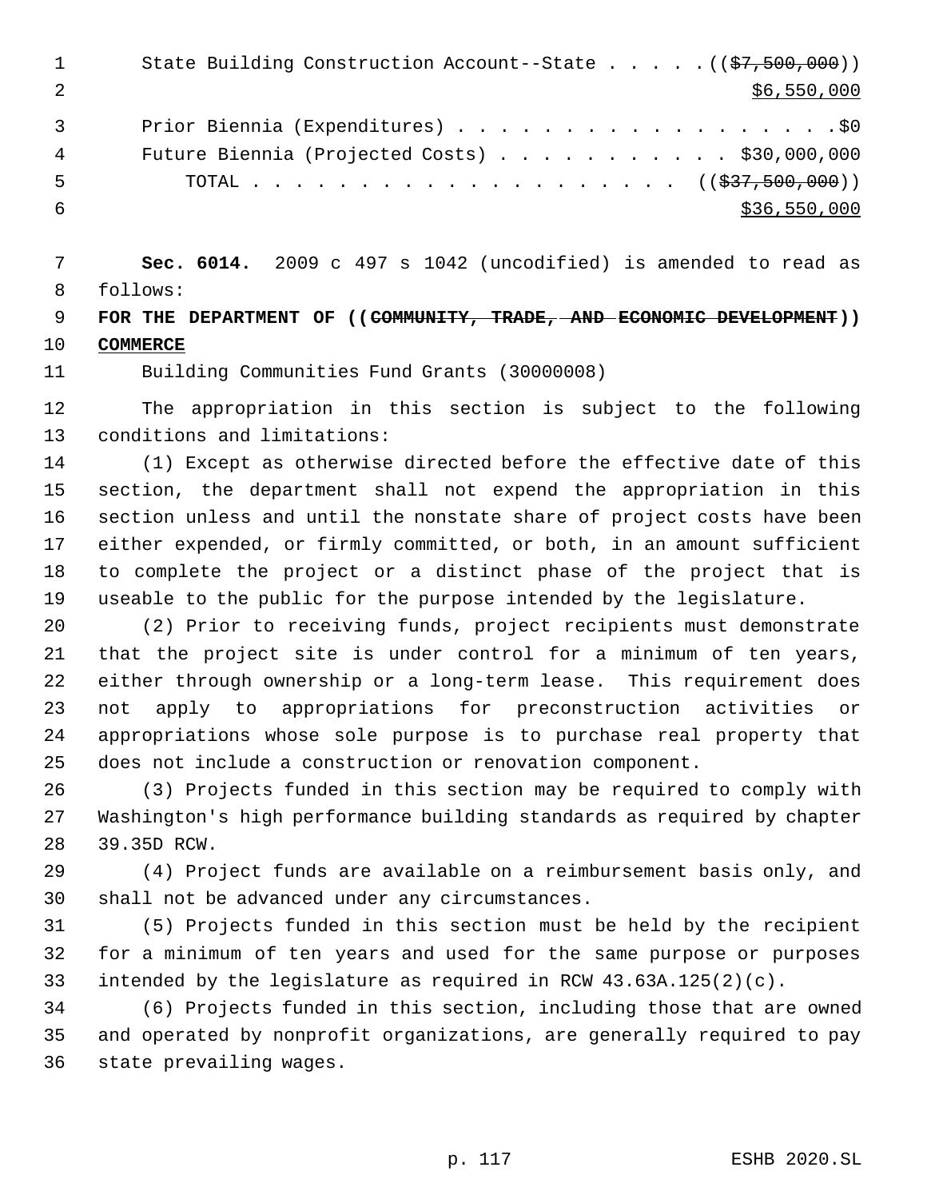State Building Construction Account--State . . . . . ((~~$7,500,000~~))
$6,550,000

Prior Biennia (Expenditures) . . . . . . . . . . . . . . . . . . .$0
Future Biennia (Projected Costs) . . . . . . . . . . . . $30,000,000
TOTAL . . . . . . . . . . . . . . . . . . . . . ((~~$37,500,000~~))
$36,550,000

**Sec. 6014.** 2009 c 497 s 1042 (uncodified) is amended to read as follows:

**FOR THE DEPARTMENT OF ((~~COMMUNITY, TRADE, AND ECONOMIC DEVELOPMENT~~)) COMMERCE**

Building Communities Fund Grants (30000008)

The appropriation in this section is subject to the following conditions and limitations:

(1) Except as otherwise directed before the effective date of this section, the department shall not expend the appropriation in this section unless and until the nonstate share of project costs have been either expended, or firmly committed, or both, in an amount sufficient to complete the project or a distinct phase of the project that is useable to the public for the purpose intended by the legislature.

(2) Prior to receiving funds, project recipients must demonstrate that the project site is under control for a minimum of ten years, either through ownership or a long-term lease. This requirement does not apply to appropriations for preconstruction activities or appropriations whose sole purpose is to purchase real property that does not include a construction or renovation component.

(3) Projects funded in this section may be required to comply with Washington's high performance building standards as required by chapter 39.35D RCW.

(4) Project funds are available on a reimbursement basis only, and shall not be advanced under any circumstances.

(5) Projects funded in this section must be held by the recipient for a minimum of ten years and used for the same purpose or purposes intended by the legislature as required in RCW 43.63A.125(2)(c).

(6) Projects funded in this section, including those that are owned and operated by nonprofit organizations, are generally required to pay state prevailing wages.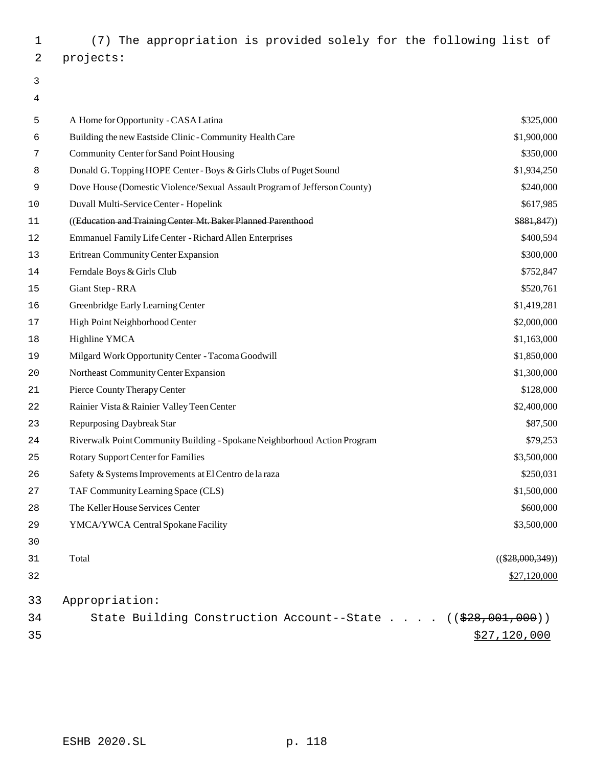(7) The appropriation is provided solely for the following list of projects:

| | |
|---|---|
| A Home for Opportunity - CASA Latina | $325,000 |
| Building the new Eastside Clinic - Community Health Care | $1,900,000 |
| Community Center for Sand Point Housing | $350,000 |
| Donald G. Topping HOPE Center - Boys & Girls Clubs of Puget Sound | $1,934,250 |
| Dove House (Domestic Violence/Sexual Assault Program of Jefferson County) | $240,000 |
| Duvall Multi-Service Center - Hopelink | $617,985 |
| ((~~Education and Training Center Mt. Baker Planned Parenthood~~ | ~~$881,847~~)) |
| Emmanuel Family Life Center - Richard Allen Enterprises | $400,594 |
| Eritrean Community Center Expansion | $300,000 |
| Ferndale Boys & Girls Club | $752,847 |
| Giant Step - RRA | $520,761 |
| Greenbridge Early Learning Center | $1,419,281 |
| High Point Neighborhood Center | $2,000,000 |
| Highline YMCA | $1,163,000 |
| Milgard Work Opportunity Center - Tacoma Goodwill | $1,850,000 |
| Northeast Community Center Expansion | $1,300,000 |
| Pierce County Therapy Center | $128,000 |
| Rainier Vista & Rainier Valley Teen Center | $2,400,000 |
| Repurposing Daybreak Star | $87,500 |
| Riverwalk Point Community Building - Spokane Neighborhood Action Program | $79,253 |
| Rotary Support Center for Families | $3,500,000 |
| Safety & Systems Improvements at El Centro de la raza | $250,031 |
| TAF Community Learning Space (CLS) | $1,500,000 |
| The Keller House Services Center | $600,000 |
| YMCA/YWCA Central Spokane Facility | $3,500,000 |
| Total | ((~~$28,000,349~~)) |
| | $27,120,000 |

Appropriation:

State Building Construction Account--State . . . . ((~~$28,001,000~~))
$27,120,000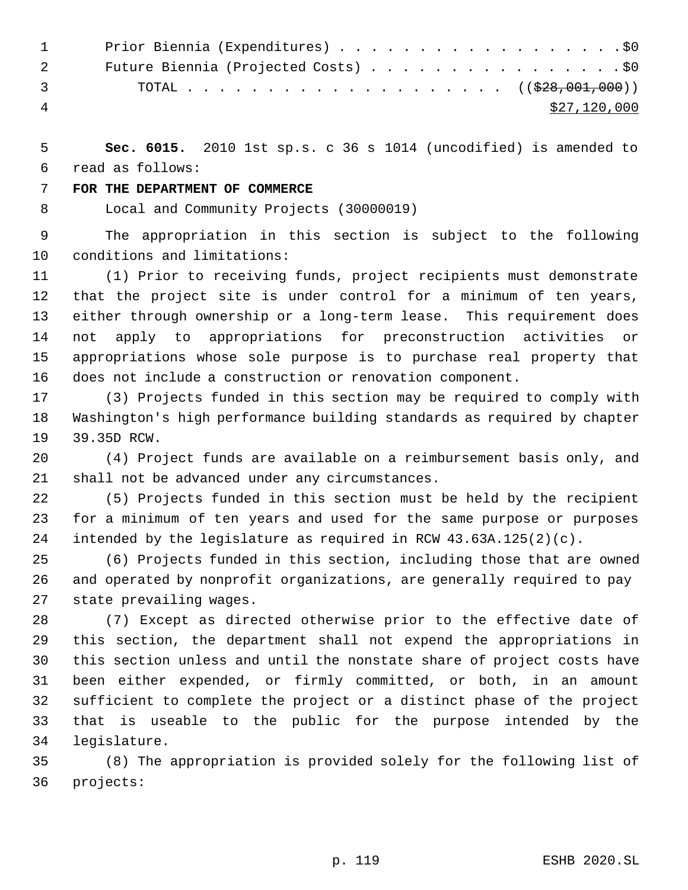Prior Biennia (Expenditures) . . . . . . . . . . . . . . . . . . .$0
Future Biennia (Projected Costs) . . . . . . . . . . . . . . . . .$0
TOTAL . . . . . . . . . . . . . . . . . . . . . ((~~$28,001,000~~))
<u>$27,120,000</u>

**Sec. 6015.** 2010 1st sp.s. c 36 s 1014 (uncodified) is amended to read as follows:

**FOR THE DEPARTMENT OF COMMERCE**

Local and Community Projects (30000019)

The appropriation in this section is subject to the following conditions and limitations:

(1) Prior to receiving funds, project recipients must demonstrate that the project site is under control for a minimum of ten years, either through ownership or a long-term lease. This requirement does not apply to appropriations for preconstruction activities or appropriations whose sole purpose is to purchase real property that does not include a construction or renovation component.

(3) Projects funded in this section may be required to comply with Washington's high performance building standards as required by chapter 39.35D RCW.

(4) Project funds are available on a reimbursement basis only, and shall not be advanced under any circumstances.

(5) Projects funded in this section must be held by the recipient for a minimum of ten years and used for the same purpose or purposes intended by the legislature as required in RCW 43.63A.125(2)(c).

(6) Projects funded in this section, including those that are owned and operated by nonprofit organizations, are generally required to pay state prevailing wages.

(7) Except as directed otherwise prior to the effective date of this section, the department shall not expend the appropriations in this section unless and until the nonstate share of project costs have been either expended, or firmly committed, or both, in an amount sufficient to complete the project or a distinct phase of the project that is useable to the public for the purpose intended by the legislature.

(8) The appropriation is provided solely for the following list of projects: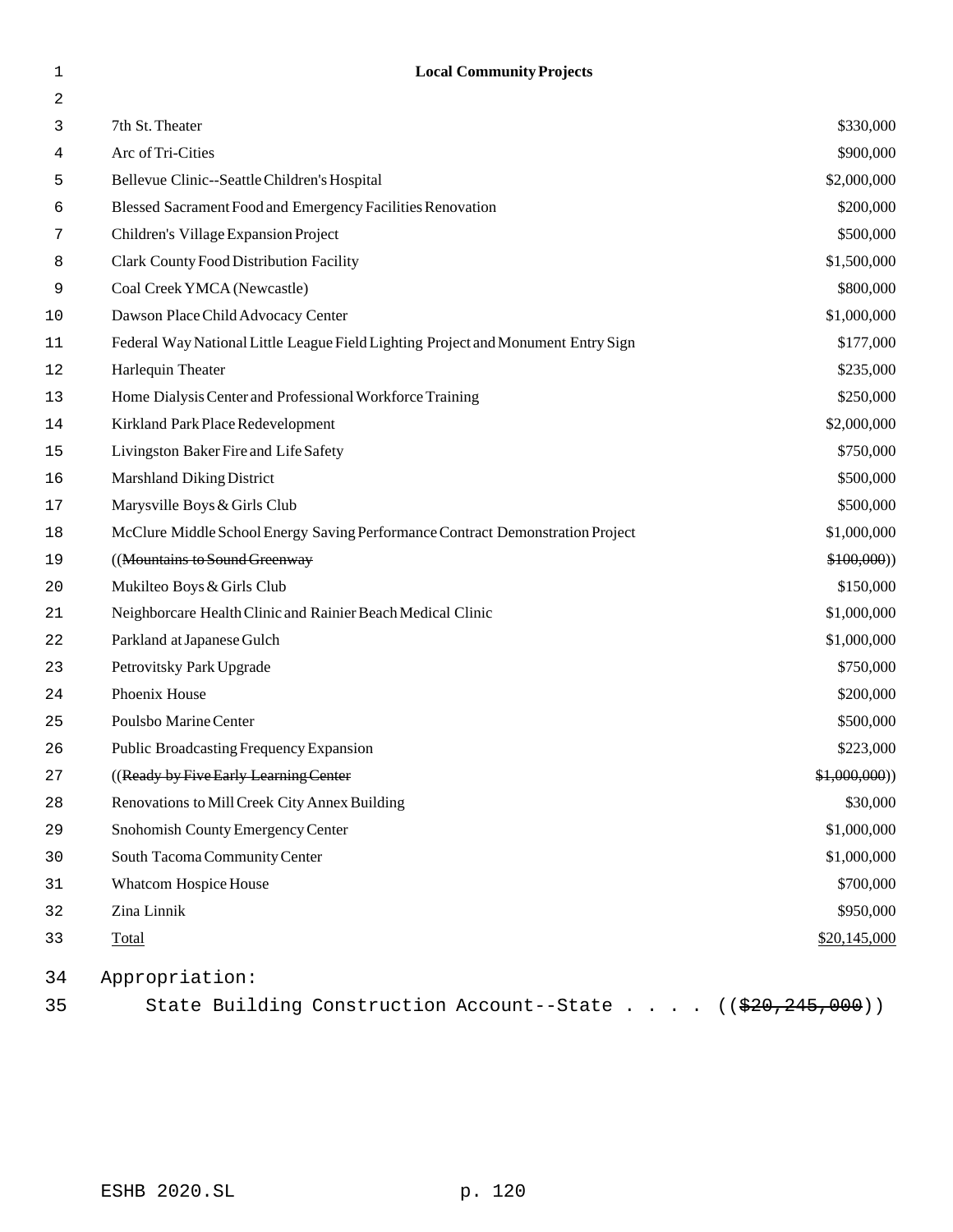**Local Community Projects**

| | |
|---|---|
| 7th St. Theater | $330,000 |
| Arc of Tri-Cities | $900,000 |
| Bellevue Clinic--Seattle Children's Hospital | $2,000,000 |
| Blessed Sacrament Food and Emergency Facilities Renovation | $200,000 |
| Children's Village Expansion Project | $500,000 |
| Clark County Food Distribution Facility | $1,500,000 |
| Coal Creek YMCA (Newcastle) | $800,000 |
| Dawson Place Child Advocacy Center | $1,000,000 |
| Federal Way National Little League Field Lighting Project and Monument Entry Sign | $177,000 |
| Harlequin Theater | $235,000 |
| Home Dialysis Center and Professional Workforce Training | $250,000 |
| Kirkland Park Place Redevelopment | $2,000,000 |
| Livingston Baker Fire and Life Safety | $750,000 |
| Marshland Diking District | $500,000 |
| Marysville Boys & Girls Club | $500,000 |
| McClure Middle School Energy Saving Performance Contract Demonstration Project | $1,000,000 |
| ((~~Mountains to Sound Greenway~~ | ~~$100,000~~)) |
| Mukilteo Boys & Girls Club | $150,000 |
| Neighborcare Health Clinic and Rainier Beach Medical Clinic | $1,000,000 |
| Parkland at Japanese Gulch | $1,000,000 |
| Petrovitsky Park Upgrade | $750,000 |
| Phoenix House | $200,000 |
| Poulsbo Marine Center | $500,000 |
| Public Broadcasting Frequency Expansion | $223,000 |
| ((~~Ready by Five Early Learning Center~~ | ~~$1,000,000~~)) |
| Renovations to Mill Creek City Annex Building | $30,000 |
| Snohomish County Emergency Center | $1,000,000 |
| South Tacoma Community Center | $1,000,000 |
| Whatcom Hospice House | $700,000 |
| Zina Linnik | $950,000 |
| Total | $20,145,000 |

Appropriation:

State Building Construction Account--State . . . . ((~~$20,245,000~~))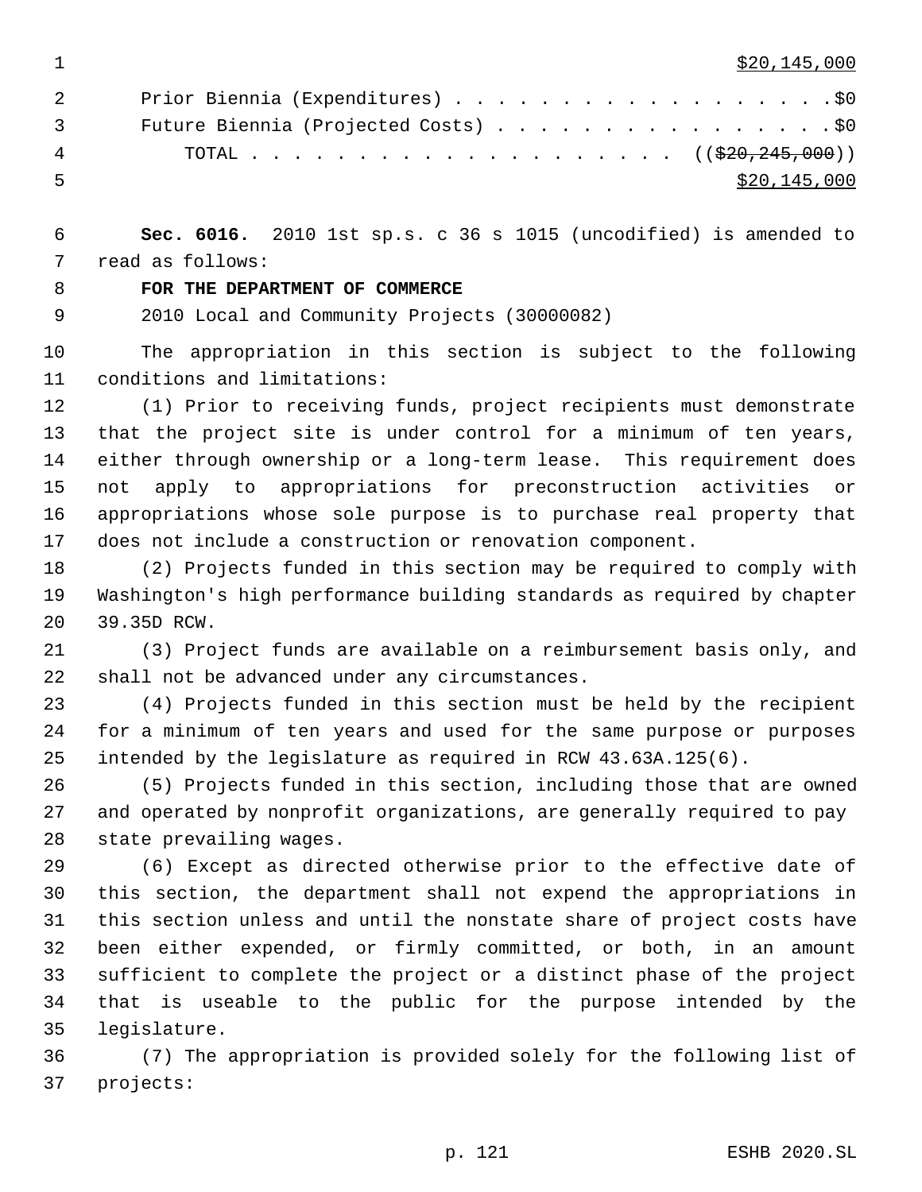$20,145,000

Prior Biennia (Expenditures) . . . . . . . . . . . . . . . . . . $0
Future Biennia (Projected Costs) . . . . . . . . . . . . . . . . $0
TOTAL . . . . . . . . . . . . . . . . . . . . . (($20,245,000))
$20,145,000

**Sec. 6016.** 2010 1st sp.s. c 36 s 1015 (uncodified) is amended to read as follows:

**FOR THE DEPARTMENT OF COMMERCE**

2010 Local and Community Projects (30000082)

The appropriation in this section is subject to the following conditions and limitations:

(1) Prior to receiving funds, project recipients must demonstrate that the project site is under control for a minimum of ten years, either through ownership or a long-term lease. This requirement does not apply to appropriations for preconstruction activities or appropriations whose sole purpose is to purchase real property that does not include a construction or renovation component.

(2) Projects funded in this section may be required to comply with Washington's high performance building standards as required by chapter 39.35D RCW.

(3) Project funds are available on a reimbursement basis only, and shall not be advanced under any circumstances.

(4) Projects funded in this section must be held by the recipient for a minimum of ten years and used for the same purpose or purposes intended by the legislature as required in RCW 43.63A.125(6).

(5) Projects funded in this section, including those that are owned and operated by nonprofit organizations, are generally required to pay state prevailing wages.

(6) Except as directed otherwise prior to the effective date of this section, the department shall not expend the appropriations in this section unless and until the nonstate share of project costs have been either expended, or firmly committed, or both, in an amount sufficient to complete the project or a distinct phase of the project that is useable to the public for the purpose intended by the legislature.

(7) The appropriation is provided solely for the following list of projects: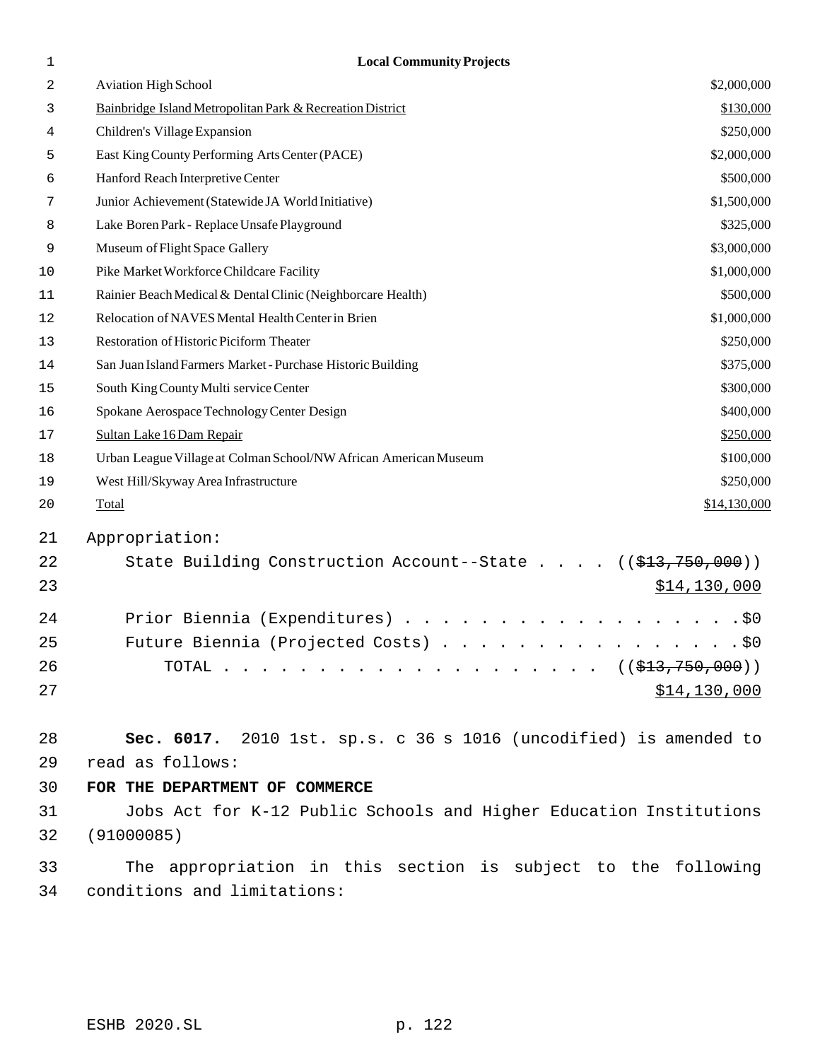**Local Community Projects**

| | |
|---|---|
| Aviation High School | $2,000,000 |
| Bainbridge Island Metropolitan Park & Recreation District | $130,000 |
| Children's Village Expansion | $250,000 |
| East King County Performing Arts Center (PACE) | $2,000,000 |
| Hanford Reach Interpretive Center | $500,000 |
| Junior Achievement (Statewide JA World Initiative) | $1,500,000 |
| Lake Boren Park - Replace Unsafe Playground | $325,000 |
| Museum of Flight Space Gallery | $3,000,000 |
| Pike Market Workforce Childcare Facility | $1,000,000 |
| Rainier Beach Medical & Dental Clinic (Neighborcare Health) | $500,000 |
| Relocation of NAVES Mental Health Center in Brien | $1,000,000 |
| Restoration of Historic Piciform Theater | $250,000 |
| San Juan Island Farmers Market - Purchase Historic Building | $375,000 |
| South King County Multi service Center | $300,000 |
| Spokane Aerospace Technology Center Design | $400,000 |
| Sultan Lake 16 Dam Repair | $250,000 |
| Urban League Village at Colman School/NW African American Museum | $100,000 |
| West Hill/Skyway Area Infrastructure | $250,000 |
| Total | $14,130,000 |

Appropriation:

State Building Construction Account--State . . . . ((~~$13,750,000~~)) $14,130,000

Prior Biennia (Expenditures) . . . . . . . . . . . . . . . . . . $0

Future Biennia (Projected Costs) . . . . . . . . . . . . . . . . $0

TOTAL . . . . . . . . . . . . . . . . . . . . . ((~~$13,750,000~~)) $14,130,000

**Sec. 6017.** 2010 1st. sp.s. c 36 s 1016 (uncodified) is amended to read as follows:

**FOR THE DEPARTMENT OF COMMERCE**

Jobs Act for K-12 Public Schools and Higher Education Institutions (91000085)

The appropriation in this section is subject to the following conditions and limitations: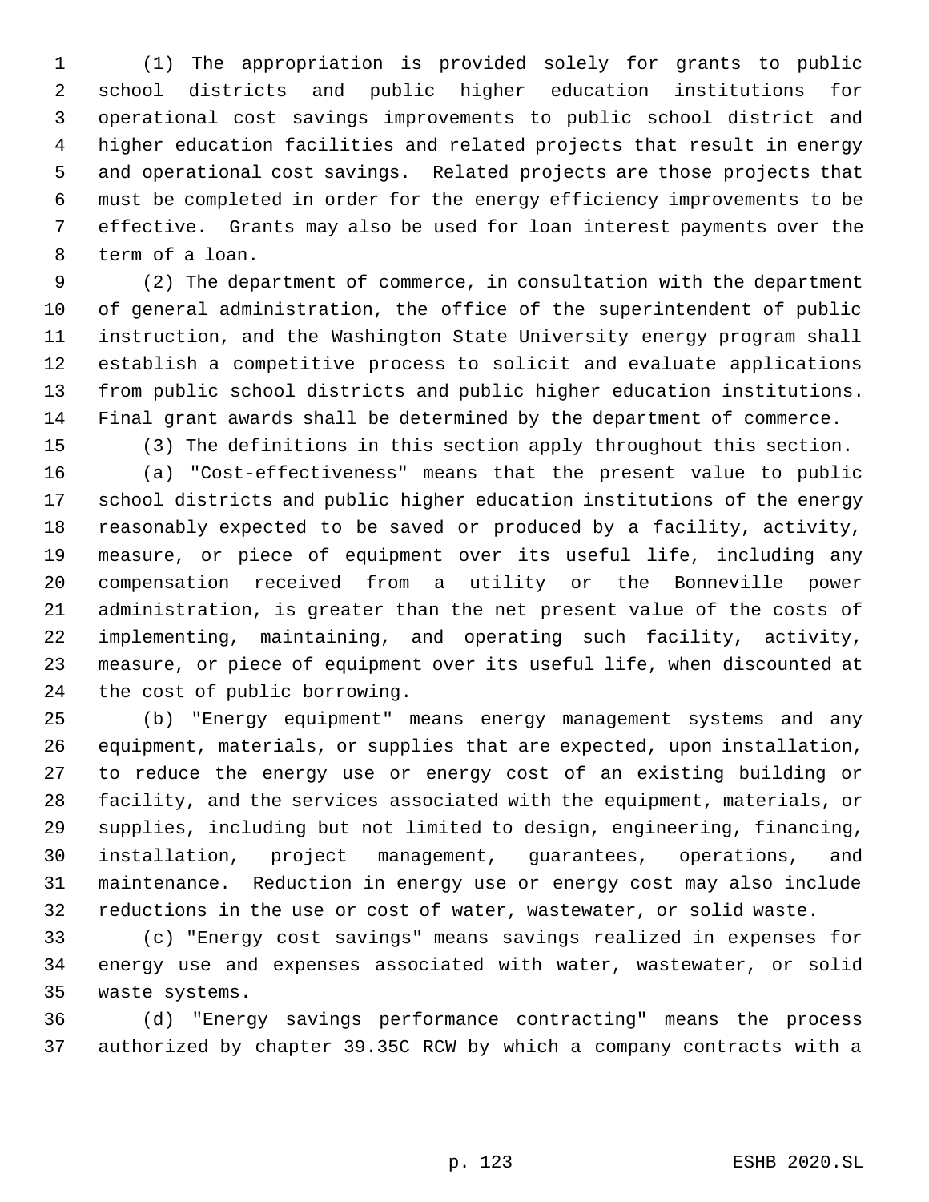(1) The appropriation is provided solely for grants to public school districts and public higher education institutions for operational cost savings improvements to public school district and higher education facilities and related projects that result in energy and operational cost savings. Related projects are those projects that must be completed in order for the energy efficiency improvements to be effective. Grants may also be used for loan interest payments over the term of a loan.

(2) The department of commerce, in consultation with the department of general administration, the office of the superintendent of public instruction, and the Washington State University energy program shall establish a competitive process to solicit and evaluate applications from public school districts and public higher education institutions. Final grant awards shall be determined by the department of commerce.

(3) The definitions in this section apply throughout this section.

(a) "Cost-effectiveness" means that the present value to public school districts and public higher education institutions of the energy reasonably expected to be saved or produced by a facility, activity, measure, or piece of equipment over its useful life, including any compensation received from a utility or the Bonneville power administration, is greater than the net present value of the costs of implementing, maintaining, and operating such facility, activity, measure, or piece of equipment over its useful life, when discounted at the cost of public borrowing.

(b) "Energy equipment" means energy management systems and any equipment, materials, or supplies that are expected, upon installation, to reduce the energy use or energy cost of an existing building or facility, and the services associated with the equipment, materials, or supplies, including but not limited to design, engineering, financing, installation, project management, guarantees, operations, and maintenance. Reduction in energy use or energy cost may also include reductions in the use or cost of water, wastewater, or solid waste.

(c) "Energy cost savings" means savings realized in expenses for energy use and expenses associated with water, wastewater, or solid waste systems.

(d) "Energy savings performance contracting" means the process authorized by chapter 39.35C RCW by which a company contracts with a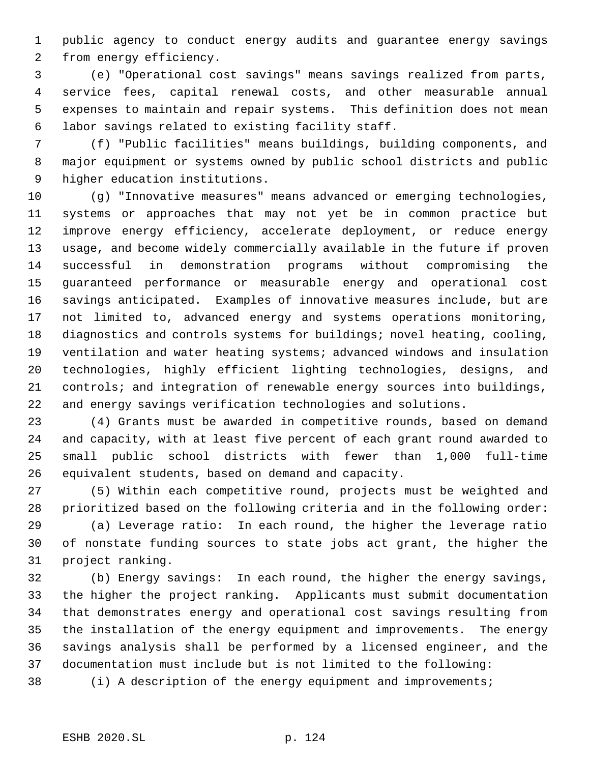public agency to conduct energy audits and guarantee energy savings from energy efficiency.

(e) "Operational cost savings" means savings realized from parts, service fees, capital renewal costs, and other measurable annual expenses to maintain and repair systems. This definition does not mean labor savings related to existing facility staff.

(f) "Public facilities" means buildings, building components, and major equipment or systems owned by public school districts and public higher education institutions.

(g) "Innovative measures" means advanced or emerging technologies, systems or approaches that may not yet be in common practice but improve energy efficiency, accelerate deployment, or reduce energy usage, and become widely commercially available in the future if proven successful in demonstration programs without compromising the guaranteed performance or measurable energy and operational cost savings anticipated. Examples of innovative measures include, but are not limited to, advanced energy and systems operations monitoring, diagnostics and controls systems for buildings; novel heating, cooling, ventilation and water heating systems; advanced windows and insulation technologies, highly efficient lighting technologies, designs, and controls; and integration of renewable energy sources into buildings, and energy savings verification technologies and solutions.

(4) Grants must be awarded in competitive rounds, based on demand and capacity, with at least five percent of each grant round awarded to small public school districts with fewer than 1,000 full-time equivalent students, based on demand and capacity.

(5) Within each competitive round, projects must be weighted and prioritized based on the following criteria and in the following order:

(a) Leverage ratio: In each round, the higher the leverage ratio of nonstate funding sources to state jobs act grant, the higher the project ranking.

(b) Energy savings: In each round, the higher the energy savings, the higher the project ranking. Applicants must submit documentation that demonstrates energy and operational cost savings resulting from the installation of the energy equipment and improvements. The energy savings analysis shall be performed by a licensed engineer, and the documentation must include but is not limited to the following:

(i) A description of the energy equipment and improvements;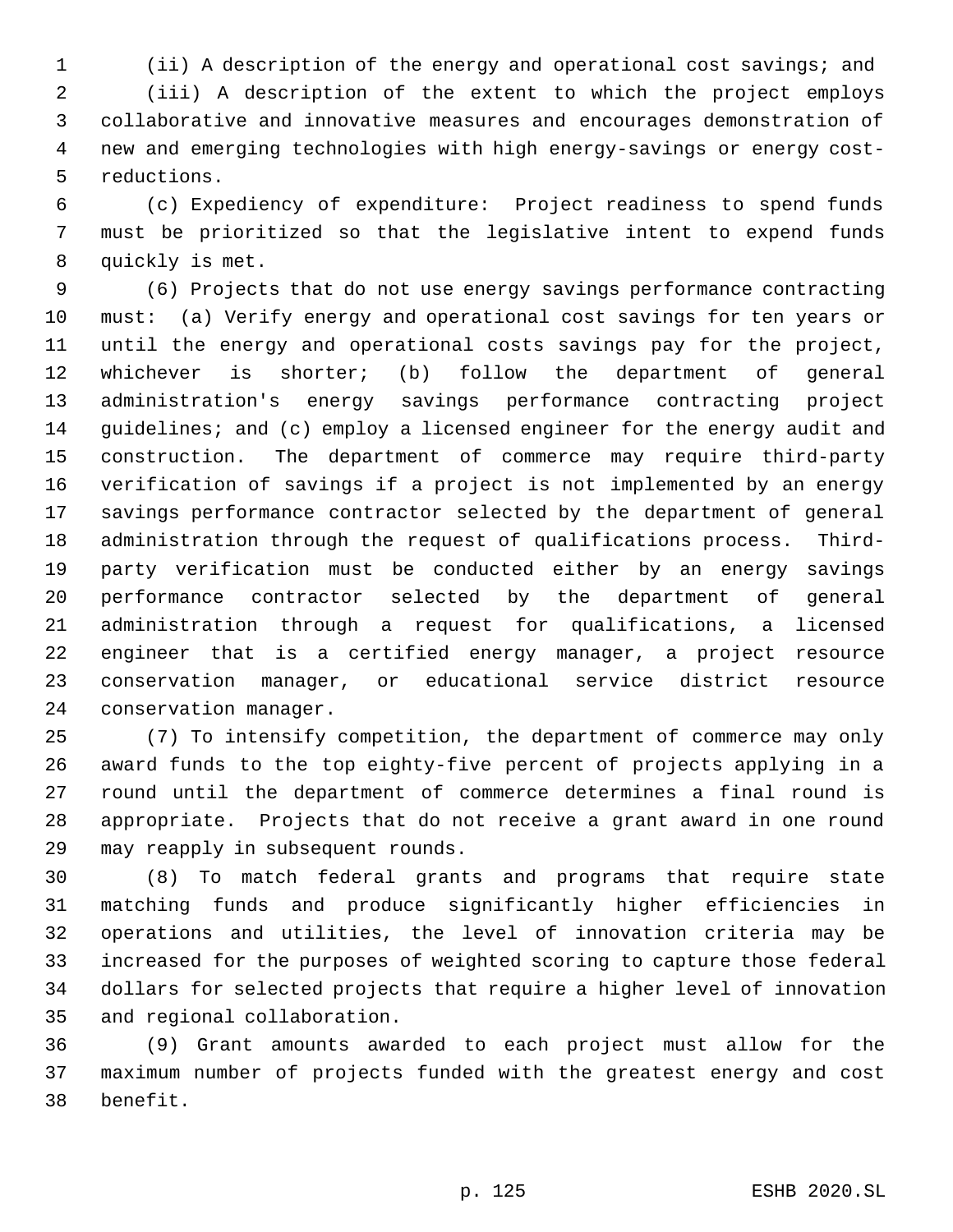(ii) A description of the energy and operational cost savings; and

(iii) A description of the extent to which the project employs collaborative and innovative measures and encourages demonstration of new and emerging technologies with high energy-savings or energy cost-reductions.

(c) Expediency of expenditure: Project readiness to spend funds must be prioritized so that the legislative intent to expend funds quickly is met.

(6) Projects that do not use energy savings performance contracting must: (a) Verify energy and operational cost savings for ten years or until the energy and operational costs savings pay for the project, whichever is shorter; (b) follow the department of general administration's energy savings performance contracting project guidelines; and (c) employ a licensed engineer for the energy audit and construction. The department of commerce may require third-party verification of savings if a project is not implemented by an energy savings performance contractor selected by the department of general administration through the request of qualifications process. Third-party verification must be conducted either by an energy savings performance contractor selected by the department of general administration through a request for qualifications, a licensed engineer that is a certified energy manager, a project resource conservation manager, or educational service district resource conservation manager.

(7) To intensify competition, the department of commerce may only award funds to the top eighty-five percent of projects applying in a round until the department of commerce determines a final round is appropriate. Projects that do not receive a grant award in one round may reapply in subsequent rounds.

(8) To match federal grants and programs that require state matching funds and produce significantly higher efficiencies in operations and utilities, the level of innovation criteria may be increased for the purposes of weighted scoring to capture those federal dollars for selected projects that require a higher level of innovation and regional collaboration.

(9) Grant amounts awarded to each project must allow for the maximum number of projects funded with the greatest energy and cost benefit.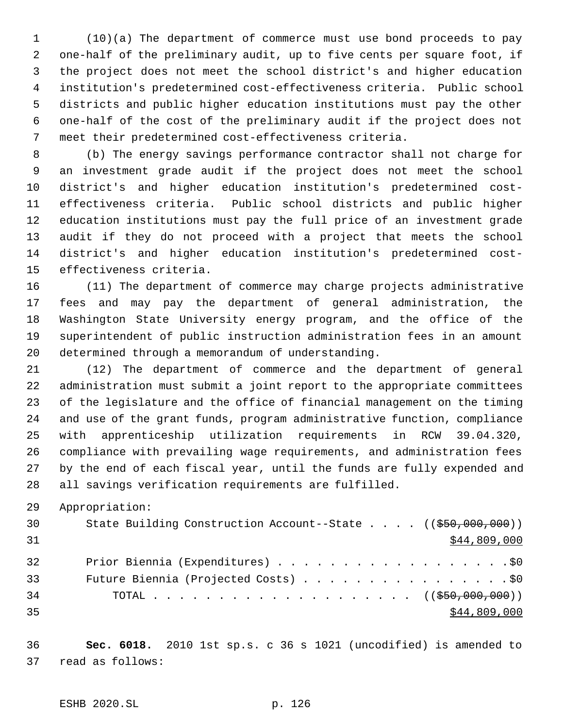(10)(a) The department of commerce must use bond proceeds to pay one-half of the preliminary audit, up to five cents per square foot, if the project does not meet the school district's and higher education institution's predetermined cost-effectiveness criteria. Public school districts and public higher education institutions must pay the other one-half of the cost of the preliminary audit if the project does not meet their predetermined cost-effectiveness criteria.

(b) The energy savings performance contractor shall not charge for an investment grade audit if the project does not meet the school district's and higher education institution's predetermined cost-effectiveness criteria. Public school districts and public higher education institutions must pay the full price of an investment grade audit if they do not proceed with a project that meets the school district's and higher education institution's predetermined cost-effectiveness criteria.

(11) The department of commerce may charge projects administrative fees and may pay the department of general administration, the Washington State University energy program, and the office of the superintendent of public instruction administration fees in an amount determined through a memorandum of understanding.

(12) The department of commerce and the department of general administration must submit a joint report to the appropriate committees of the legislature and the office of financial management on the timing and use of the grant funds, program administrative function, compliance with apprenticeship utilization requirements in RCW 39.04.320, compliance with prevailing wage requirements, and administration fees by the end of each fiscal year, until the funds are fully expended and all savings verification requirements are fulfilled.

Appropriation:

| | |
|---|---|
| State Building Construction Account--State . . . . | ((~~$50,000,000~~)) <u>$44,809,000</u> |
| Prior Biennia (Expenditures) . . . . . . . . . . . . . . . . . . | $0 |
| Future Biennia (Projected Costs) . . . . . . . . . . . . . . . . | $0 |
| TOTAL . . . . . . . . . . . . . . . . . . . . . | ((~~$50,000,000~~)) <u>$44,809,000</u> |

**Sec. 6018.** 2010 1st sp.s. c 36 s 1021 (uncodified) is amended to read as follows: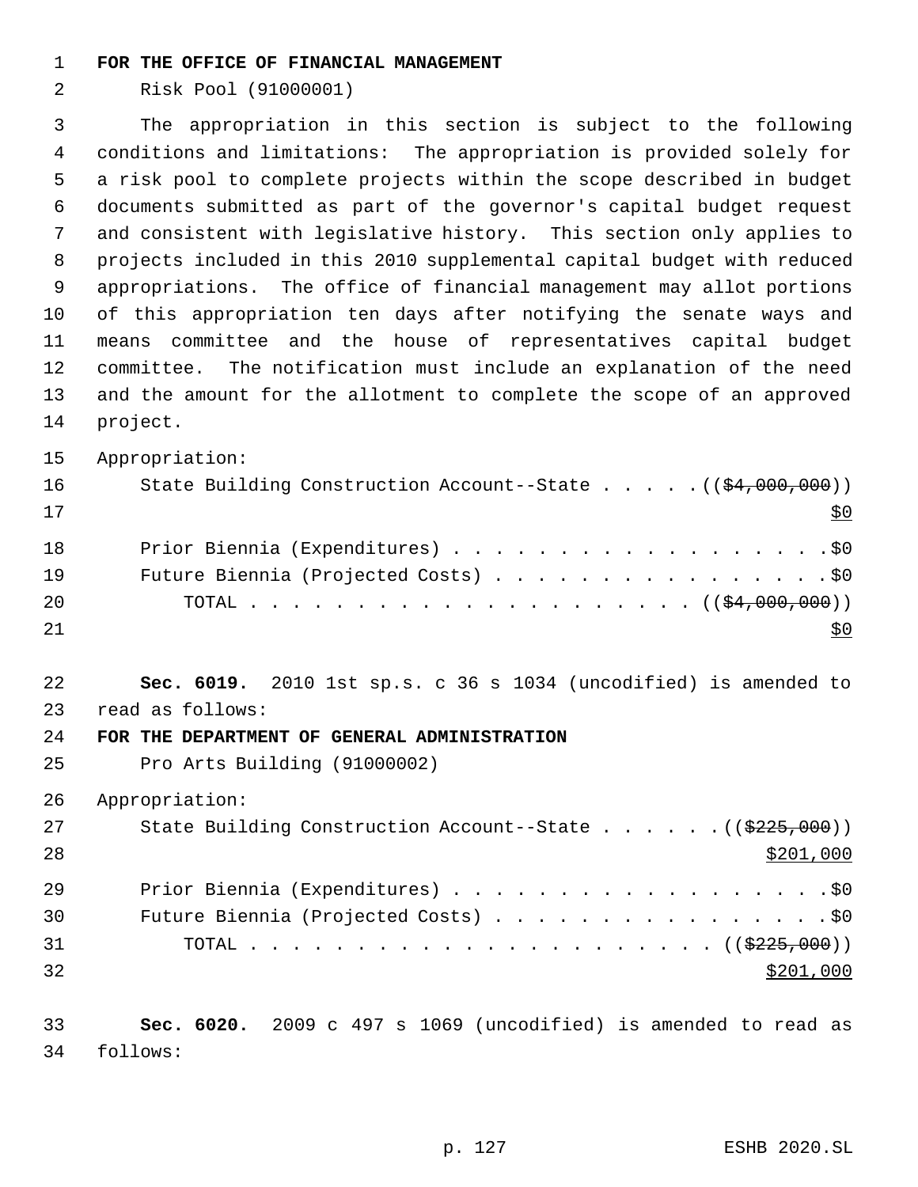**FOR THE OFFICE OF FINANCIAL MANAGEMENT**

Risk Pool (91000001)

The appropriation in this section is subject to the following conditions and limitations: The appropriation is provided solely for a risk pool to complete projects within the scope described in budget documents submitted as part of the governor's capital budget request and consistent with legislative history. This section only applies to projects included in this 2010 supplemental capital budget with reduced appropriations. The office of financial management may allot portions of this appropriation ten days after notifying the senate ways and means committee and the house of representatives capital budget committee. The notification must include an explanation of the need and the amount for the allotment to complete the scope of an approved project.

Appropriation:

State Building Construction Account--State . . . . . ((~~$4,000,000~~))
<u>$0</u>

Prior Biennia (Expenditures) . . . . . . . . . . . . . . . . . . . $0
Future Biennia (Projected Costs) . . . . . . . . . . . . . . . . . $0
TOTAL . . . . . . . . . . . . . . . . . . . . . . ((~~$4,000,000~~))
<u>$0</u>

**Sec. 6019.** 2010 1st sp.s. c 36 s 1034 (uncodified) is amended to read as follows:

**FOR THE DEPARTMENT OF GENERAL ADMINISTRATION**

Pro Arts Building (91000002)

Appropriation:

State Building Construction Account--State . . . . . . ((~~$225,000~~))
<u>$201,000</u>

Prior Biennia (Expenditures) . . . . . . . . . . . . . . . . . . . $0
Future Biennia (Projected Costs) . . . . . . . . . . . . . . . . . $0
TOTAL . . . . . . . . . . . . . . . . . . . . . . . . ((~~$225,000~~))
<u>$201,000</u>

**Sec. 6020.** 2009 c 497 s 1069 (uncodified) is amended to read as follows: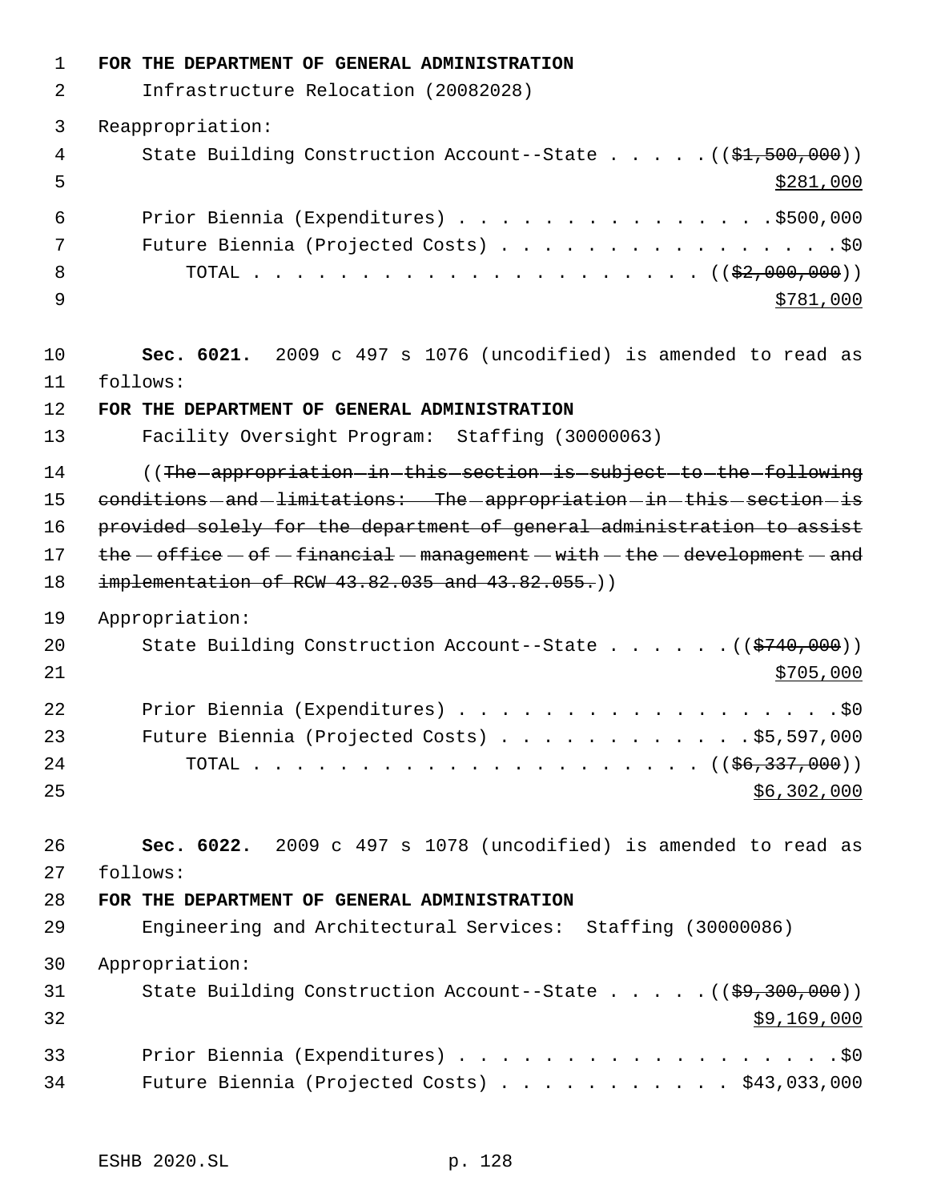**FOR THE DEPARTMENT OF GENERAL ADMINISTRATION**

Infrastructure Relocation (20082028)

Reappropriation:

State Building Construction Account--State . . . . . ((~~$1,500,000~~))
<u>$281,000</u>

Prior Biennia (Expenditures) . . . . . . . . . . . . . . . $500,000

Future Biennia (Projected Costs) . . . . . . . . . . . . . . . . . $0

TOTAL . . . . . . . . . . . . . . . . . . . . . . ((~~$2,000,000~~))
<u>$781,000</u>

**Sec. 6021.** 2009 c 497 s 1076 (uncodified) is amended to read as follows:

**FOR THE DEPARTMENT OF GENERAL ADMINISTRATION**

Facility Oversight Program: Staffing (30000063)

((~~The appropriation in this section is subject to the following conditions and limitations: The appropriation in this section is provided solely for the department of general administration to assist the office of financial management with the development and implementation of RCW 43.82.035 and 43.82.055.~~))

Appropriation:

State Building Construction Account--State . . . . . . ((~~$740,000~~))
<u>$705,000</u>

Prior Biennia (Expenditures) . . . . . . . . . . . . . . . . . . . $0

Future Biennia (Projected Costs) . . . . . . . . . . . . $5,597,000

TOTAL . . . . . . . . . . . . . . . . . . . . . . ((~~$6,337,000~~))
<u>$6,302,000</u>

**Sec. 6022.** 2009 c 497 s 1078 (uncodified) is amended to read as follows:

**FOR THE DEPARTMENT OF GENERAL ADMINISTRATION**

Engineering and Architectural Services: Staffing (30000086)

Appropriation:

State Building Construction Account--State . . . . . ((~~$9,300,000~~))
<u>$9,169,000</u>

Prior Biennia (Expenditures) . . . . . . . . . . . . . . . . . . . $0

Future Biennia (Projected Costs) . . . . . . . . . . . $43,033,000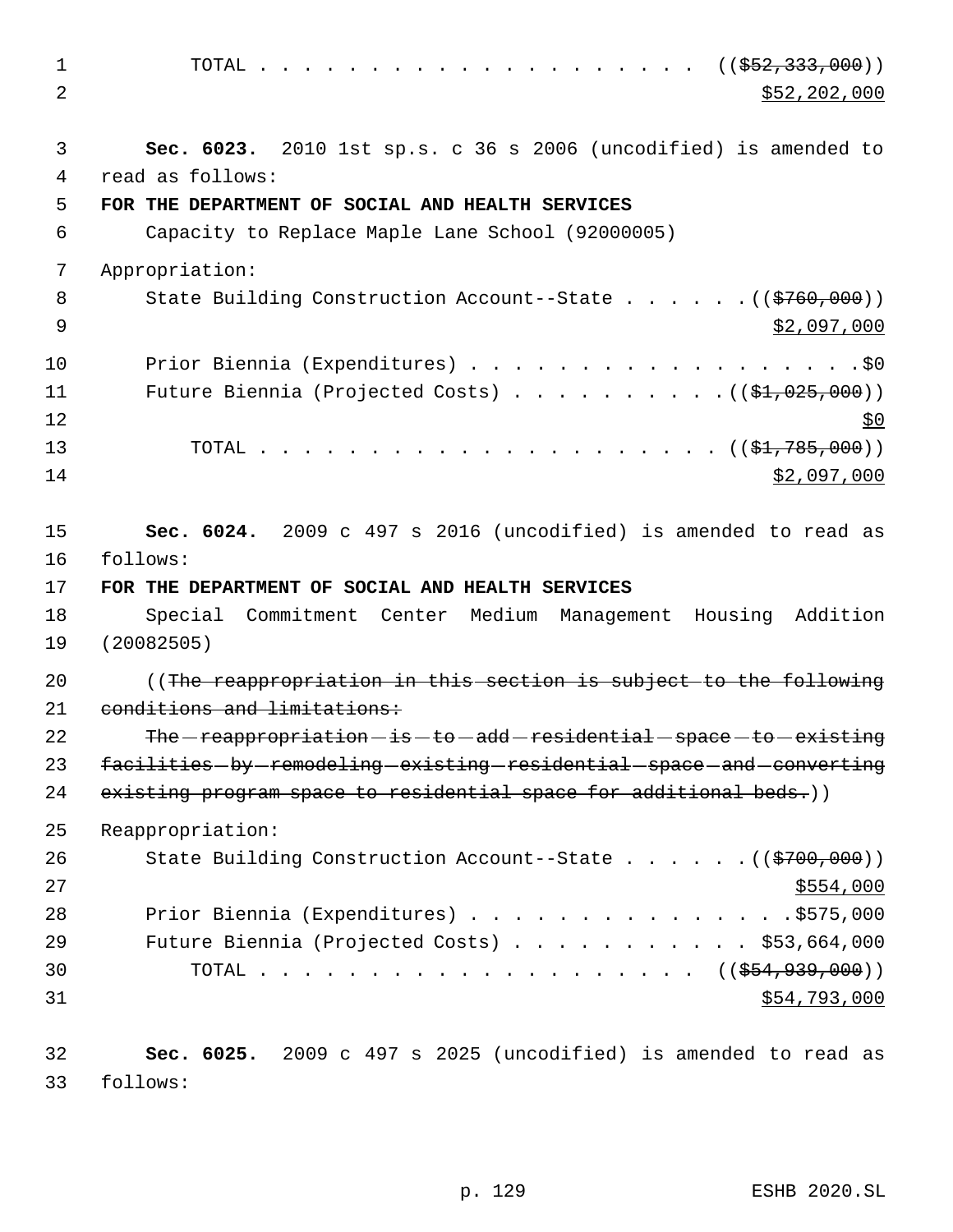TOTAL . . . . . . . . . . . . . . . . . . . . . . (( ~~$52,333,000~~ ))
$52,202,000

**Sec. 6023.** 2010 1st sp.s. c 36 s 2006 (uncodified) is amended to read as follows:

**FOR THE DEPARTMENT OF SOCIAL AND HEALTH SERVICES**

Capacity to Replace Maple Lane School (92000005)

Appropriation:

State Building Construction Account--State . . . . . . (( ~~$760,000~~ ))
$2,097,000

Prior Biennia (Expenditures) . . . . . . . . . . . . . . . . . . .$0

Future Biennia (Projected Costs) . . . . . . . . . . (( ~~$1,025,000~~ ))
$0

TOTAL . . . . . . . . . . . . . . . . . . . . . . (( ~~$1,785,000~~ ))
$2,097,000

**Sec. 6024.** 2009 c 497 s 2016 (uncodified) is amended to read as follows:

**FOR THE DEPARTMENT OF SOCIAL AND HEALTH SERVICES**

Special Commitment Center Medium Management Housing Addition (20082505)

(( ~~The reappropriation in this section is subject to the following conditions and limitations:~~

~~The reappropriation is to add residential space to existing facilities by remodeling existing residential space and converting existing program space to residential space for additional beds.~~ ))

Reappropriation:

State Building Construction Account--State . . . . . . (( ~~$700,000~~ ))
$554,000

Prior Biennia (Expenditures) . . . . . . . . . . . . . . . .$575,000

Future Biennia (Projected Costs) . . . . . . . . . . . . $53,664,000

TOTAL . . . . . . . . . . . . . . . . . . . . . . (( ~~$54,939,000~~ ))
$54,793,000

**Sec. 6025.** 2009 c 497 s 2025 (uncodified) is amended to read as follows: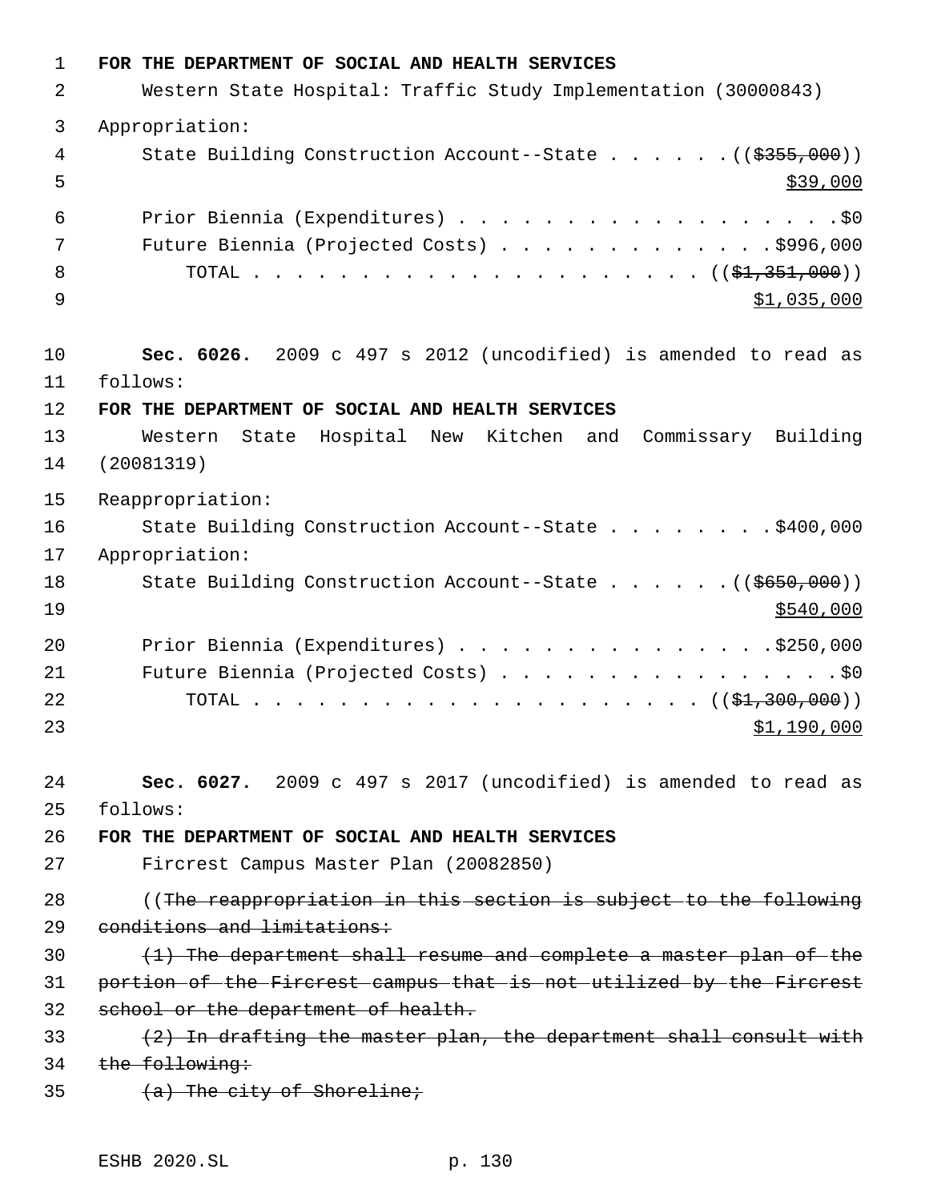**FOR THE DEPARTMENT OF SOCIAL AND HEALTH SERVICES**

Western State Hospital: Traffic Study Implementation (30000843)

Appropriation:

State Building Construction Account--State . . . . . . ((~~$355,000~~))
<u>$39,000</u>

Prior Biennia (Expenditures) . . . . . . . . . . . . . . . . . . . . $0

Future Biennia (Projected Costs) . . . . . . . . . . . . . . $996,000

TOTAL . . . . . . . . . . . . . . . . . . . . . . . ((~~$1,351,000~~))
<u>$1,035,000</u>

**Sec. 6026.** 2009 c 497 s 2012 (uncodified) is amended to read as follows:

**FOR THE DEPARTMENT OF SOCIAL AND HEALTH SERVICES**

Western State Hospital New Kitchen and Commissary Building (20081319)

Reappropriation:

State Building Construction Account--State . . . . . . . . $400,000

Appropriation:

State Building Construction Account--State . . . . . . ((~~$650,000~~))
<u>$540,000</u>

Prior Biennia (Expenditures) . . . . . . . . . . . . . . . . $250,000

Future Biennia (Projected Costs) . . . . . . . . . . . . . . . . . . $0

TOTAL . . . . . . . . . . . . . . . . . . . . . . . ((~~$1,300,000~~))
<u>$1,190,000</u>

**Sec. 6027.** 2009 c 497 s 2017 (uncodified) is amended to read as follows:

**FOR THE DEPARTMENT OF SOCIAL AND HEALTH SERVICES**

Fircrest Campus Master Plan (20082850)

((~~The reappropriation in this section is subject to the following conditions and limitations:~~

~~(1) The department shall resume and complete a master plan of the portion of the Fircrest campus that is not utilized by the Fircrest school or the department of health.~~

~~(2) In drafting the master plan, the department shall consult with the following:~~

~~(a) The city of Shoreline;~~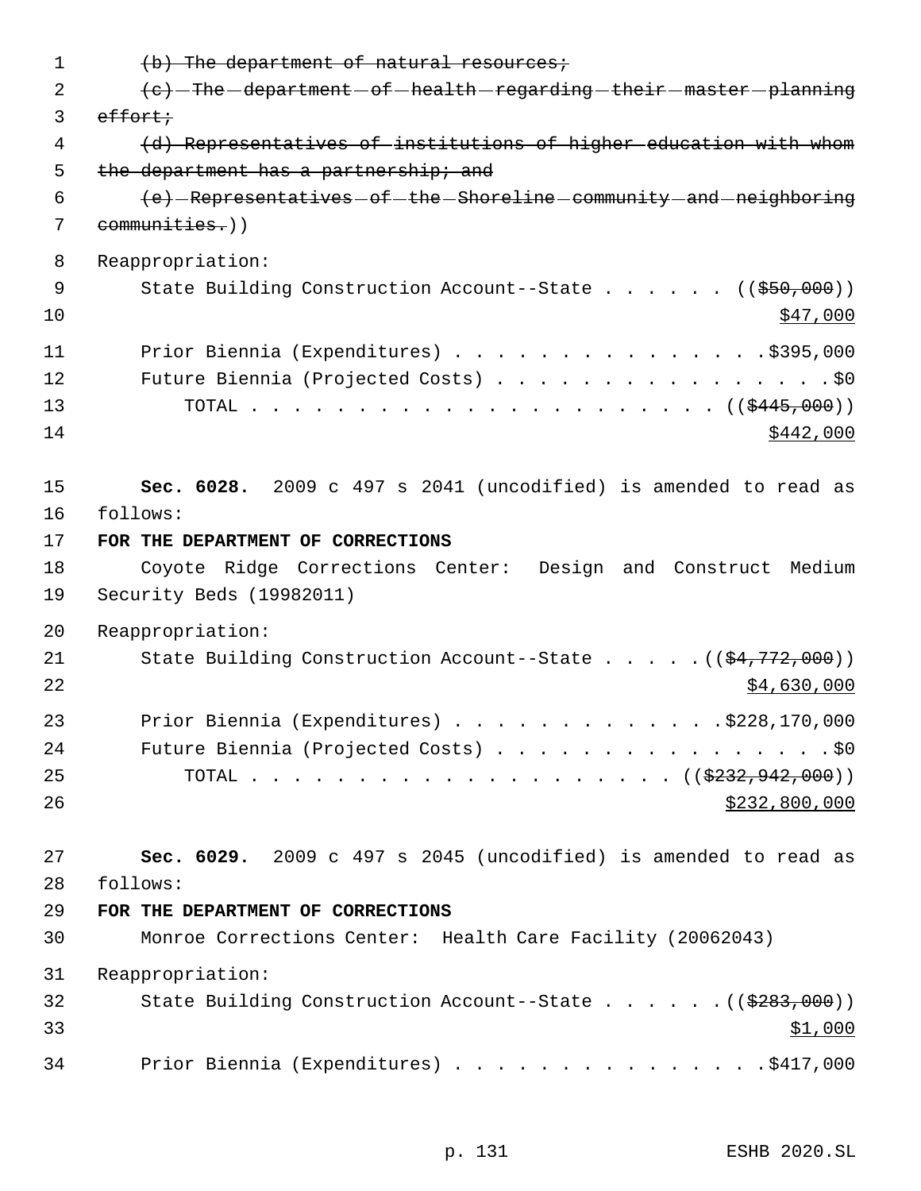~~(b) The department of natural resources;~~

~~(c) The department of health regarding their master planning effort;~~

~~(d) Representatives of institutions of higher education with whom the department has a partnership; and~~

~~(e) Representatives of the Shoreline community and neighboring communities.~~))

Reappropriation:

State Building Construction Account--State . . . . . . ((~~$50,000~~))
<u>$47,000</u>

Prior Biennia (Expenditures) . . . . . . . . . . . . . . . .$395,000

Future Biennia (Projected Costs) . . . . . . . . . . . . . . . . .$0

TOTAL . . . . . . . . . . . . . . . . . . . . . . . ((~~$445,000~~))
<u>$442,000</u>

**Sec. 6028.** 2009 c 497 s 2041 (uncodified) is amended to read as follows:

**FOR THE DEPARTMENT OF CORRECTIONS**

Coyote Ridge Corrections Center: Design and Construct Medium Security Beds (19982011)

Reappropriation:

State Building Construction Account--State . . . . . ((~~$4,772,000~~))
<u>$4,630,000</u>

Prior Biennia (Expenditures) . . . . . . . . . . . . . .$228,170,000

Future Biennia (Projected Costs) . . . . . . . . . . . . . . . . .$0

TOTAL . . . . . . . . . . . . . . . . . . . . . ((~~$232,942,000~~))
<u>$232,800,000</u>

**Sec. 6029.** 2009 c 497 s 2045 (uncodified) is amended to read as follows:

**FOR THE DEPARTMENT OF CORRECTIONS**

Monroe Corrections Center: Health Care Facility (20062043)

Reappropriation:

State Building Construction Account--State . . . . . . ((~~$283,000~~))
<u>$1,000</u>

Prior Biennia (Expenditures) . . . . . . . . . . . . . . . .$417,000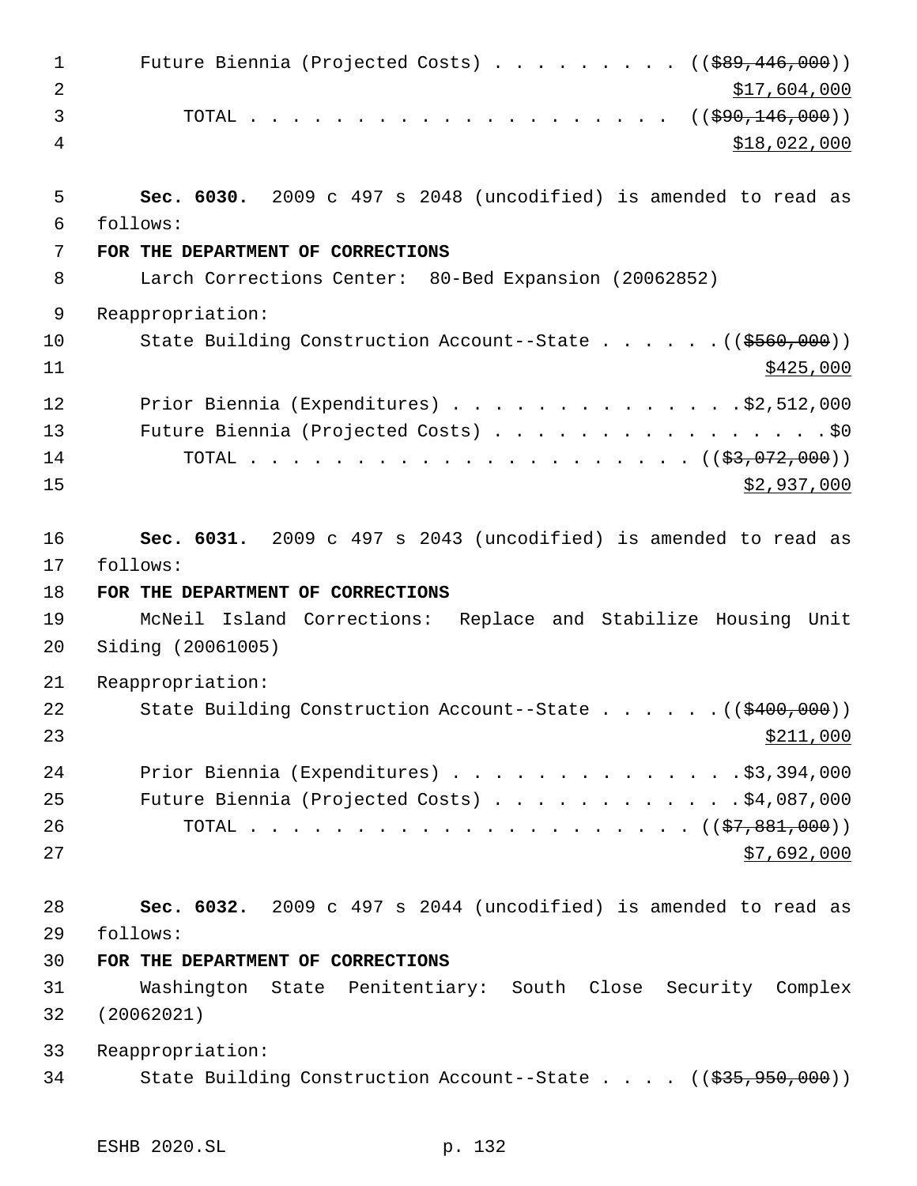Future Biennia (Projected Costs) . . . . . . . . . . ((~~$89,446,000~~))
$17,604,000

TOTAL . . . . . . . . . . . . . . . . . . . . . . ((~~$90,146,000~~))
$18,022,000

**Sec. 6030.** 2009 c 497 s 2048 (uncodified) is amended to read as follows:

**FOR THE DEPARTMENT OF CORRECTIONS**

Larch Corrections Center: 80-Bed Expansion (20062852)

Reappropriation:

State Building Construction Account--State . . . . . . ((~~$560,000~~))
$425,000

Prior Biennia (Expenditures) . . . . . . . . . . . . . . $2,512,000

Future Biennia (Projected Costs) . . . . . . . . . . . . . . . . . $0

TOTAL . . . . . . . . . . . . . . . . . . . . . . . ((~~$3,072,000~~))
$2,937,000

**Sec. 6031.** 2009 c 497 s 2043 (uncodified) is amended to read as follows:

**FOR THE DEPARTMENT OF CORRECTIONS**

McNeil Island Corrections: Replace and Stabilize Housing Unit Siding (20061005)

Reappropriation:

State Building Construction Account--State . . . . . . ((~~$400,000~~))
$211,000

Prior Biennia (Expenditures) . . . . . . . . . . . . . . $3,394,000

Future Biennia (Projected Costs) . . . . . . . . . . . . $4,087,000

TOTAL . . . . . . . . . . . . . . . . . . . . . . . ((~~$7,881,000~~))
$7,692,000

**Sec. 6032.** 2009 c 497 s 2044 (uncodified) is amended to read as follows:

**FOR THE DEPARTMENT OF CORRECTIONS**

Washington State Penitentiary: South Close Security Complex (20062021)

Reappropriation:

State Building Construction Account--State . . . . ((~~$35,950,000~~))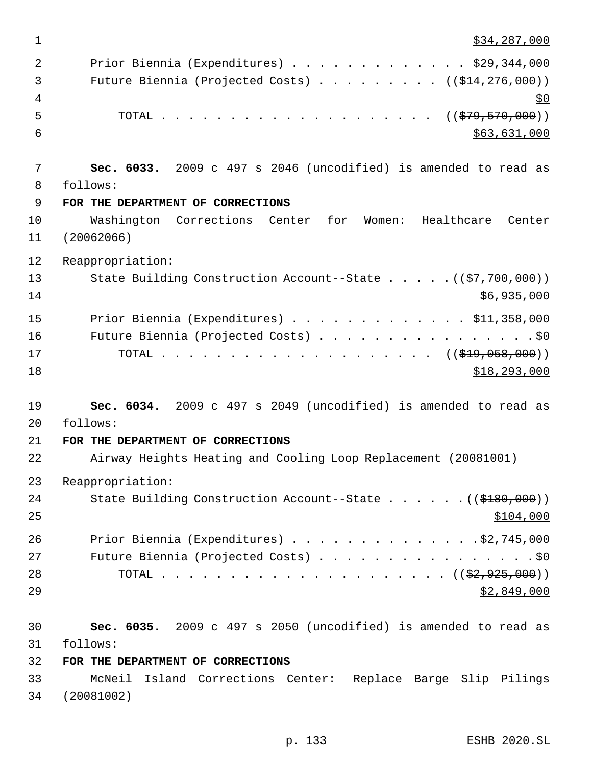$34,287,000

Prior Biennia (Expenditures) . . . . . . . . . . . . . . $29,344,000
Future Biennia (Projected Costs) . . . . . . . . . . ((~~$14,276,000~~))
$0
TOTAL . . . . . . . . . . . . . . . . . . . . . ((~~$79,570,000~~))
$63,631,000

**Sec. 6033.** 2009 c 497 s 2046 (uncodified) is amended to read as follows:

**FOR THE DEPARTMENT OF CORRECTIONS**

Washington Corrections Center for Women: Healthcare Center (20062066)

Reappropriation:

State Building Construction Account--State . . . . . ((~~$7,700,000~~))
$6,935,000

Prior Biennia (Expenditures) . . . . . . . . . . . . . $11,358,000
Future Biennia (Projected Costs) . . . . . . . . . . . . . . . . . $0
TOTAL . . . . . . . . . . . . . . . . . . . . . ((~~$19,058,000~~))
$18,293,000

**Sec. 6034.** 2009 c 497 s 2049 (uncodified) is amended to read as follows:

**FOR THE DEPARTMENT OF CORRECTIONS**

Airway Heights Heating and Cooling Loop Replacement (20081001)

Reappropriation:

State Building Construction Account--State . . . . . . ((~~$180,000~~))
$104,000

Prior Biennia (Expenditures) . . . . . . . . . . . . . . $2,745,000
Future Biennia (Projected Costs) . . . . . . . . . . . . . . . . . $0
TOTAL . . . . . . . . . . . . . . . . . . . . . . ((~~$2,925,000~~))
$2,849,000

**Sec. 6035.** 2009 c 497 s 2050 (uncodified) is amended to read as follows:

**FOR THE DEPARTMENT OF CORRECTIONS**

McNeil Island Corrections Center: Replace Barge Slip Pilings (20081002)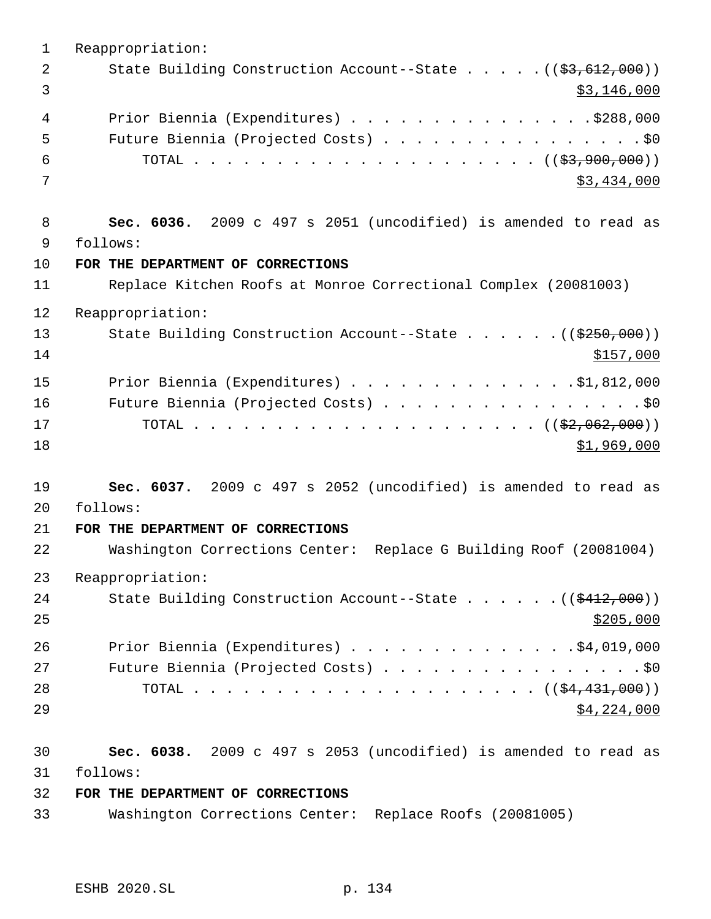Reappropriation:

State Building Construction Account--State . . . . . ((~~$3,612,000~~))
$3,146,000

Prior Biennia (Expenditures) . . . . . . . . . . . . . . .$288,000

Future Biennia (Projected Costs) . . . . . . . . . . . . . . . . .$0

TOTAL . . . . . . . . . . . . . . . . . . . . . . ((~~$3,900,000~~))
$3,434,000

**Sec. 6036.** 2009 c 497 s 2051 (uncodified) is amended to read as follows:

**FOR THE DEPARTMENT OF CORRECTIONS**

Replace Kitchen Roofs at Monroe Correctional Complex (20081003)

Reappropriation:

State Building Construction Account--State . . . . . . ((~~$250,000~~))
$157,000

Prior Biennia (Expenditures) . . . . . . . . . . . . . . $1,812,000

Future Biennia (Projected Costs) . . . . . . . . . . . . . . . . .$0

TOTAL . . . . . . . . . . . . . . . . . . . . . . ((~~$2,062,000~~))
$1,969,000

**Sec. 6037.** 2009 c 497 s 2052 (uncodified) is amended to read as follows:

**FOR THE DEPARTMENT OF CORRECTIONS**

Washington Corrections Center: Replace G Building Roof (20081004)

Reappropriation:

State Building Construction Account--State . . . . . . ((~~$412,000~~))
$205,000

Prior Biennia (Expenditures) . . . . . . . . . . . . . . $4,019,000

Future Biennia (Projected Costs) . . . . . . . . . . . . . . . . .$0

TOTAL . . . . . . . . . . . . . . . . . . . . . . ((~~$4,431,000~~))
$4,224,000

**Sec. 6038.** 2009 c 497 s 2053 (uncodified) is amended to read as follows:

**FOR THE DEPARTMENT OF CORRECTIONS**

Washington Corrections Center: Replace Roofs (20081005)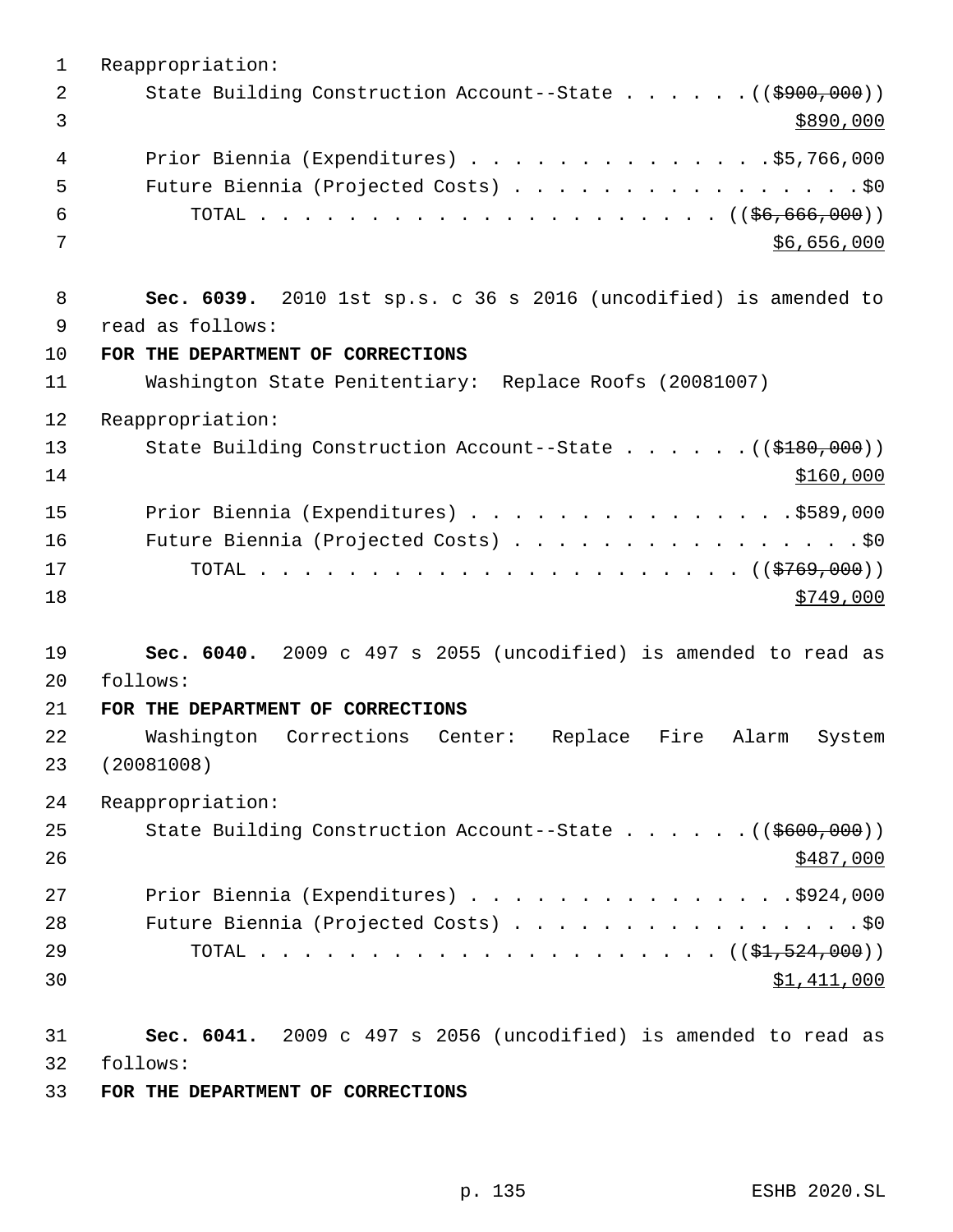Reappropriation:

State Building Construction Account--State . . . . . . (($900,000)) $890,000

Prior Biennia (Expenditures) . . . . . . . . . . . . . . . $5,766,000

Future Biennia (Projected Costs) . . . . . . . . . . . . . . . . . $0

TOTAL . . . . . . . . . . . . . . . . . . . . . . (($6,666,000)) $6,656,000

**Sec. 6039.** 2010 1st sp.s. c 36 s 2016 (uncodified) is amended to read as follows:

**FOR THE DEPARTMENT OF CORRECTIONS**

Washington State Penitentiary: Replace Roofs (20081007)

Reappropriation:

State Building Construction Account--State . . . . . . (($180,000)) $160,000

Prior Biennia (Expenditures) . . . . . . . . . . . . . . . $589,000

Future Biennia (Projected Costs) . . . . . . . . . . . . . . . . . $0

TOTAL . . . . . . . . . . . . . . . . . . . . . . (($769,000)) $749,000

**Sec. 6040.** 2009 c 497 s 2055 (uncodified) is amended to read as follows:

**FOR THE DEPARTMENT OF CORRECTIONS**

Washington Corrections Center: Replace Fire Alarm System (20081008)

Reappropriation:

State Building Construction Account--State . . . . . . (($600,000)) $487,000

Prior Biennia (Expenditures) . . . . . . . . . . . . . . . $924,000

Future Biennia (Projected Costs) . . . . . . . . . . . . . . . . . $0

TOTAL . . . . . . . . . . . . . . . . . . . . . . (($1,524,000)) $1,411,000

**Sec. 6041.** 2009 c 497 s 2056 (uncodified) is amended to read as follows:

**FOR THE DEPARTMENT OF CORRECTIONS**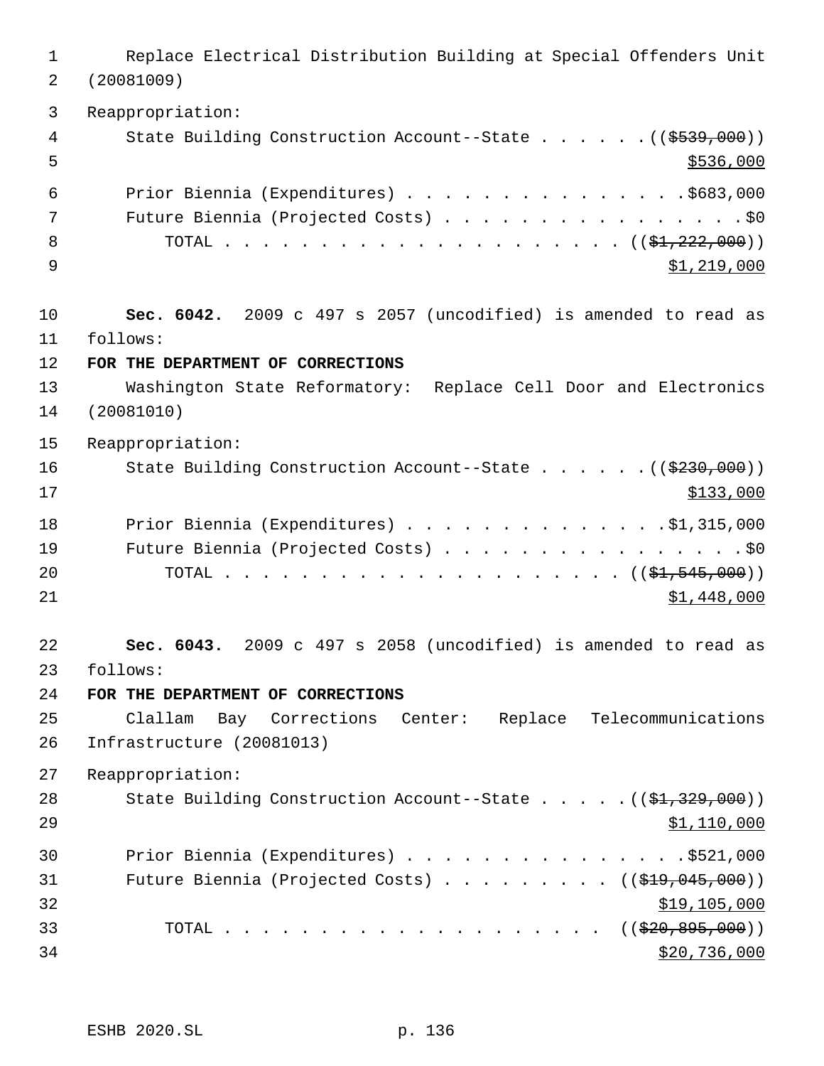Replace Electrical Distribution Building at Special Offenders Unit (20081009)

Reappropriation:

State Building Construction Account--State . . . . . . ((~~$539,000~~))
<u>$536,000</u>

Prior Biennia (Expenditures) . . . . . . . . . . . . . . . $683,000

Future Biennia (Projected Costs) . . . . . . . . . . . . . . . . . $0

TOTAL . . . . . . . . . . . . . . . . . . . . . . ((~~$1,222,000~~))
<u>$1,219,000</u>

**Sec. 6042.** 2009 c 497 s 2057 (uncodified) is amended to read as follows:

**FOR THE DEPARTMENT OF CORRECTIONS**

Washington State Reformatory: Replace Cell Door and Electronics (20081010)

Reappropriation:

State Building Construction Account--State . . . . . . ((~~$230,000~~))
<u>$133,000</u>

Prior Biennia (Expenditures) . . . . . . . . . . . . . . $1,315,000

Future Biennia (Projected Costs) . . . . . . . . . . . . . . . . . $0

TOTAL . . . . . . . . . . . . . . . . . . . . . . ((~~$1,545,000~~))
<u>$1,448,000</u>

**Sec. 6043.** 2009 c 497 s 2058 (uncodified) is amended to read as follows:

**FOR THE DEPARTMENT OF CORRECTIONS**

Clallam Bay Corrections Center: Replace Telecommunications Infrastructure (20081013)

Reappropriation:

State Building Construction Account--State . . . . . ((~~$1,329,000~~))
<u>$1,110,000</u>

Prior Biennia (Expenditures) . . . . . . . . . . . . . . . $521,000

Future Biennia (Projected Costs) . . . . . . . . . . ((~~$19,045,000~~))
<u>$19,105,000</u>

TOTAL . . . . . . . . . . . . . . . . . . . . . ((~~$20,895,000~~))
<u>$20,736,000</u>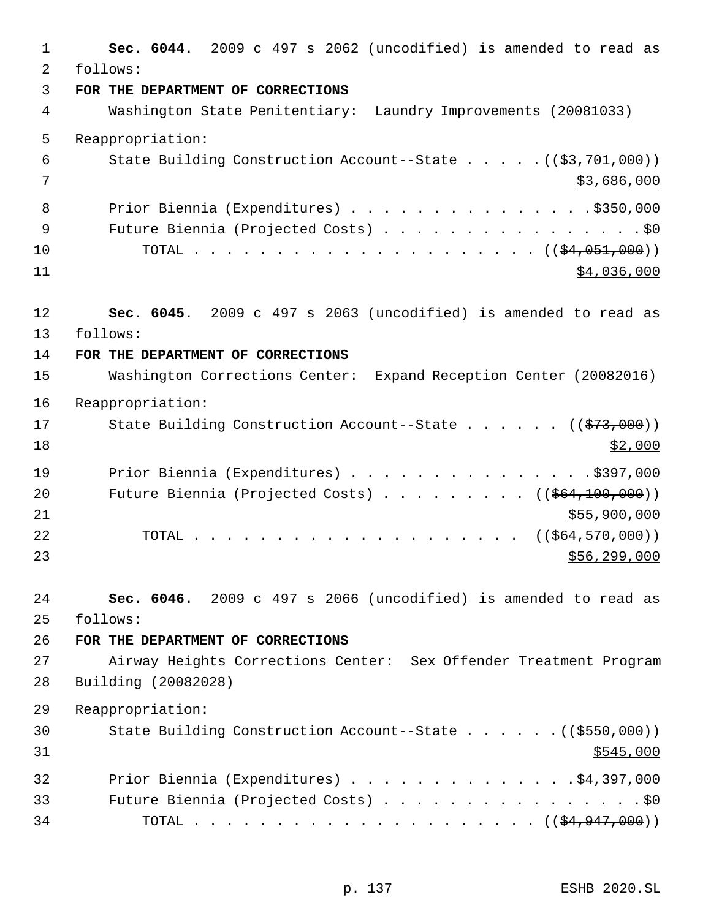**Sec. 6044.** 2009 c 497 s 2062 (uncodified) is amended to read as follows:

**FOR THE DEPARTMENT OF CORRECTIONS**

Washington State Penitentiary: Laundry Improvements (20081033)

Reappropriation:

State Building Construction Account--State . . . . . (($3,701,000)) $3,686,000

Prior Biennia (Expenditures) . . . . . . . . . . . . . . . $350,000

Future Biennia (Projected Costs) . . . . . . . . . . . . . . . . . $0

TOTAL . . . . . . . . . . . . . . . . . . . . . (($4,051,000)) $4,036,000

**Sec. 6045.** 2009 c 497 s 2063 (uncodified) is amended to read as follows:

**FOR THE DEPARTMENT OF CORRECTIONS**

Washington Corrections Center: Expand Reception Center (20082016)

Reappropriation:

State Building Construction Account--State . . . . . . (($73,000)) $2,000

Prior Biennia (Expenditures) . . . . . . . . . . . . . . . $397,000

Future Biennia (Projected Costs) . . . . . . . . . (($64,100,000)) $55,900,000

TOTAL . . . . . . . . . . . . . . . . . . . . (($64,570,000)) $56,299,000

**Sec. 6046.** 2009 c 497 s 2066 (uncodified) is amended to read as follows:

**FOR THE DEPARTMENT OF CORRECTIONS**

Airway Heights Corrections Center: Sex Offender Treatment Program Building (20082028)

Reappropriation:

State Building Construction Account--State . . . . . . (($550,000)) $545,000

Prior Biennia (Expenditures) . . . . . . . . . . . . . $4,397,000

Future Biennia (Projected Costs) . . . . . . . . . . . . . . . . . $0

TOTAL . . . . . . . . . . . . . . . . . . . . . (($4,947,000))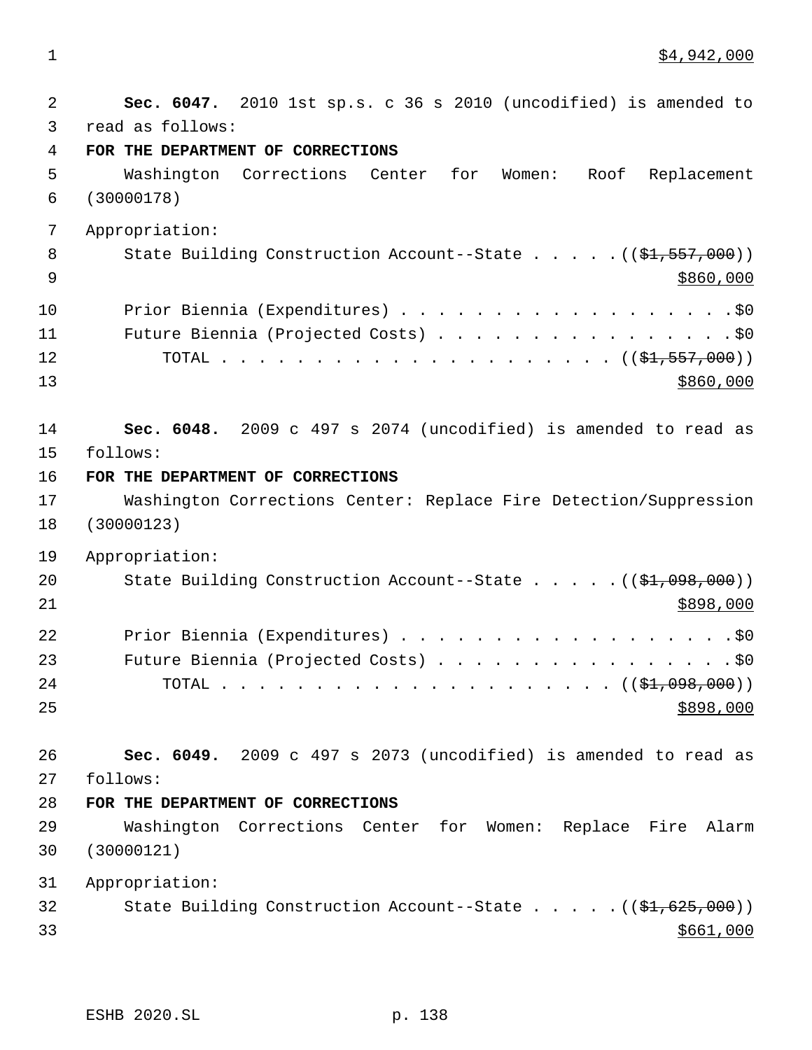$4,942,000

**Sec. 6047.** 2010 1st sp.s. c 36 s 2010 (uncodified) is amended to read as follows:

**FOR THE DEPARTMENT OF CORRECTIONS**

Washington Corrections Center for Women: Roof Replacement (30000178)

Appropriation:

State Building Construction Account--State . . . . . ((~~$1,557,000~~)) $860,000

Prior Biennia (Expenditures) . . . . . . . . . . . . . . . . . . $0

Future Biennia (Projected Costs) . . . . . . . . . . . . . . . . $0

TOTAL . . . . . . . . . . . . . . . . . . . . . . ((~~$1,557,000~~)) $860,000

**Sec. 6048.** 2009 c 497 s 2074 (uncodified) is amended to read as follows:

**FOR THE DEPARTMENT OF CORRECTIONS**

Washington Corrections Center: Replace Fire Detection/Suppression (30000123)

Appropriation:

State Building Construction Account--State . . . . . ((~~$1,098,000~~)) $898,000

Prior Biennia (Expenditures) . . . . . . . . . . . . . . . . . . $0

Future Biennia (Projected Costs) . . . . . . . . . . . . . . . . $0

TOTAL . . . . . . . . . . . . . . . . . . . . . . ((~~$1,098,000~~)) $898,000

**Sec. 6049.** 2009 c 497 s 2073 (uncodified) is amended to read as follows:

**FOR THE DEPARTMENT OF CORRECTIONS**

Washington Corrections Center for Women: Replace Fire Alarm (30000121)

Appropriation:

State Building Construction Account--State . . . . . ((~~$1,625,000~~)) $661,000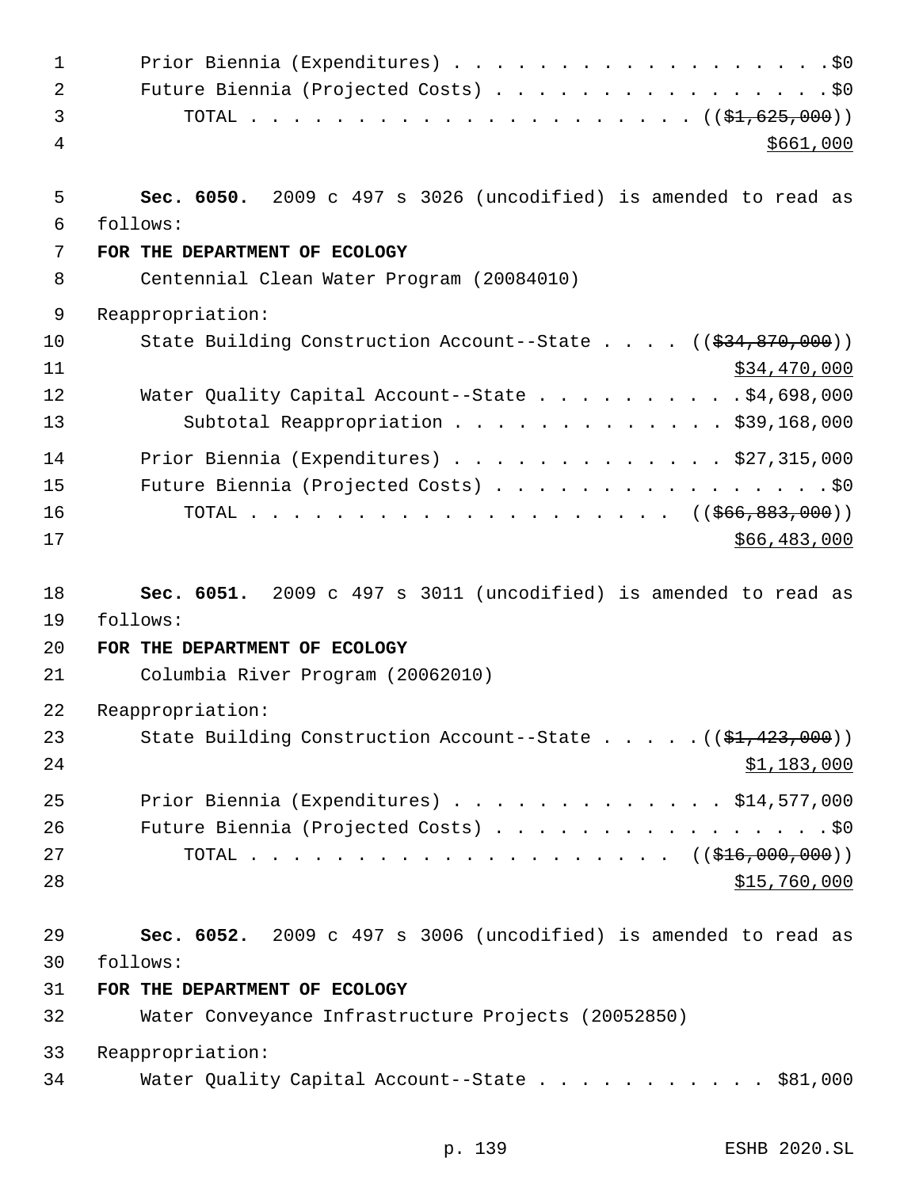Prior Biennia (Expenditures) . . . . . . . . . . . . . . . . . . .$0
Future Biennia (Projected Costs) . . . . . . . . . . . . . . . . .$0
TOTAL . . . . . . . . . . . . . . . . . . . . . . ((~~$1,625,000~~))
$661,000

**Sec. 6050.** 2009 c 497 s 3026 (uncodified) is amended to read as follows:

**FOR THE DEPARTMENT OF ECOLOGY**

Centennial Clean Water Program (20084010)

Reappropriation:

State Building Construction Account--State . . . . ((~~$34,870,000~~))
$34,470,000
Water Quality Capital Account--State . . . . . . . . . . .$4,698,000
Subtotal Reappropriation . . . . . . . . . . . . . $39,168,000

Prior Biennia (Expenditures) . . . . . . . . . . . . . $27,315,000
Future Biennia (Projected Costs) . . . . . . . . . . . . . . . . .$0
TOTAL . . . . . . . . . . . . . . . . . . . . . ((~~$66,883,000~~))
$66,483,000

**Sec. 6051.** 2009 c 497 s 3011 (uncodified) is amended to read as follows:

**FOR THE DEPARTMENT OF ECOLOGY**

Columbia River Program (20062010)

Reappropriation:

State Building Construction Account--State . . . . . .((~~$1,423,000~~))
$1,183,000

Prior Biennia (Expenditures) . . . . . . . . . . . . . $14,577,000
Future Biennia (Projected Costs) . . . . . . . . . . . . . . . . .$0
TOTAL . . . . . . . . . . . . . . . . . . . . . ((~~$16,000,000~~))
$15,760,000

**Sec. 6052.** 2009 c 497 s 3006 (uncodified) is amended to read as follows:

**FOR THE DEPARTMENT OF ECOLOGY**

Water Conveyance Infrastructure Projects (20052850)

Reappropriation:

Water Quality Capital Account--State . . . . . . . . . . . . $81,000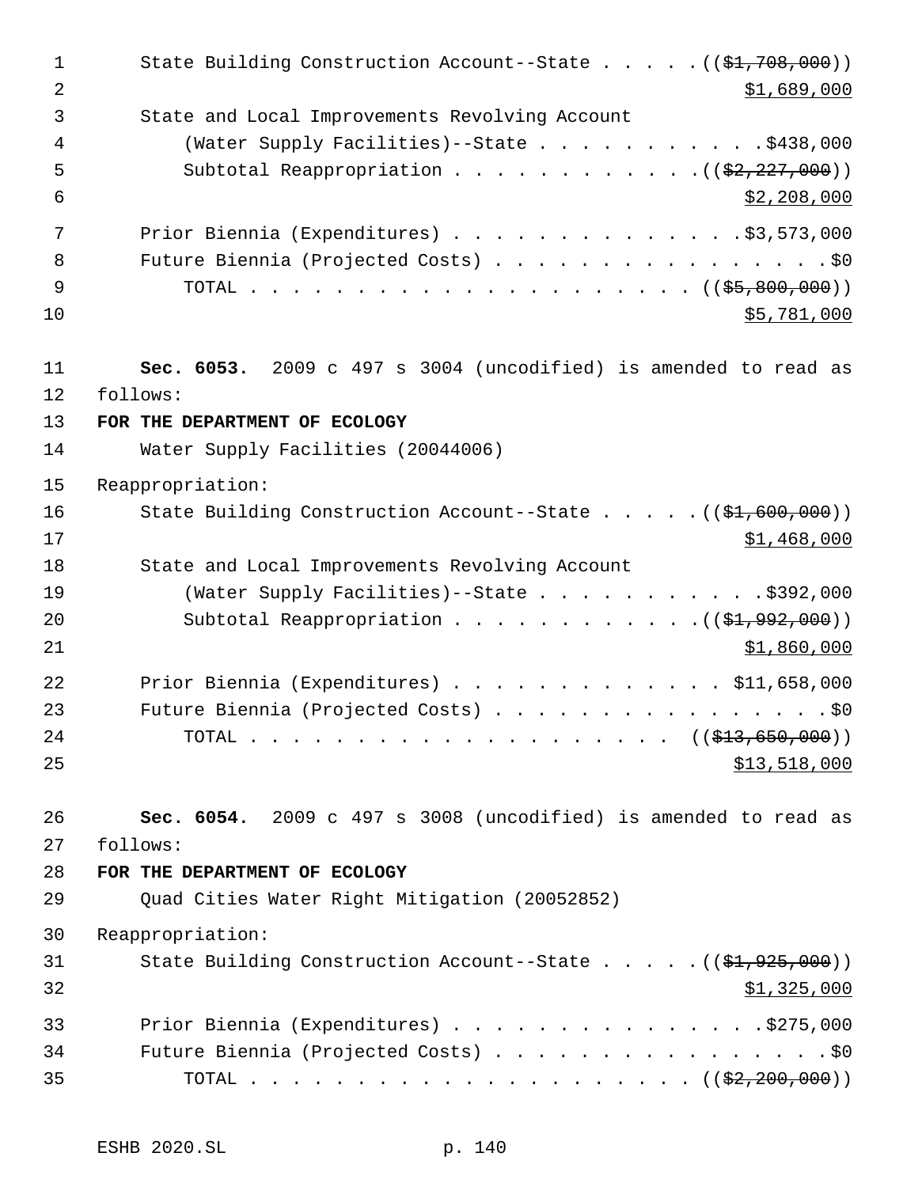State Building Construction Account--State . . . . . ((~~$1,708,000~~))
$1,689,000

State and Local Improvements Revolving Account
(Water Supply Facilities)--State . . . . . . . . . . . $438,000

Subtotal Reappropriation . . . . . . . . . . . . ((~~$2,227,000~~))
$2,208,000

Prior Biennia (Expenditures) . . . . . . . . . . . . . . $3,573,000
Future Biennia (Projected Costs) . . . . . . . . . . . . . . . . . $0
TOTAL . . . . . . . . . . . . . . . . . . . . . . ((~~$5,800,000~~))
$5,781,000

**Sec. 6053.** 2009 c 497 s 3004 (uncodified) is amended to read as follows:

**FOR THE DEPARTMENT OF ECOLOGY**

Water Supply Facilities (20044006)

Reappropriation:

State Building Construction Account--State . . . . . ((~~$1,600,000~~))
$1,468,000

State and Local Improvements Revolving Account
(Water Supply Facilities)--State . . . . . . . . . . . $392,000

Subtotal Reappropriation . . . . . . . . . . . . ((~~$1,992,000~~))
$1,860,000

Prior Biennia (Expenditures) . . . . . . . . . . . . . $11,658,000
Future Biennia (Projected Costs) . . . . . . . . . . . . . . . . . $0
TOTAL . . . . . . . . . . . . . . . . . . . . . ((~~$13,650,000~~))
$13,518,000

**Sec. 6054.** 2009 c 497 s 3008 (uncodified) is amended to read as follows:

**FOR THE DEPARTMENT OF ECOLOGY**

Quad Cities Water Right Mitigation (20052852)

Reappropriation:

State Building Construction Account--State . . . . . ((~~$1,925,000~~))
$1,325,000

Prior Biennia (Expenditures) . . . . . . . . . . . . . . . $275,000
Future Biennia (Projected Costs) . . . . . . . . . . . . . . . . . $0
TOTAL . . . . . . . . . . . . . . . . . . . . . . ((~~$2,200,000~~))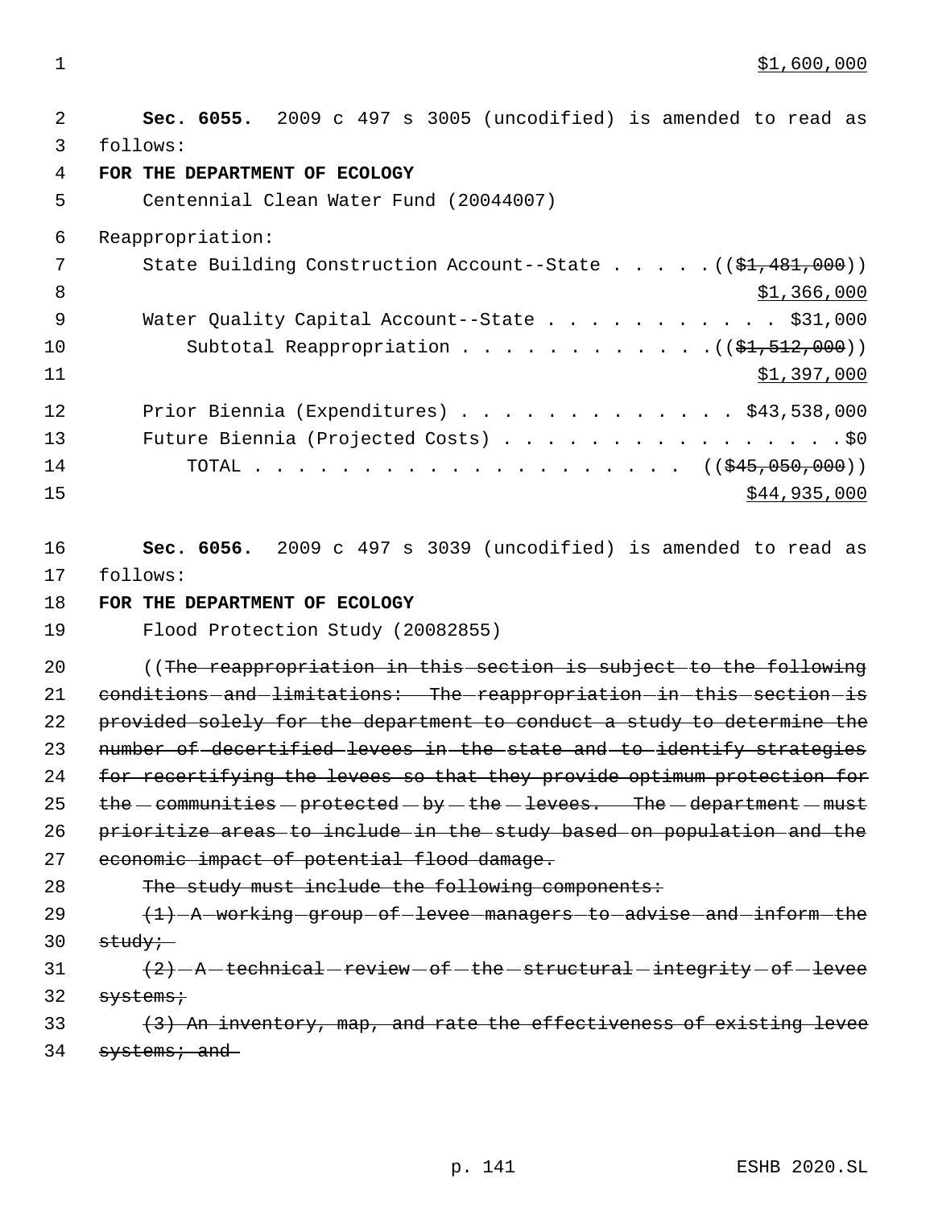$1,600,000

**Sec. 6055.** 2009 c 497 s 3005 (uncodified) is amended to read as follows:

**FOR THE DEPARTMENT OF ECOLOGY**

Centennial Clean Water Fund (20044007)

Reappropriation:

State Building Construction Account--State . . . . . ((~~$1,481,000~~))
$1,366,000

Water Quality Capital Account--State . . . . . . . . . . . $31,000

Subtotal Reappropriation . . . . . . . . . . . . ((~~$1,512,000~~))
$1,397,000

Prior Biennia (Expenditures) . . . . . . . . . . . . . $43,538,000

Future Biennia (Projected Costs) . . . . . . . . . . . . . . . . . $0

TOTAL . . . . . . . . . . . . . . . . . . . . . ((~~$45,050,000~~))
$44,935,000

**Sec. 6056.** 2009 c 497 s 3039 (uncodified) is amended to read as follows:

**FOR THE DEPARTMENT OF ECOLOGY**

Flood Protection Study (20082855)

((~~The reappropriation in this section is subject to the following conditions and limitations: The reappropriation in this section is provided solely for the department to conduct a study to determine the number of decertified levees in the state and to identify strategies for recertifying the levees so that they provide optimum protection for the communities protected by the levees. The department must prioritize areas to include in the study based on population and the economic impact of potential flood damage.~~

~~The study must include the following components:~~

~~(1) A working group of levee managers to advise and inform the study;~~

~~(2) A technical review of the structural integrity of levee systems;~~

~~(3) An inventory, map, and rate the effectiveness of existing levee systems; and~~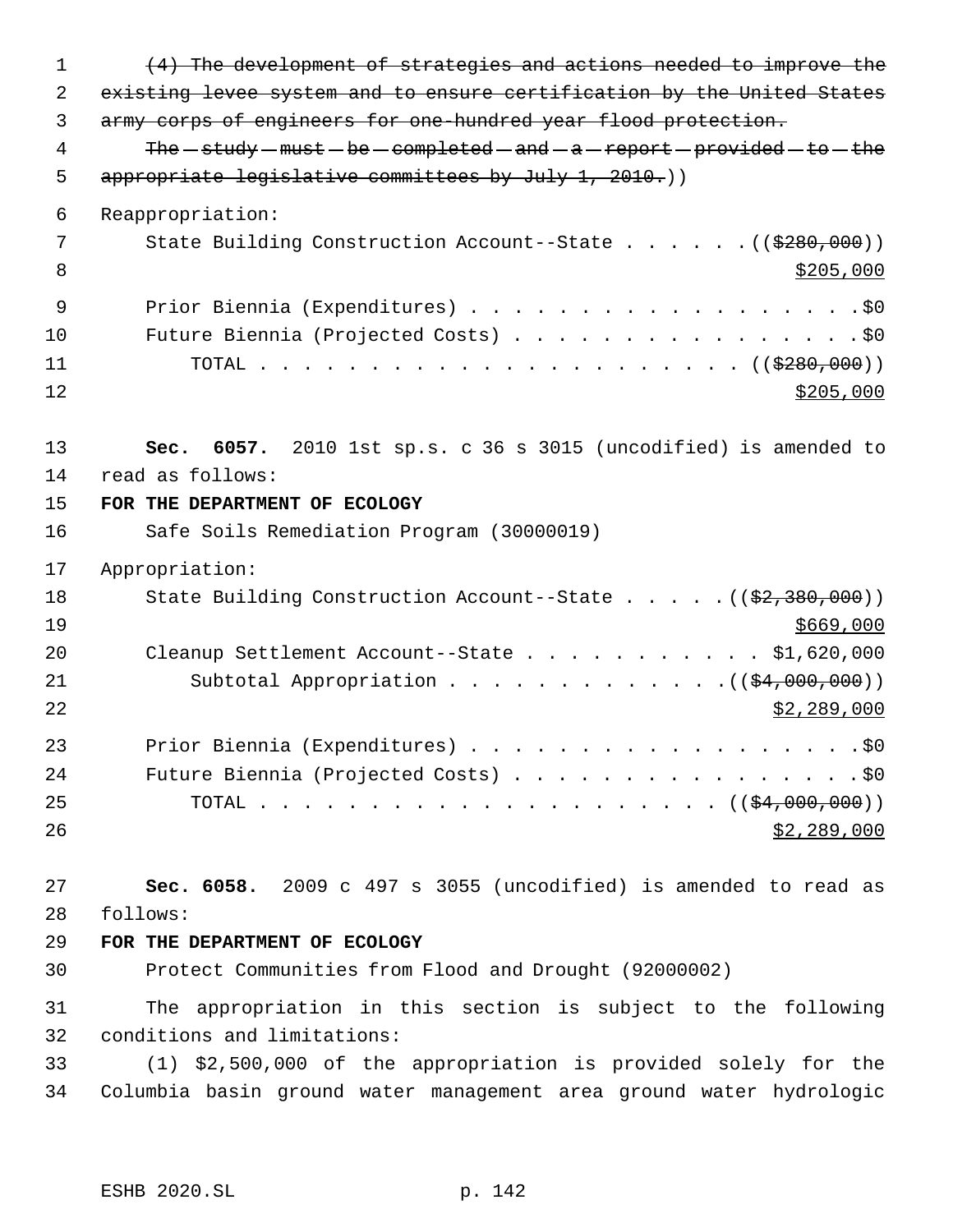~~(4) The development of strategies and actions needed to improve the existing levee system and to ensure certification by the United States army corps of engineers for one-hundred year flood protection.~~

~~The study must be completed and a report provided to the appropriate legislative committees by July 1, 2010.~~))

Reappropriation:

State Building Construction Account--State . . . . . . ((~~$280,000~~))
$205,000

Prior Biennia (Expenditures) . . . . . . . . . . . . . . . . . . . $0
Future Biennia (Projected Costs) . . . . . . . . . . . . . . . . . $0
TOTAL . . . . . . . . . . . . . . . . . . . . . . . ((~~$280,000~~))
$205,000

**Sec. 6057.** 2010 1st sp.s. c 36 s 3015 (uncodified) is amended to read as follows:

**FOR THE DEPARTMENT OF ECOLOGY**

Safe Soils Remediation Program (30000019)

Appropriation:

State Building Construction Account--State . . . . . ((~~$2,380,000~~))
$669,000
Cleanup Settlement Account--State . . . . . . . . . . . $1,620,000
Subtotal Appropriation . . . . . . . . . . . . . ((~~$4,000,000~~))
$2,289,000

Prior Biennia (Expenditures) . . . . . . . . . . . . . . . . . . . $0
Future Biennia (Projected Costs) . . . . . . . . . . . . . . . . . $0
TOTAL . . . . . . . . . . . . . . . . . . . . . . ((~~$4,000,000~~))
$2,289,000

**Sec. 6058.** 2009 c 497 s 3055 (uncodified) is amended to read as follows:

**FOR THE DEPARTMENT OF ECOLOGY**

Protect Communities from Flood and Drought (92000002)

The appropriation in this section is subject to the following conditions and limitations:

(1) $2,500,000 of the appropriation is provided solely for the Columbia basin ground water management area ground water hydrologic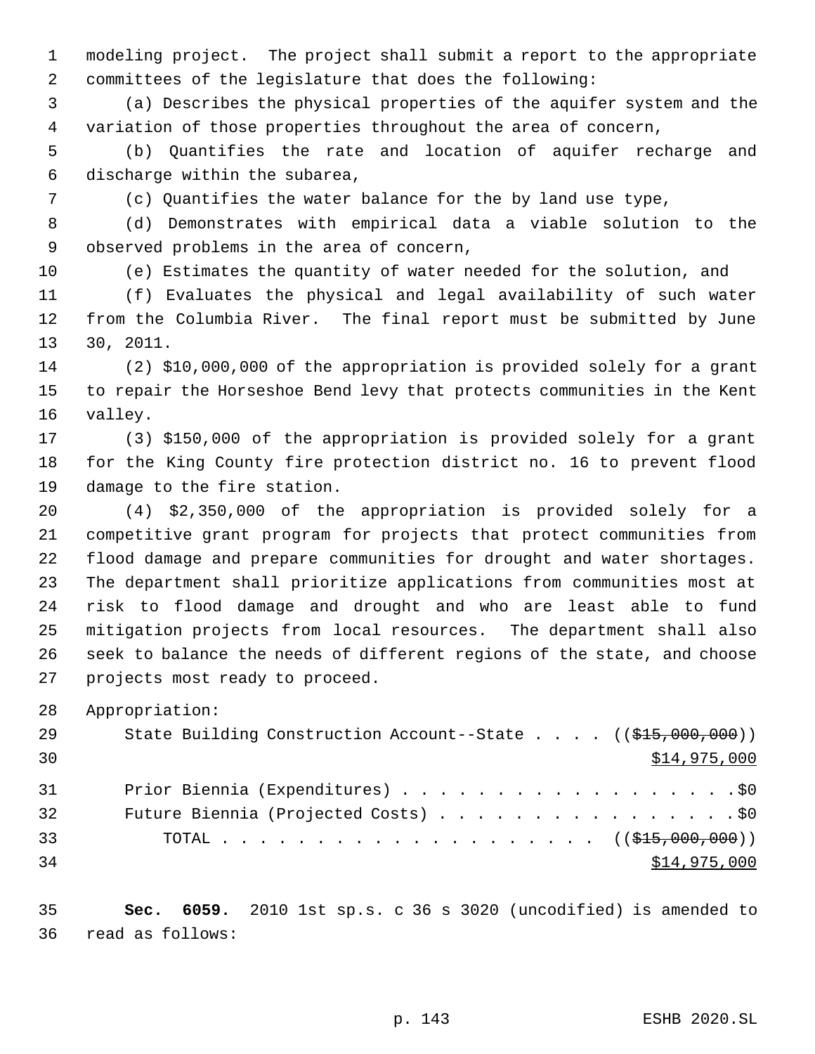modeling project. The project shall submit a report to the appropriate committees of the legislature that does the following:

(a) Describes the physical properties of the aquifer system and the variation of those properties throughout the area of concern,

(b) Quantifies the rate and location of aquifer recharge and discharge within the subarea,

(c) Quantifies the water balance for the by land use type,

(d) Demonstrates with empirical data a viable solution to the observed problems in the area of concern,

(e) Estimates the quantity of water needed for the solution, and

(f) Evaluates the physical and legal availability of such water from the Columbia River. The final report must be submitted by June 30, 2011.

(2) $10,000,000 of the appropriation is provided solely for a grant to repair the Horseshoe Bend levy that protects communities in the Kent valley.

(3) $150,000 of the appropriation is provided solely for a grant for the King County fire protection district no. 16 to prevent flood damage to the fire station.

(4) $2,350,000 of the appropriation is provided solely for a competitive grant program for projects that protect communities from flood damage and prepare communities for drought and water shortages. The department shall prioritize applications from communities most at risk to flood damage and drought and who are least able to fund mitigation projects from local resources. The department shall also seek to balance the needs of different regions of the state, and choose projects most ready to proceed.

Appropriation:

State Building Construction Account--State . . . . ((~~$15,000,000~~)) $14,975,000

Prior Biennia (Expenditures) . . . . . . . . . . . . . . . . . . $0

Future Biennia (Projected Costs) . . . . . . . . . . . . . . . . $0

TOTAL . . . . . . . . . . . . . . . . . . . . . ((~~$15,000,000~~)) $14,975,000

**Sec. 6059.** 2010 1st sp.s. c 36 s 3020 (uncodified) is amended to read as follows: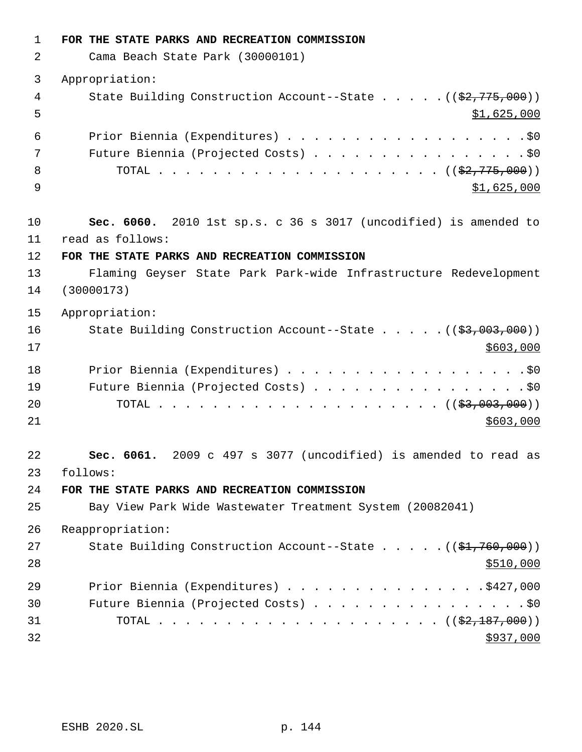**FOR THE STATE PARKS AND RECREATION COMMISSION**

Cama Beach State Park (30000101)

Appropriation:

State Building Construction Account--State . . . . . ((~~$2,775,000~~))
<u>$1,625,000</u>

Prior Biennia (Expenditures) . . . . . . . . . . . . . . . . . . . $0

Future Biennia (Projected Costs) . . . . . . . . . . . . . . . . . $0

TOTAL . . . . . . . . . . . . . . . . . . . . . . ((~~$2,775,000~~))
<u>$1,625,000</u>

**Sec. 6060.** 2010 1st sp.s. c 36 s 3017 (uncodified) is amended to read as follows:

**FOR THE STATE PARKS AND RECREATION COMMISSION**

Flaming Geyser State Park Park-wide Infrastructure Redevelopment (30000173)

Appropriation:

State Building Construction Account--State . . . . . ((~~$3,003,000~~))
<u>$603,000</u>

Prior Biennia (Expenditures) . . . . . . . . . . . . . . . . . . . $0

Future Biennia (Projected Costs) . . . . . . . . . . . . . . . . . $0

TOTAL . . . . . . . . . . . . . . . . . . . . . . ((~~$3,003,000~~))
<u>$603,000</u>

**Sec. 6061.** 2009 c 497 s 3077 (uncodified) is amended to read as follows:

**FOR THE STATE PARKS AND RECREATION COMMISSION**

Bay View Park Wide Wastewater Treatment System (20082041)

Reappropriation:

State Building Construction Account--State . . . . . ((~~$1,760,000~~))
<u>$510,000</u>

Prior Biennia (Expenditures) . . . . . . . . . . . . . . . $427,000

Future Biennia (Projected Costs) . . . . . . . . . . . . . . . . . $0

TOTAL . . . . . . . . . . . . . . . . . . . . . . ((~~$2,187,000~~))
<u>$937,000</u>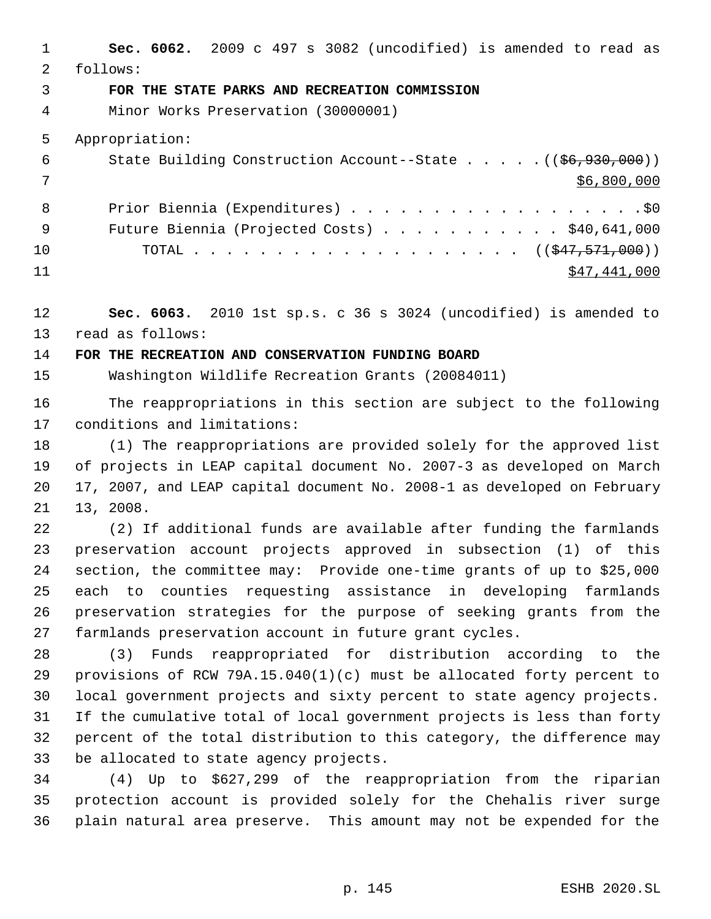**Sec. 6062.** 2009 c 497 s 3082 (uncodified) is amended to read as follows:

**FOR THE STATE PARKS AND RECREATION COMMISSION**

Minor Works Preservation (30000001)

Appropriation:

| | |
|---|---|
| State Building Construction Account--State | ((~~$6,930,000~~)) <u>$6,800,000</u> |
| Prior Biennia (Expenditures) | $0 |
| Future Biennia (Projected Costs) | $40,641,000 |
| TOTAL | ((~~$47,571,000~~)) <u>$47,441,000</u> |

**Sec. 6063.** 2010 1st sp.s. c 36 s 3024 (uncodified) is amended to read as follows:

**FOR THE RECREATION AND CONSERVATION FUNDING BOARD**

Washington Wildlife Recreation Grants (20084011)

The reappropriations in this section are subject to the following conditions and limitations:

(1) The reappropriations are provided solely for the approved list of projects in LEAP capital document No. 2007-3 as developed on March 17, 2007, and LEAP capital document No. 2008-1 as developed on February 13, 2008.

(2) If additional funds are available after funding the farmlands preservation account projects approved in subsection (1) of this section, the committee may: Provide one-time grants of up to $25,000 each to counties requesting assistance in developing farmlands preservation strategies for the purpose of seeking grants from the farmlands preservation account in future grant cycles.

(3) Funds reappropriated for distribution according to the provisions of RCW 79A.15.040(1)(c) must be allocated forty percent to local government projects and sixty percent to state agency projects. If the cumulative total of local government projects is less than forty percent of the total distribution to this category, the difference may be allocated to state agency projects.

(4) Up to $627,299 of the reappropriation from the riparian protection account is provided solely for the Chehalis river surge plain natural area preserve. This amount may not be expended for the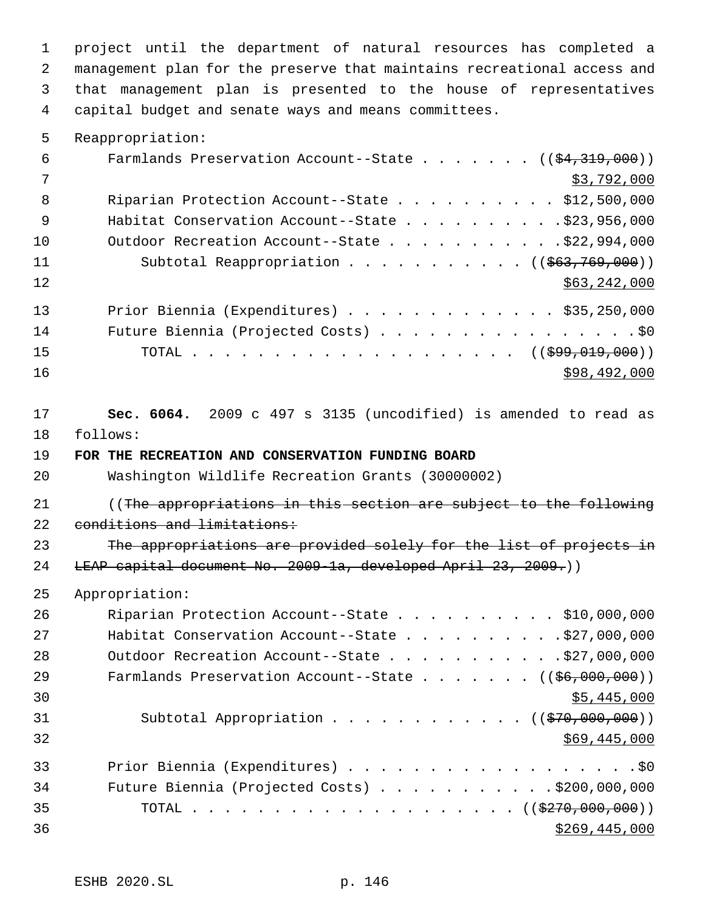project until the department of natural resources has completed a management plan for the preserve that maintains recreational access and that management plan is presented to the house of representatives capital budget and senate ways and means committees.

Reappropriation:

| | |
|---|---|
| Farmlands Preservation Account--State | ((~~$4,319,000~~)) $3,792,000 |
| Riparian Protection Account--State | $12,500,000 |
| Habitat Conservation Account--State | $23,956,000 |
| Outdoor Recreation Account--State | $22,994,000 |
| Subtotal Reappropriation | ((~~$63,769,000~~)) $63,242,000 |
| Prior Biennia (Expenditures) | $35,250,000 |
| Future Biennia (Projected Costs) | $0 |
| TOTAL | ((~~$99,019,000~~)) $98,492,000 |

**Sec. 6064.** 2009 c 497 s 3135 (uncodified) is amended to read as follows:

**FOR THE RECREATION AND CONSERVATION FUNDING BOARD**

Washington Wildlife Recreation Grants (30000002)

((~~The appropriations in this section are subject to the following conditions and limitations:~~

~~The appropriations are provided solely for the list of projects in LEAP capital document No. 2009-1a, developed April 23, 2009.~~))

Appropriation:

| | |
|---|---|
| Riparian Protection Account--State | $10,000,000 |
| Habitat Conservation Account--State | $27,000,000 |
| Outdoor Recreation Account--State | $27,000,000 |
| Farmlands Preservation Account--State | ((~~$6,000,000~~)) $5,445,000 |
| Subtotal Appropriation | ((~~$70,000,000~~)) $69,445,000 |
| Prior Biennia (Expenditures) | $0 |
| Future Biennia (Projected Costs) | $200,000,000 |
| TOTAL | ((~~$270,000,000~~)) $269,445,000 |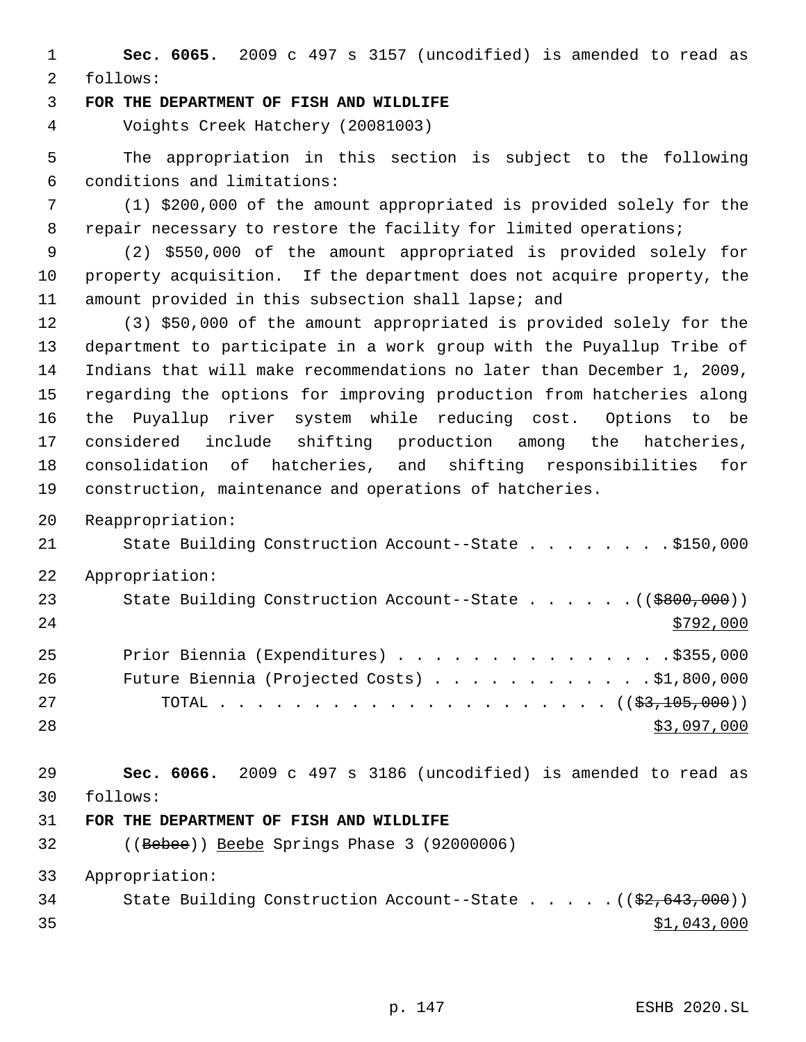**Sec. 6065.** 2009 c 497 s 3157 (uncodified) is amended to read as follows:

**FOR THE DEPARTMENT OF FISH AND WILDLIFE**

Voights Creek Hatchery (20081003)

The appropriation in this section is subject to the following conditions and limitations:

(1) $200,000 of the amount appropriated is provided solely for the repair necessary to restore the facility for limited operations;

(2) $550,000 of the amount appropriated is provided solely for property acquisition. If the department does not acquire property, the amount provided in this subsection shall lapse; and

(3) $50,000 of the amount appropriated is provided solely for the department to participate in a work group with the Puyallup Tribe of Indians that will make recommendations no later than December 1, 2009, regarding the options for improving production from hatcheries along the Puyallup river system while reducing cost. Options to be considered include shifting production among the hatcheries, consolidation of hatcheries, and shifting responsibilities for construction, maintenance and operations of hatcheries.

Reappropriation:

State Building Construction Account--State . . . . . . . . $150,000

Appropriation:

State Building Construction Account--State . . . . . . (( ~~$800,000~~ )) $792,000

Prior Biennia (Expenditures) . . . . . . . . . . . . . . . $355,000

Future Biennia (Projected Costs) . . . . . . . . . . . . $1,800,000

TOTAL . . . . . . . . . . . . . . . . . . . . . (( ~~$3,105,000~~ )) $3,097,000

**Sec. 6066.** 2009 c 497 s 3186 (uncodified) is amended to read as follows:

**FOR THE DEPARTMENT OF FISH AND WILDLIFE**

(( ~~Bebee~~ )) Beebe Springs Phase 3 (92000006)

Appropriation:

State Building Construction Account--State . . . . . (( ~~$2,643,000~~ )) $1,043,000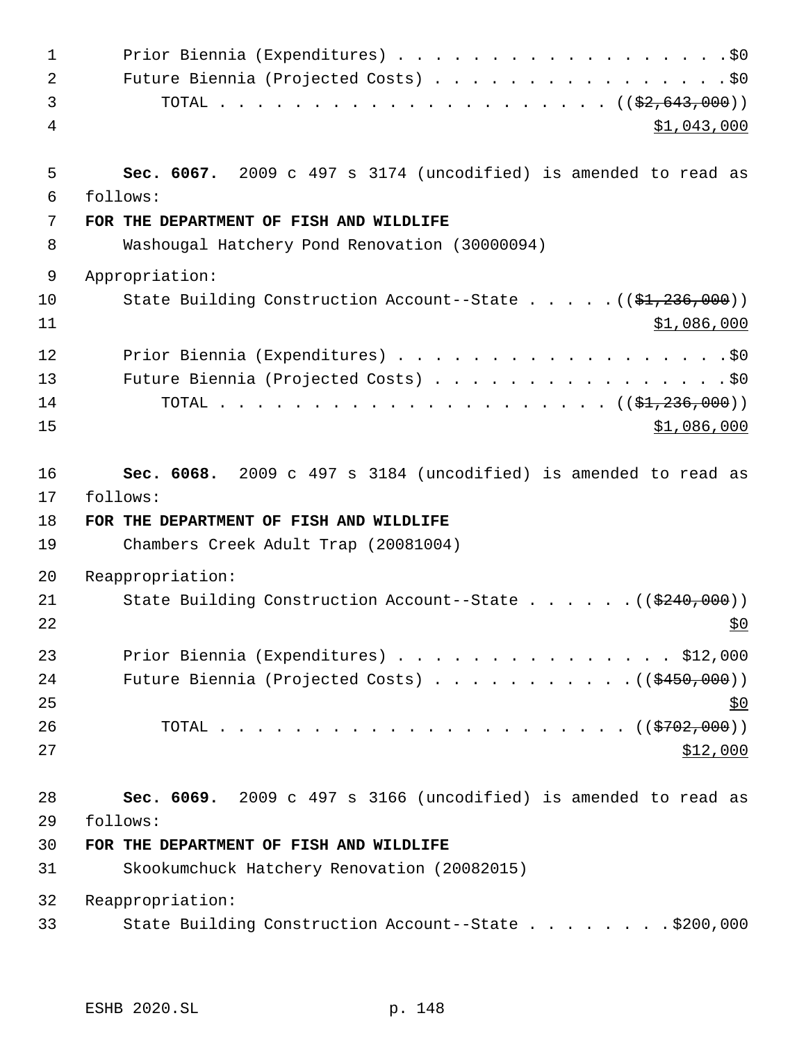Prior Biennia (Expenditures) . . . . . . . . . . . . . . . . . . .$0
Future Biennia (Projected Costs) . . . . . . . . . . . . . . . . .$0
TOTAL . . . . . . . . . . . . . . . . . . . . . . . (($2,643,000))
$1,043,000

**Sec. 6067.** 2009 c 497 s 3174 (uncodified) is amended to read as follows:

**FOR THE DEPARTMENT OF FISH AND WILDLIFE**

Washougal Hatchery Pond Renovation (30000094)

Appropriation:

State Building Construction Account--State . . . . . (($1,236,000))
$1,086,000

Prior Biennia (Expenditures) . . . . . . . . . . . . . . . . . . .$0
Future Biennia (Projected Costs) . . . . . . . . . . . . . . . . .$0
TOTAL . . . . . . . . . . . . . . . . . . . . . . . (($1,236,000))
$1,086,000

**Sec. 6068.** 2009 c 497 s 3184 (uncodified) is amended to read as follows:

**FOR THE DEPARTMENT OF FISH AND WILDLIFE**

Chambers Creek Adult Trap (20081004)

Reappropriation:

State Building Construction Account--State . . . . . . (($240,000))
$0

Prior Biennia (Expenditures) . . . . . . . . . . . . . . . . $12,000
Future Biennia (Projected Costs) . . . . . . . . . . . (($450,000))
$0
TOTAL . . . . . . . . . . . . . . . . . . . . . . . (($702,000))
$12,000

**Sec. 6069.** 2009 c 497 s 3166 (uncodified) is amended to read as follows:

**FOR THE DEPARTMENT OF FISH AND WILDLIFE**

Skookumchuck Hatchery Renovation (20082015)

Reappropriation:

State Building Construction Account--State . . . . . . . . $200,000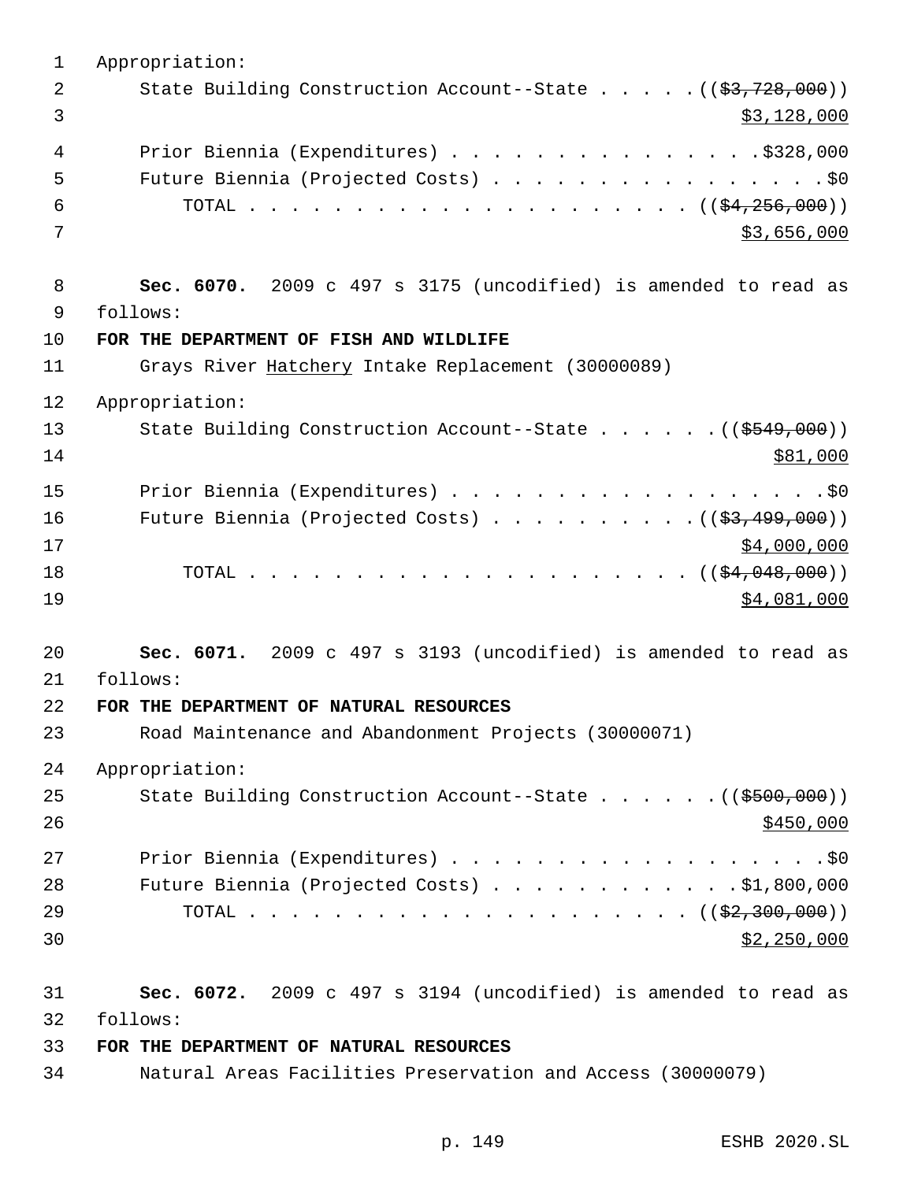Appropriation:

State Building Construction Account--State . . . . . ((~~$3,728,000~~))
<u>$3,128,000</u>

Prior Biennia (Expenditures) . . . . . . . . . . . . . . . $328,000

Future Biennia (Projected Costs) . . . . . . . . . . . . . . . . $0

TOTAL . . . . . . . . . . . . . . . . . . . . . . ((~~$4,256,000~~))
<u>$3,656,000</u>

**Sec. 6070.** 2009 c 497 s 3175 (uncodified) is amended to read as follows:

**FOR THE DEPARTMENT OF FISH AND WILDLIFE**

Grays River <u>Hatchery</u> Intake Replacement (30000089)

Appropriation:

State Building Construction Account--State . . . . . . ((~~$549,000~~))
<u>$81,000</u>

Prior Biennia (Expenditures) . . . . . . . . . . . . . . . . . . $0

Future Biennia (Projected Costs) . . . . . . . . . . ((~~$3,499,000~~))
<u>$4,000,000</u>

TOTAL . . . . . . . . . . . . . . . . . . . . . . ((~~$4,048,000~~))
<u>$4,081,000</u>

**Sec. 6071.** 2009 c 497 s 3193 (uncodified) is amended to read as follows:

**FOR THE DEPARTMENT OF NATURAL RESOURCES**

Road Maintenance and Abandonment Projects (30000071)

Appropriation:

State Building Construction Account--State . . . . . . ((~~$500,000~~))
<u>$450,000</u>

Prior Biennia (Expenditures) . . . . . . . . . . . . . . . . . . $0

Future Biennia (Projected Costs) . . . . . . . . . . . . $1,800,000

TOTAL . . . . . . . . . . . . . . . . . . . . . . ((~~$2,300,000~~))
<u>$2,250,000</u>

**Sec. 6072.** 2009 c 497 s 3194 (uncodified) is amended to read as follows:

**FOR THE DEPARTMENT OF NATURAL RESOURCES**

Natural Areas Facilities Preservation and Access (30000079)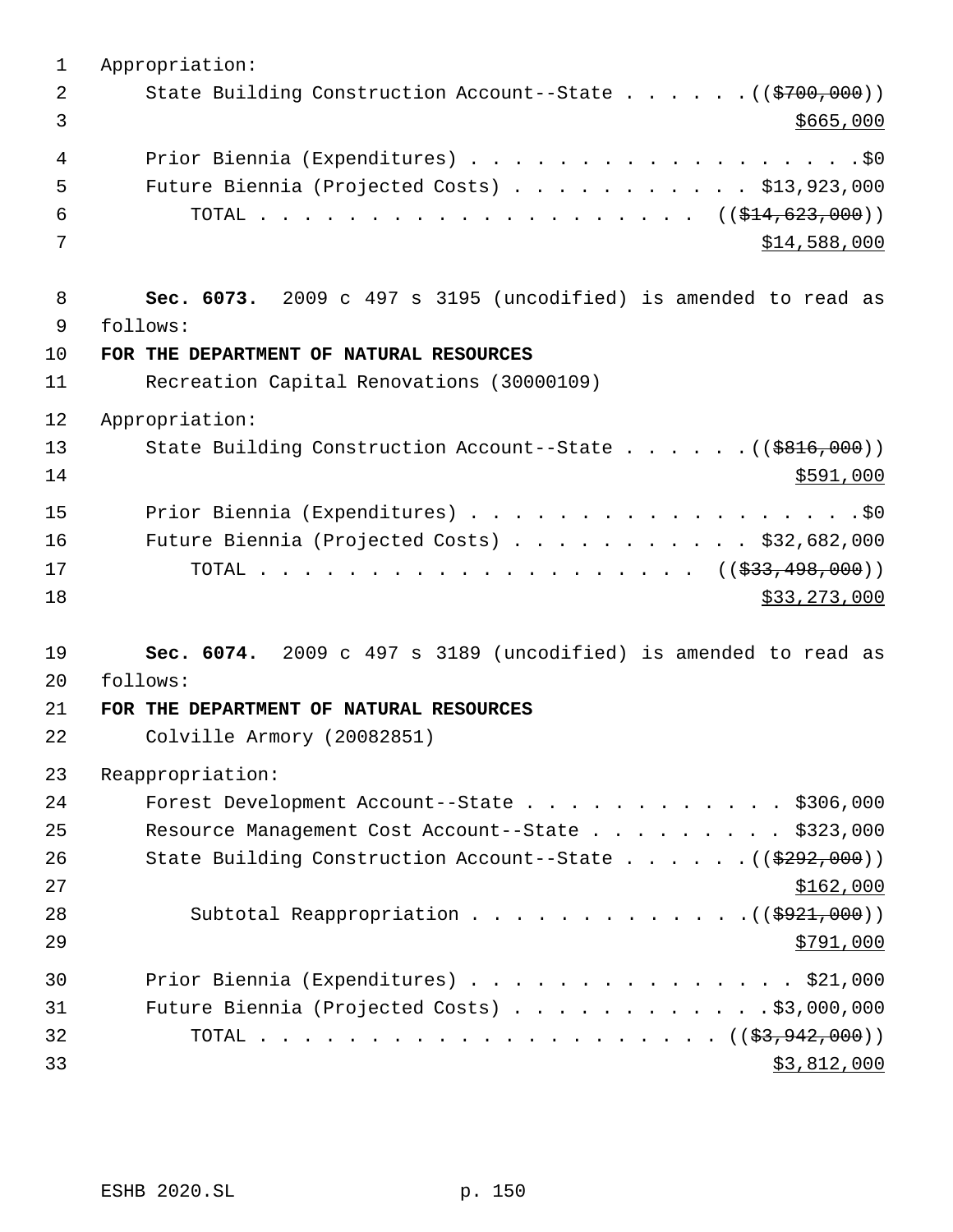Appropriation:

State Building Construction Account--State . . . . . . (($700,000))
$665,000

Prior Biennia (Expenditures) . . . . . . . . . . . . . . . . . . .$0

Future Biennia (Projected Costs) . . . . . . . . . . . $13,923,000

TOTAL . . . . . . . . . . . . . . . . . . . . . . (($14,623,000))
$14,588,000

**Sec. 6073.** 2009 c 497 s 3195 (uncodified) is amended to read as follows:

**FOR THE DEPARTMENT OF NATURAL RESOURCES**

Recreation Capital Renovations (30000109)

Appropriation:

State Building Construction Account--State . . . . . . (($816,000))
$591,000

Prior Biennia (Expenditures) . . . . . . . . . . . . . . . . . . .$0

Future Biennia (Projected Costs) . . . . . . . . . . . $32,682,000

TOTAL . . . . . . . . . . . . . . . . . . . . . . (($33,498,000))
$33,273,000

**Sec. 6074.** 2009 c 497 s 3189 (uncodified) is amended to read as follows:

**FOR THE DEPARTMENT OF NATURAL RESOURCES**

Colville Armory (20082851)

Reappropriation:

Forest Development Account--State . . . . . . . . . . . . $306,000

Resource Management Cost Account--State . . . . . . . . . $323,000

State Building Construction Account--State . . . . . . (($292,000))
$162,000

Subtotal Reappropriation . . . . . . . . . . . . . .(($921,000))
$791,000

Prior Biennia (Expenditures) . . . . . . . . . . . . . . . . $21,000

Future Biennia (Projected Costs) . . . . . . . . . . . . .$3,000,000

TOTAL . . . . . . . . . . . . . . . . . . . . . . (($3,942,000))
$3,812,000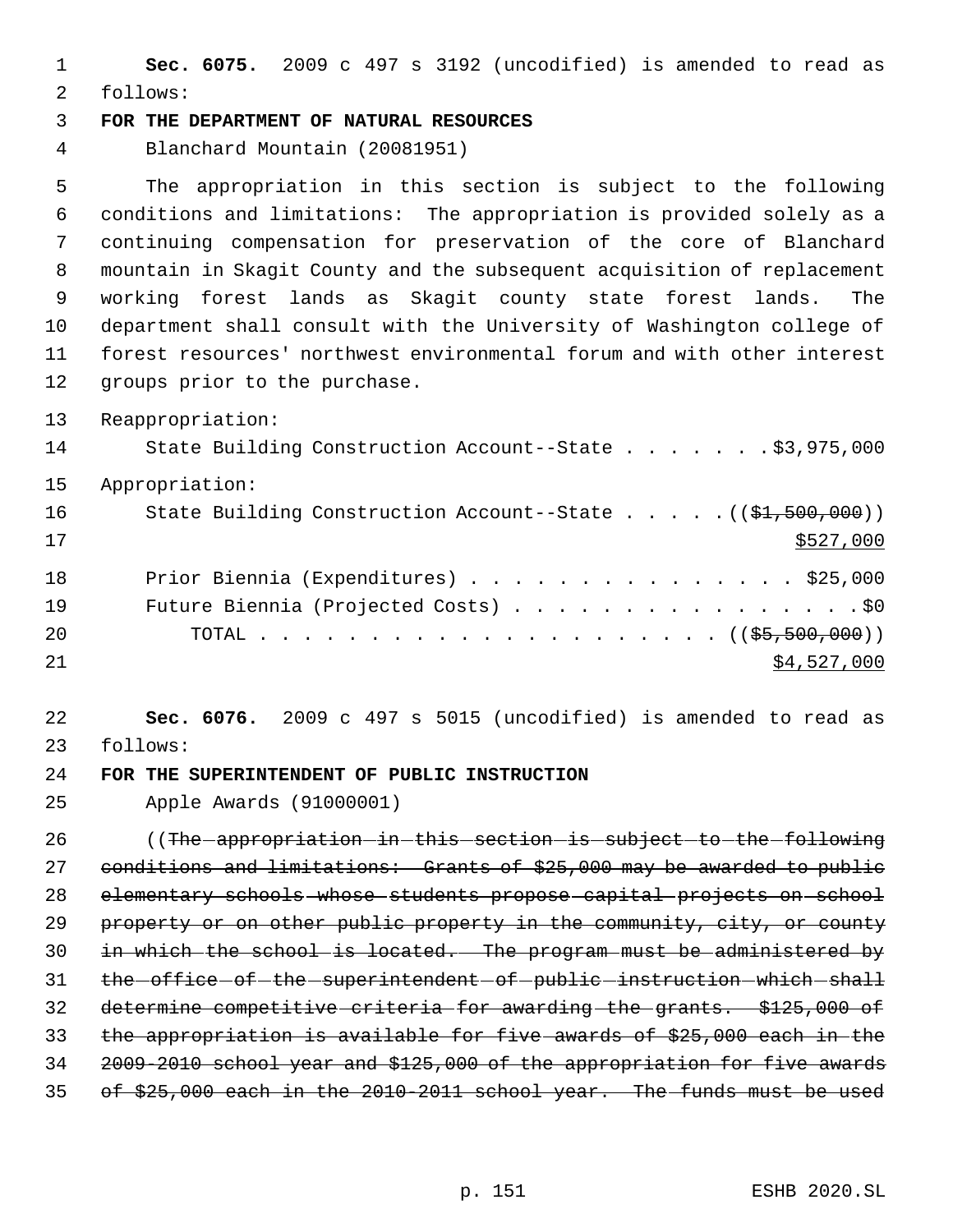**Sec. 6075.** 2009 c 497 s 3192 (uncodified) is amended to read as follows:

**FOR THE DEPARTMENT OF NATURAL RESOURCES**

Blanchard Mountain (20081951)

The appropriation in this section is subject to the following conditions and limitations: The appropriation is provided solely as a continuing compensation for preservation of the core of Blanchard mountain in Skagit County and the subsequent acquisition of replacement working forest lands as Skagit county state forest lands. The department shall consult with the University of Washington college of forest resources' northwest environmental forum and with other interest groups prior to the purchase.

Reappropriation:

State Building Construction Account--State . . . . . . . $3,975,000

Appropriation:

State Building Construction Account--State . . . . . ((~~$1,500,000~~))
<u>$527,000</u>

Prior Biennia (Expenditures) . . . . . . . . . . . . . . . $25,000

Future Biennia (Projected Costs) . . . . . . . . . . . . . . . . $0

TOTAL . . . . . . . . . . . . . . . . . . . . . ((~~$5,500,000~~))
<u>$4,527,000</u>

**Sec. 6076.** 2009 c 497 s 5015 (uncodified) is amended to read as follows:

**FOR THE SUPERINTENDENT OF PUBLIC INSTRUCTION**

Apple Awards (91000001)

((~~The appropriation in this section is subject to the following conditions and limitations: Grants of $25,000 may be awarded to public elementary schools whose students propose capital projects on school property or on other public property in the community, city, or county in which the school is located. The program must be administered by the office of the superintendent of public instruction which shall determine competitive criteria for awarding the grants. $125,000 of the appropriation is available for five awards of $25,000 each in the 2009-2010 school year and $125,000 of the appropriation for five awards of $25,000 each in the 2010-2011 school year. The funds must be used~~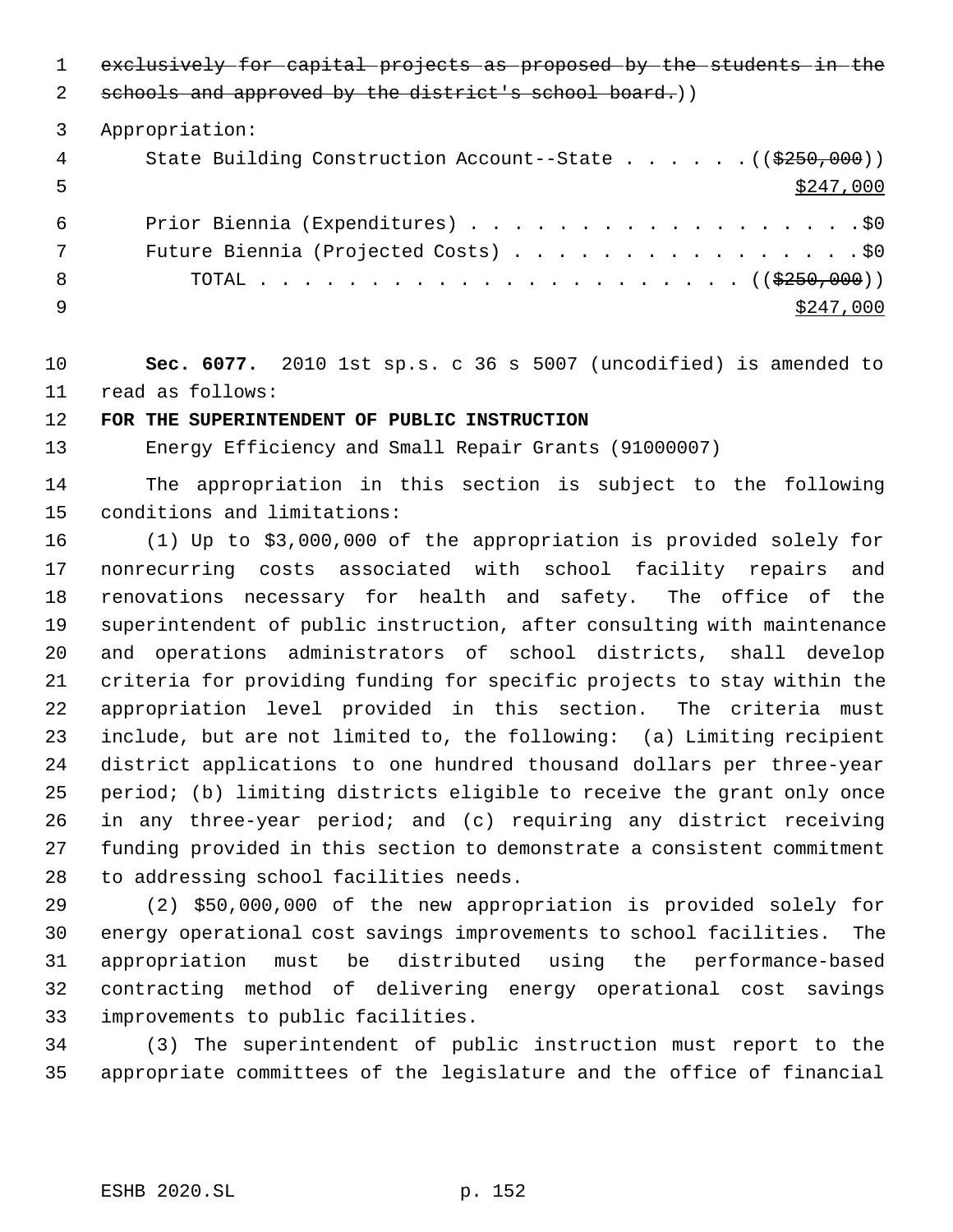~~exclusively for capital projects as proposed by the students in the schools and approved by the district's school board.~~))

Appropriation:

State Building Construction Account--State . . . . . . ((~~$250,000~~))
<u>$247,000</u>

Prior Biennia (Expenditures) . . . . . . . . . . . . . . . . . . . $0

Future Biennia (Projected Costs) . . . . . . . . . . . . . . . . . $0

TOTAL . . . . . . . . . . . . . . . . . . . . . . . ((~~$250,000~~))
<u>$247,000</u>

**Sec. 6077.** 2010 1st sp.s. c 36 s 5007 (uncodified) is amended to read as follows:

**FOR THE SUPERINTENDENT OF PUBLIC INSTRUCTION**

Energy Efficiency and Small Repair Grants (91000007)

The appropriation in this section is subject to the following conditions and limitations:

(1) Up to $3,000,000 of the appropriation is provided solely for nonrecurring costs associated with school facility repairs and renovations necessary for health and safety. The office of the superintendent of public instruction, after consulting with maintenance and operations administrators of school districts, shall develop criteria for providing funding for specific projects to stay within the appropriation level provided in this section. The criteria must include, but are not limited to, the following: (a) Limiting recipient district applications to one hundred thousand dollars per three-year period; (b) limiting districts eligible to receive the grant only once in any three-year period; and (c) requiring any district receiving funding provided in this section to demonstrate a consistent commitment to addressing school facilities needs.

(2) $50,000,000 of the new appropriation is provided solely for energy operational cost savings improvements to school facilities. The appropriation must be distributed using the performance-based contracting method of delivering energy operational cost savings improvements to public facilities.

(3) The superintendent of public instruction must report to the appropriate committees of the legislature and the office of financial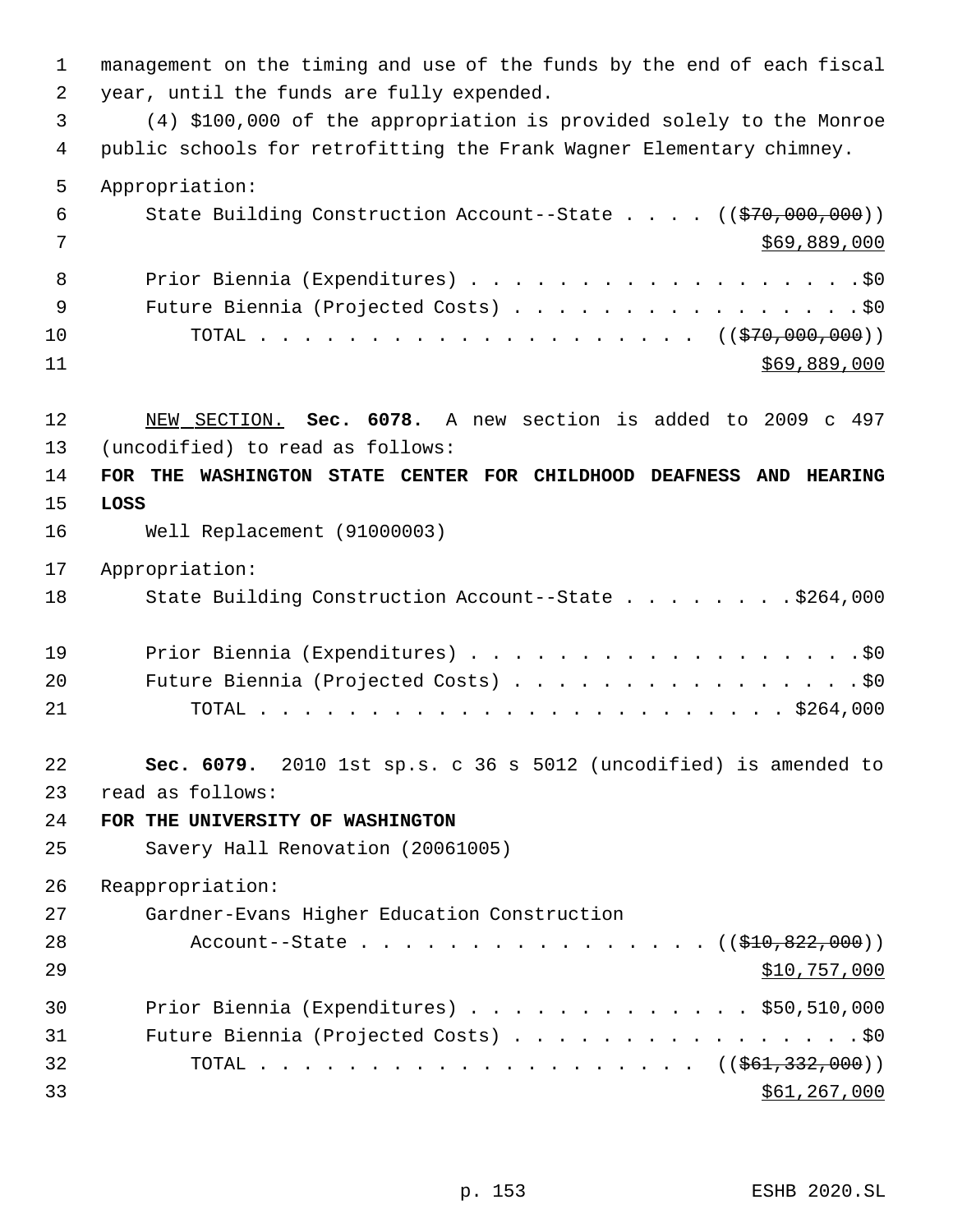management on the timing and use of the funds by the end of each fiscal year, until the funds are fully expended.

(4) $100,000 of the appropriation is provided solely to the Monroe public schools for retrofitting the Frank Wagner Elementary chimney.

Appropriation:

State Building Construction Account--State . . . . ((~~$70,000,000~~)) $69,889,000

Prior Biennia (Expenditures) . . . . . . . . . . . . . . . . . . .$0

Future Biennia (Projected Costs) . . . . . . . . . . . . . . . . .$0

TOTAL . . . . . . . . . . . . . . . . . . . . . ((~~$70,000,000~~)) $69,889,000

NEW SECTION. **Sec. 6078.** A new section is added to 2009 c 497 (uncodified) to read as follows:

**FOR THE WASHINGTON STATE CENTER FOR CHILDHOOD DEAFNESS AND HEARING LOSS**

Well Replacement (91000003)

Appropriation:

State Building Construction Account--State . . . . . . . . .$264,000

Prior Biennia (Expenditures) . . . . . . . . . . . . . . . . . . .$0

Future Biennia (Projected Costs) . . . . . . . . . . . . . . . . .$0

TOTAL . . . . . . . . . . . . . . . . . . . . . . . . . $264,000

**Sec. 6079.** 2010 1st sp.s. c 36 s 5012 (uncodified) is amended to read as follows:

**FOR THE UNIVERSITY OF WASHINGTON**

Savery Hall Renovation (20061005)

Reappropriation:

Gardner-Evans Higher Education Construction Account--State . . . . . . . . . . . . . . . . ((~~$10,822,000~~)) $10,757,000

Prior Biennia (Expenditures) . . . . . . . . . . . . . $50,510,000

Future Biennia (Projected Costs) . . . . . . . . . . . . . . . . .$0

TOTAL . . . . . . . . . . . . . . . . . . . . . ((~~$61,332,000~~)) $61,267,000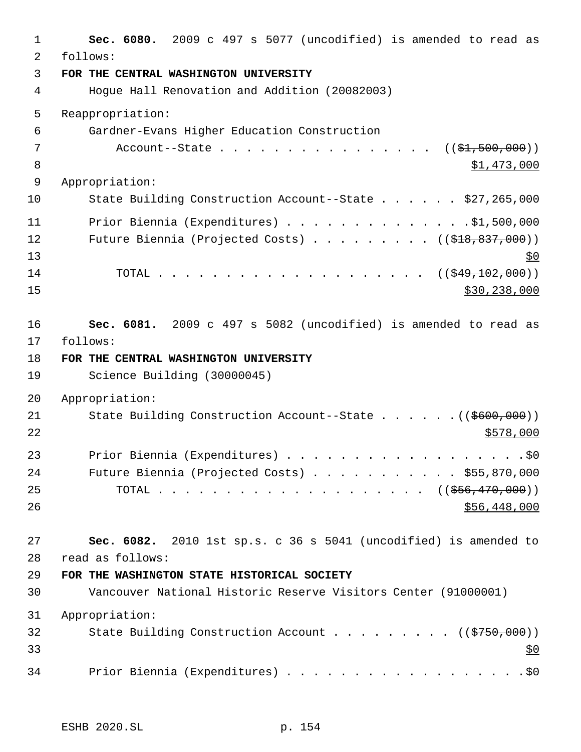**Sec. 6080.** 2009 c 497 s 5077 (uncodified) is amended to read as follows:

**FOR THE CENTRAL WASHINGTON UNIVERSITY**

Hogue Hall Renovation and Addition (20082003)

Reappropriation:

Gardner-Evans Higher Education Construction Account--State . . . . . . . . . . . . . . . . ((~~$1,500,000~~)) $1,473,000

Appropriation:

State Building Construction Account--State . . . . . . $27,265,000

Prior Biennia (Expenditures) . . . . . . . . . . . . . .$1,500,000

Future Biennia (Projected Costs) . . . . . . . . . . ((~~$18,837,000~~)) $0

TOTAL . . . . . . . . . . . . . . . . . . . . . ((~~$49,102,000~~)) $30,238,000

**Sec. 6081.** 2009 c 497 s 5082 (uncodified) is amended to read as follows:

**FOR THE CENTRAL WASHINGTON UNIVERSITY**

Science Building (30000045)

Appropriation:

State Building Construction Account--State . . . . . . .((~~$600,000~~)) $578,000

Prior Biennia (Expenditures) . . . . . . . . . . . . . . . . . .$0

Future Biennia (Projected Costs) . . . . . . . . . . . $55,870,000

TOTAL . . . . . . . . . . . . . . . . . . . . . ((~~$56,470,000~~)) $56,448,000

**Sec. 6082.** 2010 1st sp.s. c 36 s 5041 (uncodified) is amended to read as follows:

**FOR THE WASHINGTON STATE HISTORICAL SOCIETY**

Vancouver National Historic Reserve Visitors Center (91000001)

Appropriation:

State Building Construction Account . . . . . . . . . ((~~$750,000~~)) $0

Prior Biennia (Expenditures) . . . . . . . . . . . . . . . . . .$0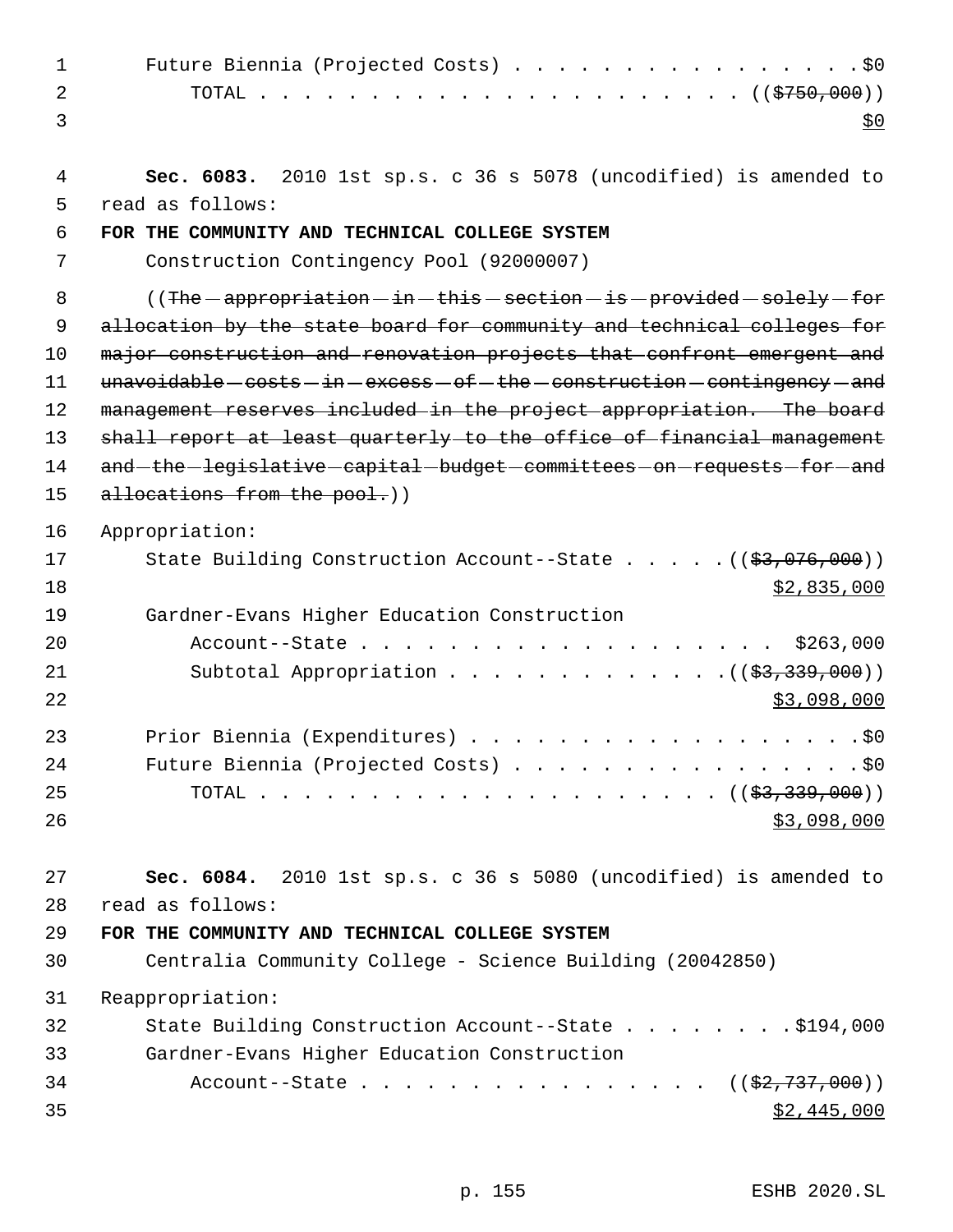Future Biennia (Projected Costs) . . . . . . . . . . . . . . . . .$0
TOTAL . . . . . . . . . . . . . . . . . . . . . . . ((~~$750,000~~))
$0

**Sec. 6083.** 2010 1st sp.s. c 36 s 5078 (uncodified) is amended to read as follows:

**FOR THE COMMUNITY AND TECHNICAL COLLEGE SYSTEM**

Construction Contingency Pool (92000007)

((~~The appropriation in this section is provided solely for allocation by the state board for community and technical colleges for major construction and renovation projects that confront emergent and unavoidable costs in excess of the construction contingency and management reserves included in the project appropriation. The board shall report at least quarterly to the office of financial management and the legislative capital budget committees on requests for and allocations from the pool.~~))

Appropriation:

State Building Construction Account--State . . . . . ((~~$3,076,000~~))
$2,835,000

Gardner-Evans Higher Education Construction Account--State . . . . . . . . . . . . . . . . . . . $263,000

Subtotal Appropriation . . . . . . . . . . . . . ((~~$3,339,000~~))
$3,098,000

Prior Biennia (Expenditures) . . . . . . . . . . . . . . . . . . .$0
Future Biennia (Projected Costs) . . . . . . . . . . . . . . . . .$0
TOTAL . . . . . . . . . . . . . . . . . . . . . ((~~$3,339,000~~))
$3,098,000

**Sec. 6084.** 2010 1st sp.s. c 36 s 5080 (uncodified) is amended to read as follows:

**FOR THE COMMUNITY AND TECHNICAL COLLEGE SYSTEM**

Centralia Community College - Science Building (20042850)

Reappropriation:

State Building Construction Account--State . . . . . . . . .$194,000

Gardner-Evans Higher Education Construction Account--State . . . . . . . . . . . . . . . . ((~~$2,737,000~~))
$2,445,000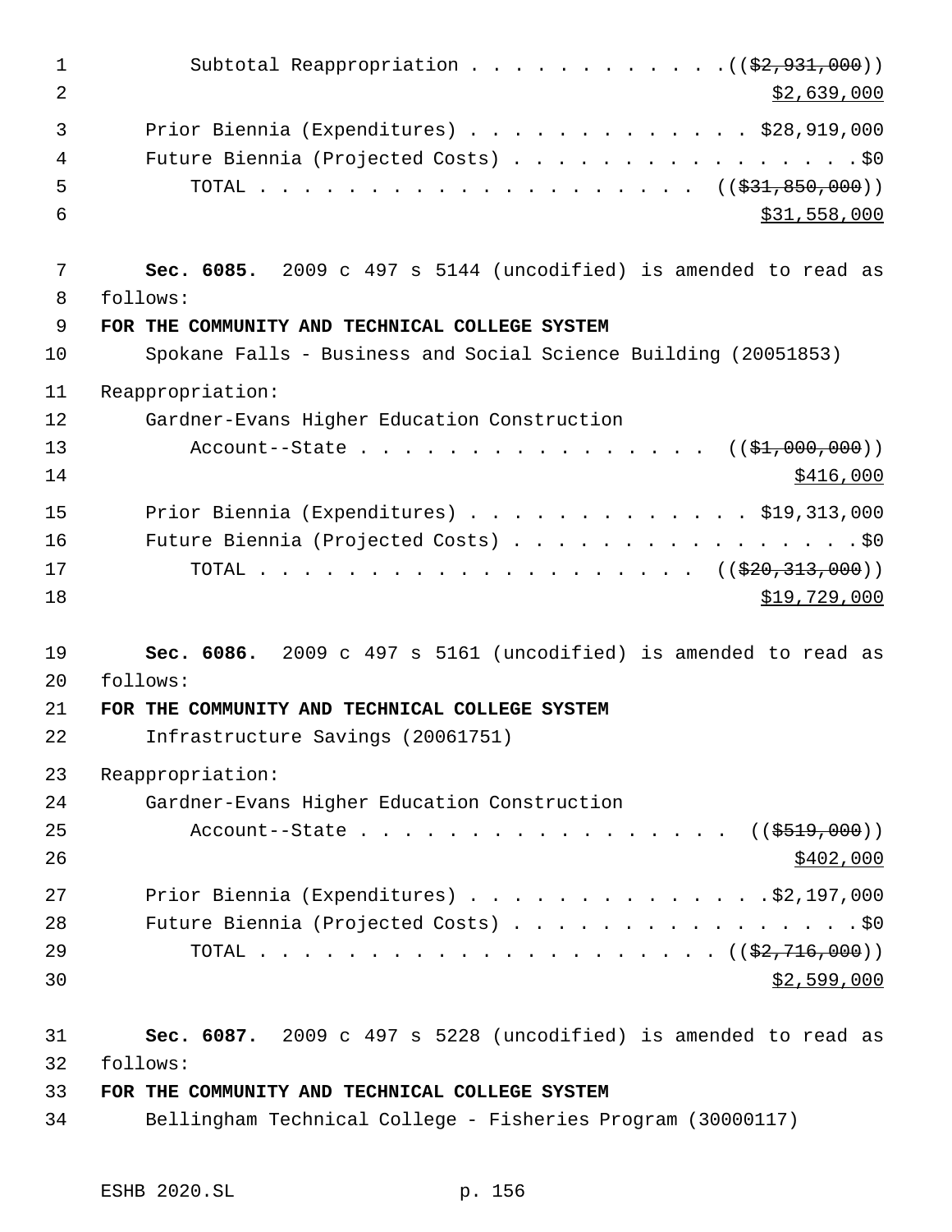Subtotal Reappropriation . . . . . . . . . . . . ((~~$2,931,000~~))
$2,639,000

Prior Biennia (Expenditures) . . . . . . . . . . . . . . $28,919,000
Future Biennia (Projected Costs) . . . . . . . . . . . . . . . . . $0
TOTAL . . . . . . . . . . . . . . . . . . . . . . ((~~$31,850,000~~))
$31,558,000

**Sec. 6085.** 2009 c 497 s 5144 (uncodified) is amended to read as follows:

**FOR THE COMMUNITY AND TECHNICAL COLLEGE SYSTEM**

Spokane Falls - Business and Social Science Building (20051853)

Reappropriation:

Gardner-Evans Higher Education Construction
Account--State . . . . . . . . . . . . . . . . ((~~$1,000,000~~))
$416,000

Prior Biennia (Expenditures) . . . . . . . . . . . . . . $19,313,000
Future Biennia (Projected Costs) . . . . . . . . . . . . . . . . . $0
TOTAL . . . . . . . . . . . . . . . . . . . . . . ((~~$20,313,000~~))
$19,729,000

**Sec. 6086.** 2009 c 497 s 5161 (uncodified) is amended to read as follows:

**FOR THE COMMUNITY AND TECHNICAL COLLEGE SYSTEM**

Infrastructure Savings (20061751)

Reappropriation:

Gardner-Evans Higher Education Construction
Account--State . . . . . . . . . . . . . . . . . ((~~$519,000~~))
$402,000

Prior Biennia (Expenditures) . . . . . . . . . . . . . . .$2,197,000
Future Biennia (Projected Costs) . . . . . . . . . . . . . . . . . $0
TOTAL . . . . . . . . . . . . . . . . . . . . . . . ((~~$2,716,000~~))
$2,599,000

**Sec. 6087.** 2009 c 497 s 5228 (uncodified) is amended to read as follows:

**FOR THE COMMUNITY AND TECHNICAL COLLEGE SYSTEM**

Bellingham Technical College - Fisheries Program (30000117)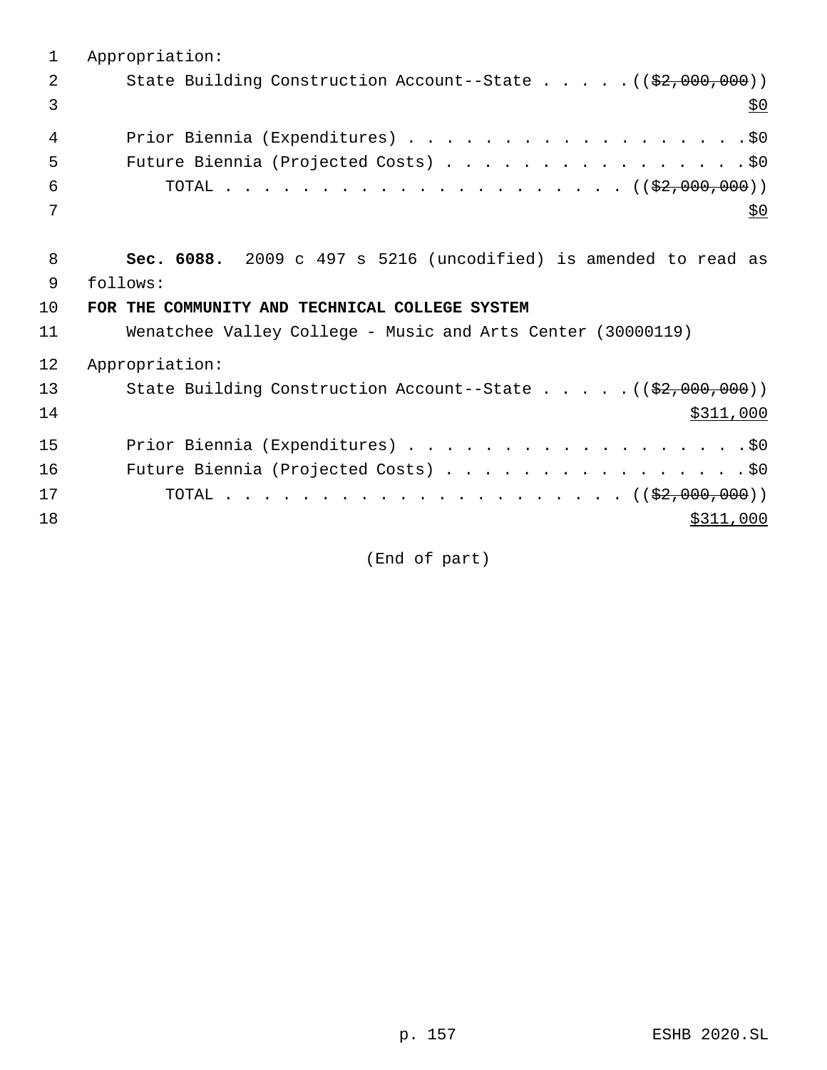Appropriation:

State Building Construction Account--State . . . . . (( ~~$2,000,000~~ ))
$0

Prior Biennia (Expenditures) . . . . . . . . . . . . . . . . . . . $0

Future Biennia (Projected Costs) . . . . . . . . . . . . . . . . . $0

TOTAL . . . . . . . . . . . . . . . . . . . . . . (( ~~$2,000,000~~ ))
$0

**Sec. 6088.** 2009 c 497 s 5216 (uncodified) is amended to read as follows:

**FOR THE COMMUNITY AND TECHNICAL COLLEGE SYSTEM**

Wenatchee Valley College - Music and Arts Center (30000119)

Appropriation:

State Building Construction Account--State . . . . . (( ~~$2,000,000~~ ))
$311,000

Prior Biennia (Expenditures) . . . . . . . . . . . . . . . . . . . $0

Future Biennia (Projected Costs) . . . . . . . . . . . . . . . . . $0

TOTAL . . . . . . . . . . . . . . . . . . . . . . (( ~~$2,000,000~~ ))
$311,000

(End of part)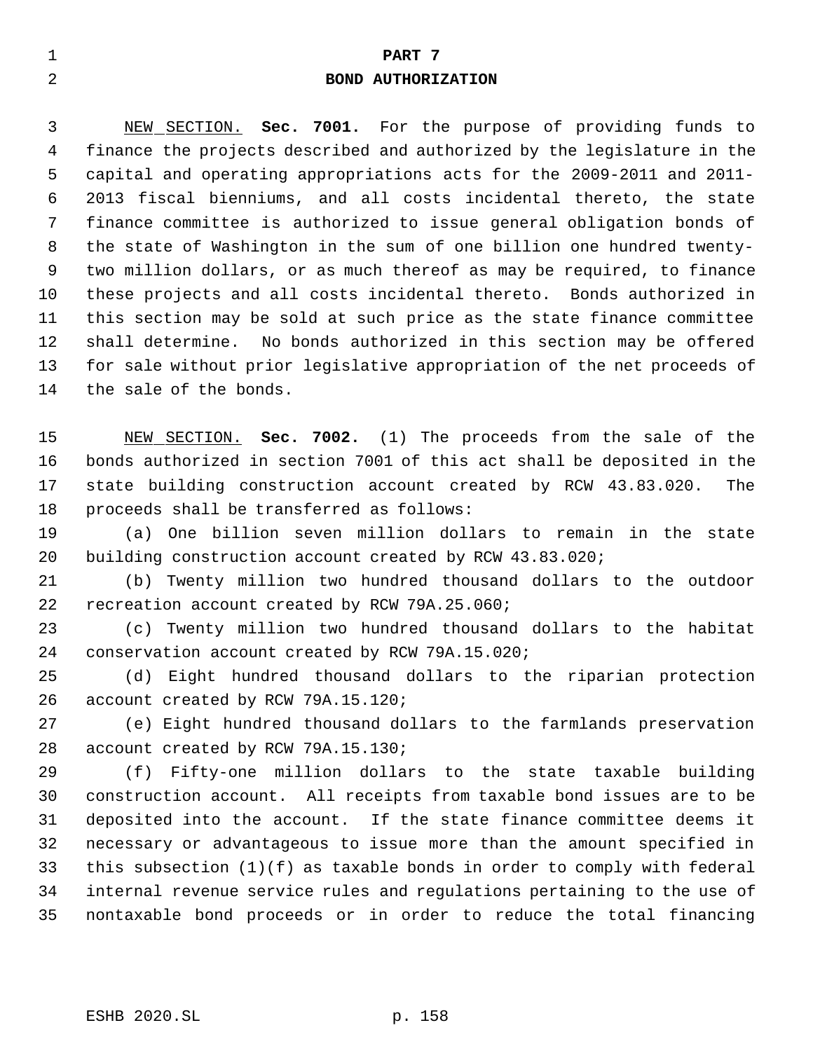# PART 7

## BONO AUTHORIZATION

NEW SECTION. **Sec. 7001.** For the purpose of providing funds to finance the projects described and authorized by the legislature in the capital and operating appropriations acts for the 2009-2011 and 2011-2013 fiscal bienniums, and all costs incidental thereto, the state finance committee is authorized to issue general obligation bonds of the state of Washington in the sum of one billion one hundred twenty-two million dollars, or as much thereof as may be required, to finance these projects and all costs incidental thereto. Bonds authorized in this section may be sold at such price as the state finance committee shall determine. No bonds authorized in this section may be offered for sale without prior legislative appropriation of the net proceeds of the sale of the bonds.

NEW SECTION. **Sec. 7002.** (1) The proceeds from the sale of the bonds authorized in section 7001 of this act shall be deposited in the state building construction account created by RCW 43.83.020. The proceeds shall be transferred as follows:

(a) One billion seven million dollars to remain in the state building construction account created by RCW 43.83.020;

(b) Twenty million two hundred thousand dollars to the outdoor recreation account created by RCW 79A.25.060;

(c) Twenty million two hundred thousand dollars to the habitat conservation account created by RCW 79A.15.020;

(d) Eight hundred thousand dollars to the riparian protection account created by RCW 79A.15.120;

(e) Eight hundred thousand dollars to the farmlands preservation account created by RCW 79A.15.130;

(f) Fifty-one million dollars to the state taxable building construction account. All receipts from taxable bond issues are to be deposited into the account. If the state finance committee deems it necessary or advantageous to issue more than the amount specified in this subsection (1)(f) as taxable bonds in order to comply with federal internal revenue service rules and regulations pertaining to the use of nontaxable bond proceeds or in order to reduce the total financing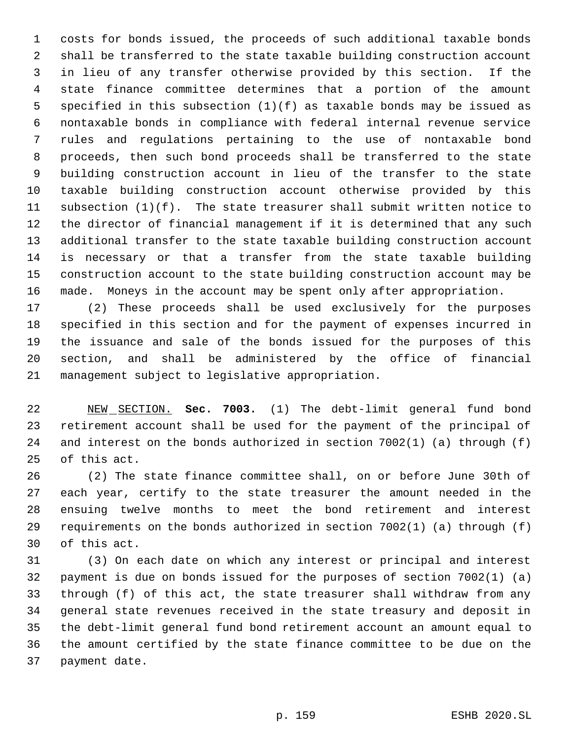costs for bonds issued, the proceeds of such additional taxable bonds shall be transferred to the state taxable building construction account in lieu of any transfer otherwise provided by this section. If the state finance committee determines that a portion of the amount specified in this subsection (1)(f) as taxable bonds may be issued as nontaxable bonds in compliance with federal internal revenue service rules and regulations pertaining to the use of nontaxable bond proceeds, then such bond proceeds shall be transferred to the state building construction account in lieu of the transfer to the state taxable building construction account otherwise provided by this subsection (1)(f). The state treasurer shall submit written notice to the director of financial management if it is determined that any such additional transfer to the state taxable building construction account is necessary or that a transfer from the state taxable building construction account to the state building construction account may be made. Moneys in the account may be spent only after appropriation.

(2) These proceeds shall be used exclusively for the purposes specified in this section and for the payment of expenses incurred in the issuance and sale of the bonds issued for the purposes of this section, and shall be administered by the office of financial management subject to legislative appropriation.

NEW SECTION. **Sec. 7003.** (1) The debt-limit general fund bond retirement account shall be used for the payment of the principal of and interest on the bonds authorized in section 7002(1) (a) through (f) of this act.

(2) The state finance committee shall, on or before June 30th of each year, certify to the state treasurer the amount needed in the ensuing twelve months to meet the bond retirement and interest requirements on the bonds authorized in section 7002(1) (a) through (f) of this act.

(3) On each date on which any interest or principal and interest payment is due on bonds issued for the purposes of section 7002(1) (a) through (f) of this act, the state treasurer shall withdraw from any general state revenues received in the state treasury and deposit in the debt-limit general fund bond retirement account an amount equal to the amount certified by the state finance committee to be due on the payment date.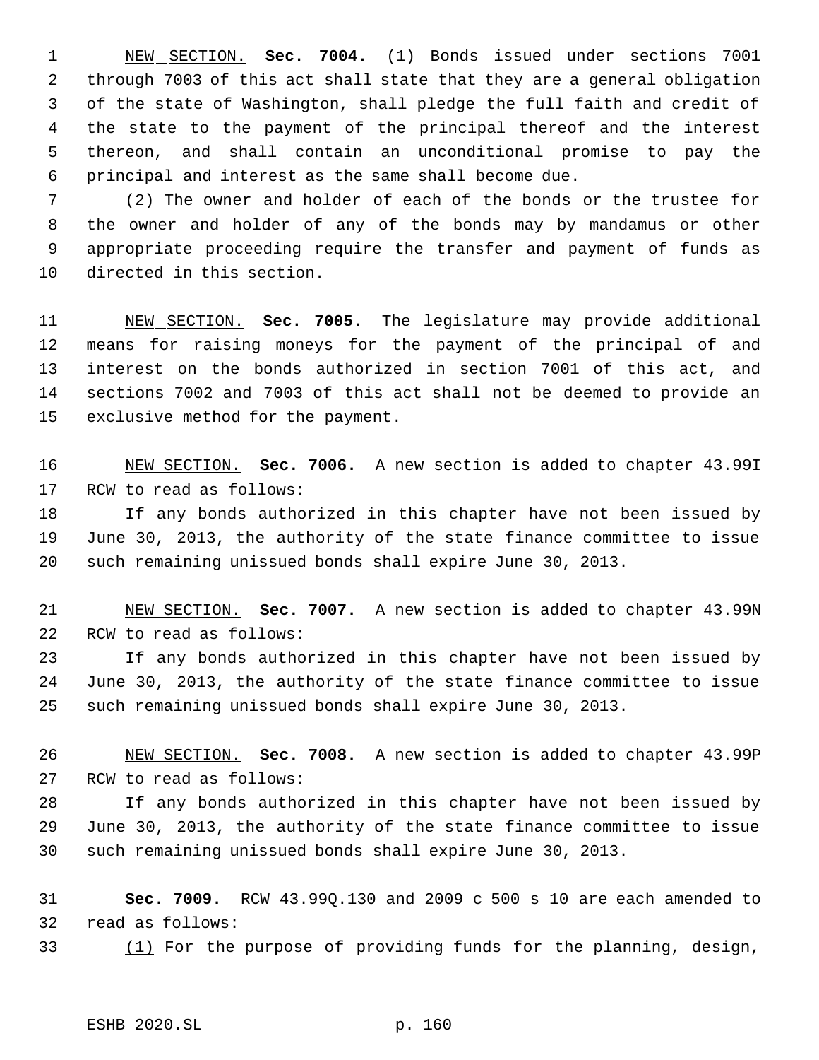NEW SECTION. **Sec. 7004.** (1) Bonds issued under sections 7001 through 7003 of this act shall state that they are a general obligation of the state of Washington, shall pledge the full faith and credit of the state to the payment of the principal thereof and the interest thereon, and shall contain an unconditional promise to pay the principal and interest as the same shall become due.

(2) The owner and holder of each of the bonds or the trustee for the owner and holder of any of the bonds may by mandamus or other appropriate proceeding require the transfer and payment of funds as directed in this section.

NEW SECTION. **Sec. 7005.** The legislature may provide additional means for raising moneys for the payment of the principal of and interest on the bonds authorized in section 7001 of this act, and sections 7002 and 7003 of this act shall not be deemed to provide an exclusive method for the payment.

NEW SECTION. **Sec. 7006.** A new section is added to chapter 43.99I RCW to read as follows:

If any bonds authorized in this chapter have not been issued by June 30, 2013, the authority of the state finance committee to issue such remaining unissued bonds shall expire June 30, 2013.

NEW SECTION. **Sec. 7007.** A new section is added to chapter 43.99N RCW to read as follows:

If any bonds authorized in this chapter have not been issued by June 30, 2013, the authority of the state finance committee to issue such remaining unissued bonds shall expire June 30, 2013.

NEW SECTION. **Sec. 7008.** A new section is added to chapter 43.99P RCW to read as follows:

If any bonds authorized in this chapter have not been issued by June 30, 2013, the authority of the state finance committee to issue such remaining unissued bonds shall expire June 30, 2013.

**Sec. 7009.** RCW 43.99Q.130 and 2009 c 500 s 10 are each amended to read as follows:

(1) For the purpose of providing funds for the planning, design,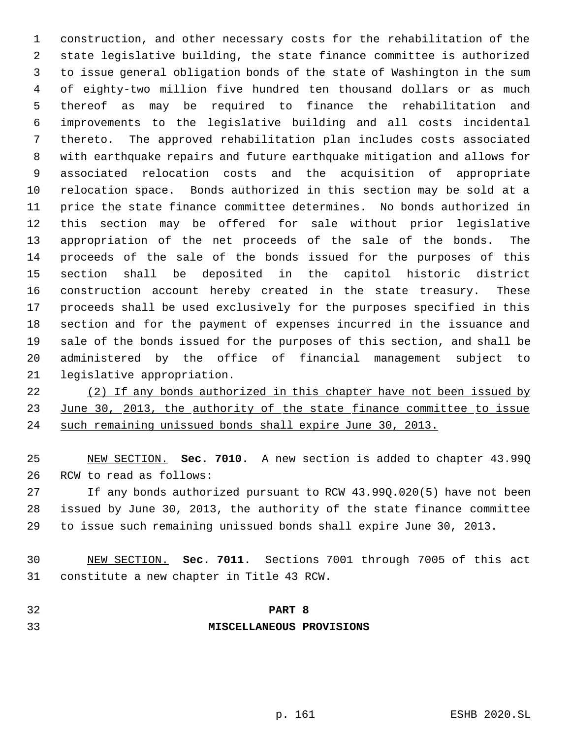construction, and other necessary costs for the rehabilitation of the state legislative building, the state finance committee is authorized to issue general obligation bonds of the state of Washington in the sum of eighty-two million five hundred ten thousand dollars or as much thereof as may be required to finance the rehabilitation and improvements to the legislative building and all costs incidental thereto. The approved rehabilitation plan includes costs associated with earthquake repairs and future earthquake mitigation and allows for associated relocation costs and the acquisition of appropriate relocation space. Bonds authorized in this section may be sold at a price the state finance committee determines. No bonds authorized in this section may be offered for sale without prior legislative appropriation of the net proceeds of the sale of the bonds. The proceeds of the sale of the bonds issued for the purposes of this section shall be deposited in the capitol historic district construction account hereby created in the state treasury. These proceeds shall be used exclusively for the purposes specified in this section and for the payment of expenses incurred in the issuance and sale of the bonds issued for the purposes of this section, and shall be administered by the office of financial management subject to legislative appropriation.

<u>(2) If any bonds authorized in this chapter have not been issued by June 30, 2013, the authority of the state finance committee to issue such remaining unissued bonds shall expire June 30, 2013.</u>

<u>NEW SECTION.</u> **Sec. 7010.** A new section is added to chapter 43.99Q RCW to read as follows:

If any bonds authorized pursuant to RCW 43.99Q.020(5) have not been issued by June 30, 2013, the authority of the state finance committee to issue such remaining unissued bonds shall expire June 30, 2013.

<u>NEW SECTION.</u> **Sec. 7011.** Sections 7001 through 7005 of this act constitute a new chapter in Title 43 RCW.

## PART 8
## MISCELLANEOUS PROVISIONS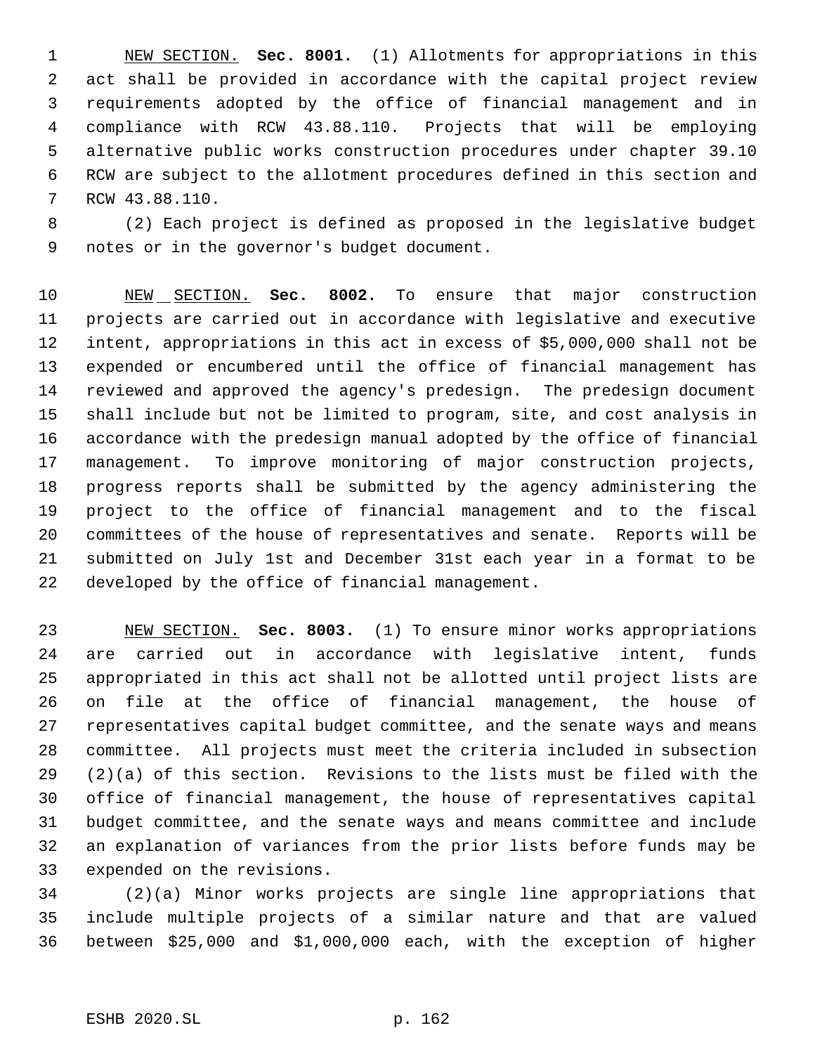NEW SECTION. **Sec. 8001.** (1) Allotments for appropriations in this act shall be provided in accordance with the capital project review requirements adopted by the office of financial management and in compliance with RCW 43.88.110. Projects that will be employing alternative public works construction procedures under chapter 39.10 RCW are subject to the allotment procedures defined in this section and RCW 43.88.110.

(2) Each project is defined as proposed in the legislative budget notes or in the governor's budget document.

NEW SECTION. **Sec. 8002.** To ensure that major construction projects are carried out in accordance with legislative and executive intent, appropriations in this act in excess of $5,000,000 shall not be expended or encumbered until the office of financial management has reviewed and approved the agency's predesign. The predesign document shall include but not be limited to program, site, and cost analysis in accordance with the predesign manual adopted by the office of financial management. To improve monitoring of major construction projects, progress reports shall be submitted by the agency administering the project to the office of financial management and to the fiscal committees of the house of representatives and senate. Reports will be submitted on July 1st and December 31st each year in a format to be developed by the office of financial management.

NEW SECTION. **Sec. 8003.** (1) To ensure minor works appropriations are carried out in accordance with legislative intent, funds appropriated in this act shall not be allotted until project lists are on file at the office of financial management, the house of representatives capital budget committee, and the senate ways and means committee. All projects must meet the criteria included in subsection (2)(a) of this section. Revisions to the lists must be filed with the office of financial management, the house of representatives capital budget committee, and the senate ways and means committee and include an explanation of variances from the prior lists before funds may be expended on the revisions.

(2)(a) Minor works projects are single line appropriations that include multiple projects of a similar nature and that are valued between $25,000 and $1,000,000 each, with the exception of higher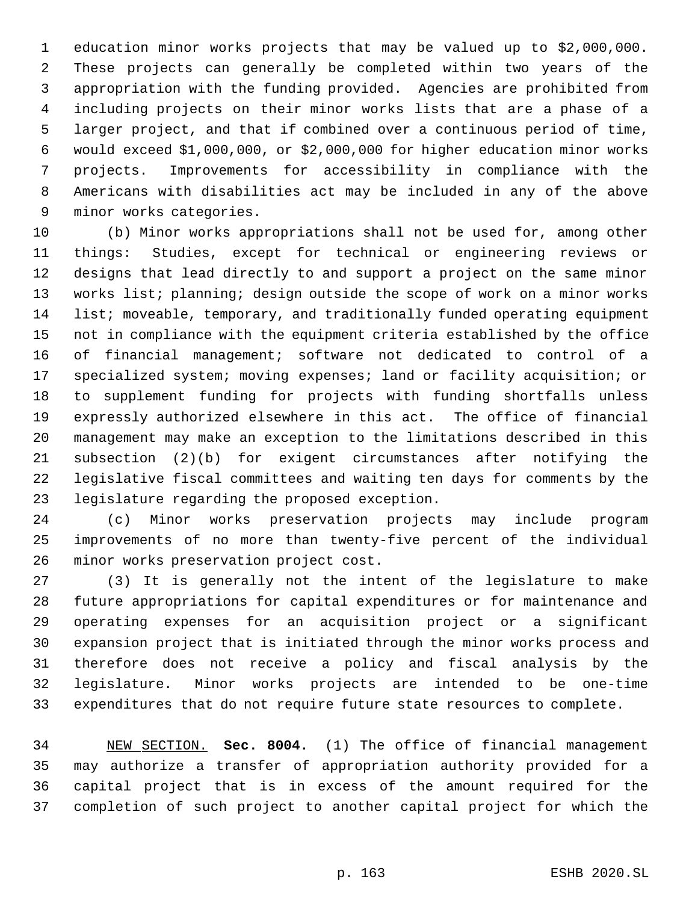education minor works projects that may be valued up to $2,000,000. These projects can generally be completed within two years of the appropriation with the funding provided. Agencies are prohibited from including projects on their minor works lists that are a phase of a larger project, and that if combined over a continuous period of time, would exceed $1,000,000, or $2,000,000 for higher education minor works projects. Improvements for accessibility in compliance with the Americans with disabilities act may be included in any of the above minor works categories.

(b) Minor works appropriations shall not be used for, among other things: Studies, except for technical or engineering reviews or designs that lead directly to and support a project on the same minor works list; planning; design outside the scope of work on a minor works list; moveable, temporary, and traditionally funded operating equipment not in compliance with the equipment criteria established by the office of financial management; software not dedicated to control of a specialized system; moving expenses; land or facility acquisition; or to supplement funding for projects with funding shortfalls unless expressly authorized elsewhere in this act. The office of financial management may make an exception to the limitations described in this subsection (2)(b) for exigent circumstances after notifying the legislative fiscal committees and waiting ten days for comments by the legislature regarding the proposed exception.

(c) Minor works preservation projects may include program improvements of no more than twenty-five percent of the individual minor works preservation project cost.

(3) It is generally not the intent of the legislature to make future appropriations for capital expenditures or for maintenance and operating expenses for an acquisition project or a significant expansion project that is initiated through the minor works process and therefore does not receive a policy and fiscal analysis by the legislature. Minor works projects are intended to be one-time expenditures that do not require future state resources to complete.

NEW SECTION. **Sec. 8004.** (1) The office of financial management may authorize a transfer of appropriation authority provided for a capital project that is in excess of the amount required for the completion of such project to another capital project for which the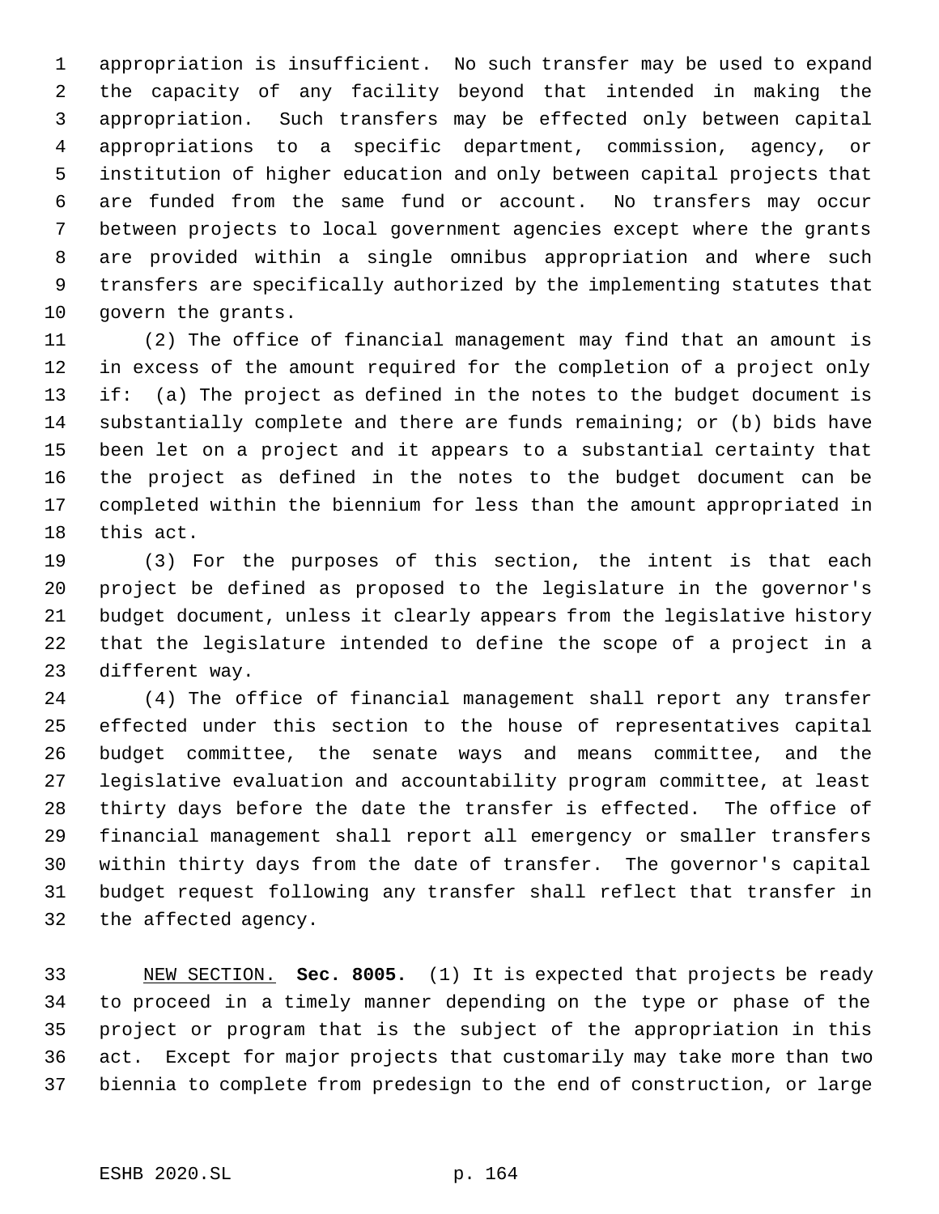appropriation is insufficient. No such transfer may be used to expand the capacity of any facility beyond that intended in making the appropriation. Such transfers may be effected only between capital appropriations to a specific department, commission, agency, or institution of higher education and only between capital projects that are funded from the same fund or account. No transfers may occur between projects to local government agencies except where the grants are provided within a single omnibus appropriation and where such transfers are specifically authorized by the implementing statutes that govern the grants.

(2) The office of financial management may find that an amount is in excess of the amount required for the completion of a project only if: (a) The project as defined in the notes to the budget document is substantially complete and there are funds remaining; or (b) bids have been let on a project and it appears to a substantial certainty that the project as defined in the notes to the budget document can be completed within the biennium for less than the amount appropriated in this act.

(3) For the purposes of this section, the intent is that each project be defined as proposed to the legislature in the governor's budget document, unless it clearly appears from the legislative history that the legislature intended to define the scope of a project in a different way.

(4) The office of financial management shall report any transfer effected under this section to the house of representatives capital budget committee, the senate ways and means committee, and the legislative evaluation and accountability program committee, at least thirty days before the date the transfer is effected. The office of financial management shall report all emergency or smaller transfers within thirty days from the date of transfer. The governor's capital budget request following any transfer shall reflect that transfer in the affected agency.

NEW SECTION. **Sec. 8005.** (1) It is expected that projects be ready to proceed in a timely manner depending on the type or phase of the project or program that is the subject of the appropriation in this act. Except for major projects that customarily may take more than two biennia to complete from predesign to the end of construction, or large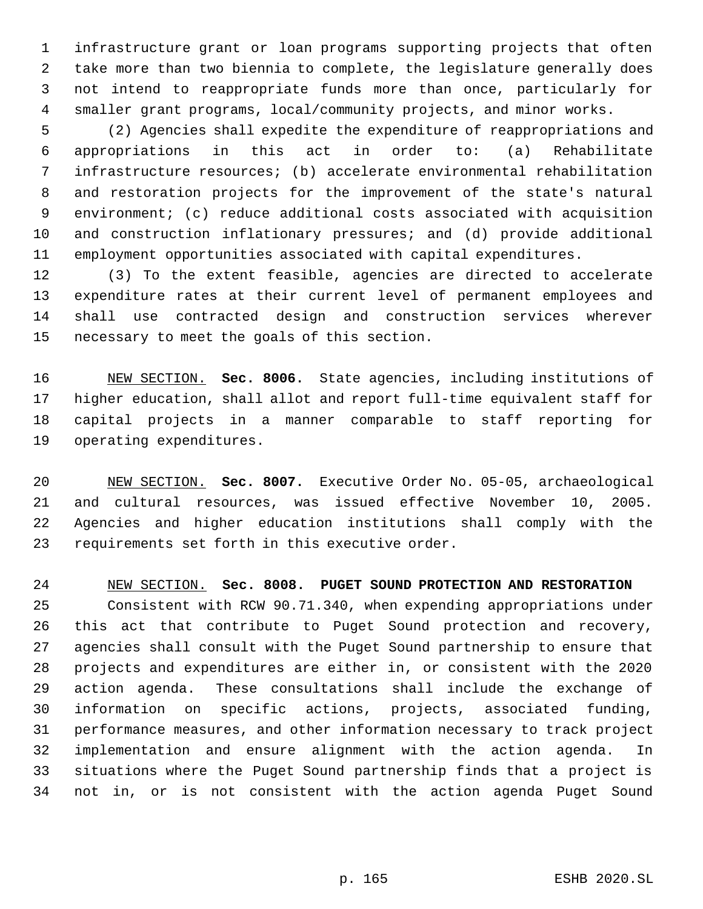infrastructure grant or loan programs supporting projects that often take more than two biennia to complete, the legislature generally does not intend to reappropriate funds more than once, particularly for smaller grant programs, local/community projects, and minor works.

(2) Agencies shall expedite the expenditure of reappropriations and appropriations in this act in order to: (a) Rehabilitate infrastructure resources; (b) accelerate environmental rehabilitation and restoration projects for the improvement of the state's natural environment; (c) reduce additional costs associated with acquisition and construction inflationary pressures; and (d) provide additional employment opportunities associated with capital expenditures.

(3) To the extent feasible, agencies are directed to accelerate expenditure rates at their current level of permanent employees and shall use contracted design and construction services wherever necessary to meet the goals of this section.

NEW SECTION. **Sec. 8006.** State agencies, including institutions of higher education, shall allot and report full-time equivalent staff for capital projects in a manner comparable to staff reporting for operating expenditures.

NEW SECTION. **Sec. 8007.** Executive Order No. 05-05, archaeological and cultural resources, was issued effective November 10, 2005. Agencies and higher education institutions shall comply with the requirements set forth in this executive order.

NEW SECTION. **Sec. 8008. PUGET SOUND PROTECTION AND RESTORATION**

Consistent with RCW 90.71.340, when expending appropriations under this act that contribute to Puget Sound protection and recovery, agencies shall consult with the Puget Sound partnership to ensure that projects and expenditures are either in, or consistent with the 2020 action agenda. These consultations shall include the exchange of information on specific actions, projects, associated funding, performance measures, and other information necessary to track project implementation and ensure alignment with the action agenda. In situations where the Puget Sound partnership finds that a project is not in, or is not consistent with the action agenda Puget Sound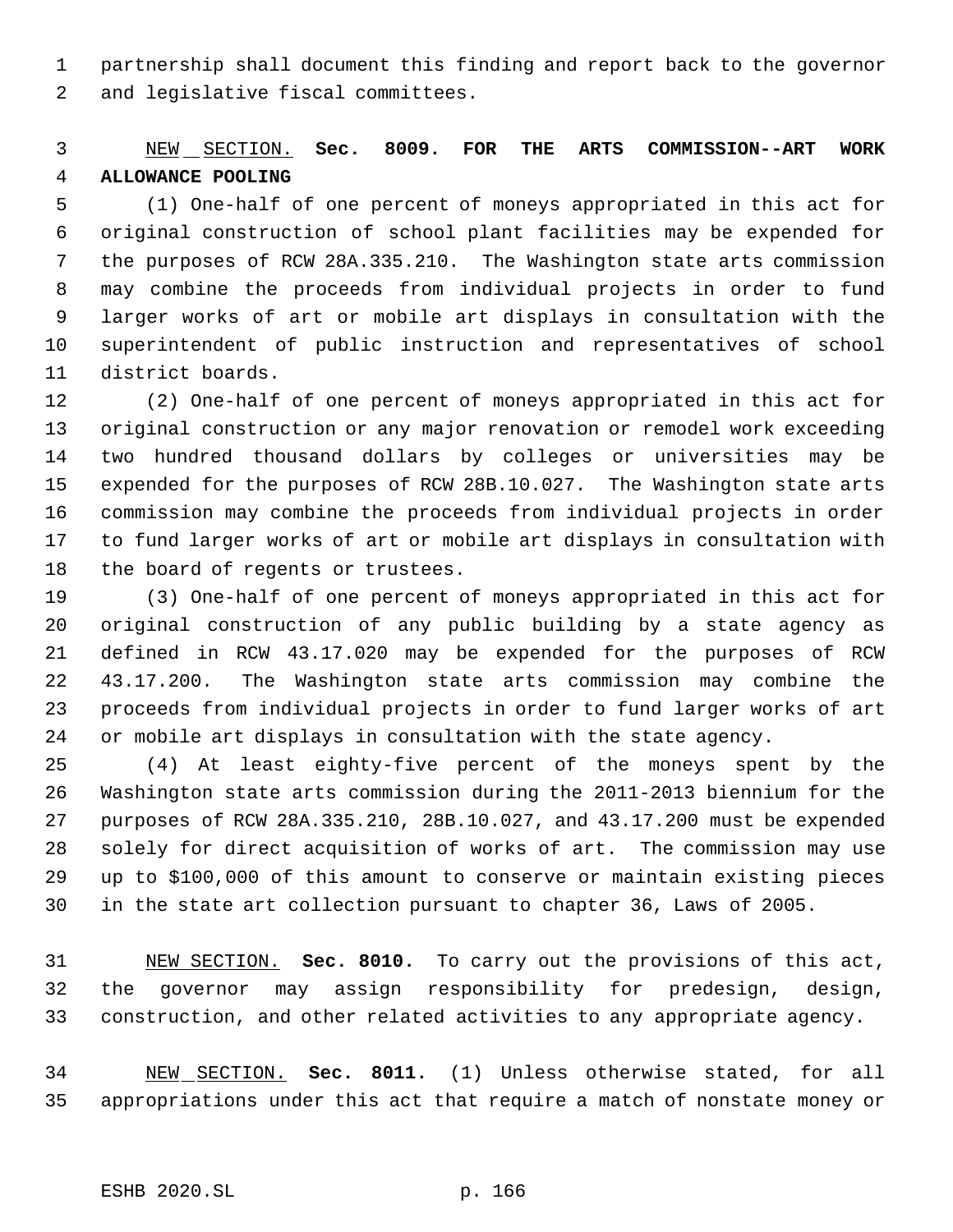partnership shall document this finding and report back to the governor and legislative fiscal committees.

NEW SECTION. **Sec. 8009. FOR THE ARTS COMMISSION--ART WORK ALLOWANCE POOLING**

(1) One-half of one percent of moneys appropriated in this act for original construction of school plant facilities may be expended for the purposes of RCW 28A.335.210. The Washington state arts commission may combine the proceeds from individual projects in order to fund larger works of art or mobile art displays in consultation with the superintendent of public instruction and representatives of school district boards.

(2) One-half of one percent of moneys appropriated in this act for original construction or any major renovation or remodel work exceeding two hundred thousand dollars by colleges or universities may be expended for the purposes of RCW 28B.10.027. The Washington state arts commission may combine the proceeds from individual projects in order to fund larger works of art or mobile art displays in consultation with the board of regents or trustees.

(3) One-half of one percent of moneys appropriated in this act for original construction of any public building by a state agency as defined in RCW 43.17.020 may be expended for the purposes of RCW 43.17.200. The Washington state arts commission may combine the proceeds from individual projects in order to fund larger works of art or mobile art displays in consultation with the state agency.

(4) At least eighty-five percent of the moneys spent by the Washington state arts commission during the 2011-2013 biennium for the purposes of RCW 28A.335.210, 28B.10.027, and 43.17.200 must be expended solely for direct acquisition of works of art. The commission may use up to $100,000 of this amount to conserve or maintain existing pieces in the state art collection pursuant to chapter 36, Laws of 2005.

NEW SECTION. **Sec. 8010.** To carry out the provisions of this act, the governor may assign responsibility for predesign, design, construction, and other related activities to any appropriate agency.

NEW SECTION. **Sec. 8011.** (1) Unless otherwise stated, for all appropriations under this act that require a match of nonstate money or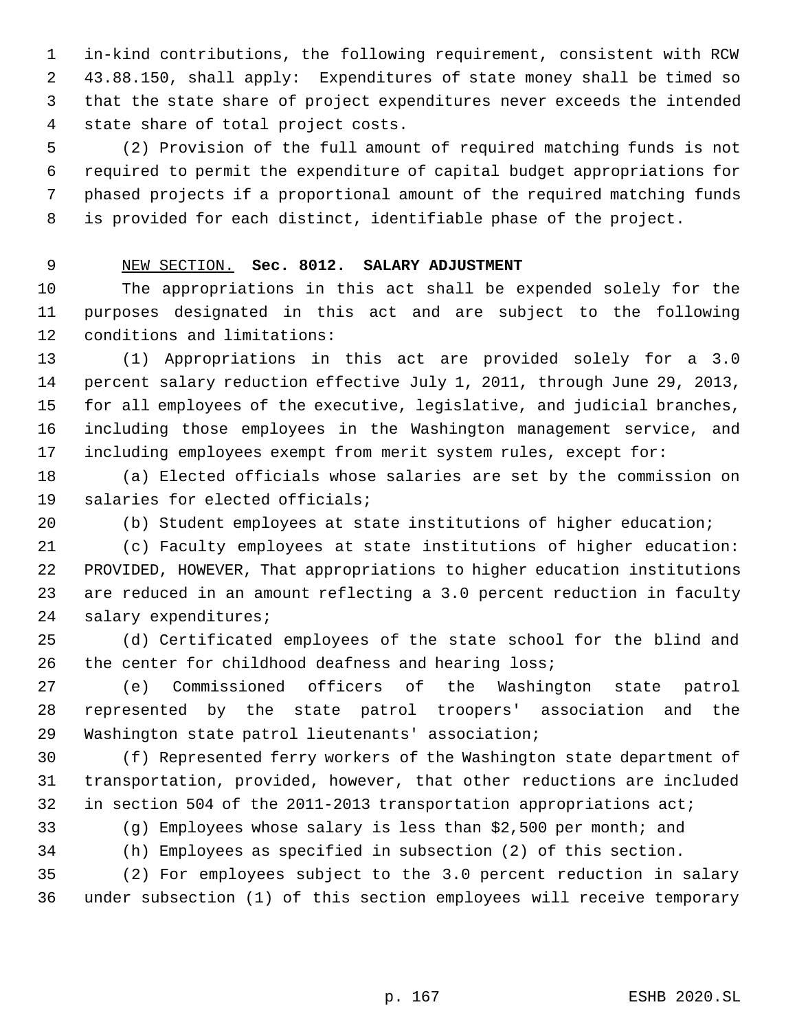in-kind contributions, the following requirement, consistent with RCW 43.88.150, shall apply: Expenditures of state money shall be timed so that the state share of project expenditures never exceeds the intended state share of total project costs.

(2) Provision of the full amount of required matching funds is not required to permit the expenditure of capital budget appropriations for phased projects if a proportional amount of the required matching funds is provided for each distinct, identifiable phase of the project.

NEW SECTION. **Sec. 8012. SALARY ADJUSTMENT**

The appropriations in this act shall be expended solely for the purposes designated in this act and are subject to the following conditions and limitations:

(1) Appropriations in this act are provided solely for a 3.0 percent salary reduction effective July 1, 2011, through June 29, 2013, for all employees of the executive, legislative, and judicial branches, including those employees in the Washington management service, and including employees exempt from merit system rules, except for:

(a) Elected officials whose salaries are set by the commission on salaries for elected officials;

(b) Student employees at state institutions of higher education;

(c) Faculty employees at state institutions of higher education: PROVIDED, HOWEVER, That appropriations to higher education institutions are reduced in an amount reflecting a 3.0 percent reduction in faculty salary expenditures;

(d) Certificated employees of the state school for the blind and the center for childhood deafness and hearing loss;

(e) Commissioned officers of the Washington state patrol represented by the state patrol troopers' association and the Washington state patrol lieutenants' association;

(f) Represented ferry workers of the Washington state department of transportation, provided, however, that other reductions are included in section 504 of the 2011-2013 transportation appropriations act;

(g) Employees whose salary is less than $2,500 per month; and

(h) Employees as specified in subsection (2) of this section.

(2) For employees subject to the 3.0 percent reduction in salary under subsection (1) of this section employees will receive temporary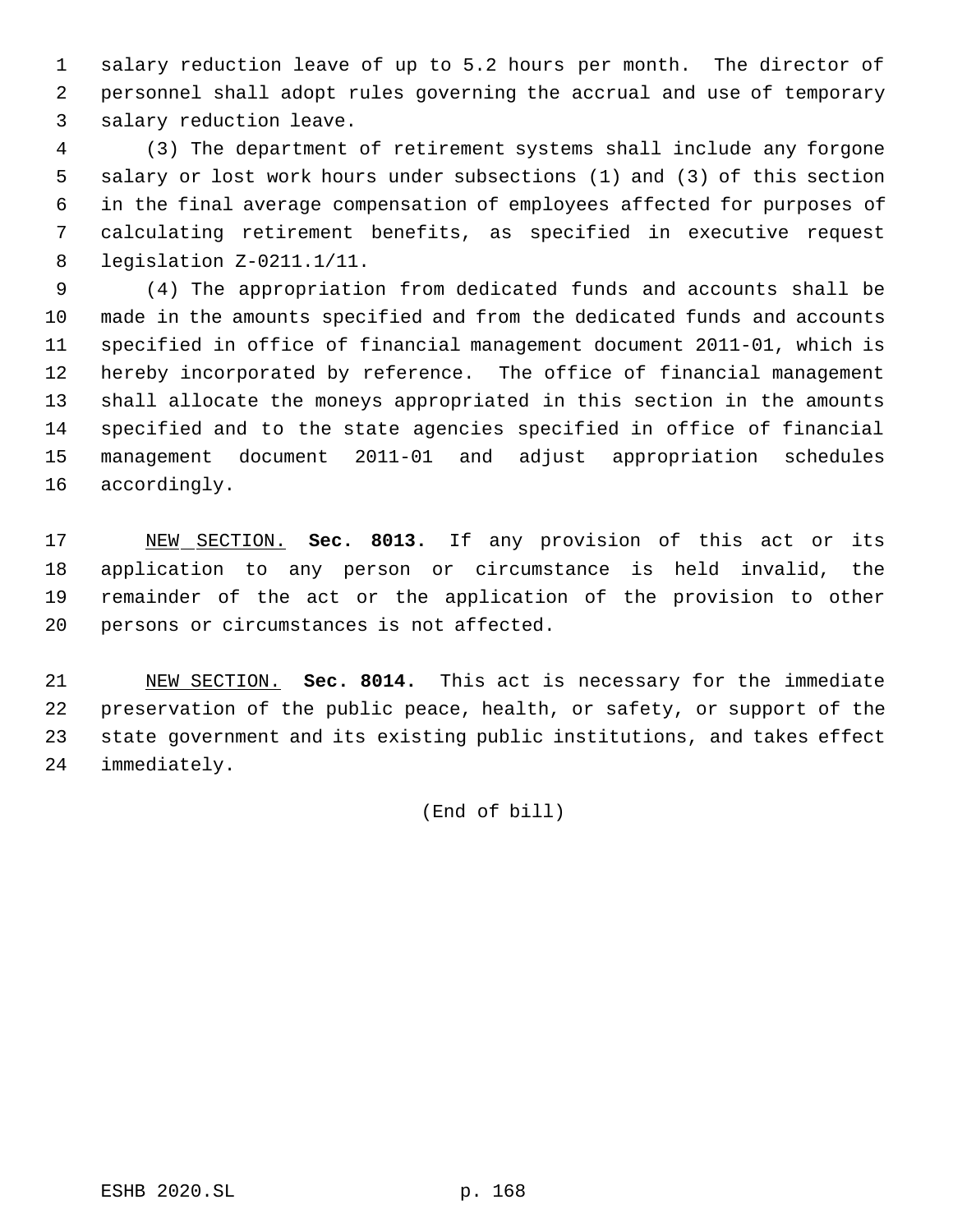salary reduction leave of up to 5.2 hours per month. The director of personnel shall adopt rules governing the accrual and use of temporary salary reduction leave.

(3) The department of retirement systems shall include any forgone salary or lost work hours under subsections (1) and (3) of this section in the final average compensation of employees affected for purposes of calculating retirement benefits, as specified in executive request legislation Z-0211.1/11.

(4) The appropriation from dedicated funds and accounts shall be made in the amounts specified and from the dedicated funds and accounts specified in office of financial management document 2011-01, which is hereby incorporated by reference. The office of financial management shall allocate the moneys appropriated in this section in the amounts specified and to the state agencies specified in office of financial management document 2011-01 and adjust appropriation schedules accordingly.

NEW SECTION. **Sec. 8013.** If any provision of this act or its application to any person or circumstance is held invalid, the remainder of the act or the application of the provision to other persons or circumstances is not affected.

NEW SECTION. **Sec. 8014.** This act is necessary for the immediate preservation of the public peace, health, or safety, or support of the state government and its existing public institutions, and takes effect immediately.

(End of bill)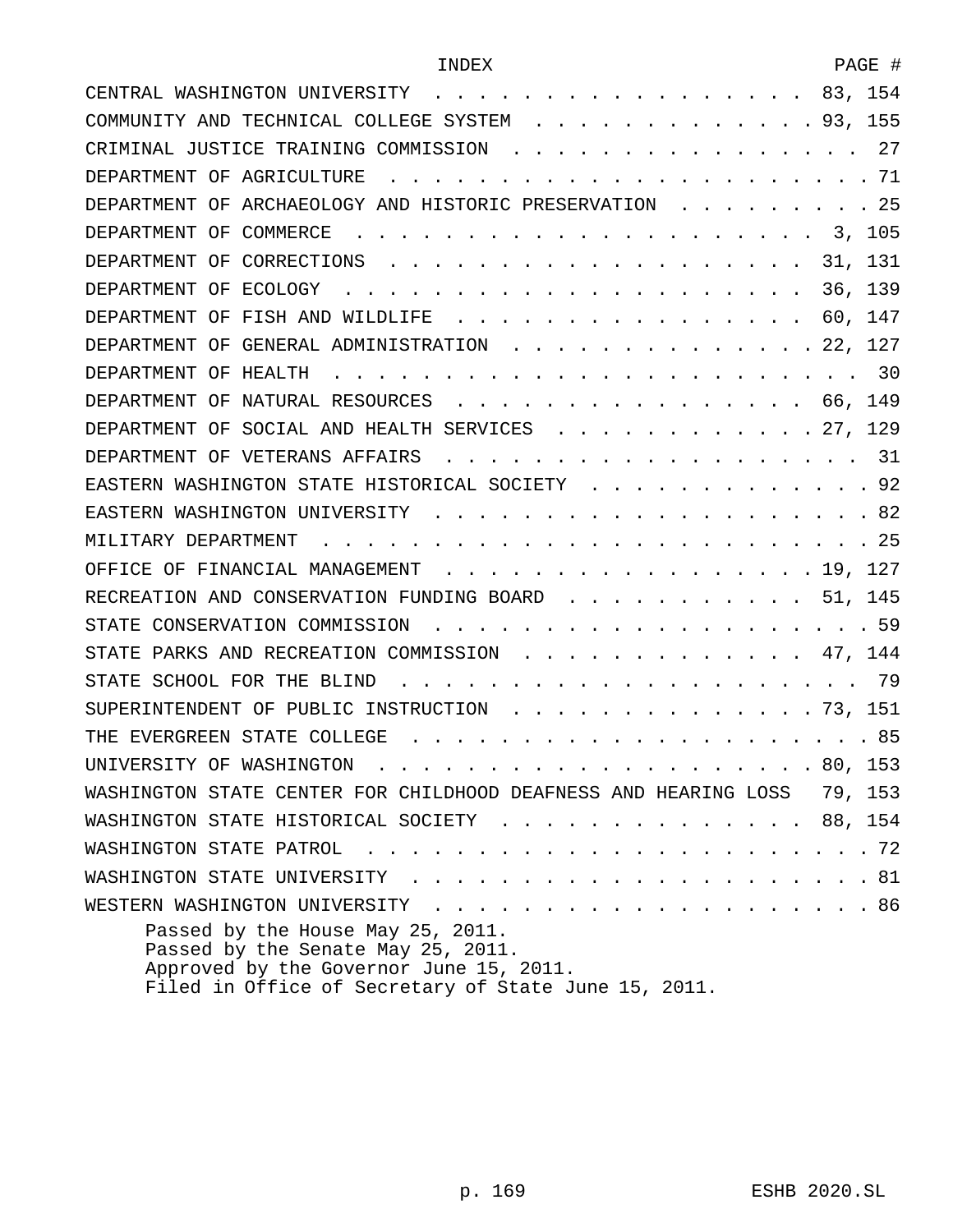| INDEX | PAGE # |
|---|---|
| CENTRAL WASHINGTON UNIVERSITY | 83, 154 |
| COMMUNITY AND TECHNICAL COLLEGE SYSTEM | 93, 155 |
| CRIMINAL JUSTICE TRAINING COMMISSION | 27 |
| DEPARTMENT OF AGRICULTURE | 71 |
| DEPARTMENT OF ARCHAEOLOGY AND HISTORIC PRESERVATION | 25 |
| DEPARTMENT OF COMMERCE | 3, 105 |
| DEPARTMENT OF CORRECTIONS | 31, 131 |
| DEPARTMENT OF ECOLOGY | 36, 139 |
| DEPARTMENT OF FISH AND WILDLIFE | 60, 147 |
| DEPARTMENT OF GENERAL ADMINISTRATION | 22, 127 |
| DEPARTMENT OF HEALTH | 30 |
| DEPARTMENT OF NATURAL RESOURCES | 66, 149 |
| DEPARTMENT OF SOCIAL AND HEALTH SERVICES | 27, 129 |
| DEPARTMENT OF VETERANS AFFAIRS | 31 |
| EASTERN WASHINGTON STATE HISTORICAL SOCIETY | 92 |
| EASTERN WASHINGTON UNIVERSITY | 82 |
| MILITARY DEPARTMENT | 25 |
| OFFICE OF FINANCIAL MANAGEMENT | 19, 127 |
| RECREATION AND CONSERVATION FUNDING BOARD | 51, 145 |
| STATE CONSERVATION COMMISSION | 59 |
| STATE PARKS AND RECREATION COMMISSION | 47, 144 |
| STATE SCHOOL FOR THE BLIND | 79 |
| SUPERINTENDENT OF PUBLIC INSTRUCTION | 73, 151 |
| THE EVERGREEN STATE COLLEGE | 85 |
| UNIVERSITY OF WASHINGTON | 80, 153 |
| WASHINGTON STATE CENTER FOR CHILDHOOD DEAFNESS AND HEARING LOSS | 79, 153 |
| WASHINGTON STATE HISTORICAL SOCIETY | 88, 154 |
| WASHINGTON STATE PATROL | 72 |
| WASHINGTON STATE UNIVERSITY | 81 |
| WESTERN WASHINGTON UNIVERSITY | 86 |

Passed by the House May 25, 2011.
Passed by the Senate May 25, 2011.
Approved by the Governor June 15, 2011.
Filed in Office of Secretary of State June 15, 2011.